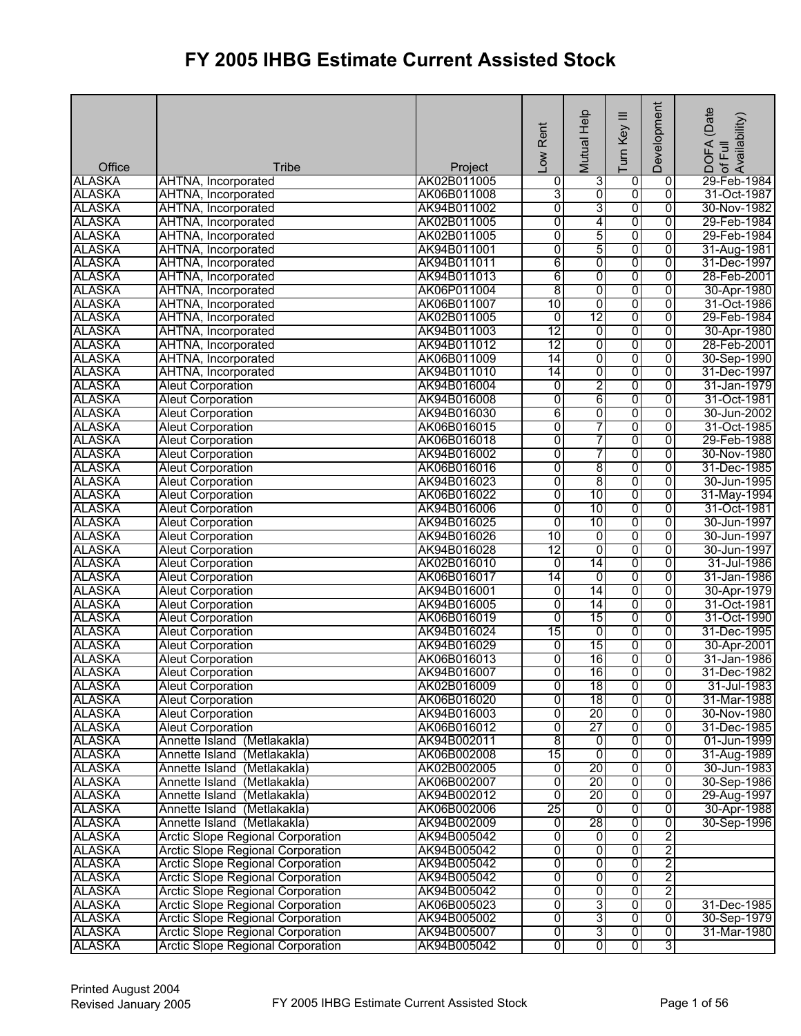# FY 2005 IHBG Estimate Current Assisted Stock

| Office | Tribe | Project | Low Rent | Mutual Help | Turn Key III | Development | DOFA (Date of Full Availability) |
|---|---|---|---|---|---|---|---|
| ALASKA | AHTNA, Incorporated | AK02B011005 | 0 | 3 | 0 | 0 | 29-Feb-1984 |
| ALASKA | AHTNA, Incorporated | AK06B011008 | 3 | 0 | 0 | 0 | 31-Oct-1987 |
| ALASKA | AHTNA, Incorporated | AK94B011002 | 0 | 3 | 0 | 0 | 30-Nov-1982 |
| ALASKA | AHTNA, Incorporated | AK02B011005 | 0 | 4 | 0 | 0 | 29-Feb-1984 |
| ALASKA | AHTNA, Incorporated | AK02B011005 | 0 | 5 | 0 | 0 | 29-Feb-1984 |
| ALASKA | AHTNA, Incorporated | AK94B011001 | 0 | 5 | 0 | 0 | 31-Aug-1981 |
| ALASKA | AHTNA, Incorporated | AK94B011011 | 6 | 0 | 0 | 0 | 31-Dec-1997 |
| ALASKA | AHTNA, Incorporated | AK94B011013 | 6 | 0 | 0 | 0 | 28-Feb-2001 |
| ALASKA | AHTNA, Incorporated | AK06P011004 | 8 | 0 | 0 | 0 | 30-Apr-1980 |
| ALASKA | AHTNA, Incorporated | AK06B011007 | 10 | 0 | 0 | 0 | 31-Oct-1986 |
| ALASKA | AHTNA, Incorporated | AK02B011005 | 0 | 12 | 0 | 0 | 29-Feb-1984 |
| ALASKA | AHTNA, Incorporated | AK94B011003 | 12 | 0 | 0 | 0 | 30-Apr-1980 |
| ALASKA | AHTNA, Incorporated | AK94B011012 | 12 | 0 | 0 | 0 | 28-Feb-2001 |
| ALASKA | AHTNA, Incorporated | AK06B011009 | 14 | 0 | 0 | 0 | 30-Sep-1990 |
| ALASKA | AHTNA, Incorporated | AK94B011010 | 14 | 0 | 0 | 0 | 31-Dec-1997 |
| ALASKA | Aleut Corporation | AK94B016004 | 0 | 2 | 0 | 0 | 31-Jan-1979 |
| ALASKA | Aleut Corporation | AK94B016008 | 0 | 6 | 0 | 0 | 31-Oct-1981 |
| ALASKA | Aleut Corporation | AK94B016030 | 6 | 0 | 0 | 0 | 30-Jun-2002 |
| ALASKA | Aleut Corporation | AK06B016015 | 0 | 7 | 0 | 0 | 31-Oct-1985 |
| ALASKA | Aleut Corporation | AK06B016018 | 0 | 7 | 0 | 0 | 29-Feb-1988 |
| ALASKA | Aleut Corporation | AK94B016002 | 0 | 7 | 0 | 0 | 30-Nov-1980 |
| ALASKA | Aleut Corporation | AK06B016016 | 0 | 8 | 0 | 0 | 31-Dec-1985 |
| ALASKA | Aleut Corporation | AK94B016023 | 0 | 8 | 0 | 0 | 30-Jun-1995 |
| ALASKA | Aleut Corporation | AK06B016022 | 0 | 10 | 0 | 0 | 31-May-1994 |
| ALASKA | Aleut Corporation | AK94B016006 | 0 | 10 | 0 | 0 | 31-Oct-1981 |
| ALASKA | Aleut Corporation | AK94B016025 | 0 | 10 | 0 | 0 | 30-Jun-1997 |
| ALASKA | Aleut Corporation | AK94B016026 | 10 | 0 | 0 | 0 | 30-Jun-1997 |
| ALASKA | Aleut Corporation | AK94B016028 | 12 | 0 | 0 | 0 | 30-Jun-1997 |
| ALASKA | Aleut Corporation | AK02B016010 | 0 | 14 | 0 | 0 | 31-Jul-1986 |
| ALASKA | Aleut Corporation | AK06B016017 | 14 | 0 | 0 | 0 | 31-Jan-1986 |
| ALASKA | Aleut Corporation | AK94B016001 | 0 | 14 | 0 | 0 | 30-Apr-1979 |
| ALASKA | Aleut Corporation | AK94B016005 | 0 | 14 | 0 | 0 | 31-Oct-1981 |
| ALASKA | Aleut Corporation | AK06B016019 | 0 | 15 | 0 | 0 | 31-Oct-1990 |
| ALASKA | Aleut Corporation | AK94B016024 | 15 | 0 | 0 | 0 | 31-Dec-1995 |
| ALASKA | Aleut Corporation | AK94B016029 | 0 | 15 | 0 | 0 | 30-Apr-2001 |
| ALASKA | Aleut Corporation | AK06B016013 | 0 | 16 | 0 | 0 | 31-Jan-1986 |
| ALASKA | Aleut Corporation | AK94B016007 | 0 | 16 | 0 | 0 | 31-Dec-1982 |
| ALASKA | Aleut Corporation | AK02B016009 | 0 | 18 | 0 | 0 | 31-Jul-1983 |
| ALASKA | Aleut Corporation | AK06B016020 | 0 | 18 | 0 | 0 | 31-Mar-1988 |
| ALASKA | Aleut Corporation | AK94B016003 | 0 | 20 | 0 | 0 | 30-Nov-1980 |
| ALASKA | Aleut Corporation | AK06B016012 | 0 | 27 | 0 | 0 | 31-Dec-1985 |
| ALASKA | Annette Island (Metlakakla) | AK94B002011 | 8 | 0 | 0 | 0 | 01-Jun-1999 |
| ALASKA | Annette Island (Metlakakla) | AK06B002008 | 15 | 0 | 0 | 0 | 31-Aug-1989 |
| ALASKA | Annette Island (Metlakakla) | AK02B002005 | 0 | 20 | 0 | 0 | 30-Jun-1983 |
| ALASKA | Annette Island (Metlakakla) | AK06B002007 | 0 | 20 | 0 | 0 | 30-Sep-1986 |
| ALASKA | Annette Island (Metlakakla) | AK94B002012 | 0 | 20 | 0 | 0 | 29-Aug-1997 |
| ALASKA | Annette Island (Metlakakla) | AK06B002006 | 25 | 0 | 0 | 0 | 30-Apr-1988 |
| ALASKA | Annette Island (Metlakakla) | AK94B002009 | 0 | 28 | 0 | 0 | 30-Sep-1996 |
| ALASKA | Arctic Slope Regional Corporation | AK94B005042 | 0 | 0 | 0 | 2 | |
| ALASKA | Arctic Slope Regional Corporation | AK94B005042 | 0 | 0 | 0 | 2 | |
| ALASKA | Arctic Slope Regional Corporation | AK94B005042 | 0 | 0 | 0 | 2 | |
| ALASKA | Arctic Slope Regional Corporation | AK94B005042 | 0 | 0 | 0 | 2 | |
| ALASKA | Arctic Slope Regional Corporation | AK94B005042 | 0 | 0 | 0 | 2 | |
| ALASKA | Arctic Slope Regional Corporation | AK06B005023 | 0 | 3 | 0 | 0 | 31-Dec-1985 |
| ALASKA | Arctic Slope Regional Corporation | AK94B005002 | 0 | 3 | 0 | 0 | 30-Sep-1979 |
| ALASKA | Arctic Slope Regional Corporation | AK94B005007 | 0 | 3 | 0 | 0 | 31-Mar-1980 |
| ALASKA | Arctic Slope Regional Corporation | AK94B005042 | 0 | 0 | 0 | 3 | |

Printed August 2004
Revised January 2005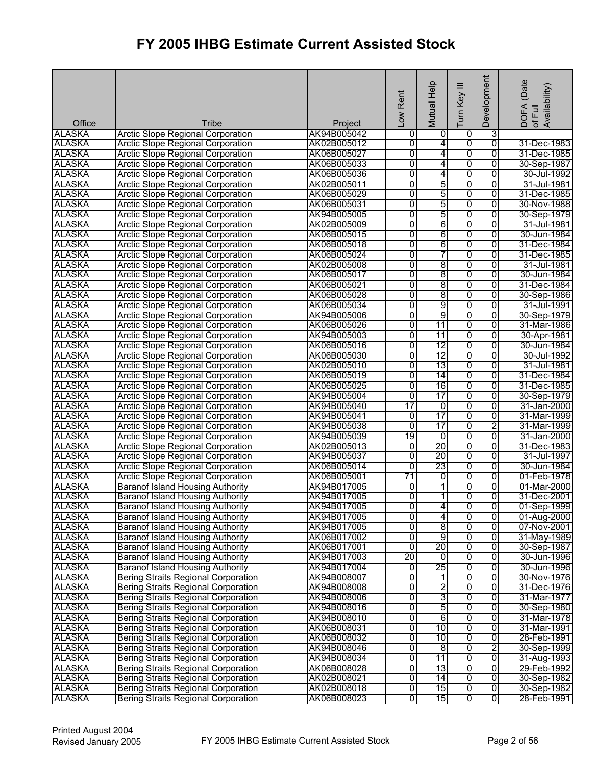# FY 2005 IHBG Estimate Current Assisted Stock

| Office | Tribe | Project | Low Rent | Mutual Help | Turn Key III | Development | DOFA (Date of Full Availability) |
|---|---|---|---|---|---|---|---|
| ALASKA | Arctic Slope Regional Corporation | AK94B005042 | 0 | 0 | 0 | 3 | |
| ALASKA | Arctic Slope Regional Corporation | AK02B005012 | 0 | 4 | 0 | 0 | 31-Dec-1983 |
| ALASKA | Arctic Slope Regional Corporation | AK06B005027 | 0 | 4 | 0 | 0 | 31-Dec-1985 |
| ALASKA | Arctic Slope Regional Corporation | AK06B005033 | 0 | 4 | 0 | 0 | 30-Sep-1987 |
| ALASKA | Arctic Slope Regional Corporation | AK06B005036 | 0 | 4 | 0 | 0 | 30-Jul-1992 |
| ALASKA | Arctic Slope Regional Corporation | AK02B005011 | 0 | 5 | 0 | 0 | 31-Jul-1981 |
| ALASKA | Arctic Slope Regional Corporation | AK06B005029 | 0 | 5 | 0 | 0 | 31-Dec-1985 |
| ALASKA | Arctic Slope Regional Corporation | AK06B005031 | 0 | 5 | 0 | 0 | 30-Nov-1988 |
| ALASKA | Arctic Slope Regional Corporation | AK94B005005 | 0 | 5 | 0 | 0 | 30-Sep-1979 |
| ALASKA | Arctic Slope Regional Corporation | AK02B005009 | 0 | 6 | 0 | 0 | 31-Jul-1981 |
| ALASKA | Arctic Slope Regional Corporation | AK06B005015 | 0 | 6 | 0 | 0 | 30-Jun-1984 |
| ALASKA | Arctic Slope Regional Corporation | AK06B005018 | 0 | 6 | 0 | 0 | 31-Dec-1984 |
| ALASKA | Arctic Slope Regional Corporation | AK06B005024 | 0 | 7 | 0 | 0 | 31-Dec-1985 |
| ALASKA | Arctic Slope Regional Corporation | AK02B005008 | 0 | 8 | 0 | 0 | 31-Jul-1981 |
| ALASKA | Arctic Slope Regional Corporation | AK06B005017 | 0 | 8 | 0 | 0 | 30-Jun-1984 |
| ALASKA | Arctic Slope Regional Corporation | AK06B005021 | 0 | 8 | 0 | 0 | 31-Dec-1984 |
| ALASKA | Arctic Slope Regional Corporation | AK06B005028 | 0 | 8 | 0 | 0 | 30-Sep-1986 |
| ALASKA | Arctic Slope Regional Corporation | AK06B005034 | 0 | 9 | 0 | 0 | 31-Jul-1991 |
| ALASKA | Arctic Slope Regional Corporation | AK94B005006 | 0 | 9 | 0 | 0 | 30-Sep-1979 |
| ALASKA | Arctic Slope Regional Corporation | AK06B005026 | 0 | 11 | 0 | 0 | 31-Mar-1986 |
| ALASKA | Arctic Slope Regional Corporation | AK94B005003 | 0 | 11 | 0 | 0 | 30-Apr-1981 |
| ALASKA | Arctic Slope Regional Corporation | AK06B005016 | 0 | 12 | 0 | 0 | 30-Jun-1984 |
| ALASKA | Arctic Slope Regional Corporation | AK06B005030 | 0 | 12 | 0 | 0 | 30-Jul-1992 |
| ALASKA | Arctic Slope Regional Corporation | AK02B005010 | 0 | 13 | 0 | 0 | 31-Jul-1981 |
| ALASKA | Arctic Slope Regional Corporation | AK06B005019 | 0 | 14 | 0 | 0 | 31-Dec-1984 |
| ALASKA | Arctic Slope Regional Corporation | AK06B005025 | 0 | 16 | 0 | 0 | 31-Dec-1985 |
| ALASKA | Arctic Slope Regional Corporation | AK94B005004 | 0 | 17 | 0 | 0 | 30-Sep-1979 |
| ALASKA | Arctic Slope Regional Corporation | AK94B005040 | 17 | 0 | 0 | 0 | 31-Jan-2000 |
| ALASKA | Arctic Slope Regional Corporation | AK94B005041 | 0 | 17 | 0 | 0 | 31-Mar-1999 |
| ALASKA | Arctic Slope Regional Corporation | AK94B005038 | 0 | 17 | 0 | 2 | 31-Mar-1999 |
| ALASKA | Arctic Slope Regional Corporation | AK94B005039 | 19 | 0 | 0 | 0 | 31-Jan-2000 |
| ALASKA | Arctic Slope Regional Corporation | AK02B005013 | 0 | 20 | 0 | 0 | 31-Dec-1983 |
| ALASKA | Arctic Slope Regional Corporation | AK94B005037 | 0 | 20 | 0 | 0 | 31-Jul-1997 |
| ALASKA | Arctic Slope Regional Corporation | AK06B005014 | 0 | 23 | 0 | 0 | 30-Jun-1984 |
| ALASKA | Arctic Slope Regional Corporation | AK06B005001 | 71 | 0 | 0 | 0 | 01-Feb-1978 |
| ALASKA | Baranof Island Housing Authority | AK94B017005 | 0 | 1 | 0 | 0 | 01-Mar-2000 |
| ALASKA | Baranof Island Housing Authority | AK94B017005 | 0 | 1 | 0 | 0 | 31-Dec-2001 |
| ALASKA | Baranof Island Housing Authority | AK94B017005 | 0 | 4 | 0 | 0 | 01-Sep-1999 |
| ALASKA | Baranof Island Housing Authority | AK94B017005 | 0 | 4 | 0 | 0 | 01-Aug-2000 |
| ALASKA | Baranof Island Housing Authority | AK94B017005 | 0 | 8 | 0 | 0 | 07-Nov-2001 |
| ALASKA | Baranof Island Housing Authority | AK06B017002 | 0 | 9 | 0 | 0 | 31-May-1989 |
| ALASKA | Baranof Island Housing Authority | AK06B017001 | 0 | 20 | 0 | 0 | 30-Sep-1987 |
| ALASKA | Baranof Island Housing Authority | AK94B017003 | 20 | 0 | 0 | 0 | 30-Jun-1996 |
| ALASKA | Baranof Island Housing Authority | AK94B017004 | 0 | 25 | 0 | 0 | 30-Jun-1996 |
| ALASKA | Bering Straits Regional Corporation | AK94B008007 | 0 | 1 | 0 | 0 | 30-Nov-1976 |
| ALASKA | Bering Straits Regional Corporation | AK94B008008 | 0 | 2 | 0 | 0 | 31-Dec-1976 |
| ALASKA | Bering Straits Regional Corporation | AK94B008006 | 0 | 3 | 0 | 0 | 31-Mar-1977 |
| ALASKA | Bering Straits Regional Corporation | AK94B008016 | 0 | 5 | 0 | 0 | 30-Sep-1980 |
| ALASKA | Bering Straits Regional Corporation | AK94B008010 | 0 | 6 | 0 | 0 | 31-Mar-1978 |
| ALASKA | Bering Straits Regional Corporation | AK06B008031 | 0 | 10 | 0 | 0 | 31-Mar-1991 |
| ALASKA | Bering Straits Regional Corporation | AK06B008032 | 0 | 10 | 0 | 0 | 28-Feb-1991 |
| ALASKA | Bering Straits Regional Corporation | AK94B008046 | 0 | 8 | 0 | 2 | 30-Sep-1999 |
| ALASKA | Bering Straits Regional Corporation | AK94B008034 | 0 | 11 | 0 | 0 | 31-Aug-1993 |
| ALASKA | Bering Straits Regional Corporation | AK06B008028 | 0 | 13 | 0 | 0 | 29-Feb-1992 |
| ALASKA | Bering Straits Regional Corporation | AK02B008021 | 0 | 14 | 0 | 0 | 30-Sep-1982 |
| ALASKA | Bering Straits Regional Corporation | AK02B008018 | 0 | 15 | 0 | 0 | 30-Sep-1982 |
| ALASKA | Bering Straits Regional Corporation | AK06B008023 | 0 | 15 | 0 | 0 | 28-Feb-1991 |

Printed August 2004
Revised January 2005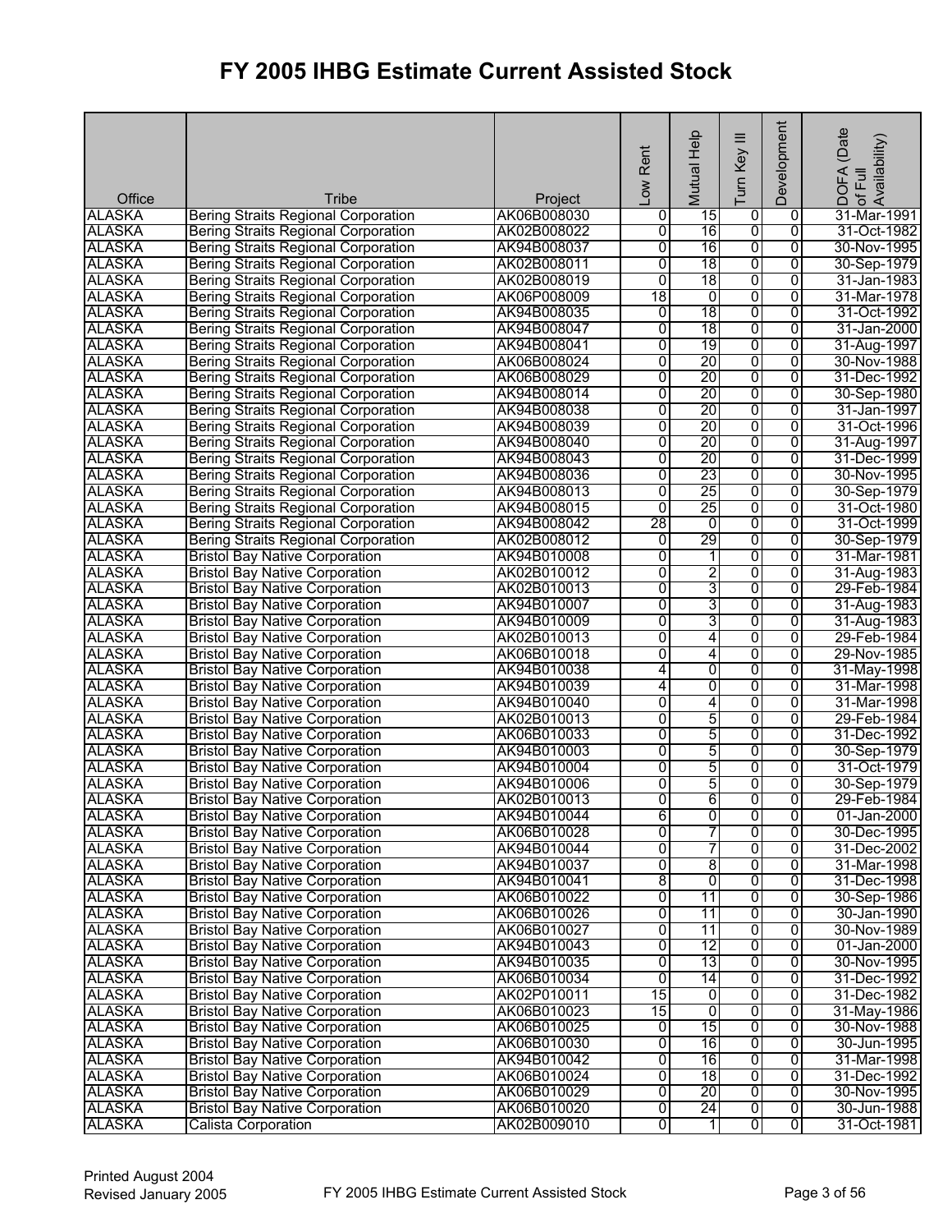# FY 2005 IHBG Estimate Current Assisted Stock

| Office | Tribe | Project | Low Rent | Mutual Help | Turn Key III | Development | DOFA (Date of Full Availability) |
|---|---|---|---|---|---|---|---|
| ALASKA | Bering Straits Regional Corporation | AK06B008030 | 0 | 15 | 0 | 0 | 31-Mar-1991 |
| ALASKA | Bering Straits Regional Corporation | AK02B008022 | 0 | 16 | 0 | 0 | 31-Oct-1982 |
| ALASKA | Bering Straits Regional Corporation | AK94B008037 | 0 | 16 | 0 | 0 | 30-Nov-1995 |
| ALASKA | Bering Straits Regional Corporation | AK02B008011 | 0 | 18 | 0 | 0 | 30-Sep-1979 |
| ALASKA | Bering Straits Regional Corporation | AK02B008019 | 0 | 18 | 0 | 0 | 31-Jan-1983 |
| ALASKA | Bering Straits Regional Corporation | AK06P008009 | 18 | 0 | 0 | 0 | 31-Mar-1978 |
| ALASKA | Bering Straits Regional Corporation | AK94B008035 | 0 | 18 | 0 | 0 | 31-Oct-1992 |
| ALASKA | Bering Straits Regional Corporation | AK94B008047 | 0 | 18 | 0 | 0 | 31-Jan-2000 |
| ALASKA | Bering Straits Regional Corporation | AK94B008041 | 0 | 19 | 0 | 0 | 31-Aug-1997 |
| ALASKA | Bering Straits Regional Corporation | AK06B008024 | 0 | 20 | 0 | 0 | 30-Nov-1988 |
| ALASKA | Bering Straits Regional Corporation | AK06B008029 | 0 | 20 | 0 | 0 | 31-Dec-1992 |
| ALASKA | Bering Straits Regional Corporation | AK94B008014 | 0 | 20 | 0 | 0 | 30-Sep-1980 |
| ALASKA | Bering Straits Regional Corporation | AK94B008038 | 0 | 20 | 0 | 0 | 31-Jan-1997 |
| ALASKA | Bering Straits Regional Corporation | AK94B008039 | 0 | 20 | 0 | 0 | 31-Oct-1996 |
| ALASKA | Bering Straits Regional Corporation | AK94B008040 | 0 | 20 | 0 | 0 | 31-Aug-1997 |
| ALASKA | Bering Straits Regional Corporation | AK94B008043 | 0 | 20 | 0 | 0 | 31-Dec-1999 |
| ALASKA | Bering Straits Regional Corporation | AK94B008036 | 0 | 23 | 0 | 0 | 30-Nov-1995 |
| ALASKA | Bering Straits Regional Corporation | AK94B008013 | 0 | 25 | 0 | 0 | 30-Sep-1979 |
| ALASKA | Bering Straits Regional Corporation | AK94B008015 | 0 | 25 | 0 | 0 | 31-Oct-1980 |
| ALASKA | Bering Straits Regional Corporation | AK94B008042 | 28 | 0 | 0 | 0 | 31-Oct-1999 |
| ALASKA | Bering Straits Regional Corporation | AK02B008012 | 0 | 29 | 0 | 0 | 30-Sep-1979 |
| ALASKA | Bristol Bay Native Corporation | AK94B010008 | 0 | 1 | 0 | 0 | 31-Mar-1981 |
| ALASKA | Bristol Bay Native Corporation | AK02B010012 | 0 | 2 | 0 | 0 | 31-Aug-1983 |
| ALASKA | Bristol Bay Native Corporation | AK02B010013 | 0 | 3 | 0 | 0 | 29-Feb-1984 |
| ALASKA | Bristol Bay Native Corporation | AK94B010007 | 0 | 3 | 0 | 0 | 31-Aug-1983 |
| ALASKA | Bristol Bay Native Corporation | AK94B010009 | 0 | 3 | 0 | 0 | 31-Aug-1983 |
| ALASKA | Bristol Bay Native Corporation | AK02B010013 | 0 | 4 | 0 | 0 | 29-Feb-1984 |
| ALASKA | Bristol Bay Native Corporation | AK06B010018 | 0 | 4 | 0 | 0 | 29-Nov-1985 |
| ALASKA | Bristol Bay Native Corporation | AK94B010038 | 4 | 0 | 0 | 0 | 31-May-1998 |
| ALASKA | Bristol Bay Native Corporation | AK94B010039 | 4 | 0 | 0 | 0 | 31-Mar-1998 |
| ALASKA | Bristol Bay Native Corporation | AK94B010040 | 0 | 4 | 0 | 0 | 31-Mar-1998 |
| ALASKA | Bristol Bay Native Corporation | AK02B010013 | 0 | 5 | 0 | 0 | 29-Feb-1984 |
| ALASKA | Bristol Bay Native Corporation | AK06B010033 | 0 | 5 | 0 | 0 | 31-Dec-1992 |
| ALASKA | Bristol Bay Native Corporation | AK94B010003 | 0 | 5 | 0 | 0 | 30-Sep-1979 |
| ALASKA | Bristol Bay Native Corporation | AK94B010004 | 0 | 5 | 0 | 0 | 31-Oct-1979 |
| ALASKA | Bristol Bay Native Corporation | AK94B010006 | 0 | 5 | 0 | 0 | 30-Sep-1979 |
| ALASKA | Bristol Bay Native Corporation | AK02B010013 | 0 | 6 | 0 | 0 | 29-Feb-1984 |
| ALASKA | Bristol Bay Native Corporation | AK94B010044 | 6 | 0 | 0 | 0 | 01-Jan-2000 |
| ALASKA | Bristol Bay Native Corporation | AK06B010028 | 0 | 7 | 0 | 0 | 30-Dec-1995 |
| ALASKA | Bristol Bay Native Corporation | AK94B010044 | 0 | 7 | 0 | 0 | 31-Dec-2002 |
| ALASKA | Bristol Bay Native Corporation | AK94B010037 | 0 | 8 | 0 | 0 | 31-Mar-1998 |
| ALASKA | Bristol Bay Native Corporation | AK94B010041 | 8 | 0 | 0 | 0 | 31-Dec-1998 |
| ALASKA | Bristol Bay Native Corporation | AK06B010022 | 0 | 11 | 0 | 0 | 30-Sep-1986 |
| ALASKA | Bristol Bay Native Corporation | AK06B010026 | 0 | 11 | 0 | 0 | 30-Jan-1990 |
| ALASKA | Bristol Bay Native Corporation | AK06B010027 | 0 | 11 | 0 | 0 | 30-Nov-1989 |
| ALASKA | Bristol Bay Native Corporation | AK94B010043 | 0 | 12 | 0 | 0 | 01-Jan-2000 |
| ALASKA | Bristol Bay Native Corporation | AK94B010035 | 0 | 13 | 0 | 0 | 30-Nov-1995 |
| ALASKA | Bristol Bay Native Corporation | AK06B010034 | 0 | 14 | 0 | 0 | 31-Dec-1992 |
| ALASKA | Bristol Bay Native Corporation | AK02P010011 | 15 | 0 | 0 | 0 | 31-Dec-1982 |
| ALASKA | Bristol Bay Native Corporation | AK06B010023 | 15 | 0 | 0 | 0 | 31-May-1986 |
| ALASKA | Bristol Bay Native Corporation | AK06B010025 | 0 | 15 | 0 | 0 | 30-Nov-1988 |
| ALASKA | Bristol Bay Native Corporation | AK06B010030 | 0 | 16 | 0 | 0 | 30-Jun-1995 |
| ALASKA | Bristol Bay Native Corporation | AK94B010042 | 0 | 16 | 0 | 0 | 31-Mar-1998 |
| ALASKA | Bristol Bay Native Corporation | AK06B010024 | 0 | 18 | 0 | 0 | 31-Dec-1992 |
| ALASKA | Bristol Bay Native Corporation | AK06B010029 | 0 | 20 | 0 | 0 | 30-Nov-1995 |
| ALASKA | Bristol Bay Native Corporation | AK06B010020 | 0 | 24 | 0 | 0 | 30-Jun-1988 |
| ALASKA | Calista Corporation | AK02B009010 | 0 | 1 | 0 | 0 | 31-Oct-1981 |

Printed August 2004
Revised January 2005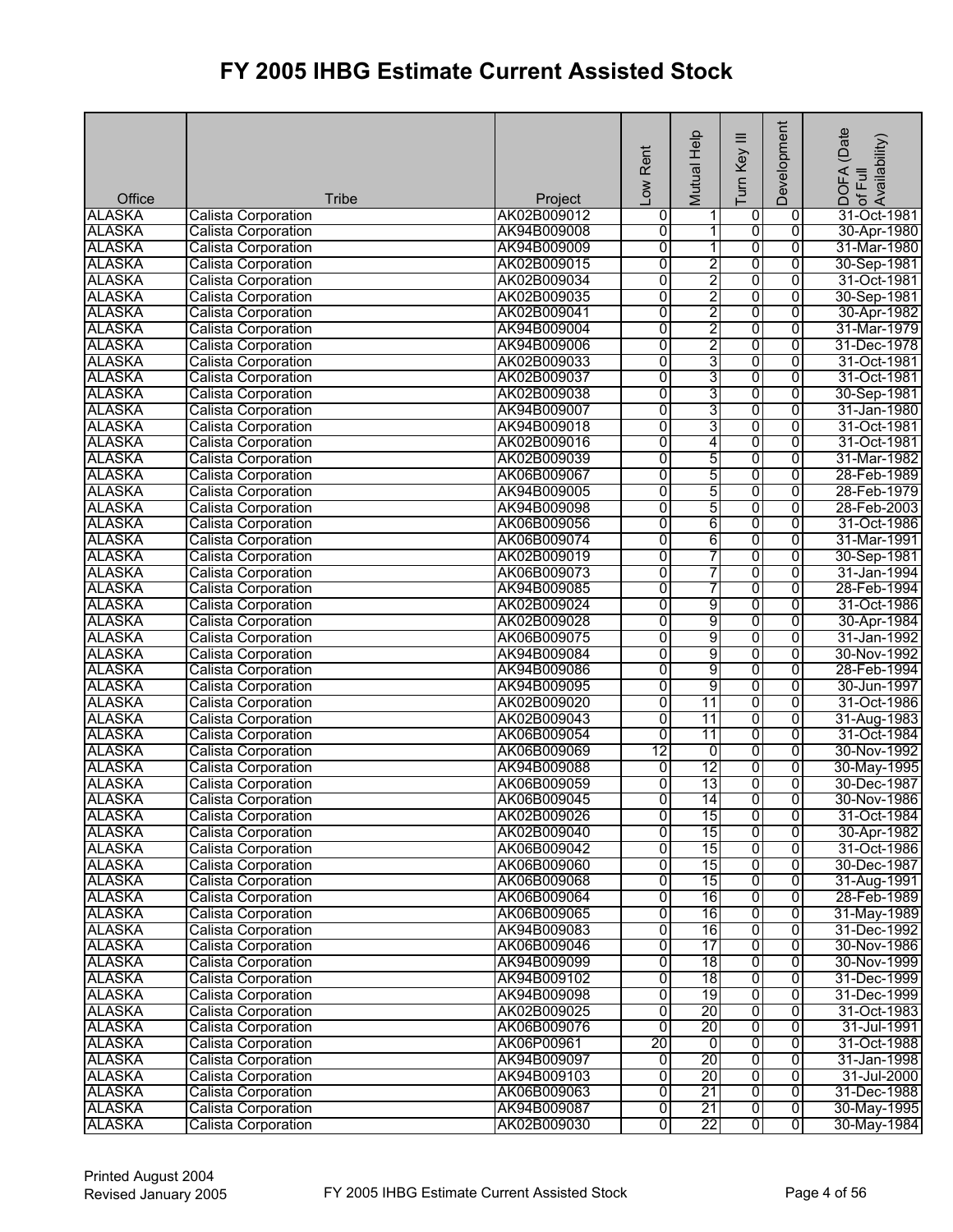# FY 2005 IHBG Estimate Current Assisted Stock

| Office | Tribe | Project | Low Rent | Mutual Help | Turn Key III | Development | DOFA (Date of Full Availability) |
|---|---|---|---|---|---|---|---|
| ALASKA | Calista Corporation | AK02B009012 | 0 | 1 | 0 | 0 | 31-Oct-1981 |
| ALASKA | Calista Corporation | AK94B009008 | 0 | 1 | 0 | 0 | 30-Apr-1980 |
| ALASKA | Calista Corporation | AK94B009009 | 0 | 1 | 0 | 0 | 31-Mar-1980 |
| ALASKA | Calista Corporation | AK02B009015 | 0 | 2 | 0 | 0 | 30-Sep-1981 |
| ALASKA | Calista Corporation | AK02B009034 | 0 | 2 | 0 | 0 | 31-Oct-1981 |
| ALASKA | Calista Corporation | AK02B009035 | 0 | 2 | 0 | 0 | 30-Sep-1981 |
| ALASKA | Calista Corporation | AK02B009041 | 0 | 2 | 0 | 0 | 30-Apr-1982 |
| ALASKA | Calista Corporation | AK94B009004 | 0 | 2 | 0 | 0 | 31-Mar-1979 |
| ALASKA | Calista Corporation | AK94B009006 | 0 | 2 | 0 | 0 | 31-Dec-1978 |
| ALASKA | Calista Corporation | AK02B009033 | 0 | 3 | 0 | 0 | 31-Oct-1981 |
| ALASKA | Calista Corporation | AK02B009037 | 0 | 3 | 0 | 0 | 31-Oct-1981 |
| ALASKA | Calista Corporation | AK02B009038 | 0 | 3 | 0 | 0 | 30-Sep-1981 |
| ALASKA | Calista Corporation | AK94B009007 | 0 | 3 | 0 | 0 | 31-Jan-1980 |
| ALASKA | Calista Corporation | AK94B009018 | 0 | 3 | 0 | 0 | 31-Oct-1981 |
| ALASKA | Calista Corporation | AK02B009016 | 0 | 4 | 0 | 0 | 31-Oct-1981 |
| ALASKA | Calista Corporation | AK02B009039 | 0 | 5 | 0 | 0 | 31-Mar-1982 |
| ALASKA | Calista Corporation | AK06B009067 | 0 | 5 | 0 | 0 | 28-Feb-1989 |
| ALASKA | Calista Corporation | AK94B009005 | 0 | 5 | 0 | 0 | 28-Feb-1979 |
| ALASKA | Calista Corporation | AK94B009098 | 0 | 5 | 0 | 0 | 28-Feb-2003 |
| ALASKA | Calista Corporation | AK06B009056 | 0 | 6 | 0 | 0 | 31-Oct-1986 |
| ALASKA | Calista Corporation | AK06B009074 | 0 | 6 | 0 | 0 | 31-Mar-1991 |
| ALASKA | Calista Corporation | AK02B009019 | 0 | 7 | 0 | 0 | 30-Sep-1981 |
| ALASKA | Calista Corporation | AK06B009073 | 0 | 7 | 0 | 0 | 31-Jan-1994 |
| ALASKA | Calista Corporation | AK94B009085 | 0 | 7 | 0 | 0 | 28-Feb-1994 |
| ALASKA | Calista Corporation | AK02B009024 | 0 | 9 | 0 | 0 | 31-Oct-1986 |
| ALASKA | Calista Corporation | AK02B009028 | 0 | 9 | 0 | 0 | 30-Apr-1984 |
| ALASKA | Calista Corporation | AK06B009075 | 0 | 9 | 0 | 0 | 31-Jan-1992 |
| ALASKA | Calista Corporation | AK94B009084 | 0 | 9 | 0 | 0 | 30-Nov-1992 |
| ALASKA | Calista Corporation | AK94B009086 | 0 | 9 | 0 | 0 | 28-Feb-1994 |
| ALASKA | Calista Corporation | AK94B009095 | 0 | 9 | 0 | 0 | 30-Jun-1997 |
| ALASKA | Calista Corporation | AK02B009020 | 0 | 11 | 0 | 0 | 31-Oct-1986 |
| ALASKA | Calista Corporation | AK02B009043 | 0 | 11 | 0 | 0 | 31-Aug-1983 |
| ALASKA | Calista Corporation | AK06B009054 | 0 | 11 | 0 | 0 | 31-Oct-1984 |
| ALASKA | Calista Corporation | AK06B009069 | 12 | 0 | 0 | 0 | 30-Nov-1992 |
| ALASKA | Calista Corporation | AK94B009088 | 0 | 12 | 0 | 0 | 30-May-1995 |
| ALASKA | Calista Corporation | AK06B009059 | 0 | 13 | 0 | 0 | 30-Dec-1987 |
| ALASKA | Calista Corporation | AK06B009045 | 0 | 14 | 0 | 0 | 30-Nov-1986 |
| ALASKA | Calista Corporation | AK02B009026 | 0 | 15 | 0 | 0 | 31-Oct-1984 |
| ALASKA | Calista Corporation | AK02B009040 | 0 | 15 | 0 | 0 | 30-Apr-1982 |
| ALASKA | Calista Corporation | AK06B009042 | 0 | 15 | 0 | 0 | 31-Oct-1986 |
| ALASKA | Calista Corporation | AK06B009060 | 0 | 15 | 0 | 0 | 30-Dec-1987 |
| ALASKA | Calista Corporation | AK06B009068 | 0 | 15 | 0 | 0 | 31-Aug-1991 |
| ALASKA | Calista Corporation | AK06B009064 | 0 | 16 | 0 | 0 | 28-Feb-1989 |
| ALASKA | Calista Corporation | AK06B009065 | 0 | 16 | 0 | 0 | 31-May-1989 |
| ALASKA | Calista Corporation | AK94B009083 | 0 | 16 | 0 | 0 | 31-Dec-1992 |
| ALASKA | Calista Corporation | AK06B009046 | 0 | 17 | 0 | 0 | 30-Nov-1986 |
| ALASKA | Calista Corporation | AK94B009099 | 0 | 18 | 0 | 0 | 30-Nov-1999 |
| ALASKA | Calista Corporation | AK94B009102 | 0 | 18 | 0 | 0 | 31-Dec-1999 |
| ALASKA | Calista Corporation | AK94B009098 | 0 | 19 | 0 | 0 | 31-Dec-1999 |
| ALASKA | Calista Corporation | AK02B009025 | 0 | 20 | 0 | 0 | 31-Oct-1983 |
| ALASKA | Calista Corporation | AK06B009076 | 0 | 20 | 0 | 0 | 31-Jul-1991 |
| ALASKA | Calista Corporation | AK06P00961 | 20 | 0 | 0 | 0 | 31-Oct-1988 |
| ALASKA | Calista Corporation | AK94B009097 | 0 | 20 | 0 | 0 | 31-Jan-1998 |
| ALASKA | Calista Corporation | AK94B009103 | 0 | 20 | 0 | 0 | 31-Jul-2000 |
| ALASKA | Calista Corporation | AK06B009063 | 0 | 21 | 0 | 0 | 31-Dec-1988 |
| ALASKA | Calista Corporation | AK94B009087 | 0 | 21 | 0 | 0 | 30-May-1995 |
| ALASKA | Calista Corporation | AK02B009030 | 0 | 22 | 0 | 0 | 30-May-1984 |

Printed August 2004
Revised January 2005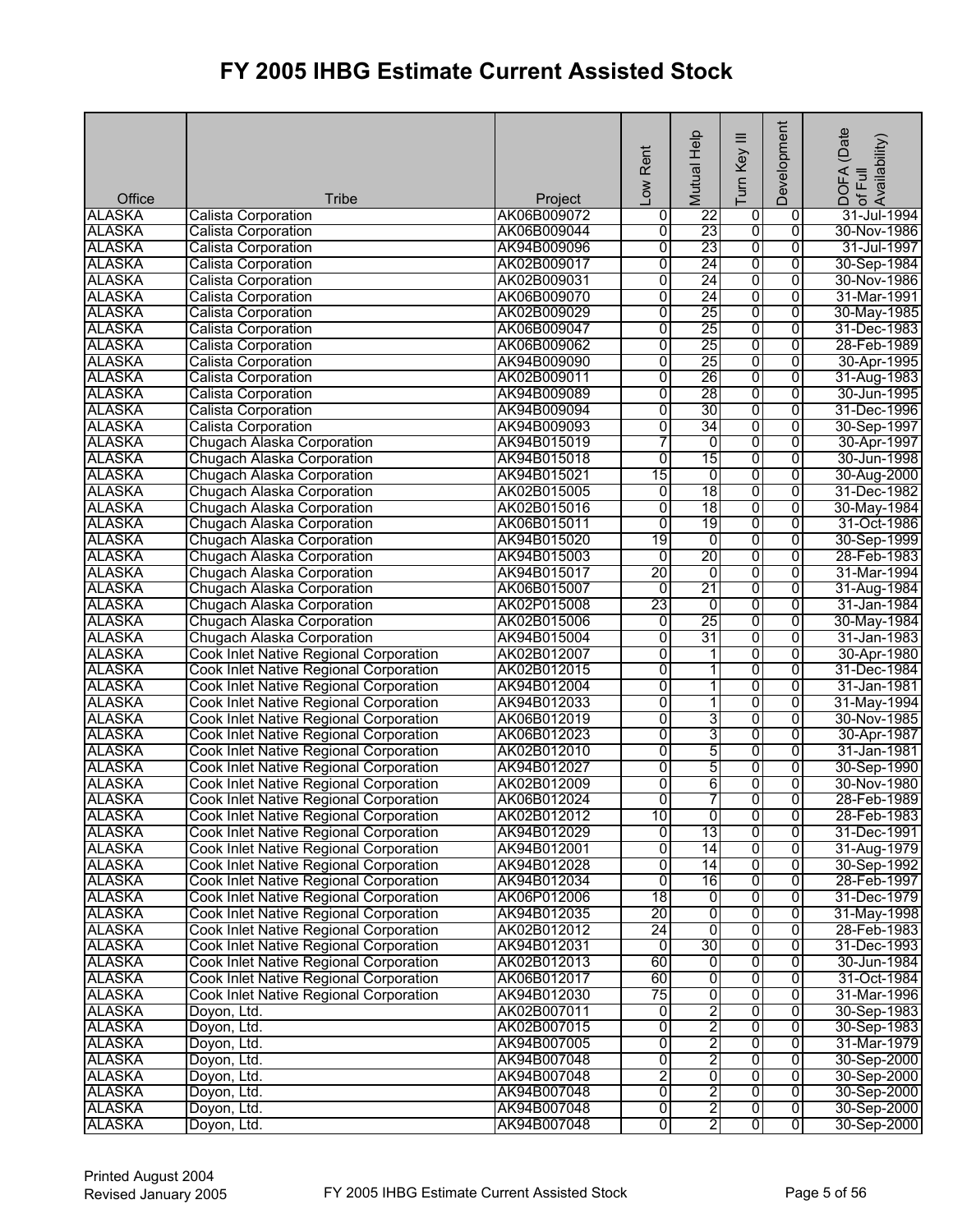# FY 2005 IHBG Estimate Current Assisted Stock

| Office | Tribe | Project | Low Rent | Mutual Help | Turn Key III | Development | DOFA (Date of Full Availability) |
|---|---|---|---|---|---|---|---|
| ALASKA | Calista Corporation | AK06B009072 | 0 | 22 | 0 | 0 | 31-Jul-1994 |
| ALASKA | Calista Corporation | AK06B009044 | 0 | 23 | 0 | 0 | 30-Nov-1986 |
| ALASKA | Calista Corporation | AK94B009096 | 0 | 23 | 0 | 0 | 31-Jul-1997 |
| ALASKA | Calista Corporation | AK02B009017 | 0 | 24 | 0 | 0 | 30-Sep-1984 |
| ALASKA | Calista Corporation | AK02B009031 | 0 | 24 | 0 | 0 | 30-Nov-1986 |
| ALASKA | Calista Corporation | AK06B009070 | 0 | 24 | 0 | 0 | 31-Mar-1991 |
| ALASKA | Calista Corporation | AK02B009029 | 0 | 25 | 0 | 0 | 30-May-1985 |
| ALASKA | Calista Corporation | AK06B009047 | 0 | 25 | 0 | 0 | 31-Dec-1983 |
| ALASKA | Calista Corporation | AK06B009062 | 0 | 25 | 0 | 0 | 28-Feb-1989 |
| ALASKA | Calista Corporation | AK94B009090 | 0 | 25 | 0 | 0 | 30-Apr-1995 |
| ALASKA | Calista Corporation | AK02B009011 | 0 | 26 | 0 | 0 | 31-Aug-1983 |
| ALASKA | Calista Corporation | AK94B009089 | 0 | 28 | 0 | 0 | 30-Jun-1995 |
| ALASKA | Calista Corporation | AK94B009094 | 0 | 30 | 0 | 0 | 31-Dec-1996 |
| ALASKA | Calista Corporation | AK94B009093 | 0 | 34 | 0 | 0 | 30-Sep-1997 |
| ALASKA | Chugach Alaska Corporation | AK94B015019 | 7 | 0 | 0 | 0 | 30-Apr-1997 |
| ALASKA | Chugach Alaska Corporation | AK94B015018 | 0 | 15 | 0 | 0 | 30-Jun-1998 |
| ALASKA | Chugach Alaska Corporation | AK94B015021 | 15 | 0 | 0 | 0 | 30-Aug-2000 |
| ALASKA | Chugach Alaska Corporation | AK02B015005 | 0 | 18 | 0 | 0 | 31-Dec-1982 |
| ALASKA | Chugach Alaska Corporation | AK02B015016 | 0 | 18 | 0 | 0 | 30-May-1984 |
| ALASKA | Chugach Alaska Corporation | AK06B015011 | 0 | 19 | 0 | 0 | 31-Oct-1986 |
| ALASKA | Chugach Alaska Corporation | AK94B015020 | 19 | 0 | 0 | 0 | 30-Sep-1999 |
| ALASKA | Chugach Alaska Corporation | AK94B015003 | 0 | 20 | 0 | 0 | 28-Feb-1983 |
| ALASKA | Chugach Alaska Corporation | AK94B015017 | 20 | 0 | 0 | 0 | 31-Mar-1994 |
| ALASKA | Chugach Alaska Corporation | AK06B015007 | 0 | 21 | 0 | 0 | 31-Aug-1984 |
| ALASKA | Chugach Alaska Corporation | AK02P015008 | 23 | 0 | 0 | 0 | 31-Jan-1984 |
| ALASKA | Chugach Alaska Corporation | AK02B015006 | 0 | 25 | 0 | 0 | 30-May-1984 |
| ALASKA | Chugach Alaska Corporation | AK94B015004 | 0 | 31 | 0 | 0 | 31-Jan-1983 |
| ALASKA | Cook Inlet Native Regional Corporation | AK02B012007 | 0 | 1 | 0 | 0 | 30-Apr-1980 |
| ALASKA | Cook Inlet Native Regional Corporation | AK02B012015 | 0 | 1 | 0 | 0 | 31-Dec-1984 |
| ALASKA | Cook Inlet Native Regional Corporation | AK94B012004 | 0 | 1 | 0 | 0 | 31-Jan-1981 |
| ALASKA | Cook Inlet Native Regional Corporation | AK94B012033 | 0 | 1 | 0 | 0 | 31-May-1994 |
| ALASKA | Cook Inlet Native Regional Corporation | AK06B012019 | 0 | 3 | 0 | 0 | 30-Nov-1985 |
| ALASKA | Cook Inlet Native Regional Corporation | AK06B012023 | 0 | 3 | 0 | 0 | 30-Apr-1987 |
| ALASKA | Cook Inlet Native Regional Corporation | AK02B012010 | 0 | 5 | 0 | 0 | 31-Jan-1981 |
| ALASKA | Cook Inlet Native Regional Corporation | AK94B012027 | 0 | 5 | 0 | 0 | 30-Sep-1990 |
| ALASKA | Cook Inlet Native Regional Corporation | AK02B012009 | 0 | 6 | 0 | 0 | 30-Nov-1980 |
| ALASKA | Cook Inlet Native Regional Corporation | AK06B012024 | 0 | 7 | 0 | 0 | 28-Feb-1989 |
| ALASKA | Cook Inlet Native Regional Corporation | AK02B012012 | 10 | 0 | 0 | 0 | 28-Feb-1983 |
| ALASKA | Cook Inlet Native Regional Corporation | AK94B012029 | 0 | 13 | 0 | 0 | 31-Dec-1991 |
| ALASKA | Cook Inlet Native Regional Corporation | AK94B012001 | 0 | 14 | 0 | 0 | 31-Aug-1979 |
| ALASKA | Cook Inlet Native Regional Corporation | AK94B012028 | 0 | 14 | 0 | 0 | 30-Sep-1992 |
| ALASKA | Cook Inlet Native Regional Corporation | AK94B012034 | 0 | 16 | 0 | 0 | 28-Feb-1997 |
| ALASKA | Cook Inlet Native Regional Corporation | AK06P012006 | 18 | 0 | 0 | 0 | 31-Dec-1979 |
| ALASKA | Cook Inlet Native Regional Corporation | AK94B012035 | 20 | 0 | 0 | 0 | 31-May-1998 |
| ALASKA | Cook Inlet Native Regional Corporation | AK02B012012 | 24 | 0 | 0 | 0 | 28-Feb-1983 |
| ALASKA | Cook Inlet Native Regional Corporation | AK94B012031 | 0 | 30 | 0 | 0 | 31-Dec-1993 |
| ALASKA | Cook Inlet Native Regional Corporation | AK02B012013 | 60 | 0 | 0 | 0 | 30-Jun-1984 |
| ALASKA | Cook Inlet Native Regional Corporation | AK06B012017 | 60 | 0 | 0 | 0 | 31-Oct-1984 |
| ALASKA | Cook Inlet Native Regional Corporation | AK94B012030 | 75 | 0 | 0 | 0 | 31-Mar-1996 |
| ALASKA | Doyon, Ltd. | AK02B007011 | 0 | 2 | 0 | 0 | 30-Sep-1983 |
| ALASKA | Doyon, Ltd. | AK02B007015 | 0 | 2 | 0 | 0 | 30-Sep-1983 |
| ALASKA | Doyon, Ltd. | AK94B007005 | 0 | 2 | 0 | 0 | 31-Mar-1979 |
| ALASKA | Doyon, Ltd. | AK94B007048 | 0 | 2 | 0 | 0 | 30-Sep-2000 |
| ALASKA | Doyon, Ltd. | AK94B007048 | 2 | 0 | 0 | 0 | 30-Sep-2000 |
| ALASKA | Doyon, Ltd. | AK94B007048 | 0 | 2 | 0 | 0 | 30-Sep-2000 |
| ALASKA | Doyon, Ltd. | AK94B007048 | 0 | 2 | 0 | 0 | 30-Sep-2000 |
| ALASKA | Doyon, Ltd. | AK94B007048 | 0 | 2 | 0 | 0 | 30-Sep-2000 |

Printed August 2004
Revised January 2005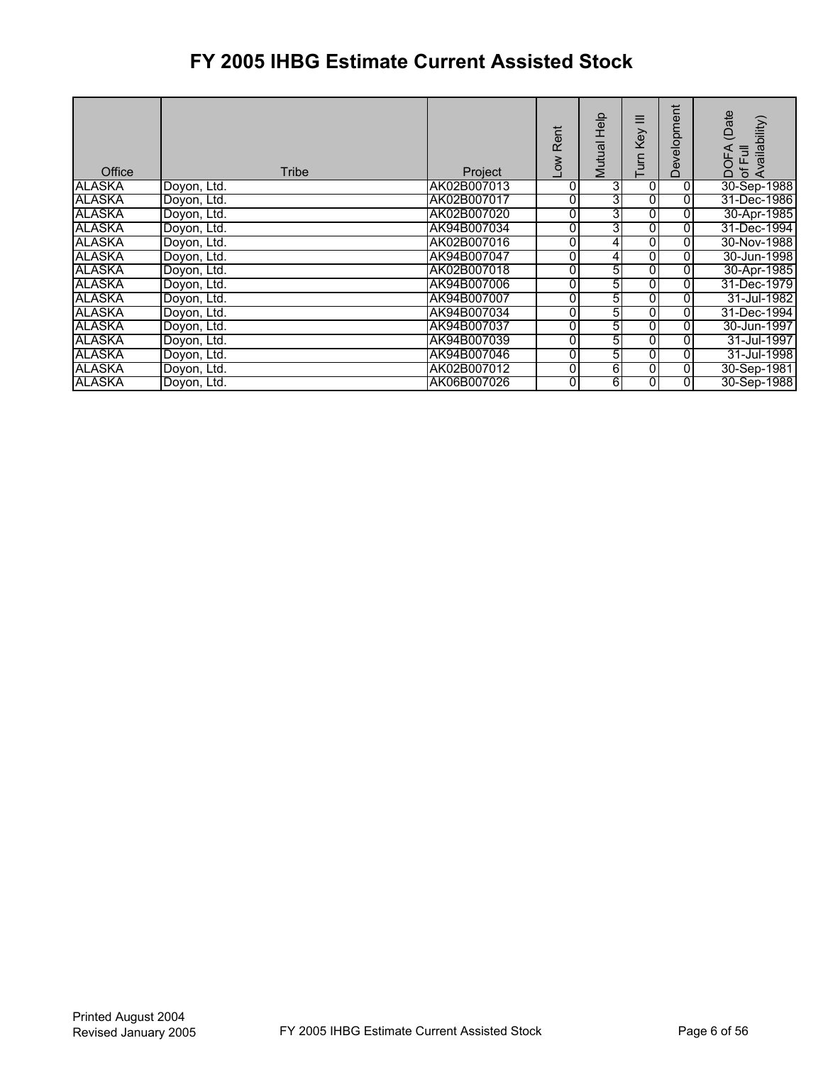# FY 2005 IHBG Estimate Current Assisted Stock

| Office | Tribe | Project | Low Rent | Mutual Help | Turn Key III | Development | DOFA (Date of Full Availability) |
|---|---|---|---|---|---|---|---|
| ALASKA | Doyon, Ltd. | AK02B007013 | 0 | 3 | 0 | 0 | 30-Sep-1988 |
| ALASKA | Doyon, Ltd. | AK02B007017 | 0 | 3 | 0 | 0 | 31-Dec-1986 |
| ALASKA | Doyon, Ltd. | AK02B007020 | 0 | 3 | 0 | 0 | 30-Apr-1985 |
| ALASKA | Doyon, Ltd. | AK94B007034 | 0 | 3 | 0 | 0 | 31-Dec-1994 |
| ALASKA | Doyon, Ltd. | AK02B007016 | 0 | 4 | 0 | 0 | 30-Nov-1988 |
| ALASKA | Doyon, Ltd. | AK94B007047 | 0 | 4 | 0 | 0 | 30-Jun-1998 |
| ALASKA | Doyon, Ltd. | AK02B007018 | 0 | 5 | 0 | 0 | 30-Apr-1985 |
| ALASKA | Doyon, Ltd. | AK94B007006 | 0 | 5 | 0 | 0 | 31-Dec-1979 |
| ALASKA | Doyon, Ltd. | AK94B007007 | 0 | 5 | 0 | 0 | 31-Jul-1982 |
| ALASKA | Doyon, Ltd. | AK94B007034 | 0 | 5 | 0 | 0 | 31-Dec-1994 |
| ALASKA | Doyon, Ltd. | AK94B007037 | 0 | 5 | 0 | 0 | 30-Jun-1997 |
| ALASKA | Doyon, Ltd. | AK94B007039 | 0 | 5 | 0 | 0 | 31-Jul-1997 |
| ALASKA | Doyon, Ltd. | AK94B007046 | 0 | 5 | 0 | 0 | 31-Jul-1998 |
| ALASKA | Doyon, Ltd. | AK02B007012 | 0 | 6 | 0 | 0 | 30-Sep-1981 |
| ALASKA | Doyon, Ltd. | AK06B007026 | 0 | 6 | 0 | 0 | 30-Sep-1988 |

Printed August 2004
Revised January 2005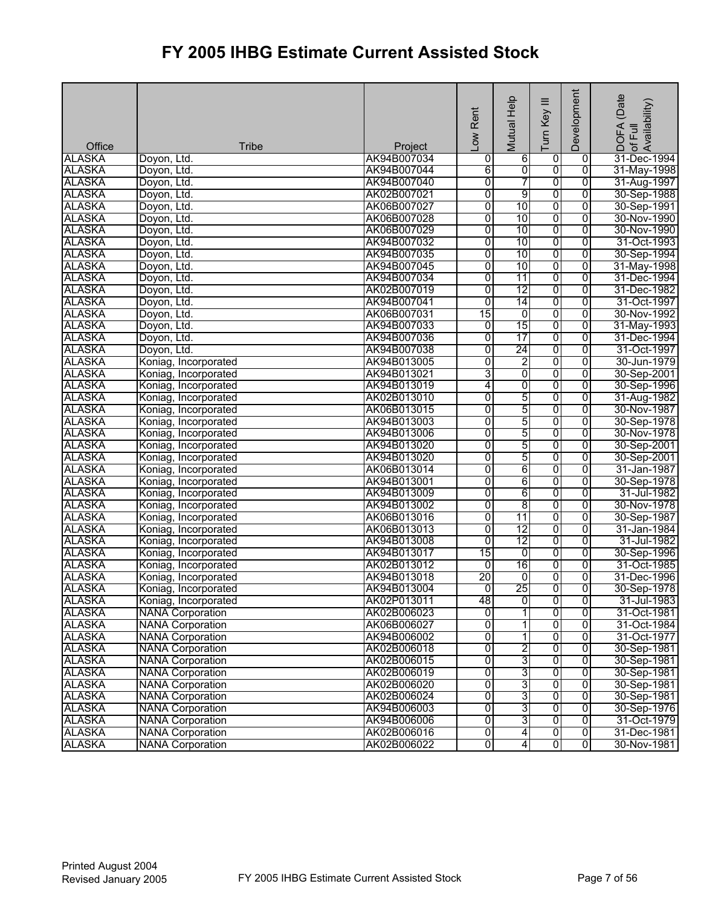# FY 2005 IHBG Estimate Current Assisted Stock

| Office | Tribe | Project | Low Rent | Mutual Help | Turn Key III | Development | DOFA (Date of Full Availability) |
|---|---|---|---|---|---|---|---|
| ALASKA | Doyon, Ltd. | AK94B007034 | 0 | 6 | 0 | 0 | 31-Dec-1994 |
| ALASKA | Doyon, Ltd. | AK94B007044 | 6 | 0 | 0 | 0 | 31-May-1998 |
| ALASKA | Doyon, Ltd. | AK94B007040 | 0 | 7 | 0 | 0 | 31-Aug-1997 |
| ALASKA | Doyon, Ltd. | AK02B007021 | 0 | 9 | 0 | 0 | 30-Sep-1988 |
| ALASKA | Doyon, Ltd. | AK06B007027 | 0 | 10 | 0 | 0 | 30-Sep-1991 |
| ALASKA | Doyon, Ltd. | AK06B007028 | 0 | 10 | 0 | 0 | 30-Nov-1990 |
| ALASKA | Doyon, Ltd. | AK06B007029 | 0 | 10 | 0 | 0 | 30-Nov-1990 |
| ALASKA | Doyon, Ltd. | AK94B007032 | 0 | 10 | 0 | 0 | 31-Oct-1993 |
| ALASKA | Doyon, Ltd. | AK94B007035 | 0 | 10 | 0 | 0 | 30-Sep-1994 |
| ALASKA | Doyon, Ltd. | AK94B007045 | 0 | 10 | 0 | 0 | 31-May-1998 |
| ALASKA | Doyon, Ltd. | AK94B007034 | 0 | 11 | 0 | 0 | 31-Dec-1994 |
| ALASKA | Doyon, Ltd. | AK02B007019 | 0 | 12 | 0 | 0 | 31-Dec-1982 |
| ALASKA | Doyon, Ltd. | AK94B007041 | 0 | 14 | 0 | 0 | 31-Oct-1997 |
| ALASKA | Doyon, Ltd. | AK06B007031 | 15 | 0 | 0 | 0 | 30-Nov-1992 |
| ALASKA | Doyon, Ltd. | AK94B007033 | 0 | 15 | 0 | 0 | 31-May-1993 |
| ALASKA | Doyon, Ltd. | AK94B007036 | 0 | 17 | 0 | 0 | 31-Dec-1994 |
| ALASKA | Doyon, Ltd. | AK94B007038 | 0 | 24 | 0 | 0 | 31-Oct-1997 |
| ALASKA | Koniag, Incorporated | AK94B013005 | 0 | 2 | 0 | 0 | 30-Jun-1979 |
| ALASKA | Koniag, Incorporated | AK94B013021 | 3 | 0 | 0 | 0 | 30-Sep-2001 |
| ALASKA | Koniag, Incorporated | AK94B013019 | 4 | 0 | 0 | 0 | 30-Sep-1996 |
| ALASKA | Koniag, Incorporated | AK02B013010 | 0 | 5 | 0 | 0 | 31-Aug-1982 |
| ALASKA | Koniag, Incorporated | AK06B013015 | 0 | 5 | 0 | 0 | 30-Nov-1987 |
| ALASKA | Koniag, Incorporated | AK94B013003 | 0 | 5 | 0 | 0 | 30-Sep-1978 |
| ALASKA | Koniag, Incorporated | AK94B013006 | 0 | 5 | 0 | 0 | 30-Nov-1978 |
| ALASKA | Koniag, Incorporated | AK94B013020 | 0 | 5 | 0 | 0 | 30-Sep-2001 |
| ALASKA | Koniag, Incorporated | AK94B013020 | 0 | 5 | 0 | 0 | 30-Sep-2001 |
| ALASKA | Koniag, Incorporated | AK06B013014 | 0 | 6 | 0 | 0 | 31-Jan-1987 |
| ALASKA | Koniag, Incorporated | AK94B013001 | 0 | 6 | 0 | 0 | 30-Sep-1978 |
| ALASKA | Koniag, Incorporated | AK94B013009 | 0 | 6 | 0 | 0 | 31-Jul-1982 |
| ALASKA | Koniag, Incorporated | AK94B013002 | 0 | 8 | 0 | 0 | 30-Nov-1978 |
| ALASKA | Koniag, Incorporated | AK06B013016 | 0 | 11 | 0 | 0 | 30-Sep-1987 |
| ALASKA | Koniag, Incorporated | AK06B013013 | 0 | 12 | 0 | 0 | 31-Jan-1984 |
| ALASKA | Koniag, Incorporated | AK94B013008 | 0 | 12 | 0 | 0 | 31-Jul-1982 |
| ALASKA | Koniag, Incorporated | AK94B013017 | 15 | 0 | 0 | 0 | 30-Sep-1996 |
| ALASKA | Koniag, Incorporated | AK02B013012 | 0 | 16 | 0 | 0 | 31-Oct-1985 |
| ALASKA | Koniag, Incorporated | AK94B013018 | 20 | 0 | 0 | 0 | 31-Dec-1996 |
| ALASKA | Koniag, Incorporated | AK94B013004 | 0 | 25 | 0 | 0 | 30-Sep-1978 |
| ALASKA | Koniag, Incorporated | AK02P013011 | 48 | 0 | 0 | 0 | 31-Jul-1983 |
| ALASKA | NANA Corporation | AK02B006023 | 0 | 1 | 0 | 0 | 31-Oct-1981 |
| ALASKA | NANA Corporation | AK06B006027 | 0 | 1 | 0 | 0 | 31-Oct-1984 |
| ALASKA | NANA Corporation | AK94B006002 | 0 | 1 | 0 | 0 | 31-Oct-1977 |
| ALASKA | NANA Corporation | AK02B006018 | 0 | 2 | 0 | 0 | 30-Sep-1981 |
| ALASKA | NANA Corporation | AK02B006015 | 0 | 3 | 0 | 0 | 30-Sep-1981 |
| ALASKA | NANA Corporation | AK02B006019 | 0 | 3 | 0 | 0 | 30-Sep-1981 |
| ALASKA | NANA Corporation | AK02B006020 | 0 | 3 | 0 | 0 | 30-Sep-1981 |
| ALASKA | NANA Corporation | AK02B006024 | 0 | 3 | 0 | 0 | 30-Sep-1981 |
| ALASKA | NANA Corporation | AK94B006003 | 0 | 3 | 0 | 0 | 30-Sep-1976 |
| ALASKA | NANA Corporation | AK94B006006 | 0 | 3 | 0 | 0 | 31-Oct-1979 |
| ALASKA | NANA Corporation | AK02B006016 | 0 | 4 | 0 | 0 | 31-Dec-1981 |
| ALASKA | NANA Corporation | AK02B006022 | 0 | 4 | 0 | 0 | 30-Nov-1981 |

Printed August 2004
Revised January 2005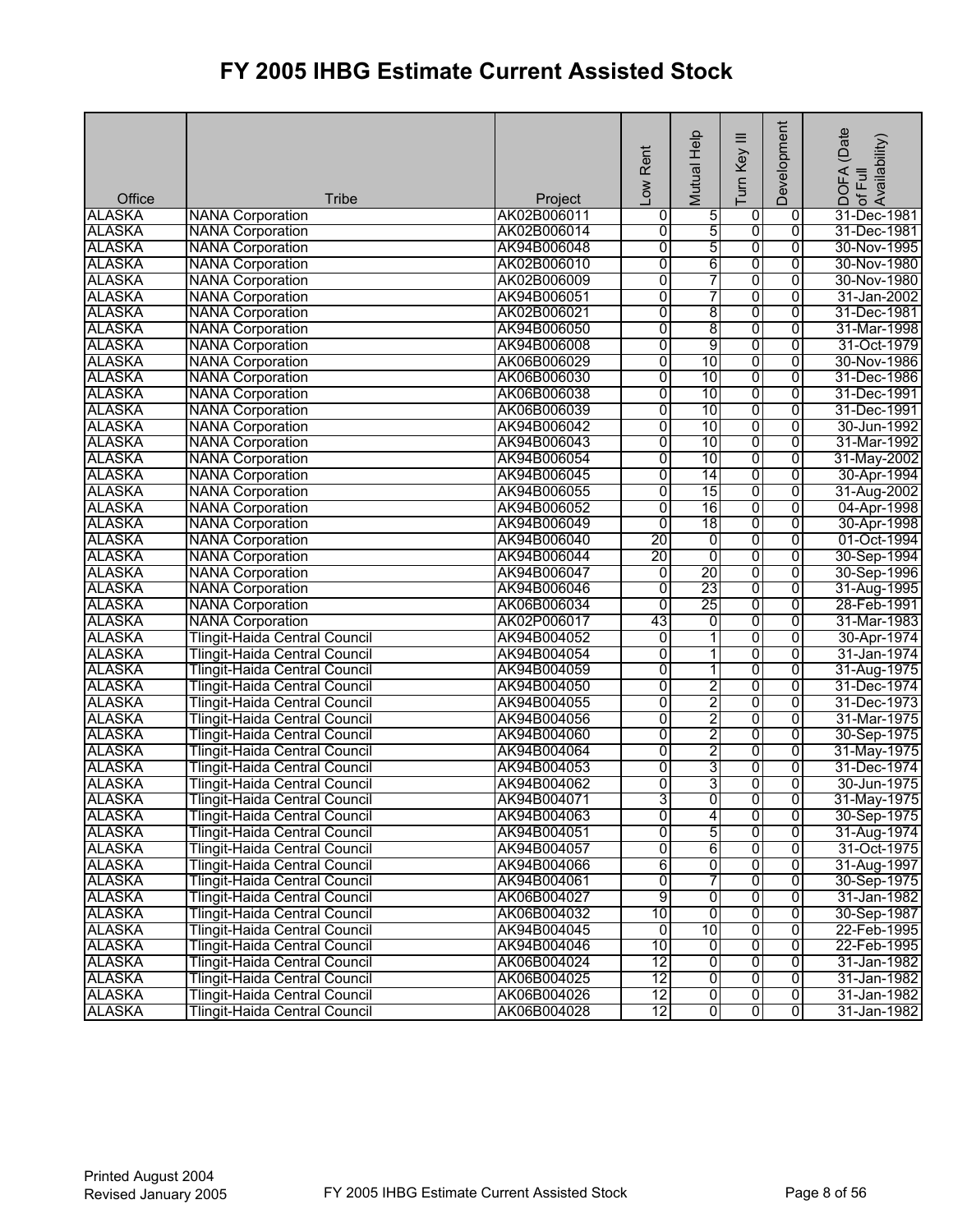# FY 2005 IHBG Estimate Current Assisted Stock

| Office | Tribe | Project | Low Rent | Mutual Help | Turn Key III | Development | DOFA (Date of Full Availability) |
|---|---|---|---|---|---|---|---|
| ALASKA | NANA Corporation | AK02B006011 | 0 | 5 | 0 | 0 | 31-Dec-1981 |
| ALASKA | NANA Corporation | AK02B006014 | 0 | 5 | 0 | 0 | 31-Dec-1981 |
| ALASKA | NANA Corporation | AK94B006048 | 0 | 5 | 0 | 0 | 30-Nov-1995 |
| ALASKA | NANA Corporation | AK02B006010 | 0 | 6 | 0 | 0 | 30-Nov-1980 |
| ALASKA | NANA Corporation | AK02B006009 | 0 | 7 | 0 | 0 | 30-Nov-1980 |
| ALASKA | NANA Corporation | AK94B006051 | 0 | 7 | 0 | 0 | 31-Jan-2002 |
| ALASKA | NANA Corporation | AK02B006021 | 0 | 8 | 0 | 0 | 31-Dec-1981 |
| ALASKA | NANA Corporation | AK94B006050 | 0 | 8 | 0 | 0 | 31-Mar-1998 |
| ALASKA | NANA Corporation | AK94B006008 | 0 | 9 | 0 | 0 | 31-Oct-1979 |
| ALASKA | NANA Corporation | AK06B006029 | 0 | 10 | 0 | 0 | 30-Nov-1986 |
| ALASKA | NANA Corporation | AK06B006030 | 0 | 10 | 0 | 0 | 31-Dec-1986 |
| ALASKA | NANA Corporation | AK06B006038 | 0 | 10 | 0 | 0 | 31-Dec-1991 |
| ALASKA | NANA Corporation | AK06B006039 | 0 | 10 | 0 | 0 | 31-Dec-1991 |
| ALASKA | NANA Corporation | AK94B006042 | 0 | 10 | 0 | 0 | 30-Jun-1992 |
| ALASKA | NANA Corporation | AK94B006043 | 0 | 10 | 0 | 0 | 31-Mar-1992 |
| ALASKA | NANA Corporation | AK94B006054 | 0 | 10 | 0 | 0 | 31-May-2002 |
| ALASKA | NANA Corporation | AK94B006045 | 0 | 14 | 0 | 0 | 30-Apr-1994 |
| ALASKA | NANA Corporation | AK94B006055 | 0 | 15 | 0 | 0 | 31-Aug-2002 |
| ALASKA | NANA Corporation | AK94B006052 | 0 | 16 | 0 | 0 | 04-Apr-1998 |
| ALASKA | NANA Corporation | AK94B006049 | 0 | 18 | 0 | 0 | 30-Apr-1998 |
| ALASKA | NANA Corporation | AK94B006040 | 20 | 0 | 0 | 0 | 01-Oct-1994 |
| ALASKA | NANA Corporation | AK94B006044 | 20 | 0 | 0 | 0 | 30-Sep-1994 |
| ALASKA | NANA Corporation | AK94B006047 | 0 | 20 | 0 | 0 | 30-Sep-1996 |
| ALASKA | NANA Corporation | AK94B006046 | 0 | 23 | 0 | 0 | 31-Aug-1995 |
| ALASKA | NANA Corporation | AK06B006034 | 0 | 25 | 0 | 0 | 28-Feb-1991 |
| ALASKA | NANA Corporation | AK02P006017 | 43 | 0 | 0 | 0 | 31-Mar-1983 |
| ALASKA | Tlingit-Haida Central Council | AK94B004052 | 0 | 1 | 0 | 0 | 30-Apr-1974 |
| ALASKA | Tlingit-Haida Central Council | AK94B004054 | 0 | 1 | 0 | 0 | 31-Jan-1974 |
| ALASKA | Tlingit-Haida Central Council | AK94B004059 | 0 | 1 | 0 | 0 | 31-Aug-1975 |
| ALASKA | Tlingit-Haida Central Council | AK94B004050 | 0 | 2 | 0 | 0 | 31-Dec-1974 |
| ALASKA | Tlingit-Haida Central Council | AK94B004055 | 0 | 2 | 0 | 0 | 31-Dec-1973 |
| ALASKA | Tlingit-Haida Central Council | AK94B004056 | 0 | 2 | 0 | 0 | 31-Mar-1975 |
| ALASKA | Tlingit-Haida Central Council | AK94B004060 | 0 | 2 | 0 | 0 | 30-Sep-1975 |
| ALASKA | Tlingit-Haida Central Council | AK94B004064 | 0 | 2 | 0 | 0 | 31-May-1975 |
| ALASKA | Tlingit-Haida Central Council | AK94B004053 | 0 | 3 | 0 | 0 | 31-Dec-1974 |
| ALASKA | Tlingit-Haida Central Council | AK94B004062 | 0 | 3 | 0 | 0 | 30-Jun-1975 |
| ALASKA | Tlingit-Haida Central Council | AK94B004071 | 3 | 0 | 0 | 0 | 31-May-1975 |
| ALASKA | Tlingit-Haida Central Council | AK94B004063 | 0 | 4 | 0 | 0 | 30-Sep-1975 |
| ALASKA | Tlingit-Haida Central Council | AK94B004051 | 0 | 5 | 0 | 0 | 31-Aug-1974 |
| ALASKA | Tlingit-Haida Central Council | AK94B004057 | 0 | 6 | 0 | 0 | 31-Oct-1975 |
| ALASKA | Tlingit-Haida Central Council | AK94B004066 | 6 | 0 | 0 | 0 | 31-Aug-1997 |
| ALASKA | Tlingit-Haida Central Council | AK94B004061 | 0 | 7 | 0 | 0 | 30-Sep-1975 |
| ALASKA | Tlingit-Haida Central Council | AK06B004027 | 9 | 0 | 0 | 0 | 31-Jan-1982 |
| ALASKA | Tlingit-Haida Central Council | AK06B004032 | 10 | 0 | 0 | 0 | 30-Sep-1987 |
| ALASKA | Tlingit-Haida Central Council | AK94B004045 | 0 | 10 | 0 | 0 | 22-Feb-1995 |
| ALASKA | Tlingit-Haida Central Council | AK94B004046 | 10 | 0 | 0 | 0 | 22-Feb-1995 |
| ALASKA | Tlingit-Haida Central Council | AK06B004024 | 12 | 0 | 0 | 0 | 31-Jan-1982 |
| ALASKA | Tlingit-Haida Central Council | AK06B004025 | 12 | 0 | 0 | 0 | 31-Jan-1982 |
| ALASKA | Tlingit-Haida Central Council | AK06B004026 | 12 | 0 | 0 | 0 | 31-Jan-1982 |
| ALASKA | Tlingit-Haida Central Council | AK06B004028 | 12 | 0 | 0 | 0 | 31-Jan-1982 |

Printed August 2004
Revised January 2005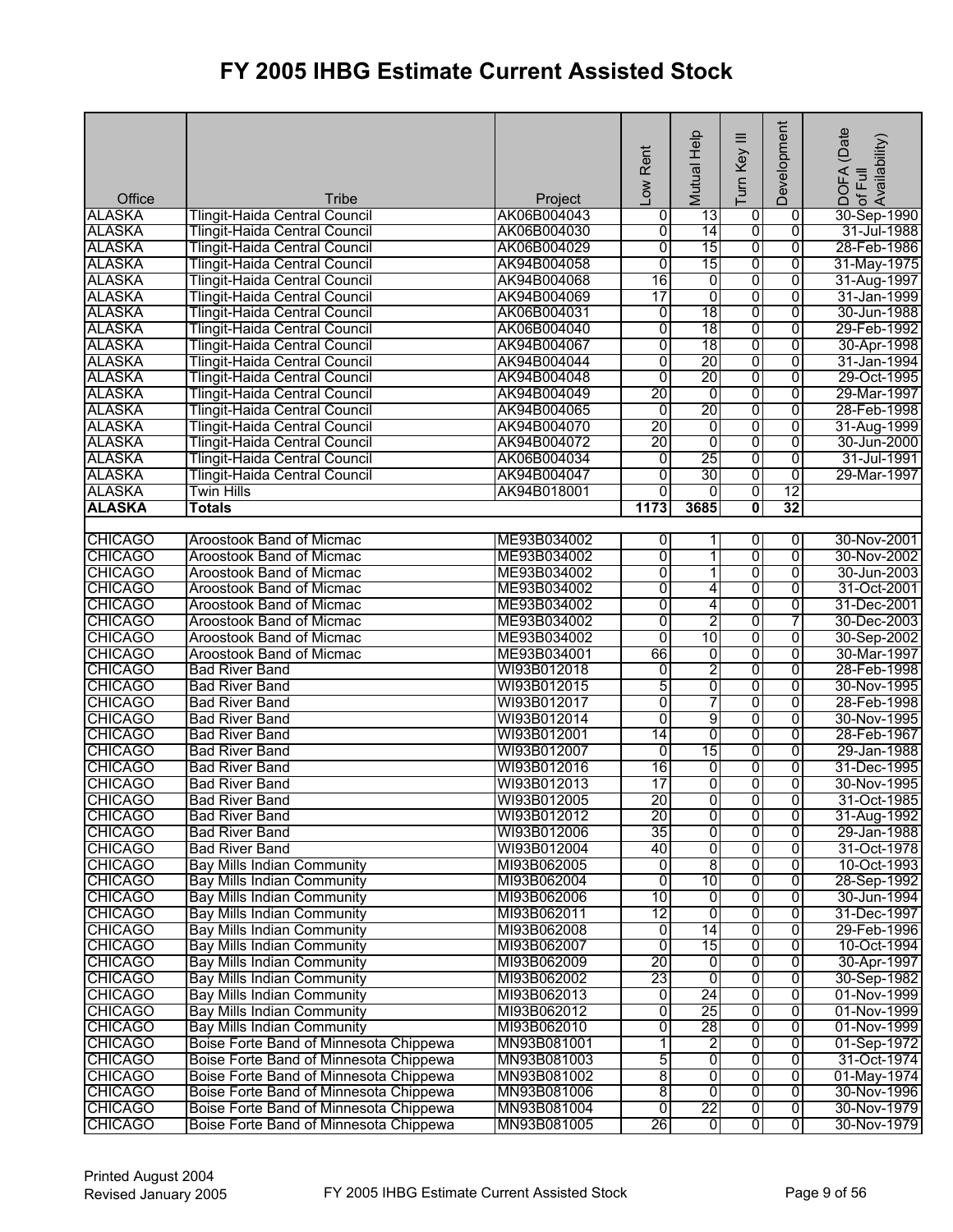# FY 2005 IHBG Estimate Current Assisted Stock

| Office | Tribe | Project | Low Rent | Mutual Help | Turn Key III | Development | DOFA (Date of Full Availability) |
|---|---|---|---|---|---|---|---|
| ALASKA | Tlingit-Haida Central Council | AK06B004043 | 0 | 13 | 0 | 0 | 30-Sep-1990 |
| ALASKA | Tlingit-Haida Central Council | AK06B004030 | 0 | 14 | 0 | 0 | 31-Jul-1988 |
| ALASKA | Tlingit-Haida Central Council | AK06B004029 | 0 | 15 | 0 | 0 | 28-Feb-1986 |
| ALASKA | Tlingit-Haida Central Council | AK94B004058 | 0 | 15 | 0 | 0 | 31-May-1975 |
| ALASKA | Tlingit-Haida Central Council | AK94B004068 | 16 | 0 | 0 | 0 | 31-Aug-1997 |
| ALASKA | Tlingit-Haida Central Council | AK94B004069 | 17 | 0 | 0 | 0 | 31-Jan-1999 |
| ALASKA | Tlingit-Haida Central Council | AK06B004031 | 0 | 18 | 0 | 0 | 30-Jun-1988 |
| ALASKA | Tlingit-Haida Central Council | AK06B004040 | 0 | 18 | 0 | 0 | 29-Feb-1992 |
| ALASKA | Tlingit-Haida Central Council | AK94B004067 | 0 | 18 | 0 | 0 | 30-Apr-1998 |
| ALASKA | Tlingit-Haida Central Council | AK94B004044 | 0 | 20 | 0 | 0 | 31-Jan-1994 |
| ALASKA | Tlingit-Haida Central Council | AK94B004048 | 0 | 20 | 0 | 0 | 29-Oct-1995 |
| ALASKA | Tlingit-Haida Central Council | AK94B004049 | 20 | 0 | 0 | 0 | 29-Mar-1997 |
| ALASKA | Tlingit-Haida Central Council | AK94B004065 | 0 | 20 | 0 | 0 | 28-Feb-1998 |
| ALASKA | Tlingit-Haida Central Council | AK94B004070 | 20 | 0 | 0 | 0 | 31-Aug-1999 |
| ALASKA | Tlingit-Haida Central Council | AK94B004072 | 20 | 0 | 0 | 0 | 30-Jun-2000 |
| ALASKA | Tlingit-Haida Central Council | AK06B004034 | 0 | 25 | 0 | 0 | 31-Jul-1991 |
| ALASKA | Tlingit-Haida Central Council | AK94B004047 | 0 | 30 | 0 | 0 | 29-Mar-1997 |
| ALASKA | Twin Hills | AK94B018001 | 0 | 0 | 0 | 12 | |
| **ALASKA** | **Totals** | | **1173** | **3685** | **0** | **32** | |
| | | | | | | | |
| CHICAGO | Aroostook Band of Micmac | ME93B034002 | 0 | 1 | 0 | 0 | 30-Nov-2001 |
| CHICAGO | Aroostook Band of Micmac | ME93B034002 | 0 | 1 | 0 | 0 | 30-Nov-2002 |
| CHICAGO | Aroostook Band of Micmac | ME93B034002 | 0 | 1 | 0 | 0 | 30-Jun-2003 |
| CHICAGO | Aroostook Band of Micmac | ME93B034002 | 0 | 4 | 0 | 0 | 31-Oct-2001 |
| CHICAGO | Aroostook Band of Micmac | ME93B034002 | 0 | 4 | 0 | 0 | 31-Dec-2001 |
| CHICAGO | Aroostook Band of Micmac | ME93B034002 | 0 | 2 | 0 | 7 | 30-Dec-2003 |
| CHICAGO | Aroostook Band of Micmac | ME93B034002 | 0 | 10 | 0 | 0 | 30-Sep-2002 |
| CHICAGO | Aroostook Band of Micmac | ME93B034001 | 66 | 0 | 0 | 0 | 30-Mar-1997 |
| CHICAGO | Bad River Band | WI93B012018 | 0 | 2 | 0 | 0 | 28-Feb-1998 |
| CHICAGO | Bad River Band | WI93B012015 | 5 | 0 | 0 | 0 | 30-Nov-1995 |
| CHICAGO | Bad River Band | WI93B012017 | 0 | 7 | 0 | 0 | 28-Feb-1998 |
| CHICAGO | Bad River Band | WI93B012014 | 0 | 9 | 0 | 0 | 30-Nov-1995 |
| CHICAGO | Bad River Band | WI93B012001 | 14 | 0 | 0 | 0 | 28-Feb-1967 |
| CHICAGO | Bad River Band | WI93B012007 | 0 | 15 | 0 | 0 | 29-Jan-1988 |
| CHICAGO | Bad River Band | WI93B012016 | 16 | 0 | 0 | 0 | 31-Dec-1995 |
| CHICAGO | Bad River Band | WI93B012013 | 17 | 0 | 0 | 0 | 30-Nov-1995 |
| CHICAGO | Bad River Band | WI93B012005 | 20 | 0 | 0 | 0 | 31-Oct-1985 |
| CHICAGO | Bad River Band | WI93B012012 | 20 | 0 | 0 | 0 | 31-Aug-1992 |
| CHICAGO | Bad River Band | WI93B012006 | 35 | 0 | 0 | 0 | 29-Jan-1988 |
| CHICAGO | Bad River Band | WI93B012004 | 40 | 0 | 0 | 0 | 31-Oct-1978 |
| CHICAGO | Bay Mills Indian Community | MI93B062005 | 0 | 8 | 0 | 0 | 10-Oct-1993 |
| CHICAGO | Bay Mills Indian Community | MI93B062004 | 0 | 10 | 0 | 0 | 28-Sep-1992 |
| CHICAGO | Bay Mills Indian Community | MI93B062006 | 10 | 0 | 0 | 0 | 30-Jun-1994 |
| CHICAGO | Bay Mills Indian Community | MI93B062011 | 12 | 0 | 0 | 0 | 31-Dec-1997 |
| CHICAGO | Bay Mills Indian Community | MI93B062008 | 0 | 14 | 0 | 0 | 29-Feb-1996 |
| CHICAGO | Bay Mills Indian Community | MI93B062007 | 0 | 15 | 0 | 0 | 10-Oct-1994 |
| CHICAGO | Bay Mills Indian Community | MI93B062009 | 20 | 0 | 0 | 0 | 30-Apr-1997 |
| CHICAGO | Bay Mills Indian Community | MI93B062002 | 23 | 0 | 0 | 0 | 30-Sep-1982 |
| CHICAGO | Bay Mills Indian Community | MI93B062013 | 0 | 24 | 0 | 0 | 01-Nov-1999 |
| CHICAGO | Bay Mills Indian Community | MI93B062012 | 0 | 25 | 0 | 0 | 01-Nov-1999 |
| CHICAGO | Bay Mills Indian Community | MI93B062010 | 0 | 28 | 0 | 0 | 01-Nov-1999 |
| CHICAGO | Boise Forte Band of Minnesota Chippewa | MN93B081001 | 1 | 2 | 0 | 0 | 01-Sep-1972 |
| CHICAGO | Boise Forte Band of Minnesota Chippewa | MN93B081003 | 5 | 0 | 0 | 0 | 31-Oct-1974 |
| CHICAGO | Boise Forte Band of Minnesota Chippewa | MN93B081002 | 8 | 0 | 0 | 0 | 01-May-1974 |
| CHICAGO | Boise Forte Band of Minnesota Chippewa | MN93B081006 | 8 | 0 | 0 | 0 | 30-Nov-1996 |
| CHICAGO | Boise Forte Band of Minnesota Chippewa | MN93B081004 | 0 | 22 | 0 | 0 | 30-Nov-1979 |
| CHICAGO | Boise Forte Band of Minnesota Chippewa | MN93B081005 | 26 | 0 | 0 | 0 | 30-Nov-1979 |

Printed August 2004
Revised January 2005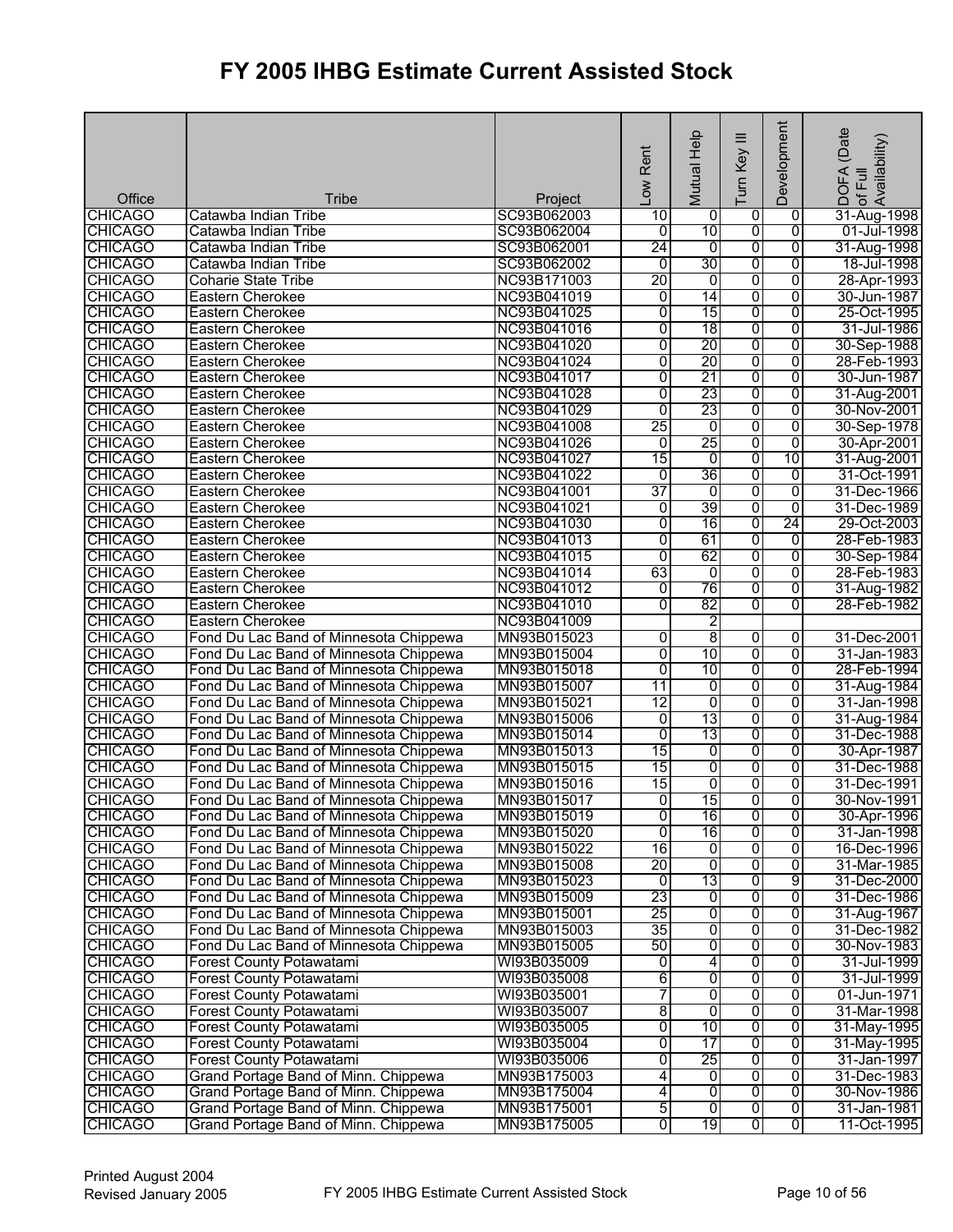# FY 2005 IHBG Estimate Current Assisted Stock

| Office | Tribe | Project | Low Rent | Mutual Help | Turn Key III | Development | DOFA (Date of Full Availability) |
|---|---|---|---|---|---|---|---|
| CHICAGO | Catawba Indian Tribe | SC93B062003 | 10 | 0 | 0 | 0 | 31-Aug-1998 |
| CHICAGO | Catawba Indian Tribe | SC93B062004 | 0 | 10 | 0 | 0 | 01-Jul-1998 |
| CHICAGO | Catawba Indian Tribe | SC93B062001 | 24 | 0 | 0 | 0 | 31-Aug-1998 |
| CHICAGO | Catawba Indian Tribe | SC93B062002 | 0 | 30 | 0 | 0 | 18-Jul-1998 |
| CHICAGO | Coharie State Tribe | NC93B171003 | 20 | 0 | 0 | 0 | 28-Apr-1993 |
| CHICAGO | Eastern Cherokee | NC93B041019 | 0 | 14 | 0 | 0 | 30-Jun-1987 |
| CHICAGO | Eastern Cherokee | NC93B041025 | 0 | 15 | 0 | 0 | 25-Oct-1995 |
| CHICAGO | Eastern Cherokee | NC93B041016 | 0 | 18 | 0 | 0 | 31-Jul-1986 |
| CHICAGO | Eastern Cherokee | NC93B041020 | 0 | 20 | 0 | 0 | 30-Sep-1988 |
| CHICAGO | Eastern Cherokee | NC93B041024 | 0 | 20 | 0 | 0 | 28-Feb-1993 |
| CHICAGO | Eastern Cherokee | NC93B041017 | 0 | 21 | 0 | 0 | 30-Jun-1987 |
| CHICAGO | Eastern Cherokee | NC93B041028 | 0 | 23 | 0 | 0 | 31-Aug-2001 |
| CHICAGO | Eastern Cherokee | NC93B041029 | 0 | 23 | 0 | 0 | 30-Nov-2001 |
| CHICAGO | Eastern Cherokee | NC93B041008 | 25 | 0 | 0 | 0 | 30-Sep-1978 |
| CHICAGO | Eastern Cherokee | NC93B041026 | 0 | 25 | 0 | 0 | 30-Apr-2001 |
| CHICAGO | Eastern Cherokee | NC93B041027 | 15 | 0 | 0 | 10 | 31-Aug-2001 |
| CHICAGO | Eastern Cherokee | NC93B041022 | 0 | 36 | 0 | 0 | 31-Oct-1991 |
| CHICAGO | Eastern Cherokee | NC93B041001 | 37 | 0 | 0 | 0 | 31-Dec-1966 |
| CHICAGO | Eastern Cherokee | NC93B041021 | 0 | 39 | 0 | 0 | 31-Dec-1989 |
| CHICAGO | Eastern Cherokee | NC93B041030 | 0 | 16 | 0 | 24 | 29-Oct-2003 |
| CHICAGO | Eastern Cherokee | NC93B041013 | 0 | 61 | 0 | 0 | 28-Feb-1983 |
| CHICAGO | Eastern Cherokee | NC93B041015 | 0 | 62 | 0 | 0 | 30-Sep-1984 |
| CHICAGO | Eastern Cherokee | NC93B041014 | 63 | 0 | 0 | 0 | 28-Feb-1983 |
| CHICAGO | Eastern Cherokee | NC93B041012 | 0 | 76 | 0 | 0 | 31-Aug-1982 |
| CHICAGO | Eastern Cherokee | NC93B041010 | 0 | 82 | 0 | 0 | 28-Feb-1982 |
| CHICAGO | Eastern Cherokee | NC93B041009 | | 2 | | | |
| CHICAGO | Fond Du Lac Band of Minnesota Chippewa | MN93B015023 | 0 | 8 | 0 | 0 | 31-Dec-2001 |
| CHICAGO | Fond Du Lac Band of Minnesota Chippewa | MN93B015004 | 0 | 10 | 0 | 0 | 31-Jan-1983 |
| CHICAGO | Fond Du Lac Band of Minnesota Chippewa | MN93B015018 | 0 | 10 | 0 | 0 | 28-Feb-1994 |
| CHICAGO | Fond Du Lac Band of Minnesota Chippewa | MN93B015007 | 11 | 0 | 0 | 0 | 31-Aug-1984 |
| CHICAGO | Fond Du Lac Band of Minnesota Chippewa | MN93B015021 | 12 | 0 | 0 | 0 | 31-Jan-1998 |
| CHICAGO | Fond Du Lac Band of Minnesota Chippewa | MN93B015006 | 0 | 13 | 0 | 0 | 31-Aug-1984 |
| CHICAGO | Fond Du Lac Band of Minnesota Chippewa | MN93B015014 | 0 | 13 | 0 | 0 | 31-Dec-1988 |
| CHICAGO | Fond Du Lac Band of Minnesota Chippewa | MN93B015013 | 15 | 0 | 0 | 0 | 30-Apr-1987 |
| CHICAGO | Fond Du Lac Band of Minnesota Chippewa | MN93B015015 | 15 | 0 | 0 | 0 | 31-Dec-1988 |
| CHICAGO | Fond Du Lac Band of Minnesota Chippewa | MN93B015016 | 15 | 0 | 0 | 0 | 31-Dec-1991 |
| CHICAGO | Fond Du Lac Band of Minnesota Chippewa | MN93B015017 | 0 | 15 | 0 | 0 | 30-Nov-1991 |
| CHICAGO | Fond Du Lac Band of Minnesota Chippewa | MN93B015019 | 0 | 16 | 0 | 0 | 30-Apr-1996 |
| CHICAGO | Fond Du Lac Band of Minnesota Chippewa | MN93B015020 | 0 | 16 | 0 | 0 | 31-Jan-1998 |
| CHICAGO | Fond Du Lac Band of Minnesota Chippewa | MN93B015022 | 16 | 0 | 0 | 0 | 16-Dec-1996 |
| CHICAGO | Fond Du Lac Band of Minnesota Chippewa | MN93B015008 | 20 | 0 | 0 | 0 | 31-Mar-1985 |
| CHICAGO | Fond Du Lac Band of Minnesota Chippewa | MN93B015023 | 0 | 13 | 0 | 9 | 31-Dec-2000 |
| CHICAGO | Fond Du Lac Band of Minnesota Chippewa | MN93B015009 | 23 | 0 | 0 | 0 | 31-Dec-1986 |
| CHICAGO | Fond Du Lac Band of Minnesota Chippewa | MN93B015001 | 25 | 0 | 0 | 0 | 31-Aug-1967 |
| CHICAGO | Fond Du Lac Band of Minnesota Chippewa | MN93B015003 | 35 | 0 | 0 | 0 | 31-Dec-1982 |
| CHICAGO | Fond Du Lac Band of Minnesota Chippewa | MN93B015005 | 50 | 0 | 0 | 0 | 30-Nov-1983 |
| CHICAGO | Forest County Potawatami | WI93B035009 | 0 | 4 | 0 | 0 | 31-Jul-1999 |
| CHICAGO | Forest County Potawatami | WI93B035008 | 6 | 0 | 0 | 0 | 31-Jul-1999 |
| CHICAGO | Forest County Potawatami | WI93B035001 | 7 | 0 | 0 | 0 | 01-Jun-1971 |
| CHICAGO | Forest County Potawatami | WI93B035007 | 8 | 0 | 0 | 0 | 31-Mar-1998 |
| CHICAGO | Forest County Potawatami | WI93B035005 | 0 | 10 | 0 | 0 | 31-May-1995 |
| CHICAGO | Forest County Potawatami | WI93B035004 | 0 | 17 | 0 | 0 | 31-May-1995 |
| CHICAGO | Forest County Potawatami | WI93B035006 | 0 | 25 | 0 | 0 | 31-Jan-1997 |
| CHICAGO | Grand Portage Band of Minn. Chippewa | MN93B175003 | 4 | 0 | 0 | 0 | 31-Dec-1983 |
| CHICAGO | Grand Portage Band of Minn. Chippewa | MN93B175004 | 4 | 0 | 0 | 0 | 30-Nov-1986 |
| CHICAGO | Grand Portage Band of Minn. Chippewa | MN93B175001 | 5 | 0 | 0 | 0 | 31-Jan-1981 |
| CHICAGO | Grand Portage Band of Minn. Chippewa | MN93B175005 | 0 | 19 | 0 | 0 | 11-Oct-1995 |

Printed August 2004
Revised January 2005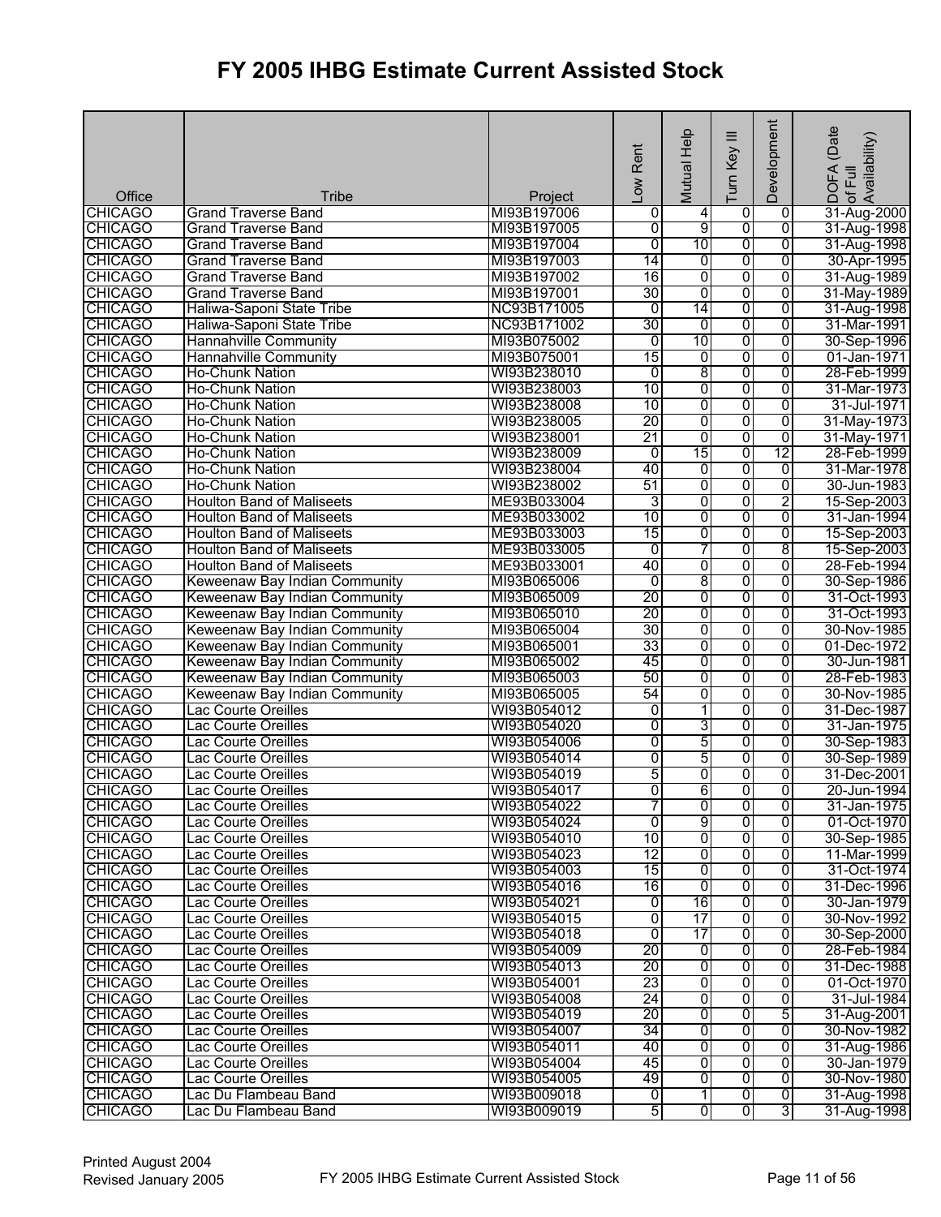# FY 2005 IHBG Estimate Current Assisted Stock

| Office | Tribe | Project | Low Rent | Mutual Help | Turn Key III | Development | DOFA (Date of Full Availability) |
|---|---|---|---|---|---|---|---|
| CHICAGO | Grand Traverse Band | MI93B197006 | 0 | 4 | 0 | 0 | 31-Aug-2000 |
| CHICAGO | Grand Traverse Band | MI93B197005 | 0 | 9 | 0 | 0 | 31-Aug-1998 |
| CHICAGO | Grand Traverse Band | MI93B197004 | 0 | 10 | 0 | 0 | 31-Aug-1998 |
| CHICAGO | Grand Traverse Band | MI93B197003 | 14 | 0 | 0 | 0 | 30-Apr-1995 |
| CHICAGO | Grand Traverse Band | MI93B197002 | 16 | 0 | 0 | 0 | 31-Aug-1989 |
| CHICAGO | Grand Traverse Band | MI93B197001 | 30 | 0 | 0 | 0 | 31-May-1989 |
| CHICAGO | Haliwa-Saponi State Tribe | NC93B171005 | 0 | 14 | 0 | 0 | 31-Aug-1998 |
| CHICAGO | Haliwa-Saponi State Tribe | NC93B171002 | 30 | 0 | 0 | 0 | 31-Mar-1991 |
| CHICAGO | Hannahville Community | MI93B075002 | 0 | 10 | 0 | 0 | 30-Sep-1996 |
| CHICAGO | Hannahville Community | MI93B075001 | 15 | 0 | 0 | 0 | 01-Jan-1971 |
| CHICAGO | Ho-Chunk Nation | WI93B238010 | 0 | 8 | 0 | 0 | 28-Feb-1999 |
| CHICAGO | Ho-Chunk Nation | WI93B238003 | 10 | 0 | 0 | 0 | 31-Mar-1973 |
| CHICAGO | Ho-Chunk Nation | WI93B238008 | 10 | 0 | 0 | 0 | 31-Jul-1971 |
| CHICAGO | Ho-Chunk Nation | WI93B238005 | 20 | 0 | 0 | 0 | 31-May-1973 |
| CHICAGO | Ho-Chunk Nation | WI93B238001 | 21 | 0 | 0 | 0 | 31-May-1971 |
| CHICAGO | Ho-Chunk Nation | WI93B238009 | 0 | 15 | 0 | 12 | 28-Feb-1999 |
| CHICAGO | Ho-Chunk Nation | WI93B238004 | 40 | 0 | 0 | 0 | 31-Mar-1978 |
| CHICAGO | Ho-Chunk Nation | WI93B238002 | 51 | 0 | 0 | 0 | 30-Jun-1983 |
| CHICAGO | Houlton Band of Maliseets | ME93B033004 | 3 | 0 | 0 | 2 | 15-Sep-2003 |
| CHICAGO | Houlton Band of Maliseets | ME93B033002 | 10 | 0 | 0 | 0 | 31-Jan-1994 |
| CHICAGO | Houlton Band of Maliseets | ME93B033003 | 15 | 0 | 0 | 0 | 15-Sep-2003 |
| CHICAGO | Houlton Band of Maliseets | ME93B033005 | 0 | 7 | 0 | 8 | 15-Sep-2003 |
| CHICAGO | Houlton Band of Maliseets | ME93B033001 | 40 | 0 | 0 | 0 | 28-Feb-1994 |
| CHICAGO | Keweenaw Bay Indian Community | MI93B065006 | 0 | 8 | 0 | 0 | 30-Sep-1986 |
| CHICAGO | Keweenaw Bay Indian Community | MI93B065009 | 20 | 0 | 0 | 0 | 31-Oct-1993 |
| CHICAGO | Keweenaw Bay Indian Community | MI93B065010 | 20 | 0 | 0 | 0 | 31-Oct-1993 |
| CHICAGO | Keweenaw Bay Indian Community | MI93B065004 | 30 | 0 | 0 | 0 | 30-Nov-1985 |
| CHICAGO | Keweenaw Bay Indian Community | MI93B065001 | 33 | 0 | 0 | 0 | 01-Dec-1972 |
| CHICAGO | Keweenaw Bay Indian Community | MI93B065002 | 45 | 0 | 0 | 0 | 30-Jun-1981 |
| CHICAGO | Keweenaw Bay Indian Community | MI93B065003 | 50 | 0 | 0 | 0 | 28-Feb-1983 |
| CHICAGO | Keweenaw Bay Indian Community | MI93B065005 | 54 | 0 | 0 | 0 | 30-Nov-1985 |
| CHICAGO | Lac Courte Oreilles | WI93B054012 | 0 | 1 | 0 | 0 | 31-Dec-1987 |
| CHICAGO | Lac Courte Oreilles | WI93B054020 | 0 | 3 | 0 | 0 | 31-Jan-1975 |
| CHICAGO | Lac Courte Oreilles | WI93B054006 | 0 | 5 | 0 | 0 | 30-Sep-1983 |
| CHICAGO | Lac Courte Oreilles | WI93B054014 | 0 | 5 | 0 | 0 | 30-Sep-1989 |
| CHICAGO | Lac Courte Oreilles | WI93B054019 | 5 | 0 | 0 | 0 | 31-Dec-2001 |
| CHICAGO | Lac Courte Oreilles | WI93B054017 | 0 | 6 | 0 | 0 | 20-Jun-1994 |
| CHICAGO | Lac Courte Oreilles | WI93B054022 | 7 | 0 | 0 | 0 | 31-Jan-1975 |
| CHICAGO | Lac Courte Oreilles | WI93B054024 | 0 | 9 | 0 | 0 | 01-Oct-1970 |
| CHICAGO | Lac Courte Oreilles | WI93B054010 | 10 | 0 | 0 | 0 | 30-Sep-1985 |
| CHICAGO | Lac Courte Oreilles | WI93B054023 | 12 | 0 | 0 | 0 | 11-Mar-1999 |
| CHICAGO | Lac Courte Oreilles | WI93B054003 | 15 | 0 | 0 | 0 | 31-Oct-1974 |
| CHICAGO | Lac Courte Oreilles | WI93B054016 | 16 | 0 | 0 | 0 | 31-Dec-1996 |
| CHICAGO | Lac Courte Oreilles | WI93B054021 | 0 | 16 | 0 | 0 | 30-Jan-1979 |
| CHICAGO | Lac Courte Oreilles | WI93B054015 | 0 | 17 | 0 | 0 | 30-Nov-1992 |
| CHICAGO | Lac Courte Oreilles | WI93B054018 | 0 | 17 | 0 | 0 | 30-Sep-2000 |
| CHICAGO | Lac Courte Oreilles | WI93B054009 | 20 | 0 | 0 | 0 | 28-Feb-1984 |
| CHICAGO | Lac Courte Oreilles | WI93B054013 | 20 | 0 | 0 | 0 | 31-Dec-1988 |
| CHICAGO | Lac Courte Oreilles | WI93B054001 | 23 | 0 | 0 | 0 | 01-Oct-1970 |
| CHICAGO | Lac Courte Oreilles | WI93B054008 | 24 | 0 | 0 | 0 | 31-Jul-1984 |
| CHICAGO | Lac Courte Oreilles | WI93B054019 | 20 | 0 | 0 | 5 | 31-Aug-2001 |
| CHICAGO | Lac Courte Oreilles | WI93B054007 | 34 | 0 | 0 | 0 | 30-Nov-1982 |
| CHICAGO | Lac Courte Oreilles | WI93B054011 | 40 | 0 | 0 | 0 | 31-Aug-1986 |
| CHICAGO | Lac Courte Oreilles | WI93B054004 | 45 | 0 | 0 | 0 | 30-Jan-1979 |
| CHICAGO | Lac Courte Oreilles | WI93B054005 | 49 | 0 | 0 | 0 | 30-Nov-1980 |
| CHICAGO | Lac Du Flambeau Band | WI93B009018 | 0 | 1 | 0 | 0 | 31-Aug-1998 |
| CHICAGO | Lac Du Flambeau Band | WI93B009019 | 5 | 0 | 0 | 3 | 31-Aug-1998 |

Printed August 2004
Revised January 2005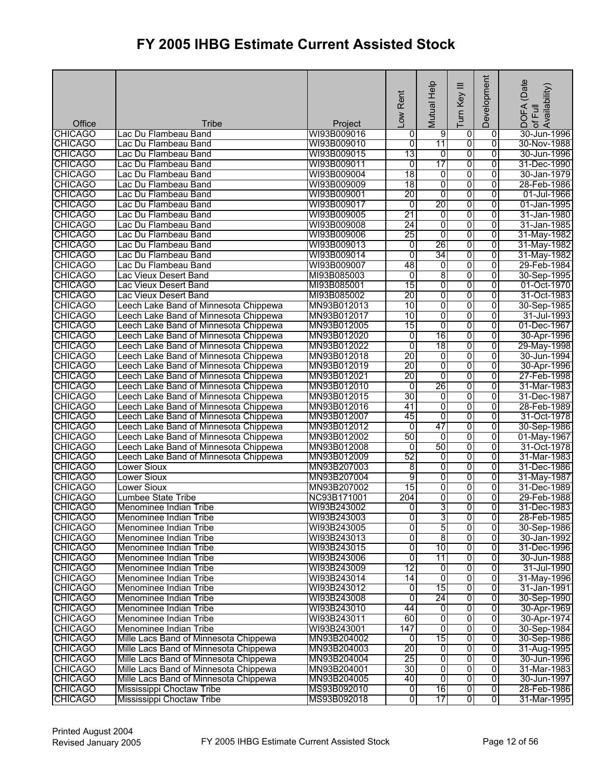# FY 2005 IHBG Estimate Current Assisted Stock

| Office | Tribe | Project | Low Rent | Mutual Help | Turn Key III | Development | DOFA (Date of Full Availability) |
|---|---|---|---|---|---|---|---|
| CHICAGO | Lac Du Flambeau Band | WI93B009016 | 0 | 9 | 0 | 0 | 30-Jun-1996 |
| CHICAGO | Lac Du Flambeau Band | WI93B009010 | 0 | 11 | 0 | 0 | 30-Nov-1988 |
| CHICAGO | Lac Du Flambeau Band | WI93B009015 | 13 | 0 | 0 | 0 | 30-Jun-1996 |
| CHICAGO | Lac Du Flambeau Band | WI93B009011 | 0 | 17 | 0 | 0 | 31-Dec-1990 |
| CHICAGO | Lac Du Flambeau Band | WI93B009004 | 18 | 0 | 0 | 0 | 30-Jan-1979 |
| CHICAGO | Lac Du Flambeau Band | WI93B009009 | 18 | 0 | 0 | 0 | 28-Feb-1986 |
| CHICAGO | Lac Du Flambeau Band | WI93B009001 | 20 | 0 | 0 | 0 | 01-Jul-1966 |
| CHICAGO | Lac Du Flambeau Band | WI93B009017 | 0 | 20 | 0 | 0 | 01-Jan-1995 |
| CHICAGO | Lac Du Flambeau Band | WI93B009005 | 21 | 0 | 0 | 0 | 31-Jan-1980 |
| CHICAGO | Lac Du Flambeau Band | WI93B009008 | 24 | 0 | 0 | 0 | 31-Jan-1985 |
| CHICAGO | Lac Du Flambeau Band | WI93B009006 | 25 | 0 | 0 | 0 | 31-May-1982 |
| CHICAGO | Lac Du Flambeau Band | WI93B009013 | 0 | 26 | 0 | 0 | 31-May-1982 |
| CHICAGO | Lac Du Flambeau Band | WI93B009014 | 0 | 34 | 0 | 0 | 31-May-1982 |
| CHICAGO | Lac Du Flambeau Band | WI93B009007 | 48 | 0 | 0 | 0 | 29-Feb-1984 |
| CHICAGO | Lac Vieux Desert Band | MI93B085003 | 0 | 8 | 0 | 0 | 30-Sep-1995 |
| CHICAGO | Lac Vieux Desert Band | MI93B085001 | 15 | 0 | 0 | 0 | 01-Oct-1970 |
| CHICAGO | Lac Vieux Desert Band | MI93B085002 | 20 | 0 | 0 | 0 | 31-Oct-1983 |
| CHICAGO | Leech Lake Band of Minnesota Chippewa | MN93B012013 | 10 | 0 | 0 | 0 | 30-Sep-1985 |
| CHICAGO | Leech Lake Band of Minnesota Chippewa | MN93B012017 | 10 | 0 | 0 | 0 | 31-Jul-1993 |
| CHICAGO | Leech Lake Band of Minnesota Chippewa | MN93B012005 | 15 | 0 | 0 | 0 | 01-Dec-1967 |
| CHICAGO | Leech Lake Band of Minnesota Chippewa | MN93B012020 | 0 | 16 | 0 | 0 | 30-Apr-1996 |
| CHICAGO | Leech Lake Band of Minnesota Chippewa | MN93B012022 | 0 | 18 | 0 | 0 | 29-May-1998 |
| CHICAGO | Leech Lake Band of Minnesota Chippewa | MN93B012018 | 20 | 0 | 0 | 0 | 30-Jun-1994 |
| CHICAGO | Leech Lake Band of Minnesota Chippewa | MN93B012019 | 20 | 0 | 0 | 0 | 30-Apr-1996 |
| CHICAGO | Leech Lake Band of Minnesota Chippewa | MN93B012021 | 20 | 0 | 0 | 0 | 27-Feb-1998 |
| CHICAGO | Leech Lake Band of Minnesota Chippewa | MN93B012010 | 0 | 26 | 0 | 0 | 31-Mar-1983 |
| CHICAGO | Leech Lake Band of Minnesota Chippewa | MN93B012015 | 30 | 0 | 0 | 0 | 31-Dec-1987 |
| CHICAGO | Leech Lake Band of Minnesota Chippewa | MN93B012016 | 41 | 0 | 0 | 0 | 28-Feb-1989 |
| CHICAGO | Leech Lake Band of Minnesota Chippewa | MN93B012007 | 45 | 0 | 0 | 0 | 31-Oct-1978 |
| CHICAGO | Leech Lake Band of Minnesota Chippewa | MN93B012012 | 0 | 47 | 0 | 0 | 30-Sep-1986 |
| CHICAGO | Leech Lake Band of Minnesota Chippewa | MN93B012002 | 50 | 0 | 0 | 0 | 01-May-1967 |
| CHICAGO | Leech Lake Band of Minnesota Chippewa | MN93B012008 | 0 | 50 | 0 | 0 | 31-Oct-1978 |
| CHICAGO | Leech Lake Band of Minnesota Chippewa | MN93B012009 | 52 | 0 | 0 | 0 | 31-Mar-1983 |
| CHICAGO | Lower Sioux | MN93B207003 | 8 | 0 | 0 | 0 | 31-Dec-1986 |
| CHICAGO | Lower Sioux | MN93B207004 | 9 | 0 | 0 | 0 | 31-May-1987 |
| CHICAGO | Lower Sioux | MN93B207002 | 15 | 0 | 0 | 0 | 31-Dec-1989 |
| CHICAGO | Lumbee State Tribe | NC93B171001 | 204 | 0 | 0 | 0 | 29-Feb-1988 |
| CHICAGO | Menominee Indian Tribe | WI93B243002 | 0 | 3 | 0 | 0 | 31-Dec-1983 |
| CHICAGO | Menominee Indian Tribe | WI93B243003 | 0 | 3 | 0 | 0 | 28-Feb-1985 |
| CHICAGO | Menominee Indian Tribe | WI93B243005 | 0 | 5 | 0 | 0 | 30-Sep-1986 |
| CHICAGO | Menominee Indian Tribe | WI93B243013 | 0 | 8 | 0 | 0 | 30-Jan-1992 |
| CHICAGO | Menominee Indian Tribe | WI93B243015 | 0 | 10 | 0 | 0 | 31-Dec-1996 |
| CHICAGO | Menominee Indian Tribe | WI93B243006 | 0 | 11 | 0 | 0 | 30-Jun-1988 |
| CHICAGO | Menominee Indian Tribe | WI93B243009 | 12 | 0 | 0 | 0 | 31-Jul-1990 |
| CHICAGO | Menominee Indian Tribe | WI93B243014 | 14 | 0 | 0 | 0 | 31-May-1996 |
| CHICAGO | Menominee Indian Tribe | WI93B243012 | 0 | 15 | 0 | 0 | 31-Jan-1991 |
| CHICAGO | Menominee Indian Tribe | WI93B243008 | 0 | 24 | 0 | 0 | 30-Sep-1990 |
| CHICAGO | Menominee Indian Tribe | WI93B243010 | 44 | 0 | 0 | 0 | 30-Apr-1969 |
| CHICAGO | Menominee Indian Tribe | WI93B243011 | 60 | 0 | 0 | 0 | 30-Apr-1974 |
| CHICAGO | Menominee Indian Tribe | WI93B243001 | 147 | 0 | 0 | 0 | 30-Sep-1984 |
| CHICAGO | Mille Lacs Band of Minnesota Chippewa | MN93B204002 | 0 | 15 | 0 | 0 | 30-Sep-1986 |
| CHICAGO | Mille Lacs Band of Minnesota Chippewa | MN93B204003 | 20 | 0 | 0 | 0 | 31-Aug-1995 |
| CHICAGO | Mille Lacs Band of Minnesota Chippewa | MN93B204004 | 25 | 0 | 0 | 0 | 30-Jun-1996 |
| CHICAGO | Mille Lacs Band of Minnesota Chippewa | MN93B204001 | 30 | 0 | 0 | 0 | 31-Mar-1983 |
| CHICAGO | Mille Lacs Band of Minnesota Chippewa | MN93B204005 | 40 | 0 | 0 | 0 | 30-Jun-1997 |
| CHICAGO | Mississippi Choctaw Tribe | MS93B092010 | 0 | 16 | 0 | 0 | 28-Feb-1986 |
| CHICAGO | Mississippi Choctaw Tribe | MS93B092018 | 0 | 17 | 0 | 0 | 31-Mar-1995 |

Printed August 2004
Revised January 2005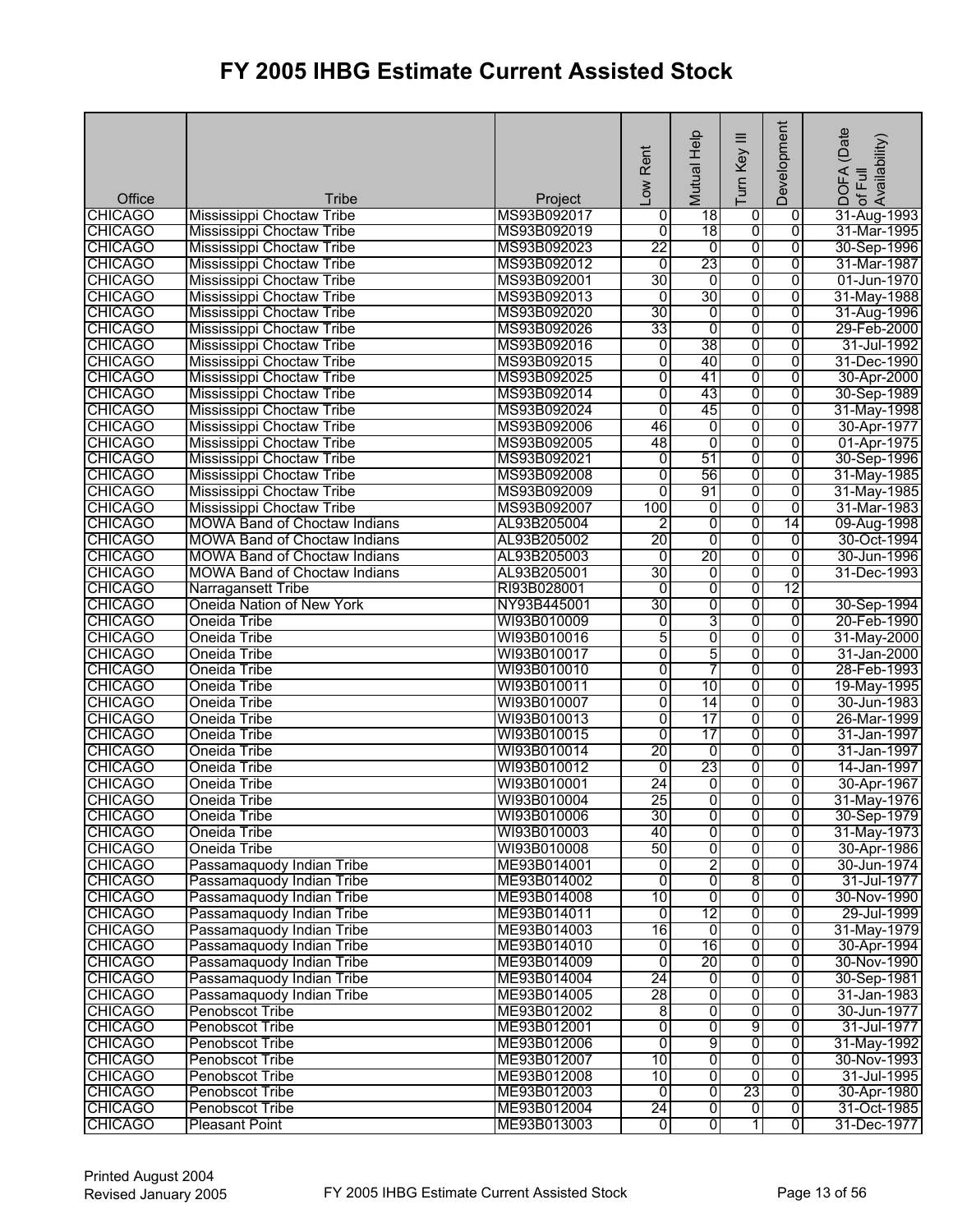# FY 2005 IHBG Estimate Current Assisted Stock

| Office | Tribe | Project | Low Rent | Mutual Help | Turn Key III | Development | DOFA (Date of Full Availability) |
|---|---|---|---|---|---|---|---|
| CHICAGO | Mississippi Choctaw Tribe | MS93B092017 | 0 | 18 | 0 | 0 | 31-Aug-1993 |
| CHICAGO | Mississippi Choctaw Tribe | MS93B092019 | 0 | 18 | 0 | 0 | 31-Mar-1995 |
| CHICAGO | Mississippi Choctaw Tribe | MS93B092023 | 22 | 0 | 0 | 0 | 30-Sep-1996 |
| CHICAGO | Mississippi Choctaw Tribe | MS93B092012 | 0 | 23 | 0 | 0 | 31-Mar-1987 |
| CHICAGO | Mississippi Choctaw Tribe | MS93B092001 | 30 | 0 | 0 | 0 | 01-Jun-1970 |
| CHICAGO | Mississippi Choctaw Tribe | MS93B092013 | 0 | 30 | 0 | 0 | 31-May-1988 |
| CHICAGO | Mississippi Choctaw Tribe | MS93B092020 | 30 | 0 | 0 | 0 | 31-Aug-1996 |
| CHICAGO | Mississippi Choctaw Tribe | MS93B092026 | 33 | 0 | 0 | 0 | 29-Feb-2000 |
| CHICAGO | Mississippi Choctaw Tribe | MS93B092016 | 0 | 38 | 0 | 0 | 31-Jul-1992 |
| CHICAGO | Mississippi Choctaw Tribe | MS93B092015 | 0 | 40 | 0 | 0 | 31-Dec-1990 |
| CHICAGO | Mississippi Choctaw Tribe | MS93B092025 | 0 | 41 | 0 | 0 | 30-Apr-2000 |
| CHICAGO | Mississippi Choctaw Tribe | MS93B092014 | 0 | 43 | 0 | 0 | 30-Sep-1989 |
| CHICAGO | Mississippi Choctaw Tribe | MS93B092024 | 0 | 45 | 0 | 0 | 31-May-1998 |
| CHICAGO | Mississippi Choctaw Tribe | MS93B092006 | 46 | 0 | 0 | 0 | 30-Apr-1977 |
| CHICAGO | Mississippi Choctaw Tribe | MS93B092005 | 48 | 0 | 0 | 0 | 01-Apr-1975 |
| CHICAGO | Mississippi Choctaw Tribe | MS93B092021 | 0 | 51 | 0 | 0 | 30-Sep-1996 |
| CHICAGO | Mississippi Choctaw Tribe | MS93B092008 | 0 | 56 | 0 | 0 | 31-May-1985 |
| CHICAGO | Mississippi Choctaw Tribe | MS93B092009 | 0 | 91 | 0 | 0 | 31-May-1985 |
| CHICAGO | Mississippi Choctaw Tribe | MS93B092007 | 100 | 0 | 0 | 0 | 31-Mar-1983 |
| CHICAGO | MOWA Band of Choctaw Indians | AL93B205004 | 2 | 0 | 0 | 14 | 09-Aug-1998 |
| CHICAGO | MOWA Band of Choctaw Indians | AL93B205002 | 20 | 0 | 0 | 0 | 30-Oct-1994 |
| CHICAGO | MOWA Band of Choctaw Indians | AL93B205003 | 0 | 20 | 0 | 0 | 30-Jun-1996 |
| CHICAGO | MOWA Band of Choctaw Indians | AL93B205001 | 30 | 0 | 0 | 0 | 31-Dec-1993 |
| CHICAGO | Narragansett Tribe | RI93B028001 | 0 | 0 | 0 | 12 | |
| CHICAGO | Oneida Nation of New York | NY93B445001 | 30 | 0 | 0 | 0 | 30-Sep-1994 |
| CHICAGO | Oneida Tribe | WI93B010009 | 0 | 3 | 0 | 0 | 20-Feb-1990 |
| CHICAGO | Oneida Tribe | WI93B010016 | 5 | 0 | 0 | 0 | 31-May-2000 |
| CHICAGO | Oneida Tribe | WI93B010017 | 0 | 5 | 0 | 0 | 31-Jan-2000 |
| CHICAGO | Oneida Tribe | WI93B010010 | 0 | 7 | 0 | 0 | 28-Feb-1993 |
| CHICAGO | Oneida Tribe | WI93B010011 | 0 | 10 | 0 | 0 | 19-May-1995 |
| CHICAGO | Oneida Tribe | WI93B010007 | 0 | 14 | 0 | 0 | 30-Jun-1983 |
| CHICAGO | Oneida Tribe | WI93B010013 | 0 | 17 | 0 | 0 | 26-Mar-1999 |
| CHICAGO | Oneida Tribe | WI93B010015 | 0 | 17 | 0 | 0 | 31-Jan-1997 |
| CHICAGO | Oneida Tribe | WI93B010014 | 20 | 0 | 0 | 0 | 31-Jan-1997 |
| CHICAGO | Oneida Tribe | WI93B010012 | 0 | 23 | 0 | 0 | 14-Jan-1997 |
| CHICAGO | Oneida Tribe | WI93B010001 | 24 | 0 | 0 | 0 | 30-Apr-1967 |
| CHICAGO | Oneida Tribe | WI93B010004 | 25 | 0 | 0 | 0 | 31-May-1976 |
| CHICAGO | Oneida Tribe | WI93B010006 | 30 | 0 | 0 | 0 | 30-Sep-1979 |
| CHICAGO | Oneida Tribe | WI93B010003 | 40 | 0 | 0 | 0 | 31-May-1973 |
| CHICAGO | Oneida Tribe | WI93B010008 | 50 | 0 | 0 | 0 | 30-Apr-1986 |
| CHICAGO | Passamaquody Indian Tribe | ME93B014001 | 0 | 2 | 0 | 0 | 30-Jun-1974 |
| CHICAGO | Passamaquody Indian Tribe | ME93B014002 | 0 | 0 | 8 | 0 | 31-Jul-1977 |
| CHICAGO | Passamaquody Indian Tribe | ME93B014008 | 10 | 0 | 0 | 0 | 30-Nov-1990 |
| CHICAGO | Passamaquody Indian Tribe | ME93B014011 | 0 | 12 | 0 | 0 | 29-Jul-1999 |
| CHICAGO | Passamaquody Indian Tribe | ME93B014003 | 16 | 0 | 0 | 0 | 31-May-1979 |
| CHICAGO | Passamaquody Indian Tribe | ME93B014010 | 0 | 16 | 0 | 0 | 30-Apr-1994 |
| CHICAGO | Passamaquody Indian Tribe | ME93B014009 | 0 | 20 | 0 | 0 | 30-Nov-1990 |
| CHICAGO | Passamaquody Indian Tribe | ME93B014004 | 24 | 0 | 0 | 0 | 30-Sep-1981 |
| CHICAGO | Passamaquody Indian Tribe | ME93B014005 | 28 | 0 | 0 | 0 | 31-Jan-1983 |
| CHICAGO | Penobscot Tribe | ME93B012002 | 8 | 0 | 0 | 0 | 30-Jun-1977 |
| CHICAGO | Penobscot Tribe | ME93B012001 | 0 | 0 | 9 | 0 | 31-Jul-1977 |
| CHICAGO | Penobscot Tribe | ME93B012006 | 0 | 9 | 0 | 0 | 31-May-1992 |
| CHICAGO | Penobscot Tribe | ME93B012007 | 10 | 0 | 0 | 0 | 30-Nov-1993 |
| CHICAGO | Penobscot Tribe | ME93B012008 | 10 | 0 | 0 | 0 | 31-Jul-1995 |
| CHICAGO | Penobscot Tribe | ME93B012003 | 0 | 0 | 23 | 0 | 30-Apr-1980 |
| CHICAGO | Penobscot Tribe | ME93B012004 | 24 | 0 | 0 | 0 | 31-Oct-1985 |
| CHICAGO | Pleasant Point | ME93B013003 | 0 | 0 | 1 | 0 | 31-Dec-1977 |

Printed August 2004
Revised January 2005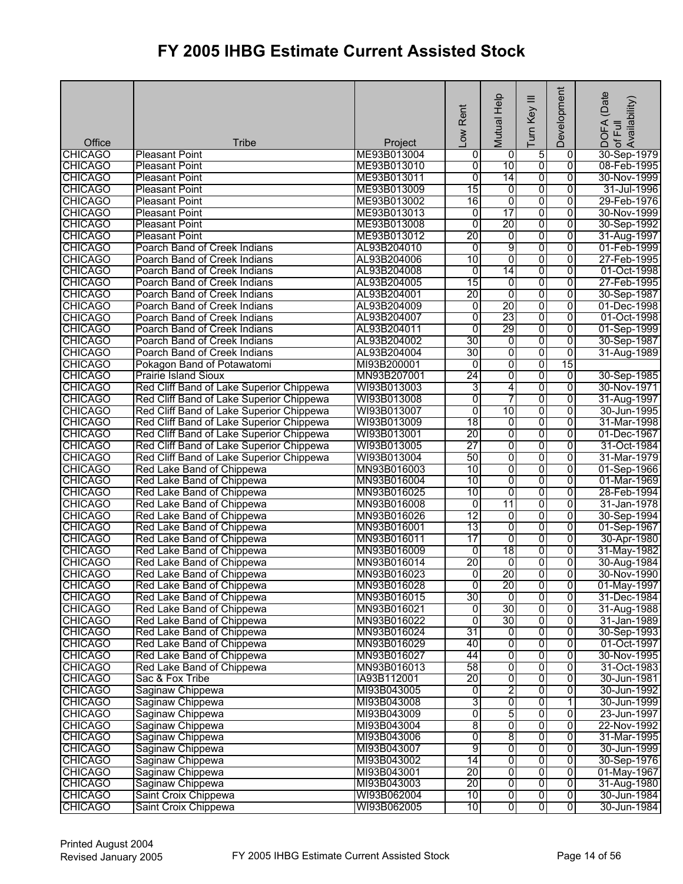# FY 2005 IHBG Estimate Current Assisted Stock

| Office | Tribe | Project | Low Rent | Mutual Help | Turn Key III | Development | DOFA (Date of Full Availability) |
|---|---|---|---|---|---|---|---|
| CHICAGO | Pleasant Point | ME93B013004 | 0 | 0 | 5 | 0 | 30-Sep-1979 |
| CHICAGO | Pleasant Point | ME93B013010 | 0 | 10 | 0 | 0 | 08-Feb-1995 |
| CHICAGO | Pleasant Point | ME93B013011 | 0 | 14 | 0 | 0 | 30-Nov-1999 |
| CHICAGO | Pleasant Point | ME93B013009 | 15 | 0 | 0 | 0 | 31-Jul-1996 |
| CHICAGO | Pleasant Point | ME93B013002 | 16 | 0 | 0 | 0 | 29-Feb-1976 |
| CHICAGO | Pleasant Point | ME93B013013 | 0 | 17 | 0 | 0 | 30-Nov-1999 |
| CHICAGO | Pleasant Point | ME93B013008 | 0 | 20 | 0 | 0 | 30-Sep-1992 |
| CHICAGO | Pleasant Point | ME93B013012 | 20 | 0 | 0 | 0 | 31-Aug-1997 |
| CHICAGO | Poarch Band of Creek Indians | AL93B204010 | 0 | 9 | 0 | 0 | 01-Feb-1999 |
| CHICAGO | Poarch Band of Creek Indians | AL93B204006 | 10 | 0 | 0 | 0 | 27-Feb-1995 |
| CHICAGO | Poarch Band of Creek Indians | AL93B204008 | 0 | 14 | 0 | 0 | 01-Oct-1998 |
| CHICAGO | Poarch Band of Creek Indians | AL93B204005 | 15 | 0 | 0 | 0 | 27-Feb-1995 |
| CHICAGO | Poarch Band of Creek Indians | AL93B204001 | 20 | 0 | 0 | 0 | 30-Sep-1987 |
| CHICAGO | Poarch Band of Creek Indians | AL93B204009 | 0 | 20 | 0 | 0 | 01-Dec-1998 |
| CHICAGO | Poarch Band of Creek Indians | AL93B204007 | 0 | 23 | 0 | 0 | 01-Oct-1998 |
| CHICAGO | Poarch Band of Creek Indians | AL93B204011 | 0 | 29 | 0 | 0 | 01-Sep-1999 |
| CHICAGO | Poarch Band of Creek Indians | AL93B204002 | 30 | 0 | 0 | 0 | 30-Sep-1987 |
| CHICAGO | Poarch Band of Creek Indians | AL93B204004 | 30 | 0 | 0 | 0 | 31-Aug-1989 |
| CHICAGO | Pokagon Band of Potawatomi | MI93B200001 | 0 | 0 | 0 | 15 | |
| CHICAGO | Prairie Island Sioux | MN93B207001 | 24 | 0 | 0 | 0 | 30-Sep-1985 |
| CHICAGO | Red Cliff Band of Lake Superior Chippewa | WI93B013003 | 3 | 4 | 0 | 0 | 30-Nov-1971 |
| CHICAGO | Red Cliff Band of Lake Superior Chippewa | WI93B013008 | 0 | 7 | 0 | 0 | 31-Aug-1997 |
| CHICAGO | Red Cliff Band of Lake Superior Chippewa | WI93B013007 | 0 | 10 | 0 | 0 | 30-Jun-1995 |
| CHICAGO | Red Cliff Band of Lake Superior Chippewa | WI93B013009 | 18 | 0 | 0 | 0 | 31-Mar-1998 |
| CHICAGO | Red Cliff Band of Lake Superior Chippewa | WI93B013001 | 20 | 0 | 0 | 0 | 01-Dec-1967 |
| CHICAGO | Red Cliff Band of Lake Superior Chippewa | WI93B013005 | 27 | 0 | 0 | 0 | 31-Oct-1984 |
| CHICAGO | Red Cliff Band of Lake Superior Chippewa | WI93B013004 | 50 | 0 | 0 | 0 | 31-Mar-1979 |
| CHICAGO | Red Lake Band of Chippewa | MN93B016003 | 10 | 0 | 0 | 0 | 01-Sep-1966 |
| CHICAGO | Red Lake Band of Chippewa | MN93B016004 | 10 | 0 | 0 | 0 | 01-Mar-1969 |
| CHICAGO | Red Lake Band of Chippewa | MN93B016025 | 10 | 0 | 0 | 0 | 28-Feb-1994 |
| CHICAGO | Red Lake Band of Chippewa | MN93B016008 | 0 | 11 | 0 | 0 | 31-Jan-1978 |
| CHICAGO | Red Lake Band of Chippewa | MN93B016026 | 12 | 0 | 0 | 0 | 30-Sep-1994 |
| CHICAGO | Red Lake Band of Chippewa | MN93B016001 | 13 | 0 | 0 | 0 | 01-Sep-1967 |
| CHICAGO | Red Lake Band of Chippewa | MN93B016011 | 17 | 0 | 0 | 0 | 30-Apr-1980 |
| CHICAGO | Red Lake Band of Chippewa | MN93B016009 | 0 | 18 | 0 | 0 | 31-May-1982 |
| CHICAGO | Red Lake Band of Chippewa | MN93B016014 | 20 | 0 | 0 | 0 | 30-Aug-1984 |
| CHICAGO | Red Lake Band of Chippewa | MN93B016023 | 0 | 20 | 0 | 0 | 30-Nov-1990 |
| CHICAGO | Red Lake Band of Chippewa | MN93B016028 | 0 | 20 | 0 | 0 | 01-May-1997 |
| CHICAGO | Red Lake Band of Chippewa | MN93B016015 | 30 | 0 | 0 | 0 | 31-Dec-1984 |
| CHICAGO | Red Lake Band of Chippewa | MN93B016021 | 0 | 30 | 0 | 0 | 31-Aug-1988 |
| CHICAGO | Red Lake Band of Chippewa | MN93B016022 | 0 | 30 | 0 | 0 | 31-Jan-1989 |
| CHICAGO | Red Lake Band of Chippewa | MN93B016024 | 31 | 0 | 0 | 0 | 30-Sep-1993 |
| CHICAGO | Red Lake Band of Chippewa | MN93B016029 | 40 | 0 | 0 | 0 | 01-Oct-1997 |
| CHICAGO | Red Lake Band of Chippewa | MN93B016027 | 44 | 0 | 0 | 0 | 30-Nov-1995 |
| CHICAGO | Red Lake Band of Chippewa | MN93B016013 | 58 | 0 | 0 | 0 | 31-Oct-1983 |
| CHICAGO | Sac & Fox Tribe | IA93B112001 | 20 | 0 | 0 | 0 | 30-Jun-1981 |
| CHICAGO | Saginaw Chippewa | MI93B043005 | 0 | 2 | 0 | 0 | 30-Jun-1992 |
| CHICAGO | Saginaw Chippewa | MI93B043008 | 3 | 0 | 0 | 1 | 30-Jun-1999 |
| CHICAGO | Saginaw Chippewa | MI93B043009 | 0 | 5 | 0 | 0 | 23-Jun-1997 |
| CHICAGO | Saginaw Chippewa | MI93B043004 | 8 | 0 | 0 | 0 | 22-Nov-1992 |
| CHICAGO | Saginaw Chippewa | MI93B043006 | 0 | 8 | 0 | 0 | 31-Mar-1995 |
| CHICAGO | Saginaw Chippewa | MI93B043007 | 9 | 0 | 0 | 0 | 30-Jun-1999 |
| CHICAGO | Saginaw Chippewa | MI93B043002 | 14 | 0 | 0 | 0 | 30-Sep-1976 |
| CHICAGO | Saginaw Chippewa | MI93B043001 | 20 | 0 | 0 | 0 | 01-May-1967 |
| CHICAGO | Saginaw Chippewa | MI93B043003 | 20 | 0 | 0 | 0 | 31-Aug-1980 |
| CHICAGO | Saint Croix Chippewa | WI93B062004 | 10 | 0 | 0 | 0 | 30-Jun-1984 |
| CHICAGO | Saint Croix Chippewa | WI93B062005 | 10 | 0 | 0 | 0 | 30-Jun-1984 |

Printed August 2004
Revised January 2005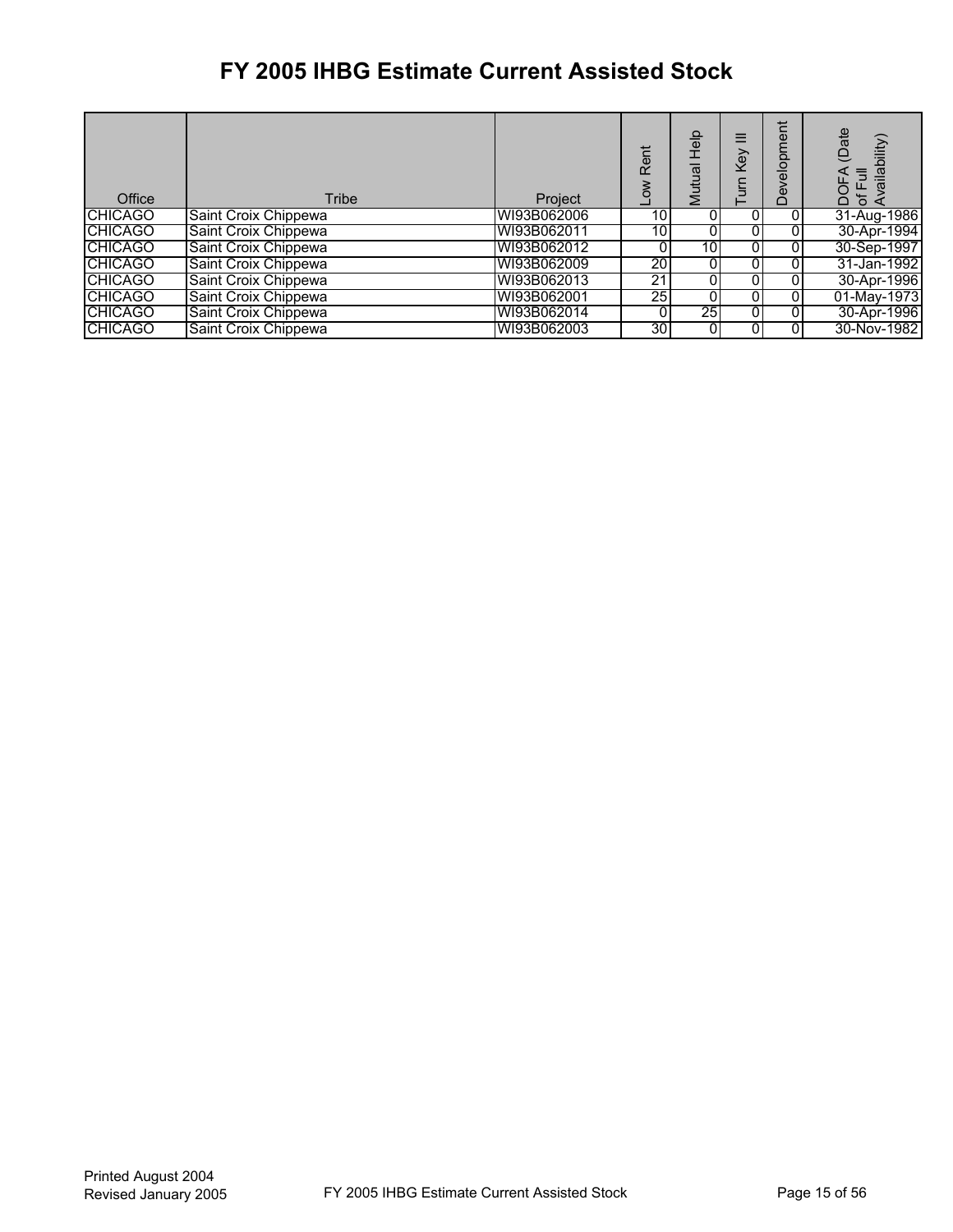# FY 2005 IHBG Estimate Current Assisted Stock

| Office | Tribe | Project | Low Rent | Mutual Help | Turn Key III | Development | DOFA (Date of Full Availability) |
|---|---|---|---|---|---|---|---|
| CHICAGO | Saint Croix Chippewa | WI93B062006 | 10 | 0 | 0 | 0 | 31-Aug-1986 |
| CHICAGO | Saint Croix Chippewa | WI93B062011 | 10 | 0 | 0 | 0 | 30-Apr-1994 |
| CHICAGO | Saint Croix Chippewa | WI93B062012 | 0 | 10 | 0 | 0 | 30-Sep-1997 |
| CHICAGO | Saint Croix Chippewa | WI93B062009 | 20 | 0 | 0 | 0 | 31-Jan-1992 |
| CHICAGO | Saint Croix Chippewa | WI93B062013 | 21 | 0 | 0 | 0 | 30-Apr-1996 |
| CHICAGO | Saint Croix Chippewa | WI93B062001 | 25 | 0 | 0 | 0 | 01-May-1973 |
| CHICAGO | Saint Croix Chippewa | WI93B062014 | 0 | 25 | 0 | 0 | 30-Apr-1996 |
| CHICAGO | Saint Croix Chippewa | WI93B062003 | 30 | 0 | 0 | 0 | 30-Nov-1982 |

Printed August 2004
Revised January 2005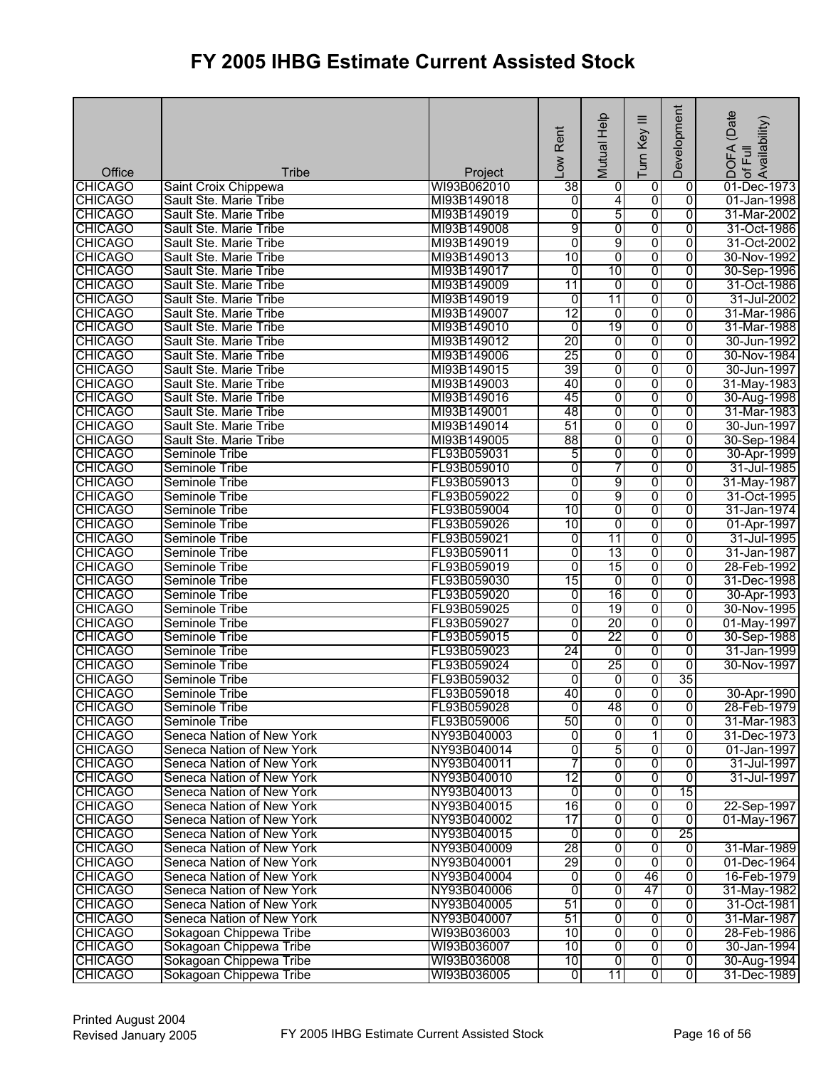# FY 2005 IHBG Estimate Current Assisted Stock

| Office | Tribe | Project | Low Rent | Mutual Help | Turn Key III | Development | DOFA (Date of Full Availability) |
|---|---|---|---|---|---|---|---|
| CHICAGO | Saint Croix Chippewa | WI93B062010 | 38 | 0 | 0 | 0 | 01-Dec-1973 |
| CHICAGO | Sault Ste. Marie Tribe | MI93B149018 | 0 | 4 | 0 | 0 | 01-Jan-1998 |
| CHICAGO | Sault Ste. Marie Tribe | MI93B149019 | 0 | 5 | 0 | 0 | 31-Mar-2002 |
| CHICAGO | Sault Ste. Marie Tribe | MI93B149008 | 9 | 0 | 0 | 0 | 31-Oct-1986 |
| CHICAGO | Sault Ste. Marie Tribe | MI93B149019 | 0 | 9 | 0 | 0 | 31-Oct-2002 |
| CHICAGO | Sault Ste. Marie Tribe | MI93B149013 | 10 | 0 | 0 | 0 | 30-Nov-1992 |
| CHICAGO | Sault Ste. Marie Tribe | MI93B149017 | 0 | 10 | 0 | 0 | 30-Sep-1996 |
| CHICAGO | Sault Ste. Marie Tribe | MI93B149009 | 11 | 0 | 0 | 0 | 31-Oct-1986 |
| CHICAGO | Sault Ste. Marie Tribe | MI93B149019 | 0 | 11 | 0 | 0 | 31-Jul-2002 |
| CHICAGO | Sault Ste. Marie Tribe | MI93B149007 | 12 | 0 | 0 | 0 | 31-Mar-1986 |
| CHICAGO | Sault Ste. Marie Tribe | MI93B149010 | 0 | 19 | 0 | 0 | 31-Mar-1988 |
| CHICAGO | Sault Ste. Marie Tribe | MI93B149012 | 20 | 0 | 0 | 0 | 30-Jun-1992 |
| CHICAGO | Sault Ste. Marie Tribe | MI93B149006 | 25 | 0 | 0 | 0 | 30-Nov-1984 |
| CHICAGO | Sault Ste. Marie Tribe | MI93B149015 | 39 | 0 | 0 | 0 | 30-Jun-1997 |
| CHICAGO | Sault Ste. Marie Tribe | MI93B149003 | 40 | 0 | 0 | 0 | 31-May-1983 |
| CHICAGO | Sault Ste. Marie Tribe | MI93B149016 | 45 | 0 | 0 | 0 | 30-Aug-1998 |
| CHICAGO | Sault Ste. Marie Tribe | MI93B149001 | 48 | 0 | 0 | 0 | 31-Mar-1983 |
| CHICAGO | Sault Ste. Marie Tribe | MI93B149014 | 51 | 0 | 0 | 0 | 30-Jun-1997 |
| CHICAGO | Sault Ste. Marie Tribe | MI93B149005 | 88 | 0 | 0 | 0 | 30-Sep-1984 |
| CHICAGO | Seminole Tribe | FL93B059031 | 5 | 0 | 0 | 0 | 30-Apr-1999 |
| CHICAGO | Seminole Tribe | FL93B059010 | 0 | 7 | 0 | 0 | 31-Jul-1985 |
| CHICAGO | Seminole Tribe | FL93B059013 | 0 | 9 | 0 | 0 | 31-May-1987 |
| CHICAGO | Seminole Tribe | FL93B059022 | 0 | 9 | 0 | 0 | 31-Oct-1995 |
| CHICAGO | Seminole Tribe | FL93B059004 | 10 | 0 | 0 | 0 | 31-Jan-1974 |
| CHICAGO | Seminole Tribe | FL93B059026 | 10 | 0 | 0 | 0 | 01-Apr-1997 |
| CHICAGO | Seminole Tribe | FL93B059021 | 0 | 11 | 0 | 0 | 31-Jul-1995 |
| CHICAGO | Seminole Tribe | FL93B059011 | 0 | 13 | 0 | 0 | 31-Jan-1987 |
| CHICAGO | Seminole Tribe | FL93B059019 | 0 | 15 | 0 | 0 | 28-Feb-1992 |
| CHICAGO | Seminole Tribe | FL93B059030 | 15 | 0 | 0 | 0 | 31-Dec-1998 |
| CHICAGO | Seminole Tribe | FL93B059020 | 0 | 16 | 0 | 0 | 30-Apr-1993 |
| CHICAGO | Seminole Tribe | FL93B059025 | 0 | 19 | 0 | 0 | 30-Nov-1995 |
| CHICAGO | Seminole Tribe | FL93B059027 | 0 | 20 | 0 | 0 | 01-May-1997 |
| CHICAGO | Seminole Tribe | FL93B059015 | 0 | 22 | 0 | 0 | 30-Sep-1988 |
| CHICAGO | Seminole Tribe | FL93B059023 | 24 | 0 | 0 | 0 | 31-Jan-1999 |
| CHICAGO | Seminole Tribe | FL93B059024 | 0 | 25 | 0 | 0 | 30-Nov-1997 |
| CHICAGO | Seminole Tribe | FL93B059032 | 0 | 0 | 0 | 35 | |
| CHICAGO | Seminole Tribe | FL93B059018 | 40 | 0 | 0 | 0 | 30-Apr-1990 |
| CHICAGO | Seminole Tribe | FL93B059028 | 0 | 48 | 0 | 0 | 28-Feb-1979 |
| CHICAGO | Seminole Tribe | FL93B059006 | 50 | 0 | 0 | 0 | 31-Mar-1983 |
| CHICAGO | Seneca Nation of New York | NY93B040003 | 0 | 0 | 1 | 0 | 31-Dec-1973 |
| CHICAGO | Seneca Nation of New York | NY93B040014 | 0 | 5 | 0 | 0 | 01-Jan-1997 |
| CHICAGO | Seneca Nation of New York | NY93B040011 | 7 | 0 | 0 | 0 | 31-Jul-1997 |
| CHICAGO | Seneca Nation of New York | NY93B040010 | 12 | 0 | 0 | 0 | 31-Jul-1997 |
| CHICAGO | Seneca Nation of New York | NY93B040013 | 0 | 0 | 0 | 15 | |
| CHICAGO | Seneca Nation of New York | NY93B040015 | 16 | 0 | 0 | 0 | 22-Sep-1997 |
| CHICAGO | Seneca Nation of New York | NY93B040002 | 17 | 0 | 0 | 0 | 01-May-1967 |
| CHICAGO | Seneca Nation of New York | NY93B040015 | 0 | 0 | 0 | 25 | |
| CHICAGO | Seneca Nation of New York | NY93B040009 | 28 | 0 | 0 | 0 | 31-Mar-1989 |
| CHICAGO | Seneca Nation of New York | NY93B040001 | 29 | 0 | 0 | 0 | 01-Dec-1964 |
| CHICAGO | Seneca Nation of New York | NY93B040004 | 0 | 0 | 46 | 0 | 16-Feb-1979 |
| CHICAGO | Seneca Nation of New York | NY93B040006 | 0 | 0 | 47 | 0 | 31-May-1982 |
| CHICAGO | Seneca Nation of New York | NY93B040005 | 51 | 0 | 0 | 0 | 31-Oct-1981 |
| CHICAGO | Seneca Nation of New York | NY93B040007 | 51 | 0 | 0 | 0 | 31-Mar-1987 |
| CHICAGO | Sokagoan Chippewa Tribe | WI93B036003 | 10 | 0 | 0 | 0 | 28-Feb-1986 |
| CHICAGO | Sokagoan Chippewa Tribe | WI93B036007 | 10 | 0 | 0 | 0 | 30-Jan-1994 |
| CHICAGO | Sokagoan Chippewa Tribe | WI93B036008 | 10 | 0 | 0 | 0 | 30-Aug-1994 |
| CHICAGO | Sokagoan Chippewa Tribe | WI93B036005 | 0 | 11 | 0 | 0 | 31-Dec-1989 |

Printed August 2004
Revised January 2005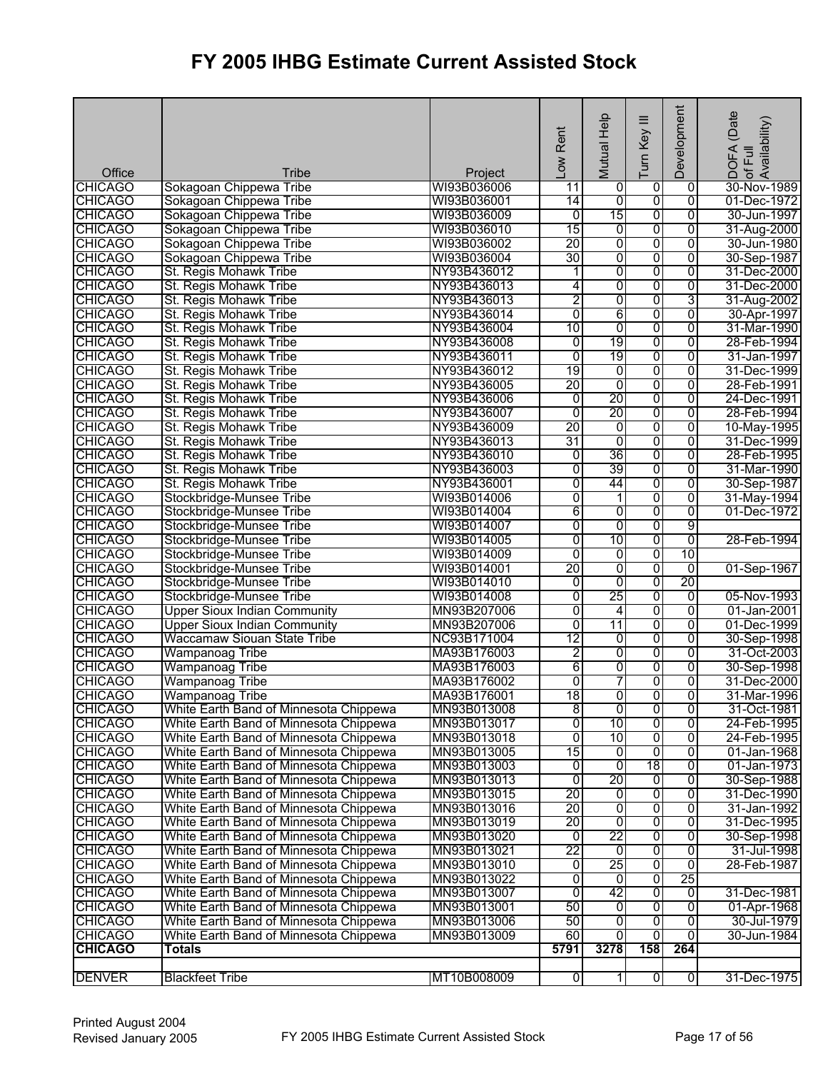# FY 2005 IHBG Estimate Current Assisted Stock

| Office | Tribe | Project | Low Rent | Mutual Help | Turn Key III | Development | DOFA (Date of Full Availability) |
|---|---|---|---|---|---|---|---|
| CHICAGO | Sokagoan Chippewa Tribe | WI93B036006 | 11 | 0 | 0 | 0 | 30-Nov-1989 |
| CHICAGO | Sokagoan Chippewa Tribe | WI93B036001 | 14 | 0 | 0 | 0 | 01-Dec-1972 |
| CHICAGO | Sokagoan Chippewa Tribe | WI93B036009 | 0 | 15 | 0 | 0 | 30-Jun-1997 |
| CHICAGO | Sokagoan Chippewa Tribe | WI93B036010 | 15 | 0 | 0 | 0 | 31-Aug-2000 |
| CHICAGO | Sokagoan Chippewa Tribe | WI93B036002 | 20 | 0 | 0 | 0 | 30-Jun-1980 |
| CHICAGO | Sokagoan Chippewa Tribe | WI93B036004 | 30 | 0 | 0 | 0 | 30-Sep-1987 |
| CHICAGO | St. Regis Mohawk Tribe | NY93B436012 | 1 | 0 | 0 | 0 | 31-Dec-2000 |
| CHICAGO | St. Regis Mohawk Tribe | NY93B436013 | 4 | 0 | 0 | 0 | 31-Dec-2000 |
| CHICAGO | St. Regis Mohawk Tribe | NY93B436013 | 2 | 0 | 0 | 3 | 31-Aug-2002 |
| CHICAGO | St. Regis Mohawk Tribe | NY93B436014 | 0 | 6 | 0 | 0 | 30-Apr-1997 |
| CHICAGO | St. Regis Mohawk Tribe | NY93B436004 | 10 | 0 | 0 | 0 | 31-Mar-1990 |
| CHICAGO | St. Regis Mohawk Tribe | NY93B436008 | 0 | 19 | 0 | 0 | 28-Feb-1994 |
| CHICAGO | St. Regis Mohawk Tribe | NY93B436011 | 0 | 19 | 0 | 0 | 31-Jan-1997 |
| CHICAGO | St. Regis Mohawk Tribe | NY93B436012 | 19 | 0 | 0 | 0 | 31-Dec-1999 |
| CHICAGO | St. Regis Mohawk Tribe | NY93B436005 | 20 | 0 | 0 | 0 | 28-Feb-1991 |
| CHICAGO | St. Regis Mohawk Tribe | NY93B436006 | 0 | 20 | 0 | 0 | 24-Dec-1991 |
| CHICAGO | St. Regis Mohawk Tribe | NY93B436007 | 0 | 20 | 0 | 0 | 28-Feb-1994 |
| CHICAGO | St. Regis Mohawk Tribe | NY93B436009 | 20 | 0 | 0 | 0 | 10-May-1995 |
| CHICAGO | St. Regis Mohawk Tribe | NY93B436013 | 31 | 0 | 0 | 0 | 31-Dec-1999 |
| CHICAGO | St. Regis Mohawk Tribe | NY93B436010 | 0 | 36 | 0 | 0 | 28-Feb-1995 |
| CHICAGO | St. Regis Mohawk Tribe | NY93B436003 | 0 | 39 | 0 | 0 | 31-Mar-1990 |
| CHICAGO | St. Regis Mohawk Tribe | NY93B436001 | 0 | 44 | 0 | 0 | 30-Sep-1987 |
| CHICAGO | Stockbridge-Munsee Tribe | WI93B014006 | 0 | 1 | 0 | 0 | 31-May-1994 |
| CHICAGO | Stockbridge-Munsee Tribe | WI93B014004 | 6 | 0 | 0 | 0 | 01-Dec-1972 |
| CHICAGO | Stockbridge-Munsee Tribe | WI93B014007 | 0 | 0 | 0 | 9 | |
| CHICAGO | Stockbridge-Munsee Tribe | WI93B014005 | 0 | 10 | 0 | 0 | 28-Feb-1994 |
| CHICAGO | Stockbridge-Munsee Tribe | WI93B014009 | 0 | 0 | 0 | 10 | |
| CHICAGO | Stockbridge-Munsee Tribe | WI93B014001 | 20 | 0 | 0 | 0 | 01-Sep-1967 |
| CHICAGO | Stockbridge-Munsee Tribe | WI93B014010 | 0 | 0 | 0 | 20 | |
| CHICAGO | Stockbridge-Munsee Tribe | WI93B014008 | 0 | 25 | 0 | 0 | 05-Nov-1993 |
| CHICAGO | Upper Sioux Indian Community | MN93B207006 | 0 | 4 | 0 | 0 | 01-Jan-2001 |
| CHICAGO | Upper Sioux Indian Community | MN93B207006 | 0 | 11 | 0 | 0 | 01-Dec-1999 |
| CHICAGO | Waccamaw Siouan State Tribe | NC93B171004 | 12 | 0 | 0 | 0 | 30-Sep-1998 |
| CHICAGO | Wampanoag Tribe | MA93B176003 | 2 | 0 | 0 | 0 | 31-Oct-2003 |
| CHICAGO | Wampanoag Tribe | MA93B176003 | 6 | 0 | 0 | 0 | 30-Sep-1998 |
| CHICAGO | Wampanoag Tribe | MA93B176002 | 0 | 7 | 0 | 0 | 31-Dec-2000 |
| CHICAGO | Wampanoag Tribe | MA93B176001 | 18 | 0 | 0 | 0 | 31-Mar-1996 |
| CHICAGO | White Earth Band of Minnesota Chippewa | MN93B013008 | 8 | 0 | 0 | 0 | 31-Oct-1981 |
| CHICAGO | White Earth Band of Minnesota Chippewa | MN93B013017 | 0 | 10 | 0 | 0 | 24-Feb-1995 |
| CHICAGO | White Earth Band of Minnesota Chippewa | MN93B013018 | 0 | 10 | 0 | 0 | 24-Feb-1995 |
| CHICAGO | White Earth Band of Minnesota Chippewa | MN93B013005 | 15 | 0 | 0 | 0 | 01-Jan-1968 |
| CHICAGO | White Earth Band of Minnesota Chippewa | MN93B013003 | 0 | 0 | 18 | 0 | 01-Jan-1973 |
| CHICAGO | White Earth Band of Minnesota Chippewa | MN93B013013 | 0 | 20 | 0 | 0 | 30-Sep-1988 |
| CHICAGO | White Earth Band of Minnesota Chippewa | MN93B013015 | 20 | 0 | 0 | 0 | 31-Dec-1990 |
| CHICAGO | White Earth Band of Minnesota Chippewa | MN93B013016 | 20 | 0 | 0 | 0 | 31-Jan-1992 |
| CHICAGO | White Earth Band of Minnesota Chippewa | MN93B013019 | 20 | 0 | 0 | 0 | 31-Dec-1995 |
| CHICAGO | White Earth Band of Minnesota Chippewa | MN93B013020 | 0 | 22 | 0 | 0 | 30-Sep-1998 |
| CHICAGO | White Earth Band of Minnesota Chippewa | MN93B013021 | 22 | 0 | 0 | 0 | 31-Jul-1998 |
| CHICAGO | White Earth Band of Minnesota Chippewa | MN93B013010 | 0 | 25 | 0 | 0 | 28-Feb-1987 |
| CHICAGO | White Earth Band of Minnesota Chippewa | MN93B013022 | 0 | 0 | 0 | 25 | |
| CHICAGO | White Earth Band of Minnesota Chippewa | MN93B013007 | 0 | 42 | 0 | 0 | 31-Dec-1981 |
| CHICAGO | White Earth Band of Minnesota Chippewa | MN93B013001 | 50 | 0 | 0 | 0 | 01-Apr-1968 |
| CHICAGO | White Earth Band of Minnesota Chippewa | MN93B013006 | 50 | 0 | 0 | 0 | 30-Jul-1979 |
| CHICAGO | White Earth Band of Minnesota Chippewa | MN93B013009 | 60 | 0 | 0 | 0 | 30-Jun-1984 |
| **CHICAGO** | **Totals** | | **5791** | **3278** | **158** | **264** | |
| | | | | | | | |
| DENVER | Blackfeet Tribe | MT10B008009 | 0 | 1 | 0 | 0 | 31-Dec-1975 |

Printed August 2004
Revised January 2005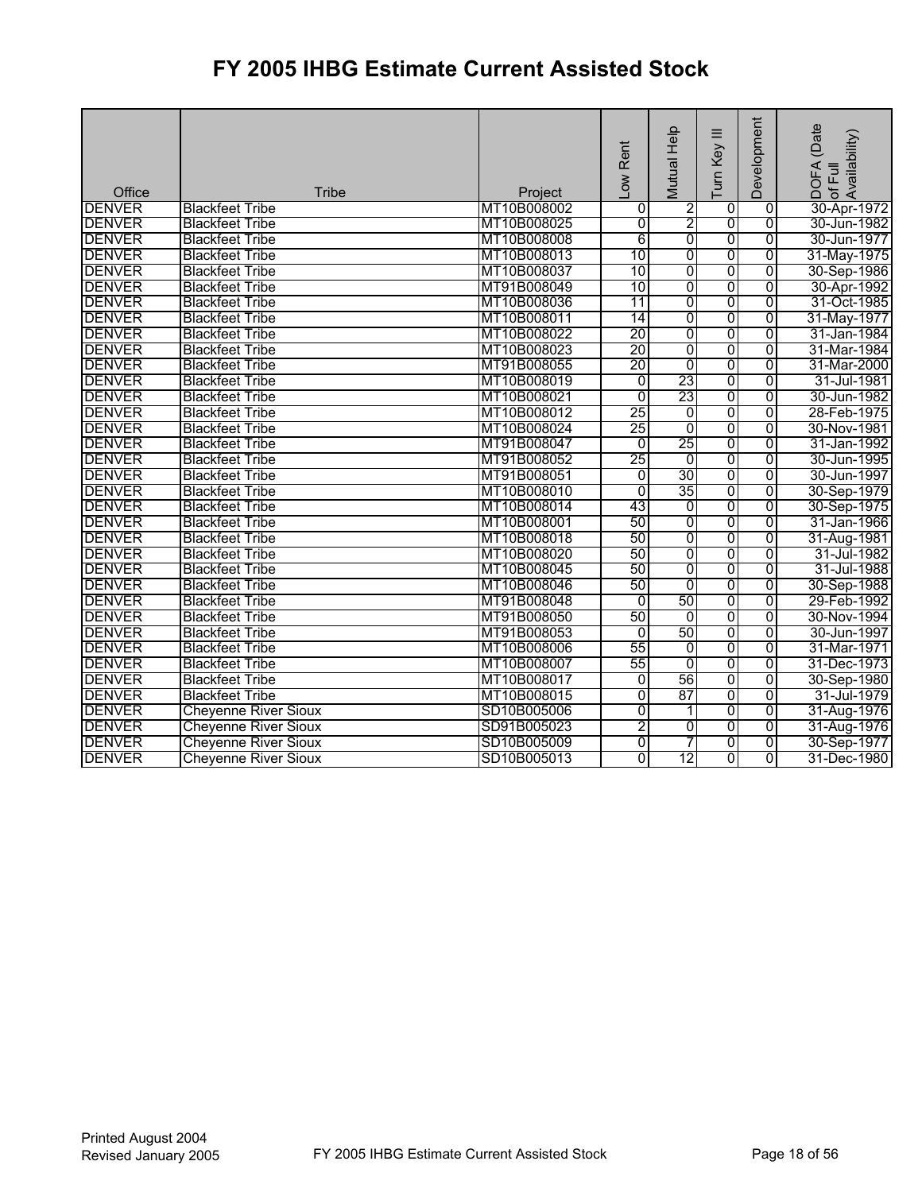# FY 2005 IHBG Estimate Current Assisted Stock

| Office | Tribe | Project | Low Rent | Mutual Help | Turn Key III | Development | DOFA (Date of Full Availability) |
|---|---|---|---|---|---|---|---|
| DENVER | Blackfeet Tribe | MT10B008002 | 0 | 2 | 0 | 0 | 30-Apr-1972 |
| DENVER | Blackfeet Tribe | MT10B008025 | 0 | 2 | 0 | 0 | 30-Jun-1982 |
| DENVER | Blackfeet Tribe | MT10B008008 | 6 | 0 | 0 | 0 | 30-Jun-1977 |
| DENVER | Blackfeet Tribe | MT10B008013 | 10 | 0 | 0 | 0 | 31-May-1975 |
| DENVER | Blackfeet Tribe | MT10B008037 | 10 | 0 | 0 | 0 | 30-Sep-1986 |
| DENVER | Blackfeet Tribe | MT91B008049 | 10 | 0 | 0 | 0 | 30-Apr-1992 |
| DENVER | Blackfeet Tribe | MT10B008036 | 11 | 0 | 0 | 0 | 31-Oct-1985 |
| DENVER | Blackfeet Tribe | MT10B008011 | 14 | 0 | 0 | 0 | 31-May-1977 |
| DENVER | Blackfeet Tribe | MT10B008022 | 20 | 0 | 0 | 0 | 31-Jan-1984 |
| DENVER | Blackfeet Tribe | MT10B008023 | 20 | 0 | 0 | 0 | 31-Mar-1984 |
| DENVER | Blackfeet Tribe | MT91B008055 | 20 | 0 | 0 | 0 | 31-Mar-2000 |
| DENVER | Blackfeet Tribe | MT10B008019 | 0 | 23 | 0 | 0 | 31-Jul-1981 |
| DENVER | Blackfeet Tribe | MT10B008021 | 0 | 23 | 0 | 0 | 30-Jun-1982 |
| DENVER | Blackfeet Tribe | MT10B008012 | 25 | 0 | 0 | 0 | 28-Feb-1975 |
| DENVER | Blackfeet Tribe | MT10B008024 | 25 | 0 | 0 | 0 | 30-Nov-1981 |
| DENVER | Blackfeet Tribe | MT91B008047 | 0 | 25 | 0 | 0 | 31-Jan-1992 |
| DENVER | Blackfeet Tribe | MT91B008052 | 25 | 0 | 0 | 0 | 30-Jun-1995 |
| DENVER | Blackfeet Tribe | MT91B008051 | 0 | 30 | 0 | 0 | 30-Jun-1997 |
| DENVER | Blackfeet Tribe | MT10B008010 | 0 | 35 | 0 | 0 | 30-Sep-1979 |
| DENVER | Blackfeet Tribe | MT10B008014 | 43 | 0 | 0 | 0 | 30-Sep-1975 |
| DENVER | Blackfeet Tribe | MT10B008001 | 50 | 0 | 0 | 0 | 31-Jan-1966 |
| DENVER | Blackfeet Tribe | MT10B008018 | 50 | 0 | 0 | 0 | 31-Aug-1981 |
| DENVER | Blackfeet Tribe | MT10B008020 | 50 | 0 | 0 | 0 | 31-Jul-1982 |
| DENVER | Blackfeet Tribe | MT10B008045 | 50 | 0 | 0 | 0 | 31-Jul-1988 |
| DENVER | Blackfeet Tribe | MT10B008046 | 50 | 0 | 0 | 0 | 30-Sep-1988 |
| DENVER | Blackfeet Tribe | MT91B008048 | 0 | 50 | 0 | 0 | 29-Feb-1992 |
| DENVER | Blackfeet Tribe | MT91B008050 | 50 | 0 | 0 | 0 | 30-Nov-1994 |
| DENVER | Blackfeet Tribe | MT91B008053 | 0 | 50 | 0 | 0 | 30-Jun-1997 |
| DENVER | Blackfeet Tribe | MT10B008006 | 55 | 0 | 0 | 0 | 31-Mar-1971 |
| DENVER | Blackfeet Tribe | MT10B008007 | 55 | 0 | 0 | 0 | 31-Dec-1973 |
| DENVER | Blackfeet Tribe | MT10B008017 | 0 | 56 | 0 | 0 | 30-Sep-1980 |
| DENVER | Blackfeet Tribe | MT10B008015 | 0 | 87 | 0 | 0 | 31-Jul-1979 |
| DENVER | Cheyenne River Sioux | SD10B005006 | 0 | 1 | 0 | 0 | 31-Aug-1976 |
| DENVER | Cheyenne River Sioux | SD91B005023 | 2 | 0 | 0 | 0 | 31-Aug-1976 |
| DENVER | Cheyenne River Sioux | SD10B005009 | 0 | 7 | 0 | 0 | 30-Sep-1977 |
| DENVER | Cheyenne River Sioux | SD10B005013 | 0 | 12 | 0 | 0 | 31-Dec-1980 |

Printed August 2004
Revised January 2005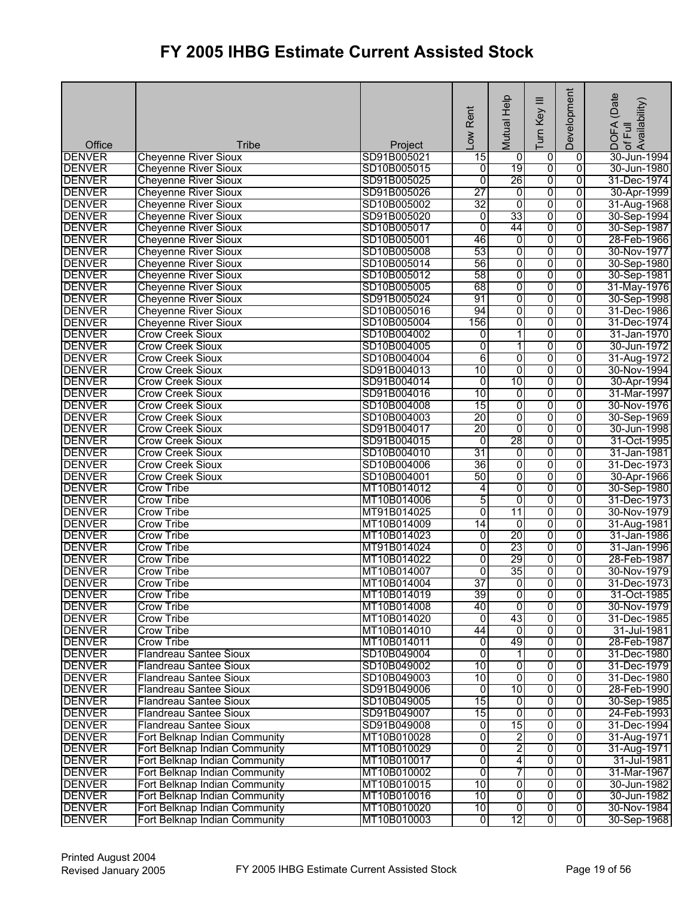# FY 2005 IHBG Estimate Current Assisted Stock

| Office | Tribe | Project | Low Rent | Mutual Help | Turn Key III | Development | DOFA (Date of Full Availability) |
|---|---|---|---|---|---|---|---|
| DENVER | Cheyenne River Sioux | SD91B005021 | 15 | 0 | 0 | 0 | 30-Jun-1994 |
| DENVER | Cheyenne River Sioux | SD10B005015 | 0 | 19 | 0 | 0 | 30-Jun-1980 |
| DENVER | Cheyenne River Sioux | SD91B005025 | 0 | 26 | 0 | 0 | 31-Dec-1974 |
| DENVER | Cheyenne River Sioux | SD91B005026 | 27 | 0 | 0 | 0 | 30-Apr-1999 |
| DENVER | Cheyenne River Sioux | SD10B005002 | 32 | 0 | 0 | 0 | 31-Aug-1968 |
| DENVER | Cheyenne River Sioux | SD91B005020 | 0 | 33 | 0 | 0 | 30-Sep-1994 |
| DENVER | Cheyenne River Sioux | SD10B005017 | 0 | 44 | 0 | 0 | 30-Sep-1987 |
| DENVER | Cheyenne River Sioux | SD10B005001 | 46 | 0 | 0 | 0 | 28-Feb-1966 |
| DENVER | Cheyenne River Sioux | SD10B005008 | 53 | 0 | 0 | 0 | 30-Nov-1977 |
| DENVER | Cheyenne River Sioux | SD10B005014 | 56 | 0 | 0 | 0 | 30-Sep-1980 |
| DENVER | Cheyenne River Sioux | SD10B005012 | 58 | 0 | 0 | 0 | 30-Sep-1981 |
| DENVER | Cheyenne River Sioux | SD10B005005 | 68 | 0 | 0 | 0 | 31-May-1976 |
| DENVER | Cheyenne River Sioux | SD91B005024 | 91 | 0 | 0 | 0 | 30-Sep-1998 |
| DENVER | Cheyenne River Sioux | SD10B005016 | 94 | 0 | 0 | 0 | 31-Dec-1986 |
| DENVER | Cheyenne River Sioux | SD10B005004 | 156 | 0 | 0 | 0 | 31-Dec-1974 |
| DENVER | Crow Creek Sioux | SD10B004002 | 0 | 1 | 0 | 0 | 31-Jan-1970 |
| DENVER | Crow Creek Sioux | SD10B004005 | 0 | 1 | 0 | 0 | 30-Jun-1972 |
| DENVER | Crow Creek Sioux | SD10B004004 | 6 | 0 | 0 | 0 | 31-Aug-1972 |
| DENVER | Crow Creek Sioux | SD91B004013 | 10 | 0 | 0 | 0 | 30-Nov-1994 |
| DENVER | Crow Creek Sioux | SD91B004014 | 0 | 10 | 0 | 0 | 30-Apr-1994 |
| DENVER | Crow Creek Sioux | SD91B004016 | 10 | 0 | 0 | 0 | 31-Mar-1997 |
| DENVER | Crow Creek Sioux | SD10B004008 | 15 | 0 | 0 | 0 | 30-Nov-1976 |
| DENVER | Crow Creek Sioux | SD10B004003 | 20 | 0 | 0 | 0 | 30-Sep-1969 |
| DENVER | Crow Creek Sioux | SD91B004017 | 20 | 0 | 0 | 0 | 30-Jun-1998 |
| DENVER | Crow Creek Sioux | SD91B004015 | 0 | 28 | 0 | 0 | 31-Oct-1995 |
| DENVER | Crow Creek Sioux | SD10B004010 | 31 | 0 | 0 | 0 | 31-Jan-1981 |
| DENVER | Crow Creek Sioux | SD10B004006 | 36 | 0 | 0 | 0 | 31-Dec-1973 |
| DENVER | Crow Creek Sioux | SD10B004001 | 50 | 0 | 0 | 0 | 30-Apr-1966 |
| DENVER | Crow Tribe | MT10B014012 | 4 | 0 | 0 | 0 | 30-Sep-1980 |
| DENVER | Crow Tribe | MT10B014006 | 5 | 0 | 0 | 0 | 31-Dec-1973 |
| DENVER | Crow Tribe | MT91B014025 | 0 | 11 | 0 | 0 | 30-Nov-1979 |
| DENVER | Crow Tribe | MT10B014009 | 14 | 0 | 0 | 0 | 31-Aug-1981 |
| DENVER | Crow Tribe | MT10B014023 | 0 | 20 | 0 | 0 | 31-Jan-1986 |
| DENVER | Crow Tribe | MT91B014024 | 0 | 23 | 0 | 0 | 31-Jan-1996 |
| DENVER | Crow Tribe | MT10B014022 | 0 | 29 | 0 | 0 | 28-Feb-1987 |
| DENVER | Crow Tribe | MT10B014007 | 0 | 35 | 0 | 0 | 30-Nov-1979 |
| DENVER | Crow Tribe | MT10B014004 | 37 | 0 | 0 | 0 | 31-Dec-1973 |
| DENVER | Crow Tribe | MT10B014019 | 39 | 0 | 0 | 0 | 31-Oct-1985 |
| DENVER | Crow Tribe | MT10B014008 | 40 | 0 | 0 | 0 | 30-Nov-1979 |
| DENVER | Crow Tribe | MT10B014020 | 0 | 43 | 0 | 0 | 31-Dec-1985 |
| DENVER | Crow Tribe | MT10B014010 | 44 | 0 | 0 | 0 | 31-Jul-1981 |
| DENVER | Crow Tribe | MT10B014011 | 0 | 49 | 0 | 0 | 28-Feb-1987 |
| DENVER | Flandreau Santee Sioux | SD10B049004 | 0 | 1 | 0 | 0 | 31-Dec-1980 |
| DENVER | Flandreau Santee Sioux | SD10B049002 | 10 | 0 | 0 | 0 | 31-Dec-1979 |
| DENVER | Flandreau Santee Sioux | SD10B049003 | 10 | 0 | 0 | 0 | 31-Dec-1980 |
| DENVER | Flandreau Santee Sioux | SD91B049006 | 0 | 10 | 0 | 0 | 28-Feb-1990 |
| DENVER | Flandreau Santee Sioux | SD10B049005 | 15 | 0 | 0 | 0 | 30-Sep-1985 |
| DENVER | Flandreau Santee Sioux | SD91B049007 | 15 | 0 | 0 | 0 | 24-Feb-1993 |
| DENVER | Flandreau Santee Sioux | SD91B049008 | 0 | 15 | 0 | 0 | 31-Dec-1994 |
| DENVER | Fort Belknap Indian Community | MT10B010028 | 0 | 2 | 0 | 0 | 31-Aug-1971 |
| DENVER | Fort Belknap Indian Community | MT10B010029 | 0 | 2 | 0 | 0 | 31-Aug-1971 |
| DENVER | Fort Belknap Indian Community | MT10B010017 | 0 | 4 | 0 | 0 | 31-Jul-1981 |
| DENVER | Fort Belknap Indian Community | MT10B010002 | 0 | 7 | 0 | 0 | 31-Mar-1967 |
| DENVER | Fort Belknap Indian Community | MT10B010015 | 10 | 0 | 0 | 0 | 30-Jun-1982 |
| DENVER | Fort Belknap Indian Community | MT10B010016 | 10 | 0 | 0 | 0 | 30-Jun-1982 |
| DENVER | Fort Belknap Indian Community | MT10B010020 | 10 | 0 | 0 | 0 | 30-Nov-1984 |
| DENVER | Fort Belknap Indian Community | MT10B010003 | 0 | 12 | 0 | 0 | 30-Sep-1968 |

Printed August 2004
Revised January 2005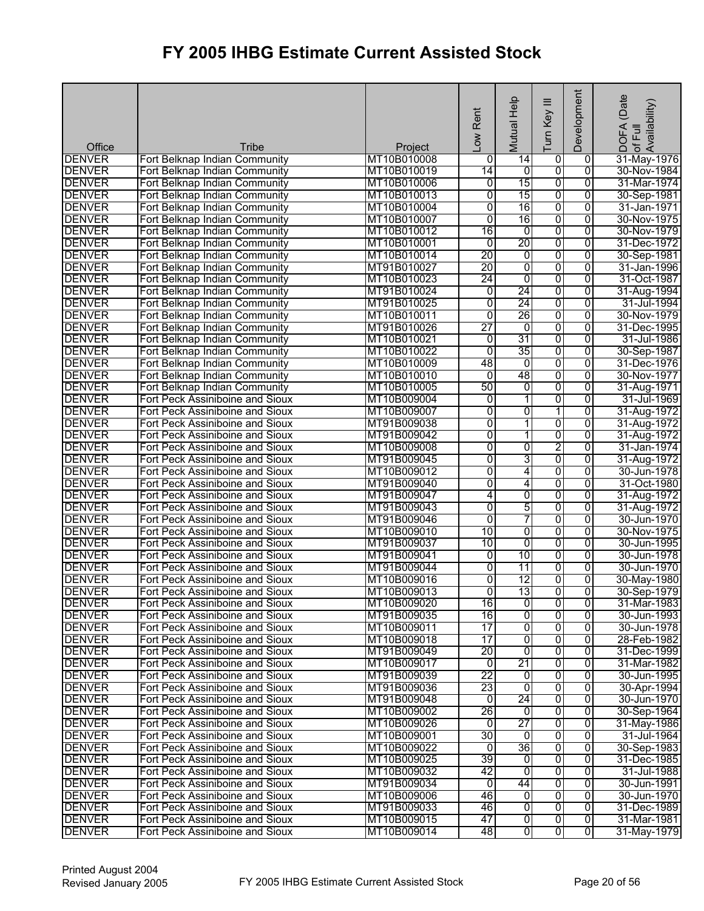# FY 2005 IHBG Estimate Current Assisted Stock

| Office | Tribe | Project | Low Rent | Mutual Help | Turn Key III | Development | DOFA (Date of Full Availability) |
|---|---|---|---|---|---|---|---|
| DENVER | Fort Belknap Indian Community | MT10B010008 | 0 | 14 | 0 | 0 | 31-May-1976 |
| DENVER | Fort Belknap Indian Community | MT10B010019 | 14 | 0 | 0 | 0 | 30-Nov-1984 |
| DENVER | Fort Belknap Indian Community | MT10B010006 | 0 | 15 | 0 | 0 | 31-Mar-1974 |
| DENVER | Fort Belknap Indian Community | MT10B010013 | 0 | 15 | 0 | 0 | 30-Sep-1981 |
| DENVER | Fort Belknap Indian Community | MT10B010004 | 0 | 16 | 0 | 0 | 31-Jan-1971 |
| DENVER | Fort Belknap Indian Community | MT10B010007 | 0 | 16 | 0 | 0 | 30-Nov-1975 |
| DENVER | Fort Belknap Indian Community | MT10B010012 | 16 | 0 | 0 | 0 | 30-Nov-1979 |
| DENVER | Fort Belknap Indian Community | MT10B010001 | 0 | 20 | 0 | 0 | 31-Dec-1972 |
| DENVER | Fort Belknap Indian Community | MT10B010014 | 20 | 0 | 0 | 0 | 30-Sep-1981 |
| DENVER | Fort Belknap Indian Community | MT91B010027 | 20 | 0 | 0 | 0 | 31-Jan-1996 |
| DENVER | Fort Belknap Indian Community | MT10B010023 | 24 | 0 | 0 | 0 | 31-Oct-1987 |
| DENVER | Fort Belknap Indian Community | MT91B010024 | 0 | 24 | 0 | 0 | 31-Aug-1994 |
| DENVER | Fort Belknap Indian Community | MT91B010025 | 0 | 24 | 0 | 0 | 31-Jul-1994 |
| DENVER | Fort Belknap Indian Community | MT10B010011 | 0 | 26 | 0 | 0 | 30-Nov-1979 |
| DENVER | Fort Belknap Indian Community | MT91B010026 | 27 | 0 | 0 | 0 | 31-Dec-1995 |
| DENVER | Fort Belknap Indian Community | MT10B010021 | 0 | 31 | 0 | 0 | 31-Jul-1986 |
| DENVER | Fort Belknap Indian Community | MT10B010022 | 0 | 35 | 0 | 0 | 30-Sep-1987 |
| DENVER | Fort Belknap Indian Community | MT10B010009 | 48 | 0 | 0 | 0 | 31-Dec-1976 |
| DENVER | Fort Belknap Indian Community | MT10B010010 | 0 | 48 | 0 | 0 | 30-Nov-1977 |
| DENVER | Fort Belknap Indian Community | MT10B010005 | 50 | 0 | 0 | 0 | 31-Aug-1971 |
| DENVER | Fort Peck Assiniboine and Sioux | MT10B009004 | 0 | 1 | 0 | 0 | 31-Jul-1969 |
| DENVER | Fort Peck Assiniboine and Sioux | MT10B009007 | 0 | 0 | 1 | 0 | 31-Aug-1972 |
| DENVER | Fort Peck Assiniboine and Sioux | MT91B009038 | 0 | 1 | 0 | 0 | 31-Aug-1972 |
| DENVER | Fort Peck Assiniboine and Sioux | MT91B009042 | 0 | 1 | 0 | 0 | 31-Aug-1972 |
| DENVER | Fort Peck Assiniboine and Sioux | MT10B009008 | 0 | 0 | 2 | 0 | 31-Jan-1974 |
| DENVER | Fort Peck Assiniboine and Sioux | MT91B009045 | 0 | 3 | 0 | 0 | 31-Aug-1972 |
| DENVER | Fort Peck Assiniboine and Sioux | MT10B009012 | 0 | 4 | 0 | 0 | 30-Jun-1978 |
| DENVER | Fort Peck Assiniboine and Sioux | MT91B009040 | 0 | 4 | 0 | 0 | 31-Oct-1980 |
| DENVER | Fort Peck Assiniboine and Sioux | MT91B009047 | 4 | 0 | 0 | 0 | 31-Aug-1972 |
| DENVER | Fort Peck Assiniboine and Sioux | MT91B009043 | 0 | 5 | 0 | 0 | 31-Aug-1972 |
| DENVER | Fort Peck Assiniboine and Sioux | MT91B009046 | 0 | 7 | 0 | 0 | 30-Jun-1970 |
| DENVER | Fort Peck Assiniboine and Sioux | MT10B009010 | 10 | 0 | 0 | 0 | 30-Nov-1975 |
| DENVER | Fort Peck Assiniboine and Sioux | MT91B009037 | 10 | 0 | 0 | 0 | 30-Jun-1995 |
| DENVER | Fort Peck Assiniboine and Sioux | MT91B009041 | 0 | 10 | 0 | 0 | 30-Jun-1978 |
| DENVER | Fort Peck Assiniboine and Sioux | MT91B009044 | 0 | 11 | 0 | 0 | 30-Jun-1970 |
| DENVER | Fort Peck Assiniboine and Sioux | MT10B009016 | 0 | 12 | 0 | 0 | 30-May-1980 |
| DENVER | Fort Peck Assiniboine and Sioux | MT10B009013 | 0 | 13 | 0 | 0 | 30-Sep-1979 |
| DENVER | Fort Peck Assiniboine and Sioux | MT10B009020 | 16 | 0 | 0 | 0 | 31-Mar-1983 |
| DENVER | Fort Peck Assiniboine and Sioux | MT91B009035 | 16 | 0 | 0 | 0 | 30-Jun-1993 |
| DENVER | Fort Peck Assiniboine and Sioux | MT10B009011 | 17 | 0 | 0 | 0 | 30-Jun-1978 |
| DENVER | Fort Peck Assiniboine and Sioux | MT10B009018 | 17 | 0 | 0 | 0 | 28-Feb-1982 |
| DENVER | Fort Peck Assiniboine and Sioux | MT91B009049 | 20 | 0 | 0 | 0 | 31-Dec-1999 |
| DENVER | Fort Peck Assiniboine and Sioux | MT10B009017 | 0 | 21 | 0 | 0 | 31-Mar-1982 |
| DENVER | Fort Peck Assiniboine and Sioux | MT91B009039 | 22 | 0 | 0 | 0 | 30-Jun-1995 |
| DENVER | Fort Peck Assiniboine and Sioux | MT91B009036 | 23 | 0 | 0 | 0 | 30-Apr-1994 |
| DENVER | Fort Peck Assiniboine and Sioux | MT91B009048 | 0 | 24 | 0 | 0 | 30-Jun-1970 |
| DENVER | Fort Peck Assiniboine and Sioux | MT10B009002 | 26 | 0 | 0 | 0 | 30-Sep-1964 |
| DENVER | Fort Peck Assiniboine and Sioux | MT10B009026 | 0 | 27 | 0 | 0 | 31-May-1986 |
| DENVER | Fort Peck Assiniboine and Sioux | MT10B009001 | 30 | 0 | 0 | 0 | 31-Jul-1964 |
| DENVER | Fort Peck Assiniboine and Sioux | MT10B009022 | 0 | 36 | 0 | 0 | 30-Sep-1983 |
| DENVER | Fort Peck Assiniboine and Sioux | MT10B009025 | 39 | 0 | 0 | 0 | 31-Dec-1985 |
| DENVER | Fort Peck Assiniboine and Sioux | MT10B009032 | 42 | 0 | 0 | 0 | 31-Jul-1988 |
| DENVER | Fort Peck Assiniboine and Sioux | MT91B009034 | 0 | 44 | 0 | 0 | 30-Jun-1991 |
| DENVER | Fort Peck Assiniboine and Sioux | MT10B009006 | 46 | 0 | 0 | 0 | 30-Jun-1970 |
| DENVER | Fort Peck Assiniboine and Sioux | MT91B009033 | 46 | 0 | 0 | 0 | 31-Dec-1989 |
| DENVER | Fort Peck Assiniboine and Sioux | MT10B009015 | 47 | 0 | 0 | 0 | 31-Mar-1981 |
| DENVER | Fort Peck Assiniboine and Sioux | MT10B009014 | 48 | 0 | 0 | 0 | 31-May-1979 |

Printed August 2004
Revised January 2005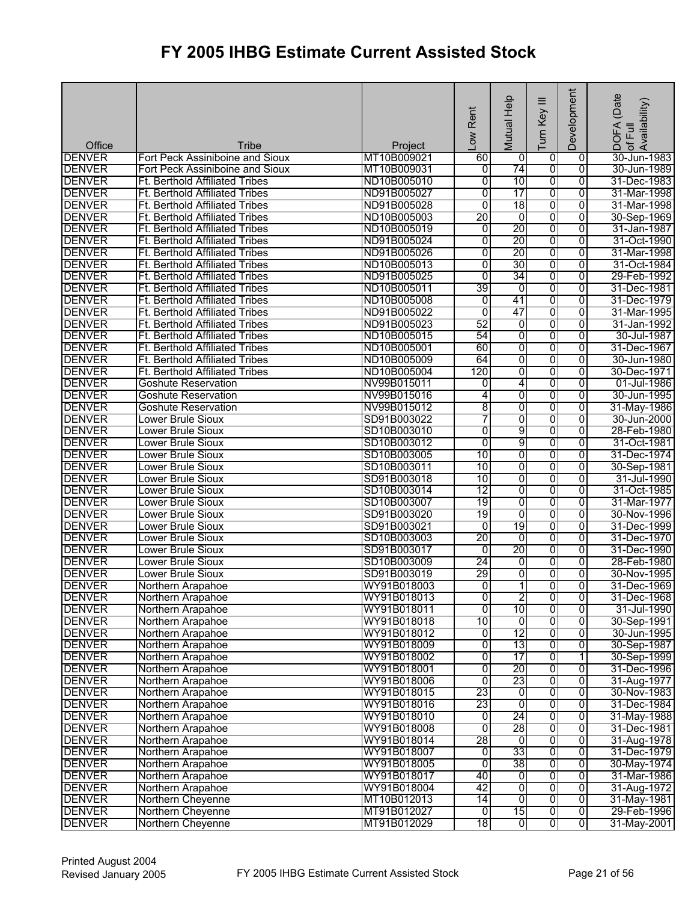# FY 2005 IHBG Estimate Current Assisted Stock

| Office | Tribe | Project | Low Rent | Mutual Help | Turn Key III | Development | DOFA (Date of Full Availability) |
|---|---|---|---|---|---|---|---|
| DENVER | Fort Peck Assiniboine and Sioux | MT10B009021 | 60 | 0 | 0 | 0 | 30-Jun-1983 |
| DENVER | Fort Peck Assiniboine and Sioux | MT10B009031 | 0 | 74 | 0 | 0 | 30-Jun-1989 |
| DENVER | Ft. Berthold Affiliated Tribes | ND10B005010 | 0 | 10 | 0 | 0 | 31-Dec-1983 |
| DENVER | Ft. Berthold Affiliated Tribes | ND91B005027 | 0 | 17 | 0 | 0 | 31-Mar-1998 |
| DENVER | Ft. Berthold Affiliated Tribes | ND91B005028 | 0 | 18 | 0 | 0 | 31-Mar-1998 |
| DENVER | Ft. Berthold Affiliated Tribes | ND10B005003 | 20 | 0 | 0 | 0 | 30-Sep-1969 |
| DENVER | Ft. Berthold Affiliated Tribes | ND10B005019 | 0 | 20 | 0 | 0 | 31-Jan-1987 |
| DENVER | Ft. Berthold Affiliated Tribes | ND91B005024 | 0 | 20 | 0 | 0 | 31-Oct-1990 |
| DENVER | Ft. Berthold Affiliated Tribes | ND91B005026 | 0 | 20 | 0 | 0 | 31-Mar-1998 |
| DENVER | Ft. Berthold Affiliated Tribes | ND10B005013 | 0 | 30 | 0 | 0 | 31-Oct-1984 |
| DENVER | Ft. Berthold Affiliated Tribes | ND91B005025 | 0 | 34 | 0 | 0 | 29-Feb-1992 |
| DENVER | Ft. Berthold Affiliated Tribes | ND10B005011 | 39 | 0 | 0 | 0 | 31-Dec-1981 |
| DENVER | Ft. Berthold Affiliated Tribes | ND10B005008 | 0 | 41 | 0 | 0 | 31-Dec-1979 |
| DENVER | Ft. Berthold Affiliated Tribes | ND91B005022 | 0 | 47 | 0 | 0 | 31-Mar-1995 |
| DENVER | Ft. Berthold Affiliated Tribes | ND91B005023 | 52 | 0 | 0 | 0 | 31-Jan-1992 |
| DENVER | Ft. Berthold Affiliated Tribes | ND10B005015 | 54 | 0 | 0 | 0 | 30-Jul-1987 |
| DENVER | Ft. Berthold Affiliated Tribes | ND10B005001 | 60 | 0 | 0 | 0 | 31-Dec-1967 |
| DENVER | Ft. Berthold Affiliated Tribes | ND10B005009 | 64 | 0 | 0 | 0 | 30-Jun-1980 |
| DENVER | Ft. Berthold Affiliated Tribes | ND10B005004 | 120 | 0 | 0 | 0 | 30-Dec-1971 |
| DENVER | Goshute Reservation | NV99B015011 | 0 | 4 | 0 | 0 | 01-Jul-1986 |
| DENVER | Goshute Reservation | NV99B015016 | 4 | 0 | 0 | 0 | 30-Jun-1995 |
| DENVER | Goshute Reservation | NV99B015012 | 8 | 0 | 0 | 0 | 31-May-1986 |
| DENVER | Lower Brule Sioux | SD91B003022 | 7 | 0 | 0 | 0 | 30-Jun-2000 |
| DENVER | Lower Brule Sioux | SD10B003010 | 0 | 9 | 0 | 0 | 28-Feb-1980 |
| DENVER | Lower Brule Sioux | SD10B003012 | 0 | 9 | 0 | 0 | 31-Oct-1981 |
| DENVER | Lower Brule Sioux | SD10B003005 | 10 | 0 | 0 | 0 | 31-Dec-1974 |
| DENVER | Lower Brule Sioux | SD10B003011 | 10 | 0 | 0 | 0 | 30-Sep-1981 |
| DENVER | Lower Brule Sioux | SD91B003018 | 10 | 0 | 0 | 0 | 31-Jul-1990 |
| DENVER | Lower Brule Sioux | SD10B003014 | 12 | 0 | 0 | 0 | 31-Oct-1985 |
| DENVER | Lower Brule Sioux | SD10B003007 | 19 | 0 | 0 | 0 | 31-Mar-1977 |
| DENVER | Lower Brule Sioux | SD91B003020 | 19 | 0 | 0 | 0 | 30-Nov-1996 |
| DENVER | Lower Brule Sioux | SD91B003021 | 0 | 19 | 0 | 0 | 31-Dec-1999 |
| DENVER | Lower Brule Sioux | SD10B003003 | 20 | 0 | 0 | 0 | 31-Dec-1970 |
| DENVER | Lower Brule Sioux | SD91B003017 | 0 | 20 | 0 | 0 | 31-Dec-1990 |
| DENVER | Lower Brule Sioux | SD10B003009 | 24 | 0 | 0 | 0 | 28-Feb-1980 |
| DENVER | Lower Brule Sioux | SD91B003019 | 29 | 0 | 0 | 0 | 30-Nov-1995 |
| DENVER | Northern Arapahoe | WY91B018003 | 0 | 1 | 0 | 0 | 31-Dec-1969 |
| DENVER | Northern Arapahoe | WY91B018013 | 0 | 2 | 0 | 0 | 31-Dec-1968 |
| DENVER | Northern Arapahoe | WY91B018011 | 0 | 10 | 0 | 0 | 31-Jul-1990 |
| DENVER | Northern Arapahoe | WY91B018018 | 10 | 0 | 0 | 0 | 30-Sep-1991 |
| DENVER | Northern Arapahoe | WY91B018012 | 0 | 12 | 0 | 0 | 30-Jun-1995 |
| DENVER | Northern Arapahoe | WY91B018009 | 0 | 13 | 0 | 0 | 30-Sep-1987 |
| DENVER | Northern Arapahoe | WY91B018002 | 0 | 17 | 0 | 1 | 30-Sep-1999 |
| DENVER | Northern Arapahoe | WY91B018001 | 0 | 20 | 0 | 0 | 31-Dec-1996 |
| DENVER | Northern Arapahoe | WY91B018006 | 0 | 23 | 0 | 0 | 31-Aug-1977 |
| DENVER | Northern Arapahoe | WY91B018015 | 23 | 0 | 0 | 0 | 30-Nov-1983 |
| DENVER | Northern Arapahoe | WY91B018016 | 23 | 0 | 0 | 0 | 31-Dec-1984 |
| DENVER | Northern Arapahoe | WY91B018010 | 0 | 24 | 0 | 0 | 31-May-1988 |
| DENVER | Northern Arapahoe | WY91B018008 | 0 | 28 | 0 | 0 | 31-Dec-1981 |
| DENVER | Northern Arapahoe | WY91B018014 | 28 | 0 | 0 | 0 | 31-Aug-1978 |
| DENVER | Northern Arapahoe | WY91B018007 | 0 | 33 | 0 | 0 | 31-Dec-1979 |
| DENVER | Northern Arapahoe | WY91B018005 | 0 | 38 | 0 | 0 | 30-May-1974 |
| DENVER | Northern Arapahoe | WY91B018017 | 40 | 0 | 0 | 0 | 31-Mar-1986 |
| DENVER | Northern Arapahoe | WY91B018004 | 42 | 0 | 0 | 0 | 31-Aug-1972 |
| DENVER | Northern Cheyenne | MT10B012013 | 14 | 0 | 0 | 0 | 31-May-1981 |
| DENVER | Northern Cheyenne | MT91B012027 | 0 | 15 | 0 | 0 | 29-Feb-1996 |
| DENVER | Northern Cheyenne | MT91B012029 | 18 | 0 | 0 | 0 | 31-May-2001 |

Printed August 2004
Revised January 2005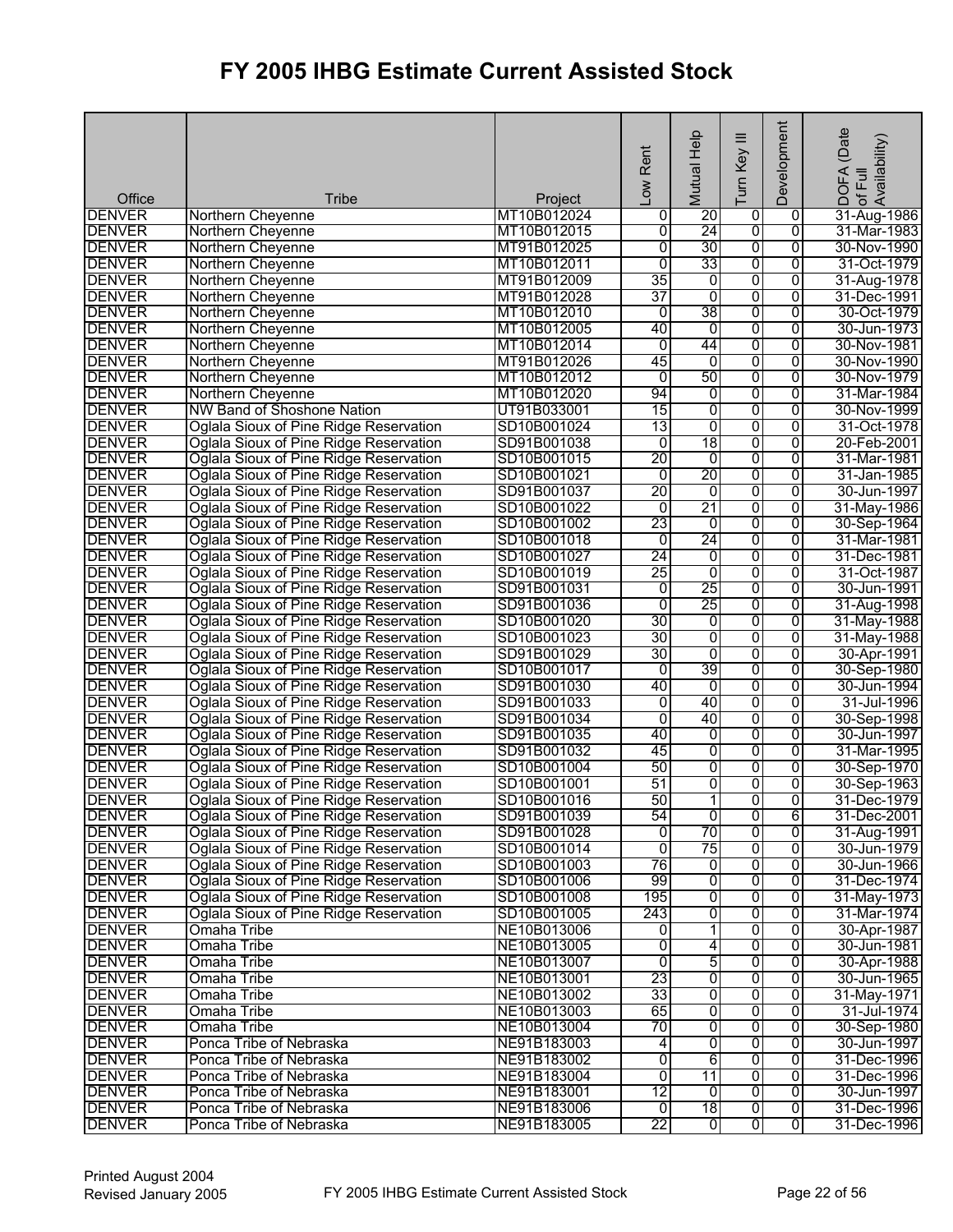# FY 2005 IHBG Estimate Current Assisted Stock

| Office | Tribe | Project | Low Rent | Mutual Help | Turn Key III | Development | DOFA (Date of Full Availability) |
|---|---|---|---|---|---|---|---|
| DENVER | Northern Cheyenne | MT10B012024 | 0 | 20 | 0 | 0 | 31-Aug-1986 |
| DENVER | Northern Cheyenne | MT10B012015 | 0 | 24 | 0 | 0 | 31-Mar-1983 |
| DENVER | Northern Cheyenne | MT91B012025 | 0 | 30 | 0 | 0 | 30-Nov-1990 |
| DENVER | Northern Cheyenne | MT10B012011 | 0 | 33 | 0 | 0 | 31-Oct-1979 |
| DENVER | Northern Cheyenne | MT91B012009 | 35 | 0 | 0 | 0 | 31-Aug-1978 |
| DENVER | Northern Cheyenne | MT91B012028 | 37 | 0 | 0 | 0 | 31-Dec-1991 |
| DENVER | Northern Cheyenne | MT10B012010 | 0 | 38 | 0 | 0 | 30-Oct-1979 |
| DENVER | Northern Cheyenne | MT10B012005 | 40 | 0 | 0 | 0 | 30-Jun-1973 |
| DENVER | Northern Cheyenne | MT10B012014 | 0 | 44 | 0 | 0 | 30-Nov-1981 |
| DENVER | Northern Cheyenne | MT91B012026 | 45 | 0 | 0 | 0 | 30-Nov-1990 |
| DENVER | Northern Cheyenne | MT10B012012 | 0 | 50 | 0 | 0 | 30-Nov-1979 |
| DENVER | Northern Cheyenne | MT10B012020 | 94 | 0 | 0 | 0 | 31-Mar-1984 |
| DENVER | NW Band of Shoshone Nation | UT91B033001 | 15 | 0 | 0 | 0 | 30-Nov-1999 |
| DENVER | Oglala Sioux of Pine Ridge Reservation | SD10B001024 | 13 | 0 | 0 | 0 | 31-Oct-1978 |
| DENVER | Oglala Sioux of Pine Ridge Reservation | SD91B001038 | 0 | 18 | 0 | 0 | 20-Feb-2001 |
| DENVER | Oglala Sioux of Pine Ridge Reservation | SD10B001015 | 20 | 0 | 0 | 0 | 31-Mar-1981 |
| DENVER | Oglala Sioux of Pine Ridge Reservation | SD10B001021 | 0 | 20 | 0 | 0 | 31-Jan-1985 |
| DENVER | Oglala Sioux of Pine Ridge Reservation | SD91B001037 | 20 | 0 | 0 | 0 | 30-Jun-1997 |
| DENVER | Oglala Sioux of Pine Ridge Reservation | SD10B001022 | 0 | 21 | 0 | 0 | 31-May-1986 |
| DENVER | Oglala Sioux of Pine Ridge Reservation | SD10B001002 | 23 | 0 | 0 | 0 | 30-Sep-1964 |
| DENVER | Oglala Sioux of Pine Ridge Reservation | SD10B001018 | 0 | 24 | 0 | 0 | 31-Mar-1981 |
| DENVER | Oglala Sioux of Pine Ridge Reservation | SD10B001027 | 24 | 0 | 0 | 0 | 31-Dec-1981 |
| DENVER | Oglala Sioux of Pine Ridge Reservation | SD10B001019 | 25 | 0 | 0 | 0 | 31-Oct-1987 |
| DENVER | Oglala Sioux of Pine Ridge Reservation | SD91B001031 | 0 | 25 | 0 | 0 | 30-Jun-1991 |
| DENVER | Oglala Sioux of Pine Ridge Reservation | SD91B001036 | 0 | 25 | 0 | 0 | 31-Aug-1998 |
| DENVER | Oglala Sioux of Pine Ridge Reservation | SD10B001020 | 30 | 0 | 0 | 0 | 31-May-1988 |
| DENVER | Oglala Sioux of Pine Ridge Reservation | SD10B001023 | 30 | 0 | 0 | 0 | 31-May-1988 |
| DENVER | Oglala Sioux of Pine Ridge Reservation | SD91B001029 | 30 | 0 | 0 | 0 | 30-Apr-1991 |
| DENVER | Oglala Sioux of Pine Ridge Reservation | SD10B001017 | 0 | 39 | 0 | 0 | 30-Sep-1980 |
| DENVER | Oglala Sioux of Pine Ridge Reservation | SD91B001030 | 40 | 0 | 0 | 0 | 30-Jun-1994 |
| DENVER | Oglala Sioux of Pine Ridge Reservation | SD91B001033 | 0 | 40 | 0 | 0 | 31-Jul-1996 |
| DENVER | Oglala Sioux of Pine Ridge Reservation | SD91B001034 | 0 | 40 | 0 | 0 | 30-Sep-1998 |
| DENVER | Oglala Sioux of Pine Ridge Reservation | SD91B001035 | 40 | 0 | 0 | 0 | 30-Jun-1997 |
| DENVER | Oglala Sioux of Pine Ridge Reservation | SD91B001032 | 45 | 0 | 0 | 0 | 31-Mar-1995 |
| DENVER | Oglala Sioux of Pine Ridge Reservation | SD10B001004 | 50 | 0 | 0 | 0 | 30-Sep-1970 |
| DENVER | Oglala Sioux of Pine Ridge Reservation | SD10B001001 | 51 | 0 | 0 | 0 | 30-Sep-1963 |
| DENVER | Oglala Sioux of Pine Ridge Reservation | SD10B001016 | 50 | 1 | 0 | 0 | 31-Dec-1979 |
| DENVER | Oglala Sioux of Pine Ridge Reservation | SD91B001039 | 54 | 0 | 0 | 6 | 31-Dec-2001 |
| DENVER | Oglala Sioux of Pine Ridge Reservation | SD91B001028 | 0 | 70 | 0 | 0 | 31-Aug-1991 |
| DENVER | Oglala Sioux of Pine Ridge Reservation | SD10B001014 | 0 | 75 | 0 | 0 | 30-Jun-1979 |
| DENVER | Oglala Sioux of Pine Ridge Reservation | SD10B001003 | 76 | 0 | 0 | 0 | 30-Jun-1966 |
| DENVER | Oglala Sioux of Pine Ridge Reservation | SD10B001006 | 99 | 0 | 0 | 0 | 31-Dec-1974 |
| DENVER | Oglala Sioux of Pine Ridge Reservation | SD10B001008 | 195 | 0 | 0 | 0 | 31-May-1973 |
| DENVER | Oglala Sioux of Pine Ridge Reservation | SD10B001005 | 243 | 0 | 0 | 0 | 31-Mar-1974 |
| DENVER | Omaha Tribe | NE10B013006 | 0 | 1 | 0 | 0 | 30-Apr-1987 |
| DENVER | Omaha Tribe | NE10B013005 | 0 | 4 | 0 | 0 | 30-Jun-1981 |
| DENVER | Omaha Tribe | NE10B013007 | 0 | 5 | 0 | 0 | 30-Apr-1988 |
| DENVER | Omaha Tribe | NE10B013001 | 23 | 0 | 0 | 0 | 30-Jun-1965 |
| DENVER | Omaha Tribe | NE10B013002 | 33 | 0 | 0 | 0 | 31-May-1971 |
| DENVER | Omaha Tribe | NE10B013003 | 65 | 0 | 0 | 0 | 31-Jul-1974 |
| DENVER | Omaha Tribe | NE10B013004 | 70 | 0 | 0 | 0 | 30-Sep-1980 |
| DENVER | Ponca Tribe of Nebraska | NE91B183003 | 4 | 0 | 0 | 0 | 30-Jun-1997 |
| DENVER | Ponca Tribe of Nebraska | NE91B183002 | 0 | 6 | 0 | 0 | 31-Dec-1996 |
| DENVER | Ponca Tribe of Nebraska | NE91B183004 | 0 | 11 | 0 | 0 | 31-Dec-1996 |
| DENVER | Ponca Tribe of Nebraska | NE91B183001 | 12 | 0 | 0 | 0 | 30-Jun-1997 |
| DENVER | Ponca Tribe of Nebraska | NE91B183006 | 0 | 18 | 0 | 0 | 31-Dec-1996 |
| DENVER | Ponca Tribe of Nebraska | NE91B183005 | 22 | 0 | 0 | 0 | 31-Dec-1996 |

Printed August 2004
Revised January 2005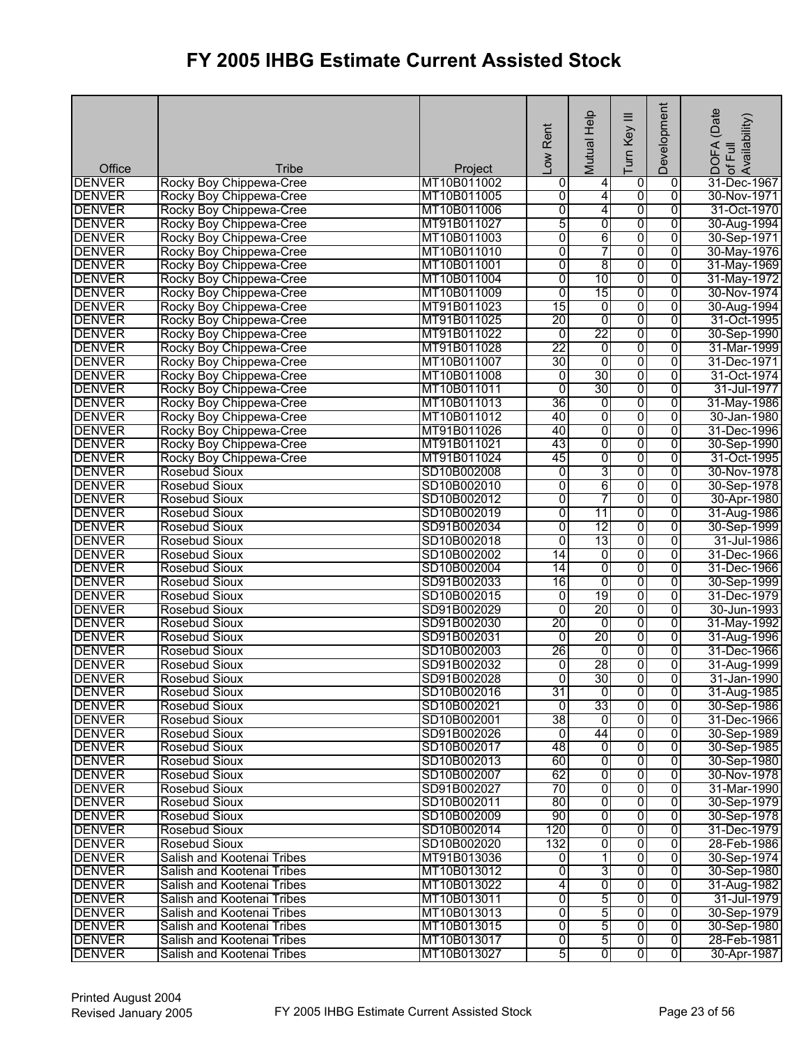# FY 2005 IHBG Estimate Current Assisted Stock

| Office | Tribe | Project | Low Rent | Mutual Help | Turn Key III | Development | DOFA (Date of Full Availability) |
|---|---|---|---|---|---|---|---|
| DENVER | Rocky Boy Chippewa-Cree | MT10B011002 | 0 | 4 | 0 | 0 | 31-Dec-1967 |
| DENVER | Rocky Boy Chippewa-Cree | MT10B011005 | 0 | 4 | 0 | 0 | 30-Nov-1971 |
| DENVER | Rocky Boy Chippewa-Cree | MT10B011006 | 0 | 4 | 0 | 0 | 31-Oct-1970 |
| DENVER | Rocky Boy Chippewa-Cree | MT91B011027 | 5 | 0 | 0 | 0 | 30-Aug-1994 |
| DENVER | Rocky Boy Chippewa-Cree | MT10B011003 | 0 | 6 | 0 | 0 | 30-Sep-1971 |
| DENVER | Rocky Boy Chippewa-Cree | MT10B011010 | 0 | 7 | 0 | 0 | 30-May-1976 |
| DENVER | Rocky Boy Chippewa-Cree | MT10B011001 | 0 | 8 | 0 | 0 | 31-May-1969 |
| DENVER | Rocky Boy Chippewa-Cree | MT10B011004 | 0 | 10 | 0 | 0 | 31-May-1972 |
| DENVER | Rocky Boy Chippewa-Cree | MT10B011009 | 0 | 15 | 0 | 0 | 30-Nov-1974 |
| DENVER | Rocky Boy Chippewa-Cree | MT91B011023 | 15 | 0 | 0 | 0 | 30-Aug-1994 |
| DENVER | Rocky Boy Chippewa-Cree | MT91B011025 | 20 | 0 | 0 | 0 | 31-Oct-1995 |
| DENVER | Rocky Boy Chippewa-Cree | MT91B011022 | 0 | 22 | 0 | 0 | 30-Sep-1990 |
| DENVER | Rocky Boy Chippewa-Cree | MT91B011028 | 22 | 0 | 0 | 0 | 31-Mar-1999 |
| DENVER | Rocky Boy Chippewa-Cree | MT10B011007 | 30 | 0 | 0 | 0 | 31-Dec-1971 |
| DENVER | Rocky Boy Chippewa-Cree | MT10B011008 | 0 | 30 | 0 | 0 | 31-Oct-1974 |
| DENVER | Rocky Boy Chippewa-Cree | MT10B011011 | 0 | 30 | 0 | 0 | 31-Jul-1977 |
| DENVER | Rocky Boy Chippewa-Cree | MT10B011013 | 36 | 0 | 0 | 0 | 31-May-1986 |
| DENVER | Rocky Boy Chippewa-Cree | MT10B011012 | 40 | 0 | 0 | 0 | 30-Jan-1980 |
| DENVER | Rocky Boy Chippewa-Cree | MT91B011026 | 40 | 0 | 0 | 0 | 31-Dec-1996 |
| DENVER | Rocky Boy Chippewa-Cree | MT91B011021 | 43 | 0 | 0 | 0 | 30-Sep-1990 |
| DENVER | Rocky Boy Chippewa-Cree | MT91B011024 | 45 | 0 | 0 | 0 | 31-Oct-1995 |
| DENVER | Rosebud Sioux | SD10B002008 | 0 | 3 | 0 | 0 | 30-Nov-1978 |
| DENVER | Rosebud Sioux | SD10B002010 | 0 | 6 | 0 | 0 | 30-Sep-1978 |
| DENVER | Rosebud Sioux | SD10B002012 | 0 | 7 | 0 | 0 | 30-Apr-1980 |
| DENVER | Rosebud Sioux | SD10B002019 | 0 | 11 | 0 | 0 | 31-Aug-1986 |
| DENVER | Rosebud Sioux | SD91B002034 | 0 | 12 | 0 | 0 | 30-Sep-1999 |
| DENVER | Rosebud Sioux | SD10B002018 | 0 | 13 | 0 | 0 | 31-Jul-1986 |
| DENVER | Rosebud Sioux | SD10B002002 | 14 | 0 | 0 | 0 | 31-Dec-1966 |
| DENVER | Rosebud Sioux | SD10B002004 | 14 | 0 | 0 | 0 | 31-Dec-1966 |
| DENVER | Rosebud Sioux | SD91B002033 | 16 | 0 | 0 | 0 | 30-Sep-1999 |
| DENVER | Rosebud Sioux | SD10B002015 | 0 | 19 | 0 | 0 | 31-Dec-1979 |
| DENVER | Rosebud Sioux | SD91B002029 | 0 | 20 | 0 | 0 | 30-Jun-1993 |
| DENVER | Rosebud Sioux | SD91B002030 | 20 | 0 | 0 | 0 | 31-May-1992 |
| DENVER | Rosebud Sioux | SD91B002031 | 0 | 20 | 0 | 0 | 31-Aug-1996 |
| DENVER | Rosebud Sioux | SD10B002003 | 26 | 0 | 0 | 0 | 31-Dec-1966 |
| DENVER | Rosebud Sioux | SD91B002032 | 0 | 28 | 0 | 0 | 31-Aug-1999 |
| DENVER | Rosebud Sioux | SD91B002028 | 0 | 30 | 0 | 0 | 31-Jan-1990 |
| DENVER | Rosebud Sioux | SD10B002016 | 31 | 0 | 0 | 0 | 31-Aug-1985 |
| DENVER | Rosebud Sioux | SD10B002021 | 0 | 33 | 0 | 0 | 30-Sep-1986 |
| DENVER | Rosebud Sioux | SD10B002001 | 38 | 0 | 0 | 0 | 31-Dec-1966 |
| DENVER | Rosebud Sioux | SD91B002026 | 0 | 44 | 0 | 0 | 30-Sep-1989 |
| DENVER | Rosebud Sioux | SD10B002017 | 48 | 0 | 0 | 0 | 30-Sep-1985 |
| DENVER | Rosebud Sioux | SD10B002013 | 60 | 0 | 0 | 0 | 30-Sep-1980 |
| DENVER | Rosebud Sioux | SD10B002007 | 62 | 0 | 0 | 0 | 30-Nov-1978 |
| DENVER | Rosebud Sioux | SD91B002027 | 70 | 0 | 0 | 0 | 31-Mar-1990 |
| DENVER | Rosebud Sioux | SD10B002011 | 80 | 0 | 0 | 0 | 30-Sep-1979 |
| DENVER | Rosebud Sioux | SD10B002009 | 90 | 0 | 0 | 0 | 30-Sep-1978 |
| DENVER | Rosebud Sioux | SD10B002014 | 120 | 0 | 0 | 0 | 31-Dec-1979 |
| DENVER | Rosebud Sioux | SD10B002020 | 132 | 0 | 0 | 0 | 28-Feb-1986 |
| DENVER | Salish and Kootenai Tribes | MT91B013036 | 0 | 1 | 0 | 0 | 30-Sep-1974 |
| DENVER | Salish and Kootenai Tribes | MT10B013012 | 0 | 3 | 0 | 0 | 30-Sep-1980 |
| DENVER | Salish and Kootenai Tribes | MT10B013022 | 4 | 0 | 0 | 0 | 31-Aug-1982 |
| DENVER | Salish and Kootenai Tribes | MT10B013011 | 0 | 5 | 0 | 0 | 31-Jul-1979 |
| DENVER | Salish and Kootenai Tribes | MT10B013013 | 0 | 5 | 0 | 0 | 30-Sep-1979 |
| DENVER | Salish and Kootenai Tribes | MT10B013015 | 0 | 5 | 0 | 0 | 30-Sep-1980 |
| DENVER | Salish and Kootenai Tribes | MT10B013017 | 0 | 5 | 0 | 0 | 28-Feb-1981 |
| DENVER | Salish and Kootenai Tribes | MT10B013027 | 5 | 0 | 0 | 0 | 30-Apr-1987 |

Printed August 2004
Revised January 2005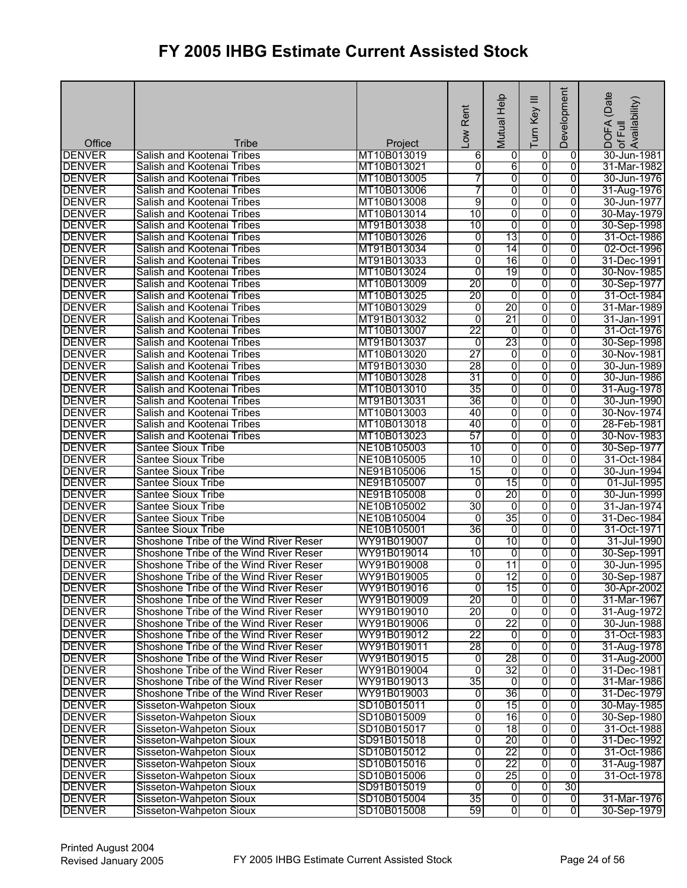# FY 2005 IHBG Estimate Current Assisted Stock

| Office | Tribe | Project | Low Rent | Mutual Help | Turn Key III | Development | DOFA (Date of Full Availability) |
|---|---|---|---|---|---|---|---|
| DENVER | Salish and Kootenai Tribes | MT10B013019 | 6 | 0 | 0 | 0 | 30-Jun-1981 |
| DENVER | Salish and Kootenai Tribes | MT10B013021 | 0 | 6 | 0 | 0 | 31-Mar-1982 |
| DENVER | Salish and Kootenai Tribes | MT10B013005 | 7 | 0 | 0 | 0 | 30-Jun-1976 |
| DENVER | Salish and Kootenai Tribes | MT10B013006 | 7 | 0 | 0 | 0 | 31-Aug-1976 |
| DENVER | Salish and Kootenai Tribes | MT10B013008 | 9 | 0 | 0 | 0 | 30-Jun-1977 |
| DENVER | Salish and Kootenai Tribes | MT10B013014 | 10 | 0 | 0 | 0 | 30-May-1979 |
| DENVER | Salish and Kootenai Tribes | MT91B013038 | 10 | 0 | 0 | 0 | 30-Sep-1998 |
| DENVER | Salish and Kootenai Tribes | MT10B013026 | 0 | 13 | 0 | 0 | 31-Oct-1986 |
| DENVER | Salish and Kootenai Tribes | MT91B013034 | 0 | 14 | 0 | 0 | 02-Oct-1996 |
| DENVER | Salish and Kootenai Tribes | MT91B013033 | 0 | 16 | 0 | 0 | 31-Dec-1991 |
| DENVER | Salish and Kootenai Tribes | MT10B013024 | 0 | 19 | 0 | 0 | 30-Nov-1985 |
| DENVER | Salish and Kootenai Tribes | MT10B013009 | 20 | 0 | 0 | 0 | 30-Sep-1977 |
| DENVER | Salish and Kootenai Tribes | MT10B013025 | 20 | 0 | 0 | 0 | 31-Oct-1984 |
| DENVER | Salish and Kootenai Tribes | MT10B013029 | 0 | 20 | 0 | 0 | 31-Mar-1989 |
| DENVER | Salish and Kootenai Tribes | MT91B013032 | 0 | 21 | 0 | 0 | 31-Jan-1991 |
| DENVER | Salish and Kootenai Tribes | MT10B013007 | 22 | 0 | 0 | 0 | 31-Oct-1976 |
| DENVER | Salish and Kootenai Tribes | MT91B013037 | 0 | 23 | 0 | 0 | 30-Sep-1998 |
| DENVER | Salish and Kootenai Tribes | MT10B013020 | 27 | 0 | 0 | 0 | 30-Nov-1981 |
| DENVER | Salish and Kootenai Tribes | MT91B013030 | 28 | 0 | 0 | 0 | 30-Jun-1989 |
| DENVER | Salish and Kootenai Tribes | MT10B013028 | 31 | 0 | 0 | 0 | 30-Jun-1986 |
| DENVER | Salish and Kootenai Tribes | MT10B013010 | 35 | 0 | 0 | 0 | 31-Aug-1978 |
| DENVER | Salish and Kootenai Tribes | MT91B013031 | 36 | 0 | 0 | 0 | 30-Jun-1990 |
| DENVER | Salish and Kootenai Tribes | MT10B013003 | 40 | 0 | 0 | 0 | 30-Nov-1974 |
| DENVER | Salish and Kootenai Tribes | MT10B013018 | 40 | 0 | 0 | 0 | 28-Feb-1981 |
| DENVER | Salish and Kootenai Tribes | MT10B013023 | 57 | 0 | 0 | 0 | 30-Nov-1983 |
| DENVER | Santee Sioux Tribe | NE10B105003 | 10 | 0 | 0 | 0 | 30-Sep-1977 |
| DENVER | Santee Sioux Tribe | NE10B105005 | 10 | 0 | 0 | 0 | 31-Oct-1984 |
| DENVER | Santee Sioux Tribe | NE91B105006 | 15 | 0 | 0 | 0 | 30-Jun-1994 |
| DENVER | Santee Sioux Tribe | NE91B105007 | 0 | 15 | 0 | 0 | 01-Jul-1995 |
| DENVER | Santee Sioux Tribe | NE91B105008 | 0 | 20 | 0 | 0 | 30-Jun-1999 |
| DENVER | Santee Sioux Tribe | NE10B105002 | 30 | 0 | 0 | 0 | 31-Jan-1974 |
| DENVER | Santee Sioux Tribe | NE10B105004 | 0 | 35 | 0 | 0 | 31-Dec-1984 |
| DENVER | Santee Sioux Tribe | NE10B105001 | 36 | 0 | 0 | 0 | 31-Oct-1971 |
| DENVER | Shoshone Tribe of the Wind River Reser | WY91B019007 | 0 | 10 | 0 | 0 | 31-Jul-1990 |
| DENVER | Shoshone Tribe of the Wind River Reser | WY91B019014 | 10 | 0 | 0 | 0 | 30-Sep-1991 |
| DENVER | Shoshone Tribe of the Wind River Reser | WY91B019008 | 0 | 11 | 0 | 0 | 30-Jun-1995 |
| DENVER | Shoshone Tribe of the Wind River Reser | WY91B019005 | 0 | 12 | 0 | 0 | 30-Sep-1987 |
| DENVER | Shoshone Tribe of the Wind River Reser | WY91B019016 | 0 | 15 | 0 | 0 | 30-Apr-2002 |
| DENVER | Shoshone Tribe of the Wind River Reser | WY91B019009 | 20 | 0 | 0 | 0 | 31-Mar-1967 |
| DENVER | Shoshone Tribe of the Wind River Reser | WY91B019010 | 20 | 0 | 0 | 0 | 31-Aug-1972 |
| DENVER | Shoshone Tribe of the Wind River Reser | WY91B019006 | 0 | 22 | 0 | 0 | 30-Jun-1988 |
| DENVER | Shoshone Tribe of the Wind River Reser | WY91B019012 | 22 | 0 | 0 | 0 | 31-Oct-1983 |
| DENVER | Shoshone Tribe of the Wind River Reser | WY91B019011 | 28 | 0 | 0 | 0 | 31-Aug-1978 |
| DENVER | Shoshone Tribe of the Wind River Reser | WY91B019015 | 0 | 28 | 0 | 0 | 31-Aug-2000 |
| DENVER | Shoshone Tribe of the Wind River Reser | WY91B019004 | 0 | 32 | 0 | 0 | 31-Dec-1981 |
| DENVER | Shoshone Tribe of the Wind River Reser | WY91B019013 | 35 | 0 | 0 | 0 | 31-Mar-1986 |
| DENVER | Shoshone Tribe of the Wind River Reser | WY91B019003 | 0 | 36 | 0 | 0 | 31-Dec-1979 |
| DENVER | Sisseton-Wahpeton Sioux | SD10B015011 | 0 | 15 | 0 | 0 | 30-May-1985 |
| DENVER | Sisseton-Wahpeton Sioux | SD10B015009 | 0 | 16 | 0 | 0 | 30-Sep-1980 |
| DENVER | Sisseton-Wahpeton Sioux | SD10B015017 | 0 | 18 | 0 | 0 | 31-Oct-1988 |
| DENVER | Sisseton-Wahpeton Sioux | SD91B015018 | 0 | 20 | 0 | 0 | 31-Dec-1992 |
| DENVER | Sisseton-Wahpeton Sioux | SD10B015012 | 0 | 22 | 0 | 0 | 31-Oct-1986 |
| DENVER | Sisseton-Wahpeton Sioux | SD10B015016 | 0 | 22 | 0 | 0 | 31-Aug-1987 |
| DENVER | Sisseton-Wahpeton Sioux | SD10B015006 | 0 | 25 | 0 | 0 | 31-Oct-1978 |
| DENVER | Sisseton-Wahpeton Sioux | SD91B015019 | 0 | 0 | 0 | 30 | |
| DENVER | Sisseton-Wahpeton Sioux | SD10B015004 | 35 | 0 | 0 | 0 | 31-Mar-1976 |
| DENVER | Sisseton-Wahpeton Sioux | SD10B015008 | 59 | 0 | 0 | 0 | 30-Sep-1979 |

Printed August 2004
Revised January 2005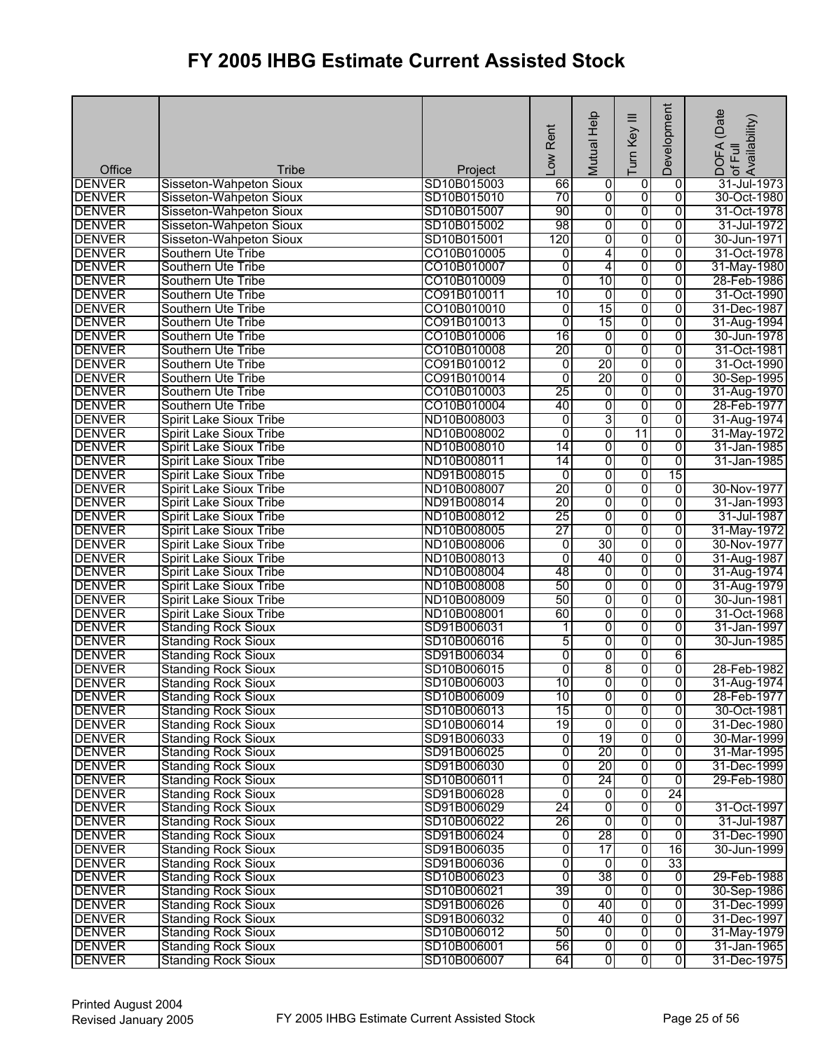# FY 2005 IHBG Estimate Current Assisted Stock

| Office | Tribe | Project | Low Rent | Mutual Help | Turn Key III | Development | DOFA (Date of Full Availability) |
|---|---|---|---|---|---|---|---|
| DENVER | Sisseton-Wahpeton Sioux | SD10B015003 | 66 | 0 | 0 | 0 | 31-Jul-1973 |
| DENVER | Sisseton-Wahpeton Sioux | SD10B015010 | 70 | 0 | 0 | 0 | 30-Oct-1980 |
| DENVER | Sisseton-Wahpeton Sioux | SD10B015007 | 90 | 0 | 0 | 0 | 31-Oct-1978 |
| DENVER | Sisseton-Wahpeton Sioux | SD10B015002 | 98 | 0 | 0 | 0 | 31-Jul-1972 |
| DENVER | Sisseton-Wahpeton Sioux | SD10B015001 | 120 | 0 | 0 | 0 | 30-Jun-1971 |
| DENVER | Southern Ute Tribe | CO10B010005 | 0 | 4 | 0 | 0 | 31-Oct-1978 |
| DENVER | Southern Ute Tribe | CO10B010007 | 0 | 4 | 0 | 0 | 31-May-1980 |
| DENVER | Southern Ute Tribe | CO10B010009 | 0 | 10 | 0 | 0 | 28-Feb-1986 |
| DENVER | Southern Ute Tribe | CO91B010011 | 10 | 0 | 0 | 0 | 31-Oct-1990 |
| DENVER | Southern Ute Tribe | CO10B010010 | 0 | 15 | 0 | 0 | 31-Dec-1987 |
| DENVER | Southern Ute Tribe | CO91B010013 | 0 | 15 | 0 | 0 | 31-Aug-1994 |
| DENVER | Southern Ute Tribe | CO10B010006 | 16 | 0 | 0 | 0 | 30-Jun-1978 |
| DENVER | Southern Ute Tribe | CO10B010008 | 20 | 0 | 0 | 0 | 31-Oct-1981 |
| DENVER | Southern Ute Tribe | CO91B010012 | 0 | 20 | 0 | 0 | 31-Oct-1990 |
| DENVER | Southern Ute Tribe | CO91B010014 | 0 | 20 | 0 | 0 | 30-Sep-1995 |
| DENVER | Southern Ute Tribe | CO10B010003 | 25 | 0 | 0 | 0 | 31-Aug-1970 |
| DENVER | Southern Ute Tribe | CO10B010004 | 40 | 0 | 0 | 0 | 28-Feb-1977 |
| DENVER | Spirit Lake Sioux Tribe | ND10B008003 | 0 | 3 | 0 | 0 | 31-Aug-1974 |
| DENVER | Spirit Lake Sioux Tribe | ND10B008002 | 0 | 0 | 11 | 0 | 31-May-1972 |
| DENVER | Spirit Lake Sioux Tribe | ND10B008010 | 14 | 0 | 0 | 0 | 31-Jan-1985 |
| DENVER | Spirit Lake Sioux Tribe | ND10B008011 | 14 | 0 | 0 | 0 | 31-Jan-1985 |
| DENVER | Spirit Lake Sioux Tribe | ND91B008015 | 0 | 0 | 0 | 15 | |
| DENVER | Spirit Lake Sioux Tribe | ND10B008007 | 20 | 0 | 0 | 0 | 30-Nov-1977 |
| DENVER | Spirit Lake Sioux Tribe | ND91B008014 | 20 | 0 | 0 | 0 | 31-Jan-1993 |
| DENVER | Spirit Lake Sioux Tribe | ND10B008012 | 25 | 0 | 0 | 0 | 31-Jul-1987 |
| DENVER | Spirit Lake Sioux Tribe | ND10B008005 | 27 | 0 | 0 | 0 | 31-May-1972 |
| DENVER | Spirit Lake Sioux Tribe | ND10B008006 | 0 | 30 | 0 | 0 | 30-Nov-1977 |
| DENVER | Spirit Lake Sioux Tribe | ND10B008013 | 0 | 40 | 0 | 0 | 31-Aug-1987 |
| DENVER | Spirit Lake Sioux Tribe | ND10B008004 | 48 | 0 | 0 | 0 | 31-Aug-1974 |
| DENVER | Spirit Lake Sioux Tribe | ND10B008008 | 50 | 0 | 0 | 0 | 31-Aug-1979 |
| DENVER | Spirit Lake Sioux Tribe | ND10B008009 | 50 | 0 | 0 | 0 | 30-Jun-1981 |
| DENVER | Spirit Lake Sioux Tribe | ND10B008001 | 60 | 0 | 0 | 0 | 31-Oct-1968 |
| DENVER | Standing Rock Sioux | SD91B006031 | 1 | 0 | 0 | 0 | 31-Jan-1997 |
| DENVER | Standing Rock Sioux | SD10B006016 | 5 | 0 | 0 | 0 | 30-Jun-1985 |
| DENVER | Standing Rock Sioux | SD91B006034 | 0 | 0 | 0 | 6 | |
| DENVER | Standing Rock Sioux | SD10B006015 | 0 | 8 | 0 | 0 | 28-Feb-1982 |
| DENVER | Standing Rock Sioux | SD10B006003 | 10 | 0 | 0 | 0 | 31-Aug-1974 |
| DENVER | Standing Rock Sioux | SD10B006009 | 10 | 0 | 0 | 0 | 28-Feb-1977 |
| DENVER | Standing Rock Sioux | SD10B006013 | 15 | 0 | 0 | 0 | 30-Oct-1981 |
| DENVER | Standing Rock Sioux | SD10B006014 | 19 | 0 | 0 | 0 | 31-Dec-1980 |
| DENVER | Standing Rock Sioux | SD91B006033 | 0 | 19 | 0 | 0 | 30-Mar-1999 |
| DENVER | Standing Rock Sioux | SD91B006025 | 0 | 20 | 0 | 0 | 31-Mar-1995 |
| DENVER | Standing Rock Sioux | SD91B006030 | 0 | 20 | 0 | 0 | 31-Dec-1999 |
| DENVER | Standing Rock Sioux | SD10B006011 | 0 | 24 | 0 | 0 | 29-Feb-1980 |
| DENVER | Standing Rock Sioux | SD91B006028 | 0 | 0 | 0 | 24 | |
| DENVER | Standing Rock Sioux | SD91B006029 | 24 | 0 | 0 | 0 | 31-Oct-1997 |
| DENVER | Standing Rock Sioux | SD10B006022 | 26 | 0 | 0 | 0 | 31-Jul-1987 |
| DENVER | Standing Rock Sioux | SD91B006024 | 0 | 28 | 0 | 0 | 31-Dec-1990 |
| DENVER | Standing Rock Sioux | SD91B006035 | 0 | 17 | 0 | 16 | 30-Jun-1999 |
| DENVER | Standing Rock Sioux | SD91B006036 | 0 | 0 | 0 | 33 | |
| DENVER | Standing Rock Sioux | SD10B006023 | 0 | 38 | 0 | 0 | 29-Feb-1988 |
| DENVER | Standing Rock Sioux | SD10B006021 | 39 | 0 | 0 | 0 | 30-Sep-1986 |
| DENVER | Standing Rock Sioux | SD91B006026 | 0 | 40 | 0 | 0 | 31-Dec-1999 |
| DENVER | Standing Rock Sioux | SD91B006032 | 0 | 40 | 0 | 0 | 31-Dec-1997 |
| DENVER | Standing Rock Sioux | SD10B006012 | 50 | 0 | 0 | 0 | 31-May-1979 |
| DENVER | Standing Rock Sioux | SD10B006001 | 56 | 0 | 0 | 0 | 31-Jan-1965 |
| DENVER | Standing Rock Sioux | SD10B006007 | 64 | 0 | 0 | 0 | 31-Dec-1975 |

Printed August 2004
Revised January 2005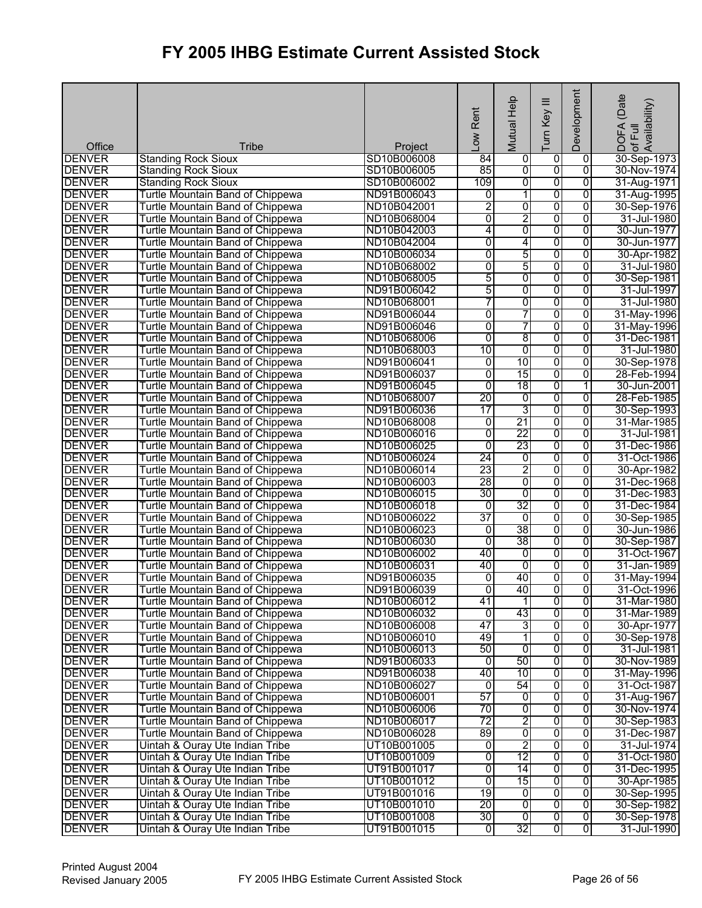# FY 2005 IHBG Estimate Current Assisted Stock

| Office | Tribe | Project | Low Rent | Mutual Help | Turn Key III | Development | DOFA (Date of Full Availability) |
|---|---|---|---|---|---|---|---|
| DENVER | Standing Rock Sioux | SD10B006008 | 84 | 0 | 0 | 0 | 30-Sep-1973 |
| DENVER | Standing Rock Sioux | SD10B006005 | 85 | 0 | 0 | 0 | 30-Nov-1974 |
| DENVER | Standing Rock Sioux | SD10B006002 | 109 | 0 | 0 | 0 | 31-Aug-1971 |
| DENVER | Turtle Mountain Band of Chippewa | ND91B006043 | 0 | 1 | 0 | 0 | 31-Aug-1995 |
| DENVER | Turtle Mountain Band of Chippewa | ND10B042001 | 2 | 0 | 0 | 0 | 30-Sep-1976 |
| DENVER | Turtle Mountain Band of Chippewa | ND10B068004 | 0 | 2 | 0 | 0 | 31-Jul-1980 |
| DENVER | Turtle Mountain Band of Chippewa | ND10B042003 | 4 | 0 | 0 | 0 | 30-Jun-1977 |
| DENVER | Turtle Mountain Band of Chippewa | ND10B042004 | 0 | 4 | 0 | 0 | 30-Jun-1977 |
| DENVER | Turtle Mountain Band of Chippewa | ND10B006034 | 0 | 5 | 0 | 0 | 30-Apr-1982 |
| DENVER | Turtle Mountain Band of Chippewa | ND10B068002 | 0 | 5 | 0 | 0 | 31-Jul-1980 |
| DENVER | Turtle Mountain Band of Chippewa | ND10B068005 | 5 | 0 | 0 | 0 | 30-Sep-1981 |
| DENVER | Turtle Mountain Band of Chippewa | ND91B006042 | 5 | 0 | 0 | 0 | 31-Jul-1997 |
| DENVER | Turtle Mountain Band of Chippewa | ND10B068001 | 7 | 0 | 0 | 0 | 31-Jul-1980 |
| DENVER | Turtle Mountain Band of Chippewa | ND91B006044 | 0 | 7 | 0 | 0 | 31-May-1996 |
| DENVER | Turtle Mountain Band of Chippewa | ND91B006046 | 0 | 7 | 0 | 0 | 31-May-1996 |
| DENVER | Turtle Mountain Band of Chippewa | ND10B068006 | 0 | 8 | 0 | 0 | 31-Dec-1981 |
| DENVER | Turtle Mountain Band of Chippewa | ND10B068003 | 10 | 0 | 0 | 0 | 31-Jul-1980 |
| DENVER | Turtle Mountain Band of Chippewa | ND91B006041 | 0 | 10 | 0 | 0 | 30-Sep-1978 |
| DENVER | Turtle Mountain Band of Chippewa | ND91B006037 | 0 | 15 | 0 | 0 | 28-Feb-1994 |
| DENVER | Turtle Mountain Band of Chippewa | ND91B006045 | 0 | 18 | 0 | 1 | 30-Jun-2001 |
| DENVER | Turtle Mountain Band of Chippewa | ND10B068007 | 20 | 0 | 0 | 0 | 28-Feb-1985 |
| DENVER | Turtle Mountain Band of Chippewa | ND91B006036 | 17 | 3 | 0 | 0 | 30-Sep-1993 |
| DENVER | Turtle Mountain Band of Chippewa | ND10B068008 | 0 | 21 | 0 | 0 | 31-Mar-1985 |
| DENVER | Turtle Mountain Band of Chippewa | ND10B006016 | 0 | 22 | 0 | 0 | 31-Jul-1981 |
| DENVER | Turtle Mountain Band of Chippewa | ND10B006025 | 0 | 23 | 0 | 0 | 31-Dec-1986 |
| DENVER | Turtle Mountain Band of Chippewa | ND10B006024 | 24 | 0 | 0 | 0 | 31-Oct-1986 |
| DENVER | Turtle Mountain Band of Chippewa | ND10B006014 | 23 | 2 | 0 | 0 | 30-Apr-1982 |
| DENVER | Turtle Mountain Band of Chippewa | ND10B006003 | 28 | 0 | 0 | 0 | 31-Dec-1968 |
| DENVER | Turtle Mountain Band of Chippewa | ND10B006015 | 30 | 0 | 0 | 0 | 31-Dec-1983 |
| DENVER | Turtle Mountain Band of Chippewa | ND10B006018 | 0 | 32 | 0 | 0 | 31-Dec-1984 |
| DENVER | Turtle Mountain Band of Chippewa | ND10B006022 | 37 | 0 | 0 | 0 | 30-Sep-1985 |
| DENVER | Turtle Mountain Band of Chippewa | ND10B006023 | 0 | 38 | 0 | 0 | 30-Jun-1986 |
| DENVER | Turtle Mountain Band of Chippewa | ND10B006030 | 0 | 38 | 0 | 0 | 30-Sep-1987 |
| DENVER | Turtle Mountain Band of Chippewa | ND10B006002 | 40 | 0 | 0 | 0 | 31-Oct-1967 |
| DENVER | Turtle Mountain Band of Chippewa | ND10B006031 | 40 | 0 | 0 | 0 | 31-Jan-1989 |
| DENVER | Turtle Mountain Band of Chippewa | ND91B006035 | 0 | 40 | 0 | 0 | 31-May-1994 |
| DENVER | Turtle Mountain Band of Chippewa | ND91B006039 | 0 | 40 | 0 | 0 | 31-Oct-1996 |
| DENVER | Turtle Mountain Band of Chippewa | ND10B006012 | 41 | 1 | 0 | 0 | 31-Mar-1980 |
| DENVER | Turtle Mountain Band of Chippewa | ND10B006032 | 0 | 43 | 0 | 0 | 31-Mar-1989 |
| DENVER | Turtle Mountain Band of Chippewa | ND10B006008 | 47 | 3 | 0 | 0 | 30-Apr-1977 |
| DENVER | Turtle Mountain Band of Chippewa | ND10B006010 | 49 | 1 | 0 | 0 | 30-Sep-1978 |
| DENVER | Turtle Mountain Band of Chippewa | ND10B006013 | 50 | 0 | 0 | 0 | 31-Jul-1981 |
| DENVER | Turtle Mountain Band of Chippewa | ND91B006033 | 0 | 50 | 0 | 0 | 30-Nov-1989 |
| DENVER | Turtle Mountain Band of Chippewa | ND91B006038 | 40 | 10 | 0 | 0 | 31-May-1996 |
| DENVER | Turtle Mountain Band of Chippewa | ND10B006027 | 0 | 54 | 0 | 0 | 31-Oct-1987 |
| DENVER | Turtle Mountain Band of Chippewa | ND10B006001 | 57 | 0 | 0 | 0 | 31-Aug-1967 |
| DENVER | Turtle Mountain Band of Chippewa | ND10B006006 | 70 | 0 | 0 | 0 | 30-Nov-1974 |
| DENVER | Turtle Mountain Band of Chippewa | ND10B006017 | 72 | 2 | 0 | 0 | 30-Sep-1983 |
| DENVER | Turtle Mountain Band of Chippewa | ND10B006028 | 89 | 0 | 0 | 0 | 31-Dec-1987 |
| DENVER | Uintah & Ouray Ute Indian Tribe | UT10B001005 | 0 | 2 | 0 | 0 | 31-Jul-1974 |
| DENVER | Uintah & Ouray Ute Indian Tribe | UT10B001009 | 0 | 12 | 0 | 0 | 31-Oct-1980 |
| DENVER | Uintah & Ouray Ute Indian Tribe | UT91B001017 | 0 | 14 | 0 | 0 | 31-Dec-1995 |
| DENVER | Uintah & Ouray Ute Indian Tribe | UT10B001012 | 0 | 15 | 0 | 0 | 30-Apr-1985 |
| DENVER | Uintah & Ouray Ute Indian Tribe | UT91B001016 | 19 | 0 | 0 | 0 | 30-Sep-1995 |
| DENVER | Uintah & Ouray Ute Indian Tribe | UT10B001010 | 20 | 0 | 0 | 0 | 30-Sep-1982 |
| DENVER | Uintah & Ouray Ute Indian Tribe | UT10B001008 | 30 | 0 | 0 | 0 | 30-Sep-1978 |
| DENVER | Uintah & Ouray Ute Indian Tribe | UT91B001015 | 0 | 32 | 0 | 0 | 31-Jul-1990 |

Printed August 2004
Revised January 2005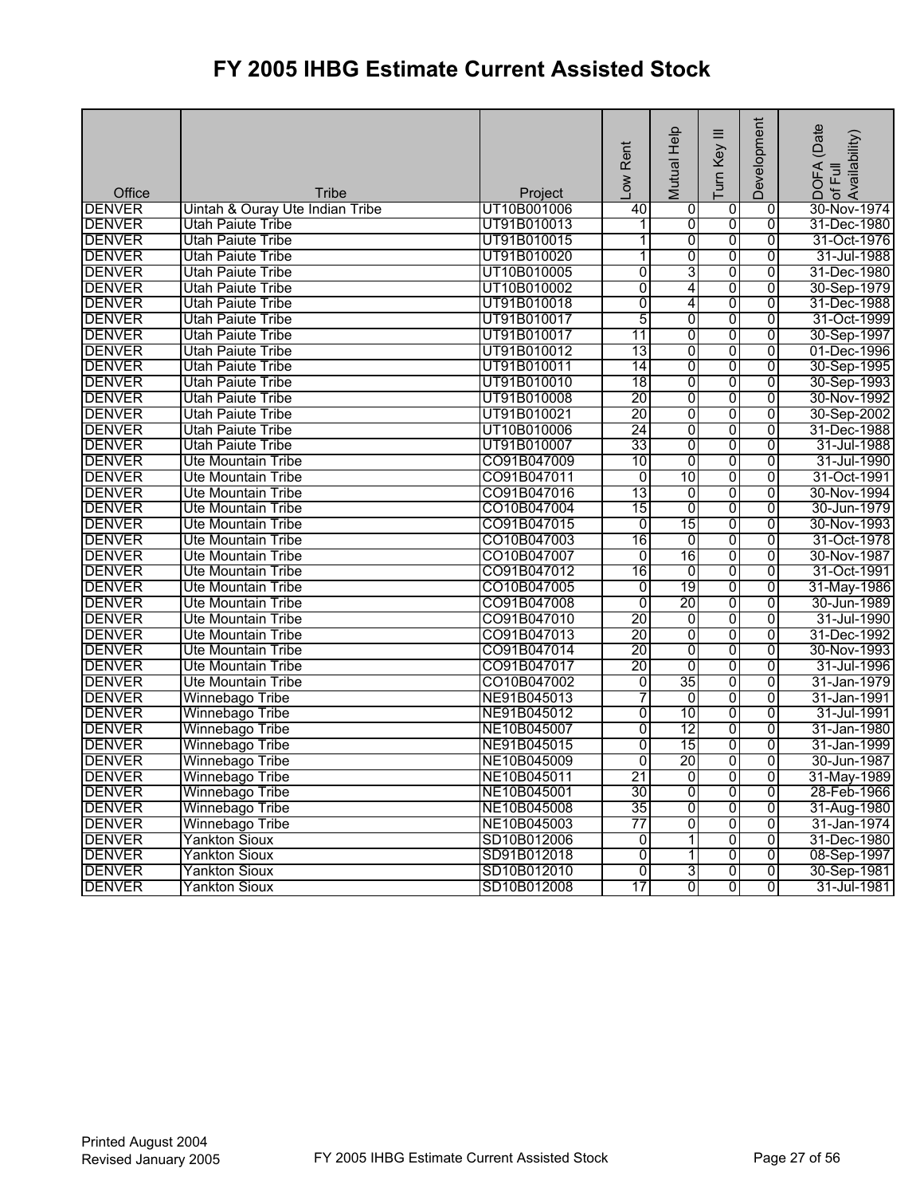# FY 2005 IHBG Estimate Current Assisted Stock

| Office | Tribe | Project | Low Rent | Mutual Help | Turn Key III | Development | DOFA (Date of Full Availability) |
|---|---|---|---|---|---|---|---|
| DENVER | Uintah & Ouray Ute Indian Tribe | UT10B001006 | 40 | 0 | 0 | 0 | 30-Nov-1974 |
| DENVER | Utah Paiute Tribe | UT91B010013 | 1 | 0 | 0 | 0 | 31-Dec-1980 |
| DENVER | Utah Paiute Tribe | UT91B010015 | 1 | 0 | 0 | 0 | 31-Oct-1976 |
| DENVER | Utah Paiute Tribe | UT91B010020 | 1 | 0 | 0 | 0 | 31-Jul-1988 |
| DENVER | Utah Paiute Tribe | UT10B010005 | 0 | 3 | 0 | 0 | 31-Dec-1980 |
| DENVER | Utah Paiute Tribe | UT10B010002 | 0 | 4 | 0 | 0 | 30-Sep-1979 |
| DENVER | Utah Paiute Tribe | UT91B010018 | 0 | 4 | 0 | 0 | 31-Dec-1988 |
| DENVER | Utah Paiute Tribe | UT91B010017 | 5 | 0 | 0 | 0 | 31-Oct-1999 |
| DENVER | Utah Paiute Tribe | UT91B010017 | 11 | 0 | 0 | 0 | 30-Sep-1997 |
| DENVER | Utah Paiute Tribe | UT91B010012 | 13 | 0 | 0 | 0 | 01-Dec-1996 |
| DENVER | Utah Paiute Tribe | UT91B010011 | 14 | 0 | 0 | 0 | 30-Sep-1995 |
| DENVER | Utah Paiute Tribe | UT91B010010 | 18 | 0 | 0 | 0 | 30-Sep-1993 |
| DENVER | Utah Paiute Tribe | UT91B010008 | 20 | 0 | 0 | 0 | 30-Nov-1992 |
| DENVER | Utah Paiute Tribe | UT91B010021 | 20 | 0 | 0 | 0 | 30-Sep-2002 |
| DENVER | Utah Paiute Tribe | UT10B010006 | 24 | 0 | 0 | 0 | 31-Dec-1988 |
| DENVER | Utah Paiute Tribe | UT91B010007 | 33 | 0 | 0 | 0 | 31-Jul-1988 |
| DENVER | Ute Mountain Tribe | CO91B047009 | 10 | 0 | 0 | 0 | 31-Jul-1990 |
| DENVER | Ute Mountain Tribe | CO91B047011 | 0 | 10 | 0 | 0 | 31-Oct-1991 |
| DENVER | Ute Mountain Tribe | CO91B047016 | 13 | 0 | 0 | 0 | 30-Nov-1994 |
| DENVER | Ute Mountain Tribe | CO10B047004 | 15 | 0 | 0 | 0 | 30-Jun-1979 |
| DENVER | Ute Mountain Tribe | CO91B047015 | 0 | 15 | 0 | 0 | 30-Nov-1993 |
| DENVER | Ute Mountain Tribe | CO10B047003 | 16 | 0 | 0 | 0 | 31-Oct-1978 |
| DENVER | Ute Mountain Tribe | CO10B047007 | 0 | 16 | 0 | 0 | 30-Nov-1987 |
| DENVER | Ute Mountain Tribe | CO91B047012 | 16 | 0 | 0 | 0 | 31-Oct-1991 |
| DENVER | Ute Mountain Tribe | CO10B047005 | 0 | 19 | 0 | 0 | 31-May-1986 |
| DENVER | Ute Mountain Tribe | CO91B047008 | 0 | 20 | 0 | 0 | 30-Jun-1989 |
| DENVER | Ute Mountain Tribe | CO91B047010 | 20 | 0 | 0 | 0 | 31-Jul-1990 |
| DENVER | Ute Mountain Tribe | CO91B047013 | 20 | 0 | 0 | 0 | 31-Dec-1992 |
| DENVER | Ute Mountain Tribe | CO91B047014 | 20 | 0 | 0 | 0 | 30-Nov-1993 |
| DENVER | Ute Mountain Tribe | CO91B047017 | 20 | 0 | 0 | 0 | 31-Jul-1996 |
| DENVER | Ute Mountain Tribe | CO10B047002 | 0 | 35 | 0 | 0 | 31-Jan-1979 |
| DENVER | Winnebago Tribe | NE91B045013 | 7 | 0 | 0 | 0 | 31-Jan-1991 |
| DENVER | Winnebago Tribe | NE91B045012 | 0 | 10 | 0 | 0 | 31-Jul-1991 |
| DENVER | Winnebago Tribe | NE10B045007 | 0 | 12 | 0 | 0 | 31-Jan-1980 |
| DENVER | Winnebago Tribe | NE91B045015 | 0 | 15 | 0 | 0 | 31-Jan-1999 |
| DENVER | Winnebago Tribe | NE10B045009 | 0 | 20 | 0 | 0 | 30-Jun-1987 |
| DENVER | Winnebago Tribe | NE10B045011 | 21 | 0 | 0 | 0 | 31-May-1989 |
| DENVER | Winnebago Tribe | NE10B045001 | 30 | 0 | 0 | 0 | 28-Feb-1966 |
| DENVER | Winnebago Tribe | NE10B045008 | 35 | 0 | 0 | 0 | 31-Aug-1980 |
| DENVER | Winnebago Tribe | NE10B045003 | 77 | 0 | 0 | 0 | 31-Jan-1974 |
| DENVER | Yankton Sioux | SD10B012006 | 0 | 1 | 0 | 0 | 31-Dec-1980 |
| DENVER | Yankton Sioux | SD91B012018 | 0 | 1 | 0 | 0 | 08-Sep-1997 |
| DENVER | Yankton Sioux | SD10B012010 | 0 | 3 | 0 | 0 | 30-Sep-1981 |
| DENVER | Yankton Sioux | SD10B012008 | 17 | 0 | 0 | 0 | 31-Jul-1981 |

Printed August 2004
Revised January 2005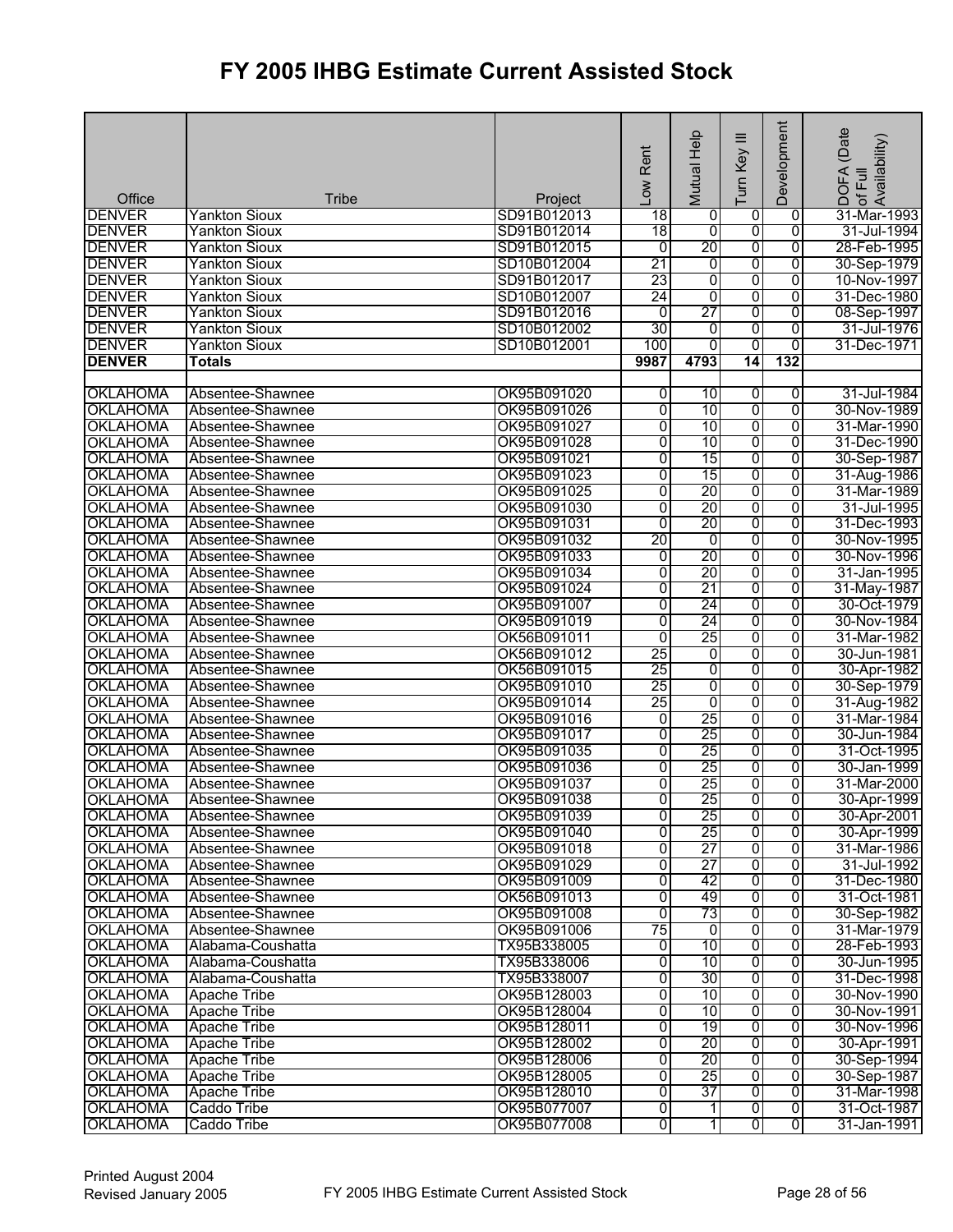# FY 2005 IHBG Estimate Current Assisted Stock

| Office | Tribe | Project | Low Rent | Mutual Help | Turn Key III | Development | DOFA (Date of Full Availability) |
|---|---|---|---|---|---|---|---|
| DENVER | Yankton Sioux | SD91B012013 | 18 | 0 | 0 | 0 | 31-Mar-1993 |
| DENVER | Yankton Sioux | SD91B012014 | 18 | 0 | 0 | 0 | 31-Jul-1994 |
| DENVER | Yankton Sioux | SD91B012015 | 0 | 20 | 0 | 0 | 28-Feb-1995 |
| DENVER | Yankton Sioux | SD10B012004 | 21 | 0 | 0 | 0 | 30-Sep-1979 |
| DENVER | Yankton Sioux | SD91B012017 | 23 | 0 | 0 | 0 | 10-Nov-1997 |
| DENVER | Yankton Sioux | SD10B012007 | 24 | 0 | 0 | 0 | 31-Dec-1980 |
| DENVER | Yankton Sioux | SD91B012016 | 0 | 27 | 0 | 0 | 08-Sep-1997 |
| DENVER | Yankton Sioux | SD10B012002 | 30 | 0 | 0 | 0 | 31-Jul-1976 |
| DENVER | Yankton Sioux | SD10B012001 | 100 | 0 | 0 | 0 | 31-Dec-1971 |
| **DENVER** | **Totals** | | **9987** | **4793** | **14** | **132** | |
| | | | | | | | |
| OKLAHOMA | Absentee-Shawnee | OK95B091020 | 0 | 10 | 0 | 0 | 31-Jul-1984 |
| OKLAHOMA | Absentee-Shawnee | OK95B091026 | 0 | 10 | 0 | 0 | 30-Nov-1989 |
| OKLAHOMA | Absentee-Shawnee | OK95B091027 | 0 | 10 | 0 | 0 | 31-Mar-1990 |
| OKLAHOMA | Absentee-Shawnee | OK95B091028 | 0 | 10 | 0 | 0 | 31-Dec-1990 |
| OKLAHOMA | Absentee-Shawnee | OK95B091021 | 0 | 15 | 0 | 0 | 30-Sep-1987 |
| OKLAHOMA | Absentee-Shawnee | OK95B091023 | 0 | 15 | 0 | 0 | 31-Aug-1986 |
| OKLAHOMA | Absentee-Shawnee | OK95B091025 | 0 | 20 | 0 | 0 | 31-Mar-1989 |
| OKLAHOMA | Absentee-Shawnee | OK95B091030 | 0 | 20 | 0 | 0 | 31-Jul-1995 |
| OKLAHOMA | Absentee-Shawnee | OK95B091031 | 0 | 20 | 0 | 0 | 31-Dec-1993 |
| OKLAHOMA | Absentee-Shawnee | OK95B091032 | 20 | 0 | 0 | 0 | 30-Nov-1995 |
| OKLAHOMA | Absentee-Shawnee | OK95B091033 | 0 | 20 | 0 | 0 | 30-Nov-1996 |
| OKLAHOMA | Absentee-Shawnee | OK95B091034 | 0 | 20 | 0 | 0 | 31-Jan-1995 |
| OKLAHOMA | Absentee-Shawnee | OK95B091024 | 0 | 21 | 0 | 0 | 31-May-1987 |
| OKLAHOMA | Absentee-Shawnee | OK95B091007 | 0 | 24 | 0 | 0 | 30-Oct-1979 |
| OKLAHOMA | Absentee-Shawnee | OK95B091019 | 0 | 24 | 0 | 0 | 30-Nov-1984 |
| OKLAHOMA | Absentee-Shawnee | OK56B091011 | 0 | 25 | 0 | 0 | 31-Mar-1982 |
| OKLAHOMA | Absentee-Shawnee | OK56B091012 | 25 | 0 | 0 | 0 | 30-Jun-1981 |
| OKLAHOMA | Absentee-Shawnee | OK56B091015 | 25 | 0 | 0 | 0 | 30-Apr-1982 |
| OKLAHOMA | Absentee-Shawnee | OK95B091010 | 25 | 0 | 0 | 0 | 30-Sep-1979 |
| OKLAHOMA | Absentee-Shawnee | OK95B091014 | 25 | 0 | 0 | 0 | 31-Aug-1982 |
| OKLAHOMA | Absentee-Shawnee | OK95B091016 | 0 | 25 | 0 | 0 | 31-Mar-1984 |
| OKLAHOMA | Absentee-Shawnee | OK95B091017 | 0 | 25 | 0 | 0 | 30-Jun-1984 |
| OKLAHOMA | Absentee-Shawnee | OK95B091035 | 0 | 25 | 0 | 0 | 31-Oct-1995 |
| OKLAHOMA | Absentee-Shawnee | OK95B091036 | 0 | 25 | 0 | 0 | 30-Jan-1999 |
| OKLAHOMA | Absentee-Shawnee | OK95B091037 | 0 | 25 | 0 | 0 | 31-Mar-2000 |
| OKLAHOMA | Absentee-Shawnee | OK95B091038 | 0 | 25 | 0 | 0 | 30-Apr-1999 |
| OKLAHOMA | Absentee-Shawnee | OK95B091039 | 0 | 25 | 0 | 0 | 30-Apr-2001 |
| OKLAHOMA | Absentee-Shawnee | OK95B091040 | 0 | 25 | 0 | 0 | 30-Apr-1999 |
| OKLAHOMA | Absentee-Shawnee | OK95B091018 | 0 | 27 | 0 | 0 | 31-Mar-1986 |
| OKLAHOMA | Absentee-Shawnee | OK95B091029 | 0 | 27 | 0 | 0 | 31-Jul-1992 |
| OKLAHOMA | Absentee-Shawnee | OK95B091009 | 0 | 42 | 0 | 0 | 31-Dec-1980 |
| OKLAHOMA | Absentee-Shawnee | OK56B091013 | 0 | 49 | 0 | 0 | 31-Oct-1981 |
| OKLAHOMA | Absentee-Shawnee | OK95B091008 | 0 | 73 | 0 | 0 | 30-Sep-1982 |
| OKLAHOMA | Absentee-Shawnee | OK95B091006 | 75 | 0 | 0 | 0 | 31-Mar-1979 |
| OKLAHOMA | Alabama-Coushatta | TX95B338005 | 0 | 10 | 0 | 0 | 28-Feb-1993 |
| OKLAHOMA | Alabama-Coushatta | TX95B338006 | 0 | 10 | 0 | 0 | 30-Jun-1995 |
| OKLAHOMA | Alabama-Coushatta | TX95B338007 | 0 | 30 | 0 | 0 | 31-Dec-1998 |
| OKLAHOMA | Apache Tribe | OK95B128003 | 0 | 10 | 0 | 0 | 30-Nov-1990 |
| OKLAHOMA | Apache Tribe | OK95B128004 | 0 | 10 | 0 | 0 | 30-Nov-1991 |
| OKLAHOMA | Apache Tribe | OK95B128011 | 0 | 19 | 0 | 0 | 30-Nov-1996 |
| OKLAHOMA | Apache Tribe | OK95B128002 | 0 | 20 | 0 | 0 | 30-Apr-1991 |
| OKLAHOMA | Apache Tribe | OK95B128006 | 0 | 20 | 0 | 0 | 30-Sep-1994 |
| OKLAHOMA | Apache Tribe | OK95B128005 | 0 | 25 | 0 | 0 | 30-Sep-1987 |
| OKLAHOMA | Apache Tribe | OK95B128010 | 0 | 37 | 0 | 0 | 31-Mar-1998 |
| OKLAHOMA | Caddo Tribe | OK95B077007 | 0 | 1 | 0 | 0 | 31-Oct-1987 |
| OKLAHOMA | Caddo Tribe | OK95B077008 | 0 | 1 | 0 | 0 | 31-Jan-1991 |

Printed August 2004
Revised January 2005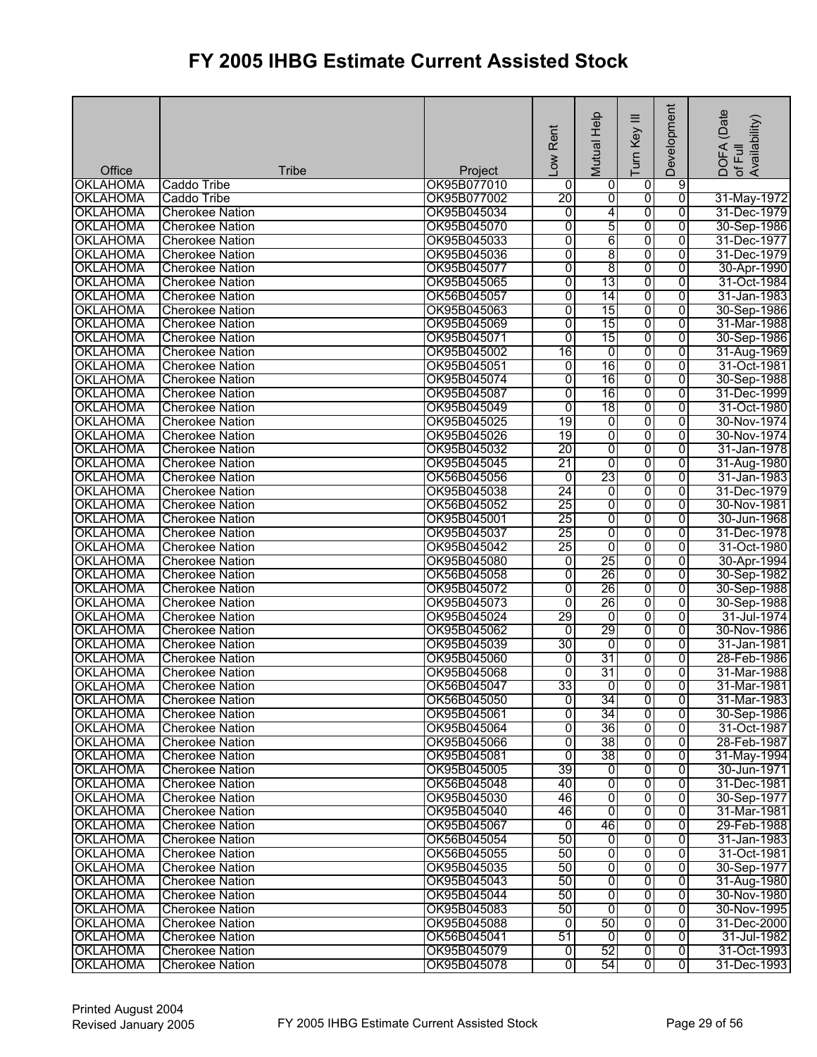# FY 2005 IHBG Estimate Current Assisted Stock

| Office | Tribe | Project | Low Rent | Mutual Help | Turn Key III | Development | DOFA (Date of Full Availability) |
|---|---|---|---|---|---|---|---|
| OKLAHOMA | Caddo Tribe | OK95B077010 | 0 | 0 | 0 | 9 | |
| OKLAHOMA | Caddo Tribe | OK95B077002 | 20 | 0 | 0 | 0 | 31-May-1972 |
| OKLAHOMA | Cherokee Nation | OK95B045034 | 0 | 4 | 0 | 0 | 31-Dec-1979 |
| OKLAHOMA | Cherokee Nation | OK95B045070 | 0 | 5 | 0 | 0 | 30-Sep-1986 |
| OKLAHOMA | Cherokee Nation | OK95B045033 | 0 | 6 | 0 | 0 | 31-Dec-1977 |
| OKLAHOMA | Cherokee Nation | OK95B045036 | 0 | 8 | 0 | 0 | 31-Dec-1979 |
| OKLAHOMA | Cherokee Nation | OK95B045077 | 0 | 8 | 0 | 0 | 30-Apr-1990 |
| OKLAHOMA | Cherokee Nation | OK95B045065 | 0 | 13 | 0 | 0 | 31-Oct-1984 |
| OKLAHOMA | Cherokee Nation | OK56B045057 | 0 | 14 | 0 | 0 | 31-Jan-1983 |
| OKLAHOMA | Cherokee Nation | OK95B045063 | 0 | 15 | 0 | 0 | 30-Sep-1986 |
| OKLAHOMA | Cherokee Nation | OK95B045069 | 0 | 15 | 0 | 0 | 31-Mar-1988 |
| OKLAHOMA | Cherokee Nation | OK95B045071 | 0 | 15 | 0 | 0 | 30-Sep-1986 |
| OKLAHOMA | Cherokee Nation | OK95B045002 | 16 | 0 | 0 | 0 | 31-Aug-1969 |
| OKLAHOMA | Cherokee Nation | OK95B045051 | 0 | 16 | 0 | 0 | 31-Oct-1981 |
| OKLAHOMA | Cherokee Nation | OK95B045074 | 0 | 16 | 0 | 0 | 30-Sep-1988 |
| OKLAHOMA | Cherokee Nation | OK95B045087 | 0 | 16 | 0 | 0 | 31-Dec-1999 |
| OKLAHOMA | Cherokee Nation | OK95B045049 | 0 | 18 | 0 | 0 | 31-Oct-1980 |
| OKLAHOMA | Cherokee Nation | OK95B045025 | 19 | 0 | 0 | 0 | 30-Nov-1974 |
| OKLAHOMA | Cherokee Nation | OK95B045026 | 19 | 0 | 0 | 0 | 30-Nov-1974 |
| OKLAHOMA | Cherokee Nation | OK95B045032 | 20 | 0 | 0 | 0 | 31-Jan-1978 |
| OKLAHOMA | Cherokee Nation | OK95B045045 | 21 | 0 | 0 | 0 | 31-Aug-1980 |
| OKLAHOMA | Cherokee Nation | OK56B045056 | 0 | 23 | 0 | 0 | 31-Jan-1983 |
| OKLAHOMA | Cherokee Nation | OK95B045038 | 24 | 0 | 0 | 0 | 31-Dec-1979 |
| OKLAHOMA | Cherokee Nation | OK56B045052 | 25 | 0 | 0 | 0 | 30-Nov-1981 |
| OKLAHOMA | Cherokee Nation | OK95B045001 | 25 | 0 | 0 | 0 | 30-Jun-1968 |
| OKLAHOMA | Cherokee Nation | OK95B045037 | 25 | 0 | 0 | 0 | 31-Dec-1978 |
| OKLAHOMA | Cherokee Nation | OK95B045042 | 25 | 0 | 0 | 0 | 31-Oct-1980 |
| OKLAHOMA | Cherokee Nation | OK95B045080 | 0 | 25 | 0 | 0 | 30-Apr-1994 |
| OKLAHOMA | Cherokee Nation | OK56B045058 | 0 | 26 | 0 | 0 | 30-Sep-1982 |
| OKLAHOMA | Cherokee Nation | OK95B045072 | 0 | 26 | 0 | 0 | 30-Sep-1988 |
| OKLAHOMA | Cherokee Nation | OK95B045073 | 0 | 26 | 0 | 0 | 30-Sep-1988 |
| OKLAHOMA | Cherokee Nation | OK95B045024 | 29 | 0 | 0 | 0 | 31-Jul-1974 |
| OKLAHOMA | Cherokee Nation | OK95B045062 | 0 | 29 | 0 | 0 | 30-Nov-1986 |
| OKLAHOMA | Cherokee Nation | OK95B045039 | 30 | 0 | 0 | 0 | 31-Jan-1981 |
| OKLAHOMA | Cherokee Nation | OK95B045060 | 0 | 31 | 0 | 0 | 28-Feb-1986 |
| OKLAHOMA | Cherokee Nation | OK95B045068 | 0 | 31 | 0 | 0 | 31-Mar-1988 |
| OKLAHOMA | Cherokee Nation | OK56B045047 | 33 | 0 | 0 | 0 | 31-Mar-1981 |
| OKLAHOMA | Cherokee Nation | OK56B045050 | 0 | 34 | 0 | 0 | 31-Mar-1983 |
| OKLAHOMA | Cherokee Nation | OK95B045061 | 0 | 34 | 0 | 0 | 30-Sep-1986 |
| OKLAHOMA | Cherokee Nation | OK95B045064 | 0 | 36 | 0 | 0 | 31-Oct-1987 |
| OKLAHOMA | Cherokee Nation | OK95B045066 | 0 | 38 | 0 | 0 | 28-Feb-1987 |
| OKLAHOMA | Cherokee Nation | OK95B045081 | 0 | 38 | 0 | 0 | 31-May-1994 |
| OKLAHOMA | Cherokee Nation | OK95B045005 | 39 | 0 | 0 | 0 | 30-Jun-1971 |
| OKLAHOMA | Cherokee Nation | OK56B045048 | 40 | 0 | 0 | 0 | 31-Dec-1981 |
| OKLAHOMA | Cherokee Nation | OK95B045030 | 46 | 0 | 0 | 0 | 30-Sep-1977 |
| OKLAHOMA | Cherokee Nation | OK95B045040 | 46 | 0 | 0 | 0 | 31-Mar-1981 |
| OKLAHOMA | Cherokee Nation | OK95B045067 | 0 | 46 | 0 | 0 | 29-Feb-1988 |
| OKLAHOMA | Cherokee Nation | OK56B045054 | 50 | 0 | 0 | 0 | 31-Jan-1983 |
| OKLAHOMA | Cherokee Nation | OK56B045055 | 50 | 0 | 0 | 0 | 31-Oct-1981 |
| OKLAHOMA | Cherokee Nation | OK95B045035 | 50 | 0 | 0 | 0 | 30-Sep-1977 |
| OKLAHOMA | Cherokee Nation | OK95B045043 | 50 | 0 | 0 | 0 | 31-Aug-1980 |
| OKLAHOMA | Cherokee Nation | OK95B045044 | 50 | 0 | 0 | 0 | 30-Nov-1980 |
| OKLAHOMA | Cherokee Nation | OK95B045083 | 50 | 0 | 0 | 0 | 30-Nov-1995 |
| OKLAHOMA | Cherokee Nation | OK95B045088 | 0 | 50 | 0 | 0 | 31-Dec-2000 |
| OKLAHOMA | Cherokee Nation | OK56B045041 | 51 | 0 | 0 | 0 | 31-Jul-1982 |
| OKLAHOMA | Cherokee Nation | OK95B045079 | 0 | 52 | 0 | 0 | 31-Oct-1993 |
| OKLAHOMA | Cherokee Nation | OK95B045078 | 0 | 54 | 0 | 0 | 31-Dec-1993 |

Printed August 2004
Revised January 2005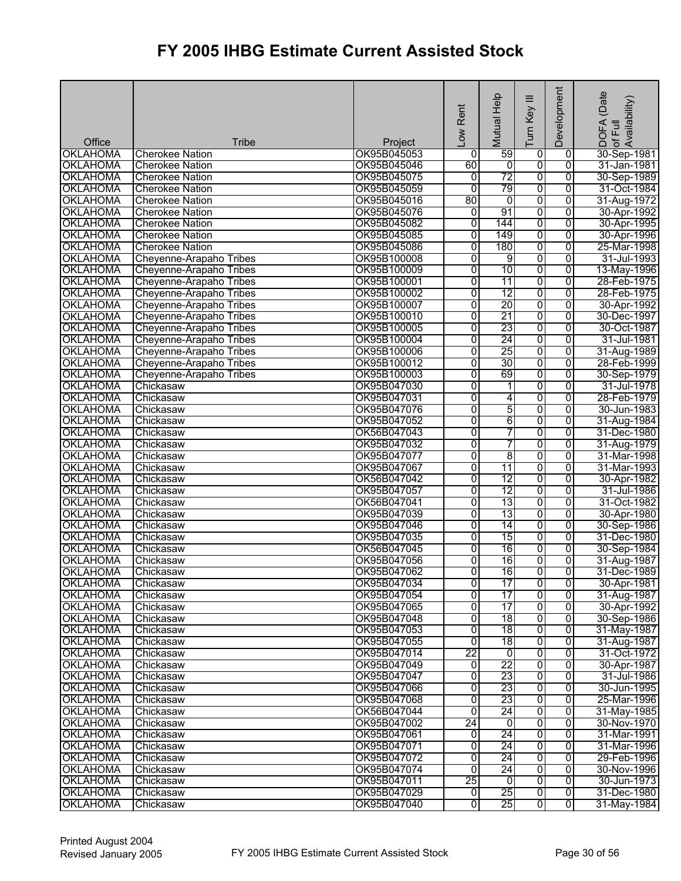# FY 2005 IHBG Estimate Current Assisted Stock

| Office | Tribe | Project | Low Rent | Mutual Help | Turn Key III | Development | DOFA (Date of Full Availability) |
|---|---|---|---|---|---|---|---|
| OKLAHOMA | Cherokee Nation | OK95B045053 | 0 | 59 | 0 | 0 | 30-Sep-1981 |
| OKLAHOMA | Cherokee Nation | OK95B045046 | 60 | 0 | 0 | 0 | 31-Jan-1981 |
| OKLAHOMA | Cherokee Nation | OK95B045075 | 0 | 72 | 0 | 0 | 30-Sep-1989 |
| OKLAHOMA | Cherokee Nation | OK95B045059 | 0 | 79 | 0 | 0 | 31-Oct-1984 |
| OKLAHOMA | Cherokee Nation | OK95B045016 | 80 | 0 | 0 | 0 | 31-Aug-1972 |
| OKLAHOMA | Cherokee Nation | OK95B045076 | 0 | 91 | 0 | 0 | 30-Apr-1992 |
| OKLAHOMA | Cherokee Nation | OK95B045082 | 0 | 144 | 0 | 0 | 30-Apr-1995 |
| OKLAHOMA | Cherokee Nation | OK95B045085 | 0 | 149 | 0 | 0 | 30-Apr-1996 |
| OKLAHOMA | Cherokee Nation | OK95B045086 | 0 | 180 | 0 | 0 | 25-Mar-1998 |
| OKLAHOMA | Cheyenne-Arapaho Tribes | OK95B100008 | 0 | 9 | 0 | 0 | 31-Jul-1993 |
| OKLAHOMA | Cheyenne-Arapaho Tribes | OK95B100009 | 0 | 10 | 0 | 0 | 13-May-1996 |
| OKLAHOMA | Cheyenne-Arapaho Tribes | OK95B100001 | 0 | 11 | 0 | 0 | 28-Feb-1975 |
| OKLAHOMA | Cheyenne-Arapaho Tribes | OK95B100002 | 0 | 12 | 0 | 0 | 28-Feb-1975 |
| OKLAHOMA | Cheyenne-Arapaho Tribes | OK95B100007 | 0 | 20 | 0 | 0 | 30-Apr-1992 |
| OKLAHOMA | Cheyenne-Arapaho Tribes | OK95B100010 | 0 | 21 | 0 | 0 | 30-Dec-1997 |
| OKLAHOMA | Cheyenne-Arapaho Tribes | OK95B100005 | 0 | 23 | 0 | 0 | 30-Oct-1987 |
| OKLAHOMA | Cheyenne-Arapaho Tribes | OK95B100004 | 0 | 24 | 0 | 0 | 31-Jul-1981 |
| OKLAHOMA | Cheyenne-Arapaho Tribes | OK95B100006 | 0 | 25 | 0 | 0 | 31-Aug-1989 |
| OKLAHOMA | Cheyenne-Arapaho Tribes | OK95B100012 | 0 | 30 | 0 | 0 | 28-Feb-1999 |
| OKLAHOMA | Cheyenne-Arapaho Tribes | OK95B100003 | 0 | 69 | 0 | 0 | 30-Sep-1979 |
| OKLAHOMA | Chickasaw | OK95B047030 | 0 | 1 | 0 | 0 | 31-Jul-1978 |
| OKLAHOMA | Chickasaw | OK95B047031 | 0 | 4 | 0 | 0 | 28-Feb-1979 |
| OKLAHOMA | Chickasaw | OK95B047076 | 0 | 5 | 0 | 0 | 30-Jun-1983 |
| OKLAHOMA | Chickasaw | OK95B047052 | 0 | 6 | 0 | 0 | 31-Aug-1984 |
| OKLAHOMA | Chickasaw | OK56B047043 | 0 | 7 | 0 | 0 | 31-Dec-1980 |
| OKLAHOMA | Chickasaw | OK95B047032 | 0 | 7 | 0 | 0 | 31-Aug-1979 |
| OKLAHOMA | Chickasaw | OK95B047077 | 0 | 8 | 0 | 0 | 31-Mar-1998 |
| OKLAHOMA | Chickasaw | OK95B047067 | 0 | 11 | 0 | 0 | 31-Mar-1993 |
| OKLAHOMA | Chickasaw | OK56B047042 | 0 | 12 | 0 | 0 | 30-Apr-1982 |
| OKLAHOMA | Chickasaw | OK95B047057 | 0 | 12 | 0 | 0 | 31-Jul-1986 |
| OKLAHOMA | Chickasaw | OK56B047041 | 0 | 13 | 0 | 0 | 31-Oct-1982 |
| OKLAHOMA | Chickasaw | OK95B047039 | 0 | 13 | 0 | 0 | 30-Apr-1980 |
| OKLAHOMA | Chickasaw | OK95B047046 | 0 | 14 | 0 | 0 | 30-Sep-1986 |
| OKLAHOMA | Chickasaw | OK95B047035 | 0 | 15 | 0 | 0 | 31-Dec-1980 |
| OKLAHOMA | Chickasaw | OK56B047045 | 0 | 16 | 0 | 0 | 30-Sep-1984 |
| OKLAHOMA | Chickasaw | OK95B047056 | 0 | 16 | 0 | 0 | 31-Aug-1987 |
| OKLAHOMA | Chickasaw | OK95B047062 | 0 | 16 | 0 | 0 | 31-Dec-1989 |
| OKLAHOMA | Chickasaw | OK95B047034 | 0 | 17 | 0 | 0 | 30-Apr-1981 |
| OKLAHOMA | Chickasaw | OK95B047054 | 0 | 17 | 0 | 0 | 31-Aug-1987 |
| OKLAHOMA | Chickasaw | OK95B047065 | 0 | 17 | 0 | 0 | 30-Apr-1992 |
| OKLAHOMA | Chickasaw | OK95B047048 | 0 | 18 | 0 | 0 | 30-Sep-1986 |
| OKLAHOMA | Chickasaw | OK95B047053 | 0 | 18 | 0 | 0 | 31-May-1987 |
| OKLAHOMA | Chickasaw | OK95B047055 | 0 | 18 | 0 | 0 | 31-Aug-1987 |
| OKLAHOMA | Chickasaw | OK95B047014 | 22 | 0 | 0 | 0 | 31-Oct-1972 |
| OKLAHOMA | Chickasaw | OK95B047049 | 0 | 22 | 0 | 0 | 30-Apr-1987 |
| OKLAHOMA | Chickasaw | OK95B047047 | 0 | 23 | 0 | 0 | 31-Jul-1986 |
| OKLAHOMA | Chickasaw | OK95B047066 | 0 | 23 | 0 | 0 | 30-Jun-1995 |
| OKLAHOMA | Chickasaw | OK95B047068 | 0 | 23 | 0 | 0 | 25-Mar-1996 |
| OKLAHOMA | Chickasaw | OK56B047044 | 0 | 24 | 0 | 0 | 31-May-1985 |
| OKLAHOMA | Chickasaw | OK95B047002 | 24 | 0 | 0 | 0 | 30-Nov-1970 |
| OKLAHOMA | Chickasaw | OK95B047061 | 0 | 24 | 0 | 0 | 31-Mar-1991 |
| OKLAHOMA | Chickasaw | OK95B047071 | 0 | 24 | 0 | 0 | 31-Mar-1996 |
| OKLAHOMA | Chickasaw | OK95B047072 | 0 | 24 | 0 | 0 | 29-Feb-1996 |
| OKLAHOMA | Chickasaw | OK95B047074 | 0 | 24 | 0 | 0 | 30-Nov-1996 |
| OKLAHOMA | Chickasaw | OK95B047011 | 25 | 0 | 0 | 0 | 30-Jun-1973 |
| OKLAHOMA | Chickasaw | OK95B047029 | 0 | 25 | 0 | 0 | 31-Dec-1980 |
| OKLAHOMA | Chickasaw | OK95B047040 | 0 | 25 | 0 | 0 | 31-May-1984 |

Printed August 2004
Revised January 2005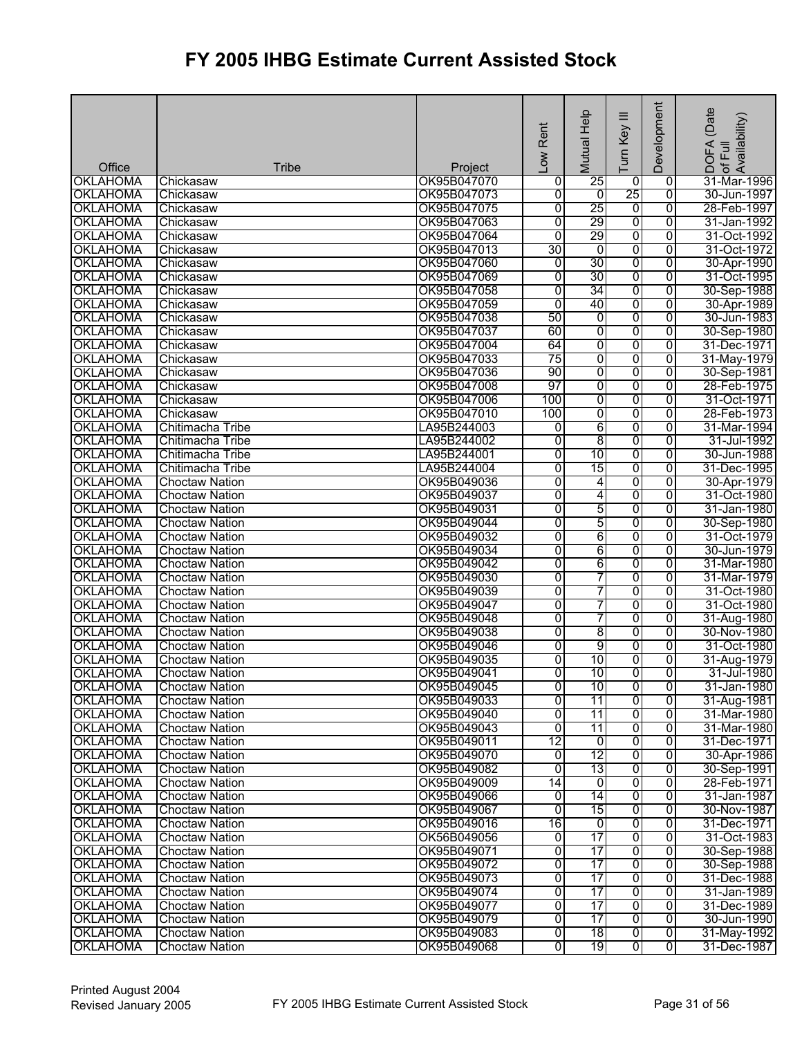# FY 2005 IHBG Estimate Current Assisted Stock

| Office | Tribe | Project | Low Rent | Mutual Help | Turn Key III | Development | DOFA (Date of Full Availability) |
|---|---|---|---|---|---|---|---|
| OKLAHOMA | Chickasaw | OK95B047070 | 0 | 25 | 0 | 0 | 31-Mar-1996 |
| OKLAHOMA | Chickasaw | OK95B047073 | 0 | 0 | 25 | 0 | 30-Jun-1997 |
| OKLAHOMA | Chickasaw | OK95B047075 | 0 | 25 | 0 | 0 | 28-Feb-1997 |
| OKLAHOMA | Chickasaw | OK95B047063 | 0 | 29 | 0 | 0 | 31-Jan-1992 |
| OKLAHOMA | Chickasaw | OK95B047064 | 0 | 29 | 0 | 0 | 31-Oct-1992 |
| OKLAHOMA | Chickasaw | OK95B047013 | 30 | 0 | 0 | 0 | 31-Oct-1972 |
| OKLAHOMA | Chickasaw | OK95B047060 | 0 | 30 | 0 | 0 | 30-Apr-1990 |
| OKLAHOMA | Chickasaw | OK95B047069 | 0 | 30 | 0 | 0 | 31-Oct-1995 |
| OKLAHOMA | Chickasaw | OK95B047058 | 0 | 34 | 0 | 0 | 30-Sep-1988 |
| OKLAHOMA | Chickasaw | OK95B047059 | 0 | 40 | 0 | 0 | 30-Apr-1989 |
| OKLAHOMA | Chickasaw | OK95B047038 | 50 | 0 | 0 | 0 | 30-Jun-1983 |
| OKLAHOMA | Chickasaw | OK95B047037 | 60 | 0 | 0 | 0 | 30-Sep-1980 |
| OKLAHOMA | Chickasaw | OK95B047004 | 64 | 0 | 0 | 0 | 31-Dec-1971 |
| OKLAHOMA | Chickasaw | OK95B047033 | 75 | 0 | 0 | 0 | 31-May-1979 |
| OKLAHOMA | Chickasaw | OK95B047036 | 90 | 0 | 0 | 0 | 30-Sep-1981 |
| OKLAHOMA | Chickasaw | OK95B047008 | 97 | 0 | 0 | 0 | 28-Feb-1975 |
| OKLAHOMA | Chickasaw | OK95B047006 | 100 | 0 | 0 | 0 | 31-Oct-1971 |
| OKLAHOMA | Chickasaw | OK95B047010 | 100 | 0 | 0 | 0 | 28-Feb-1973 |
| OKLAHOMA | Chitimacha Tribe | LA95B244003 | 0 | 6 | 0 | 0 | 31-Mar-1994 |
| OKLAHOMA | Chitimacha Tribe | LA95B244002 | 0 | 8 | 0 | 0 | 31-Jul-1992 |
| OKLAHOMA | Chitimacha Tribe | LA95B244001 | 0 | 10 | 0 | 0 | 30-Jun-1988 |
| OKLAHOMA | Chitimacha Tribe | LA95B244004 | 0 | 15 | 0 | 0 | 31-Dec-1995 |
| OKLAHOMA | Choctaw Nation | OK95B049036 | 0 | 4 | 0 | 0 | 30-Apr-1979 |
| OKLAHOMA | Choctaw Nation | OK95B049037 | 0 | 4 | 0 | 0 | 31-Oct-1980 |
| OKLAHOMA | Choctaw Nation | OK95B049031 | 0 | 5 | 0 | 0 | 31-Jan-1980 |
| OKLAHOMA | Choctaw Nation | OK95B049044 | 0 | 5 | 0 | 0 | 30-Sep-1980 |
| OKLAHOMA | Choctaw Nation | OK95B049032 | 0 | 6 | 0 | 0 | 31-Oct-1979 |
| OKLAHOMA | Choctaw Nation | OK95B049034 | 0 | 6 | 0 | 0 | 30-Jun-1979 |
| OKLAHOMA | Choctaw Nation | OK95B049042 | 0 | 6 | 0 | 0 | 31-Mar-1980 |
| OKLAHOMA | Choctaw Nation | OK95B049030 | 0 | 7 | 0 | 0 | 31-Mar-1979 |
| OKLAHOMA | Choctaw Nation | OK95B049039 | 0 | 7 | 0 | 0 | 31-Oct-1980 |
| OKLAHOMA | Choctaw Nation | OK95B049047 | 0 | 7 | 0 | 0 | 31-Oct-1980 |
| OKLAHOMA | Choctaw Nation | OK95B049048 | 0 | 7 | 0 | 0 | 31-Aug-1980 |
| OKLAHOMA | Choctaw Nation | OK95B049038 | 0 | 8 | 0 | 0 | 30-Nov-1980 |
| OKLAHOMA | Choctaw Nation | OK95B049046 | 0 | 9 | 0 | 0 | 31-Oct-1980 |
| OKLAHOMA | Choctaw Nation | OK95B049035 | 0 | 10 | 0 | 0 | 31-Aug-1979 |
| OKLAHOMA | Choctaw Nation | OK95B049041 | 0 | 10 | 0 | 0 | 31-Jul-1980 |
| OKLAHOMA | Choctaw Nation | OK95B049045 | 0 | 10 | 0 | 0 | 31-Jan-1980 |
| OKLAHOMA | Choctaw Nation | OK95B049033 | 0 | 11 | 0 | 0 | 31-Aug-1981 |
| OKLAHOMA | Choctaw Nation | OK95B049040 | 0 | 11 | 0 | 0 | 31-Mar-1980 |
| OKLAHOMA | Choctaw Nation | OK95B049043 | 0 | 11 | 0 | 0 | 31-Mar-1980 |
| OKLAHOMA | Choctaw Nation | OK95B049011 | 12 | 0 | 0 | 0 | 31-Dec-1971 |
| OKLAHOMA | Choctaw Nation | OK95B049070 | 0 | 12 | 0 | 0 | 30-Apr-1986 |
| OKLAHOMA | Choctaw Nation | OK95B049082 | 0 | 13 | 0 | 0 | 30-Sep-1991 |
| OKLAHOMA | Choctaw Nation | OK95B049009 | 14 | 0 | 0 | 0 | 28-Feb-1971 |
| OKLAHOMA | Choctaw Nation | OK95B049066 | 0 | 14 | 0 | 0 | 31-Jan-1987 |
| OKLAHOMA | Choctaw Nation | OK95B049067 | 0 | 15 | 0 | 0 | 30-Nov-1987 |
| OKLAHOMA | Choctaw Nation | OK95B049016 | 16 | 0 | 0 | 0 | 31-Dec-1971 |
| OKLAHOMA | Choctaw Nation | OK56B049056 | 0 | 17 | 0 | 0 | 31-Oct-1983 |
| OKLAHOMA | Choctaw Nation | OK95B049071 | 0 | 17 | 0 | 0 | 30-Sep-1988 |
| OKLAHOMA | Choctaw Nation | OK95B049072 | 0 | 17 | 0 | 0 | 30-Sep-1988 |
| OKLAHOMA | Choctaw Nation | OK95B049073 | 0 | 17 | 0 | 0 | 31-Dec-1988 |
| OKLAHOMA | Choctaw Nation | OK95B049074 | 0 | 17 | 0 | 0 | 31-Jan-1989 |
| OKLAHOMA | Choctaw Nation | OK95B049077 | 0 | 17 | 0 | 0 | 31-Dec-1989 |
| OKLAHOMA | Choctaw Nation | OK95B049079 | 0 | 17 | 0 | 0 | 30-Jun-1990 |
| OKLAHOMA | Choctaw Nation | OK95B049083 | 0 | 18 | 0 | 0 | 31-May-1992 |
| OKLAHOMA | Choctaw Nation | OK95B049068 | 0 | 19 | 0 | 0 | 31-Dec-1987 |

Printed August 2004
Revised January 2005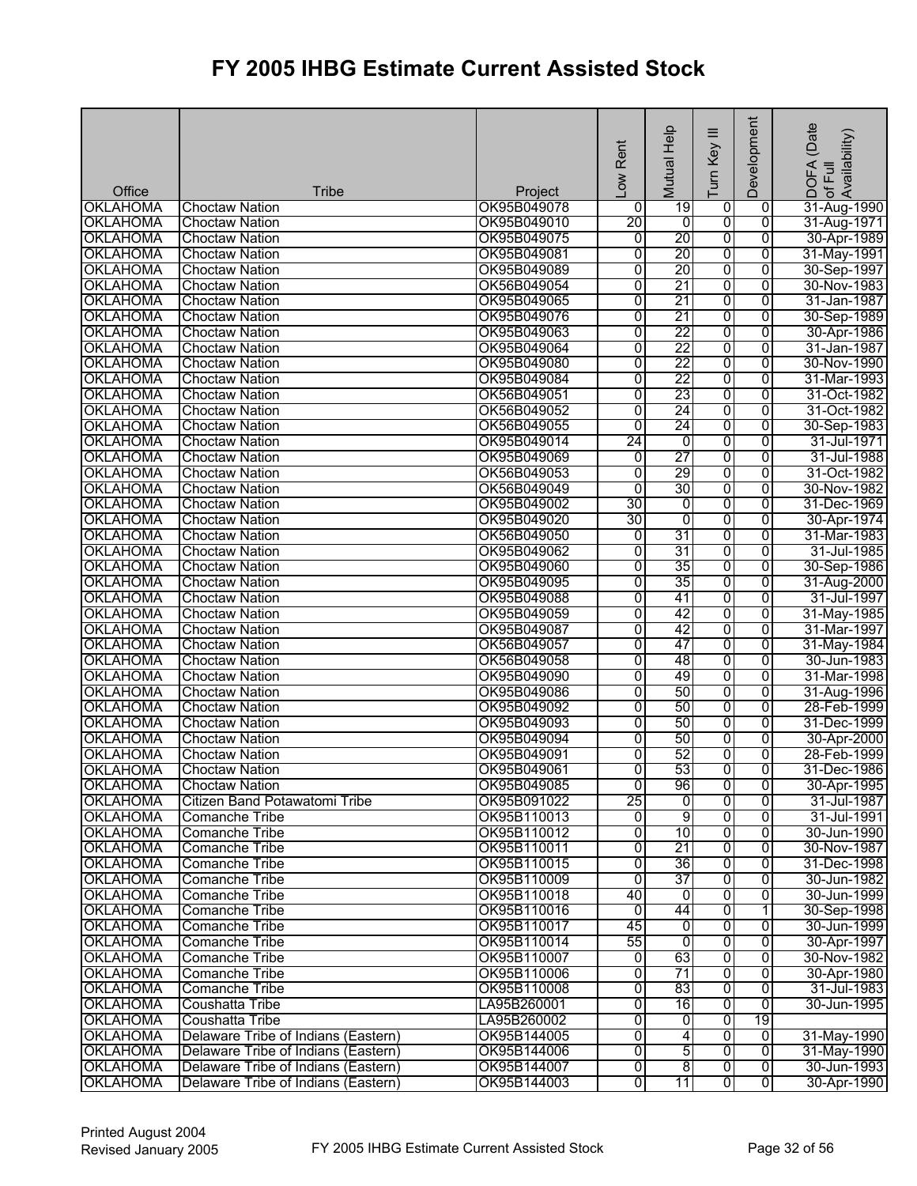# FY 2005 IHBG Estimate Current Assisted Stock

| Office | Tribe | Project | Low Rent | Mutual Help | Turn Key III | Development | DOFA (Date of Full Availability) |
|---|---|---|---|---|---|---|---|
| OKLAHOMA | Choctaw Nation | OK95B049078 | 0 | 19 | 0 | 0 | 31-Aug-1990 |
| OKLAHOMA | Choctaw Nation | OK95B049010 | 20 | 0 | 0 | 0 | 31-Aug-1971 |
| OKLAHOMA | Choctaw Nation | OK95B049075 | 0 | 20 | 0 | 0 | 30-Apr-1989 |
| OKLAHOMA | Choctaw Nation | OK95B049081 | 0 | 20 | 0 | 0 | 31-May-1991 |
| OKLAHOMA | Choctaw Nation | OK95B049089 | 0 | 20 | 0 | 0 | 30-Sep-1997 |
| OKLAHOMA | Choctaw Nation | OK56B049054 | 0 | 21 | 0 | 0 | 30-Nov-1983 |
| OKLAHOMA | Choctaw Nation | OK95B049065 | 0 | 21 | 0 | 0 | 31-Jan-1987 |
| OKLAHOMA | Choctaw Nation | OK95B049076 | 0 | 21 | 0 | 0 | 30-Sep-1989 |
| OKLAHOMA | Choctaw Nation | OK95B049063 | 0 | 22 | 0 | 0 | 30-Apr-1986 |
| OKLAHOMA | Choctaw Nation | OK95B049064 | 0 | 22 | 0 | 0 | 31-Jan-1987 |
| OKLAHOMA | Choctaw Nation | OK95B049080 | 0 | 22 | 0 | 0 | 30-Nov-1990 |
| OKLAHOMA | Choctaw Nation | OK95B049084 | 0 | 22 | 0 | 0 | 31-Mar-1993 |
| OKLAHOMA | Choctaw Nation | OK56B049051 | 0 | 23 | 0 | 0 | 31-Oct-1982 |
| OKLAHOMA | Choctaw Nation | OK56B049052 | 0 | 24 | 0 | 0 | 31-Oct-1982 |
| OKLAHOMA | Choctaw Nation | OK56B049055 | 0 | 24 | 0 | 0 | 30-Sep-1983 |
| OKLAHOMA | Choctaw Nation | OK95B049014 | 24 | 0 | 0 | 0 | 31-Jul-1971 |
| OKLAHOMA | Choctaw Nation | OK95B049069 | 0 | 27 | 0 | 0 | 31-Jul-1988 |
| OKLAHOMA | Choctaw Nation | OK56B049053 | 0 | 29 | 0 | 0 | 31-Oct-1982 |
| OKLAHOMA | Choctaw Nation | OK56B049049 | 0 | 30 | 0 | 0 | 30-Nov-1982 |
| OKLAHOMA | Choctaw Nation | OK95B049002 | 30 | 0 | 0 | 0 | 31-Dec-1969 |
| OKLAHOMA | Choctaw Nation | OK95B049020 | 30 | 0 | 0 | 0 | 30-Apr-1974 |
| OKLAHOMA | Choctaw Nation | OK56B049050 | 0 | 31 | 0 | 0 | 31-Mar-1983 |
| OKLAHOMA | Choctaw Nation | OK95B049062 | 0 | 31 | 0 | 0 | 31-Jul-1985 |
| OKLAHOMA | Choctaw Nation | OK95B049060 | 0 | 35 | 0 | 0 | 30-Sep-1986 |
| OKLAHOMA | Choctaw Nation | OK95B049095 | 0 | 35 | 0 | 0 | 31-Aug-2000 |
| OKLAHOMA | Choctaw Nation | OK95B049088 | 0 | 41 | 0 | 0 | 31-Jul-1997 |
| OKLAHOMA | Choctaw Nation | OK95B049059 | 0 | 42 | 0 | 0 | 31-May-1985 |
| OKLAHOMA | Choctaw Nation | OK95B049087 | 0 | 42 | 0 | 0 | 31-Mar-1997 |
| OKLAHOMA | Choctaw Nation | OK56B049057 | 0 | 47 | 0 | 0 | 31-May-1984 |
| OKLAHOMA | Choctaw Nation | OK56B049058 | 0 | 48 | 0 | 0 | 30-Jun-1983 |
| OKLAHOMA | Choctaw Nation | OK95B049090 | 0 | 49 | 0 | 0 | 31-Mar-1998 |
| OKLAHOMA | Choctaw Nation | OK95B049086 | 0 | 50 | 0 | 0 | 31-Aug-1996 |
| OKLAHOMA | Choctaw Nation | OK95B049092 | 0 | 50 | 0 | 0 | 28-Feb-1999 |
| OKLAHOMA | Choctaw Nation | OK95B049093 | 0 | 50 | 0 | 0 | 31-Dec-1999 |
| OKLAHOMA | Choctaw Nation | OK95B049094 | 0 | 50 | 0 | 0 | 30-Apr-2000 |
| OKLAHOMA | Choctaw Nation | OK95B049091 | 0 | 52 | 0 | 0 | 28-Feb-1999 |
| OKLAHOMA | Choctaw Nation | OK95B049061 | 0 | 53 | 0 | 0 | 31-Dec-1986 |
| OKLAHOMA | Choctaw Nation | OK95B049085 | 0 | 96 | 0 | 0 | 30-Apr-1995 |
| OKLAHOMA | Citizen Band Potawatomi Tribe | OK95B091022 | 25 | 0 | 0 | 0 | 31-Jul-1987 |
| OKLAHOMA | Comanche Tribe | OK95B110013 | 0 | 9 | 0 | 0 | 31-Jul-1991 |
| OKLAHOMA | Comanche Tribe | OK95B110012 | 0 | 10 | 0 | 0 | 30-Jun-1990 |
| OKLAHOMA | Comanche Tribe | OK95B110011 | 0 | 21 | 0 | 0 | 30-Nov-1987 |
| OKLAHOMA | Comanche Tribe | OK95B110015 | 0 | 36 | 0 | 0 | 31-Dec-1998 |
| OKLAHOMA | Comanche Tribe | OK95B110009 | 0 | 37 | 0 | 0 | 30-Jun-1982 |
| OKLAHOMA | Comanche Tribe | OK95B110018 | 40 | 0 | 0 | 0 | 30-Jun-1999 |
| OKLAHOMA | Comanche Tribe | OK95B110016 | 0 | 44 | 0 | 1 | 30-Sep-1998 |
| OKLAHOMA | Comanche Tribe | OK95B110017 | 45 | 0 | 0 | 0 | 30-Jun-1999 |
| OKLAHOMA | Comanche Tribe | OK95B110014 | 55 | 0 | 0 | 0 | 30-Apr-1997 |
| OKLAHOMA | Comanche Tribe | OK95B110007 | 0 | 63 | 0 | 0 | 30-Nov-1982 |
| OKLAHOMA | Comanche Tribe | OK95B110006 | 0 | 71 | 0 | 0 | 30-Apr-1980 |
| OKLAHOMA | Comanche Tribe | OK95B110008 | 0 | 83 | 0 | 0 | 31-Jul-1983 |
| OKLAHOMA | Coushatta Tribe | LA95B260001 | 0 | 16 | 0 | 0 | 30-Jun-1995 |
| OKLAHOMA | Coushatta Tribe | LA95B260002 | 0 | 0 | 0 | 19 | |
| OKLAHOMA | Delaware Tribe of Indians (Eastern) | OK95B144005 | 0 | 4 | 0 | 0 | 31-May-1990 |
| OKLAHOMA | Delaware Tribe of Indians (Eastern) | OK95B144006 | 0 | 5 | 0 | 0 | 31-May-1990 |
| OKLAHOMA | Delaware Tribe of Indians (Eastern) | OK95B144007 | 0 | 8 | 0 | 0 | 30-Jun-1993 |
| OKLAHOMA | Delaware Tribe of Indians (Eastern) | OK95B144003 | 0 | 11 | 0 | 0 | 30-Apr-1990 |

Printed August 2004
Revised January 2005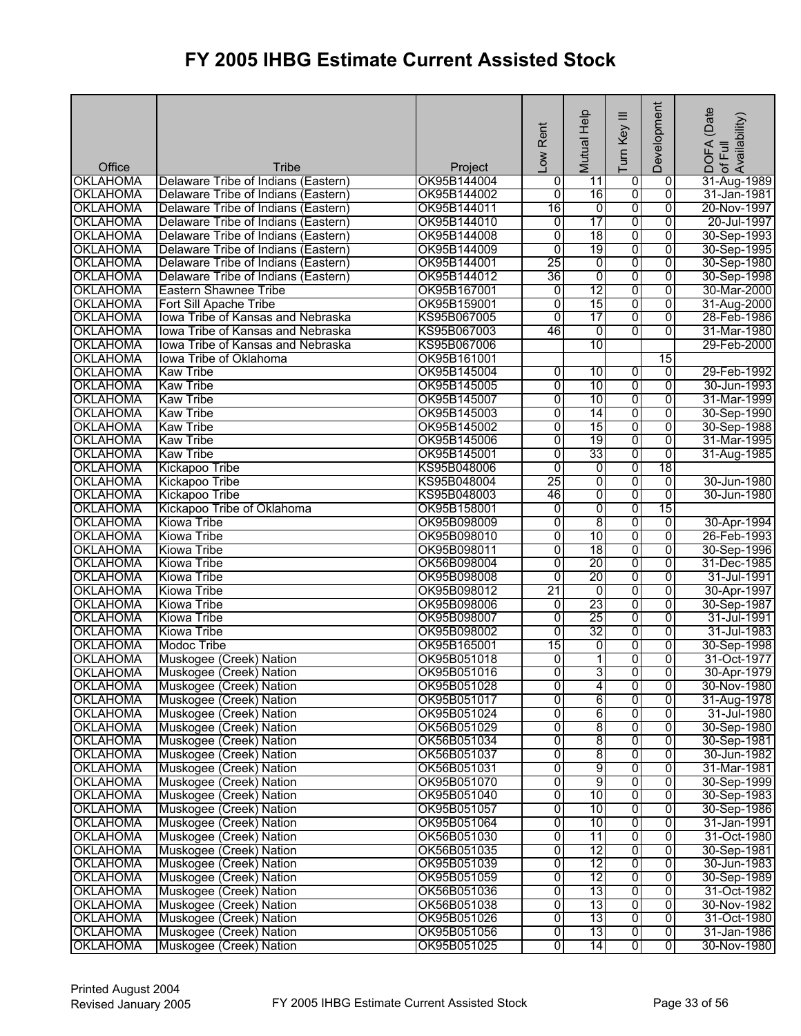# FY 2005 IHBG Estimate Current Assisted Stock

| Office | Tribe | Project | Low Rent | Mutual Help | Turn Key III | Development | DOFA (Date of Full Availability) |
|---|---|---|---|---|---|---|---|
| OKLAHOMA | Delaware Tribe of Indians (Eastern) | OK95B144004 | 0 | 11 | 0 | 0 | 31-Aug-1989 |
| OKLAHOMA | Delaware Tribe of Indians (Eastern) | OK95B144002 | 0 | 16 | 0 | 0 | 31-Jan-1981 |
| OKLAHOMA | Delaware Tribe of Indians (Eastern) | OK95B144011 | 16 | 0 | 0 | 0 | 20-Nov-1997 |
| OKLAHOMA | Delaware Tribe of Indians (Eastern) | OK95B144010 | 0 | 17 | 0 | 0 | 20-Jul-1997 |
| OKLAHOMA | Delaware Tribe of Indians (Eastern) | OK95B144008 | 0 | 18 | 0 | 0 | 30-Sep-1993 |
| OKLAHOMA | Delaware Tribe of Indians (Eastern) | OK95B144009 | 0 | 19 | 0 | 0 | 30-Sep-1995 |
| OKLAHOMA | Delaware Tribe of Indians (Eastern) | OK95B144001 | 25 | 0 | 0 | 0 | 30-Sep-1980 |
| OKLAHOMA | Delaware Tribe of Indians (Eastern) | OK95B144012 | 36 | 0 | 0 | 0 | 30-Sep-1998 |
| OKLAHOMA | Eastern Shawnee Tribe | OK95B167001 | 0 | 12 | 0 | 0 | 30-Mar-2000 |
| OKLAHOMA | Fort Sill Apache Tribe | OK95B159001 | 0 | 15 | 0 | 0 | 31-Aug-2000 |
| OKLAHOMA | Iowa Tribe of Kansas and Nebraska | KS95B067005 | 0 | 17 | 0 | 0 | 28-Feb-1986 |
| OKLAHOMA | Iowa Tribe of Kansas and Nebraska | KS95B067003 | 46 | 0 | 0 | 0 | 31-Mar-1980 |
| OKLAHOMA | Iowa Tribe of Kansas and Nebraska | KS95B067006 | | 10 | | | 29-Feb-2000 |
| OKLAHOMA | Iowa Tribe of Oklahoma | OK95B161001 | | | | 15 | |
| OKLAHOMA | Kaw Tribe | OK95B145004 | 0 | 10 | 0 | 0 | 29-Feb-1992 |
| OKLAHOMA | Kaw Tribe | OK95B145005 | 0 | 10 | 0 | 0 | 30-Jun-1993 |
| OKLAHOMA | Kaw Tribe | OK95B145007 | 0 | 10 | 0 | 0 | 31-Mar-1999 |
| OKLAHOMA | Kaw Tribe | OK95B145003 | 0 | 14 | 0 | 0 | 30-Sep-1990 |
| OKLAHOMA | Kaw Tribe | OK95B145002 | 0 | 15 | 0 | 0 | 30-Sep-1988 |
| OKLAHOMA | Kaw Tribe | OK95B145006 | 0 | 19 | 0 | 0 | 31-Mar-1995 |
| OKLAHOMA | Kaw Tribe | OK95B145001 | 0 | 33 | 0 | 0 | 31-Aug-1985 |
| OKLAHOMA | Kickapoo Tribe | KS95B048006 | 0 | 0 | 0 | 18 | |
| OKLAHOMA | Kickapoo Tribe | KS95B048004 | 25 | 0 | 0 | 0 | 30-Jun-1980 |
| OKLAHOMA | Kickapoo Tribe | KS95B048003 | 46 | 0 | 0 | 0 | 30-Jun-1980 |
| OKLAHOMA | Kickapoo Tribe of Oklahoma | OK95B158001 | 0 | 0 | 0 | 15 | |
| OKLAHOMA | Kiowa Tribe | OK95B098009 | 0 | 8 | 0 | 0 | 30-Apr-1994 |
| OKLAHOMA | Kiowa Tribe | OK95B098010 | 0 | 10 | 0 | 0 | 26-Feb-1993 |
| OKLAHOMA | Kiowa Tribe | OK95B098011 | 0 | 18 | 0 | 0 | 30-Sep-1996 |
| OKLAHOMA | Kiowa Tribe | OK56B098004 | 0 | 20 | 0 | 0 | 31-Dec-1985 |
| OKLAHOMA | Kiowa Tribe | OK95B098008 | 0 | 20 | 0 | 0 | 31-Jul-1991 |
| OKLAHOMA | Kiowa Tribe | OK95B098012 | 21 | 0 | 0 | 0 | 30-Apr-1997 |
| OKLAHOMA | Kiowa Tribe | OK95B098006 | 0 | 23 | 0 | 0 | 30-Sep-1987 |
| OKLAHOMA | Kiowa Tribe | OK95B098007 | 0 | 25 | 0 | 0 | 31-Jul-1991 |
| OKLAHOMA | Kiowa Tribe | OK95B098002 | 0 | 32 | 0 | 0 | 31-Jul-1983 |
| OKLAHOMA | Modoc Tribe | OK95B165001 | 15 | 0 | 0 | 0 | 30-Sep-1998 |
| OKLAHOMA | Muskogee (Creek) Nation | OK95B051018 | 0 | 1 | 0 | 0 | 31-Oct-1977 |
| OKLAHOMA | Muskogee (Creek) Nation | OK95B051016 | 0 | 3 | 0 | 0 | 30-Apr-1979 |
| OKLAHOMA | Muskogee (Creek) Nation | OK95B051028 | 0 | 4 | 0 | 0 | 30-Nov-1980 |
| OKLAHOMA | Muskogee (Creek) Nation | OK95B051017 | 0 | 6 | 0 | 0 | 31-Aug-1978 |
| OKLAHOMA | Muskogee (Creek) Nation | OK95B051024 | 0 | 6 | 0 | 0 | 31-Jul-1980 |
| OKLAHOMA | Muskogee (Creek) Nation | OK56B051029 | 0 | 8 | 0 | 0 | 30-Sep-1980 |
| OKLAHOMA | Muskogee (Creek) Nation | OK56B051034 | 0 | 8 | 0 | 0 | 30-Sep-1981 |
| OKLAHOMA | Muskogee (Creek) Nation | OK56B051037 | 0 | 8 | 0 | 0 | 30-Jun-1982 |
| OKLAHOMA | Muskogee (Creek) Nation | OK56B051031 | 0 | 9 | 0 | 0 | 31-Mar-1981 |
| OKLAHOMA | Muskogee (Creek) Nation | OK95B051070 | 0 | 9 | 0 | 0 | 30-Sep-1999 |
| OKLAHOMA | Muskogee (Creek) Nation | OK95B051040 | 0 | 10 | 0 | 0 | 30-Sep-1983 |
| OKLAHOMA | Muskogee (Creek) Nation | OK95B051057 | 0 | 10 | 0 | 0 | 30-Sep-1986 |
| OKLAHOMA | Muskogee (Creek) Nation | OK95B051064 | 0 | 10 | 0 | 0 | 31-Jan-1991 |
| OKLAHOMA | Muskogee (Creek) Nation | OK56B051030 | 0 | 11 | 0 | 0 | 31-Oct-1980 |
| OKLAHOMA | Muskogee (Creek) Nation | OK56B051035 | 0 | 12 | 0 | 0 | 30-Sep-1981 |
| OKLAHOMA | Muskogee (Creek) Nation | OK95B051039 | 0 | 12 | 0 | 0 | 30-Jun-1983 |
| OKLAHOMA | Muskogee (Creek) Nation | OK95B051059 | 0 | 12 | 0 | 0 | 30-Sep-1989 |
| OKLAHOMA | Muskogee (Creek) Nation | OK56B051036 | 0 | 13 | 0 | 0 | 31-Oct-1982 |
| OKLAHOMA | Muskogee (Creek) Nation | OK56B051038 | 0 | 13 | 0 | 0 | 30-Nov-1982 |
| OKLAHOMA | Muskogee (Creek) Nation | OK95B051026 | 0 | 13 | 0 | 0 | 31-Oct-1980 |
| OKLAHOMA | Muskogee (Creek) Nation | OK95B051056 | 0 | 13 | 0 | 0 | 31-Jan-1986 |
| OKLAHOMA | Muskogee (Creek) Nation | OK95B051025 | 0 | 14 | 0 | 0 | 30-Nov-1980 |

Printed August 2004
Revised January 2005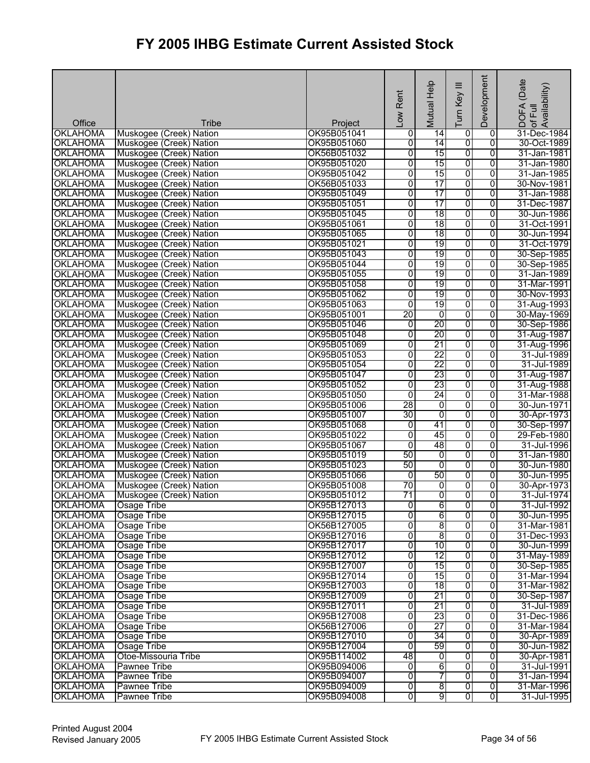# FY 2005 IHBG Estimate Current Assisted Stock

| Office | Tribe | Project | Low Rent | Mutual Help | Turn Key III | Development | DOFA (Date of Full Availability) |
|---|---|---|---|---|---|---|---|
| OKLAHOMA | Muskogee (Creek) Nation | OK95B051041 | 0 | 14 | 0 | 0 | 31-Dec-1984 |
| OKLAHOMA | Muskogee (Creek) Nation | OK95B051060 | 0 | 14 | 0 | 0 | 30-Oct-1989 |
| OKLAHOMA | Muskogee (Creek) Nation | OK56B051032 | 0 | 15 | 0 | 0 | 31-Jan-1981 |
| OKLAHOMA | Muskogee (Creek) Nation | OK95B051020 | 0 | 15 | 0 | 0 | 31-Jan-1980 |
| OKLAHOMA | Muskogee (Creek) Nation | OK95B051042 | 0 | 15 | 0 | 0 | 31-Jan-1985 |
| OKLAHOMA | Muskogee (Creek) Nation | OK56B051033 | 0 | 17 | 0 | 0 | 30-Nov-1981 |
| OKLAHOMA | Muskogee (Creek) Nation | OK95B051049 | 0 | 17 | 0 | 0 | 31-Jan-1988 |
| OKLAHOMA | Muskogee (Creek) Nation | OK95B051051 | 0 | 17 | 0 | 0 | 31-Dec-1987 |
| OKLAHOMA | Muskogee (Creek) Nation | OK95B051045 | 0 | 18 | 0 | 0 | 30-Jun-1986 |
| OKLAHOMA | Muskogee (Creek) Nation | OK95B051061 | 0 | 18 | 0 | 0 | 31-Oct-1991 |
| OKLAHOMA | Muskogee (Creek) Nation | OK95B051065 | 0 | 18 | 0 | 0 | 30-Jun-1994 |
| OKLAHOMA | Muskogee (Creek) Nation | OK95B051021 | 0 | 19 | 0 | 0 | 31-Oct-1979 |
| OKLAHOMA | Muskogee (Creek) Nation | OK95B051043 | 0 | 19 | 0 | 0 | 30-Sep-1985 |
| OKLAHOMA | Muskogee (Creek) Nation | OK95B051044 | 0 | 19 | 0 | 0 | 30-Sep-1985 |
| OKLAHOMA | Muskogee (Creek) Nation | OK95B051055 | 0 | 19 | 0 | 0 | 31-Jan-1989 |
| OKLAHOMA | Muskogee (Creek) Nation | OK95B051058 | 0 | 19 | 0 | 0 | 31-Mar-1991 |
| OKLAHOMA | Muskogee (Creek) Nation | OK95B051062 | 0 | 19 | 0 | 0 | 30-Nov-1993 |
| OKLAHOMA | Muskogee (Creek) Nation | OK95B051063 | 0 | 19 | 0 | 0 | 31-Aug-1993 |
| OKLAHOMA | Muskogee (Creek) Nation | OK95B051001 | 20 | 0 | 0 | 0 | 30-May-1969 |
| OKLAHOMA | Muskogee (Creek) Nation | OK95B051046 | 0 | 20 | 0 | 0 | 30-Sep-1986 |
| OKLAHOMA | Muskogee (Creek) Nation | OK95B051048 | 0 | 20 | 0 | 0 | 31-Aug-1987 |
| OKLAHOMA | Muskogee (Creek) Nation | OK95B051069 | 0 | 21 | 0 | 0 | 31-Aug-1996 |
| OKLAHOMA | Muskogee (Creek) Nation | OK95B051053 | 0 | 22 | 0 | 0 | 31-Jul-1989 |
| OKLAHOMA | Muskogee (Creek) Nation | OK95B051054 | 0 | 22 | 0 | 0 | 31-Jul-1989 |
| OKLAHOMA | Muskogee (Creek) Nation | OK95B051047 | 0 | 23 | 0 | 0 | 31-Aug-1987 |
| OKLAHOMA | Muskogee (Creek) Nation | OK95B051052 | 0 | 23 | 0 | 0 | 31-Aug-1988 |
| OKLAHOMA | Muskogee (Creek) Nation | OK95B051050 | 0 | 24 | 0 | 0 | 31-Mar-1988 |
| OKLAHOMA | Muskogee (Creek) Nation | OK95B051006 | 28 | 0 | 0 | 0 | 30-Jun-1971 |
| OKLAHOMA | Muskogee (Creek) Nation | OK95B051007 | 30 | 0 | 0 | 0 | 30-Apr-1973 |
| OKLAHOMA | Muskogee (Creek) Nation | OK95B051068 | 0 | 41 | 0 | 0 | 30-Sep-1997 |
| OKLAHOMA | Muskogee (Creek) Nation | OK95B051022 | 0 | 45 | 0 | 0 | 29-Feb-1980 |
| OKLAHOMA | Muskogee (Creek) Nation | OK95B051067 | 0 | 48 | 0 | 0 | 31-Jul-1996 |
| OKLAHOMA | Muskogee (Creek) Nation | OK95B051019 | 50 | 0 | 0 | 0 | 31-Jan-1980 |
| OKLAHOMA | Muskogee (Creek) Nation | OK95B051023 | 50 | 0 | 0 | 0 | 30-Jun-1980 |
| OKLAHOMA | Muskogee (Creek) Nation | OK95B051066 | 0 | 50 | 0 | 0 | 30-Jun-1995 |
| OKLAHOMA | Muskogee (Creek) Nation | OK95B051008 | 70 | 0 | 0 | 0 | 30-Apr-1973 |
| OKLAHOMA | Muskogee (Creek) Nation | OK95B051012 | 71 | 0 | 0 | 0 | 31-Jul-1974 |
| OKLAHOMA | Osage Tribe | OK95B127013 | 0 | 6 | 0 | 0 | 31-Jul-1992 |
| OKLAHOMA | Osage Tribe | OK95B127015 | 0 | 6 | 0 | 0 | 30-Jun-1995 |
| OKLAHOMA | Osage Tribe | OK56B127005 | 0 | 8 | 0 | 0 | 31-Mar-1981 |
| OKLAHOMA | Osage Tribe | OK95B127016 | 0 | 8 | 0 | 0 | 31-Dec-1993 |
| OKLAHOMA | Osage Tribe | OK95B127017 | 0 | 10 | 0 | 0 | 30-Jun-1999 |
| OKLAHOMA | Osage Tribe | OK95B127012 | 0 | 12 | 0 | 0 | 31-May-1989 |
| OKLAHOMA | Osage Tribe | OK95B127007 | 0 | 15 | 0 | 0 | 30-Sep-1985 |
| OKLAHOMA | Osage Tribe | OK95B127014 | 0 | 15 | 0 | 0 | 31-Mar-1994 |
| OKLAHOMA | Osage Tribe | OK95B127003 | 0 | 18 | 0 | 0 | 31-Mar-1982 |
| OKLAHOMA | Osage Tribe | OK95B127009 | 0 | 21 | 0 | 0 | 30-Sep-1987 |
| OKLAHOMA | Osage Tribe | OK95B127011 | 0 | 21 | 0 | 0 | 31-Jul-1989 |
| OKLAHOMA | Osage Tribe | OK95B127008 | 0 | 23 | 0 | 0 | 31-Dec-1986 |
| OKLAHOMA | Osage Tribe | OK56B127006 | 0 | 27 | 0 | 0 | 31-Mar-1984 |
| OKLAHOMA | Osage Tribe | OK95B127010 | 0 | 34 | 0 | 0 | 30-Apr-1989 |
| OKLAHOMA | Osage Tribe | OK95B127004 | 0 | 59 | 0 | 0 | 30-Jun-1982 |
| OKLAHOMA | Otoe-Missouria Tribe | OK95B114002 | 48 | 0 | 0 | 0 | 30-Apr-1981 |
| OKLAHOMA | Pawnee Tribe | OK95B094006 | 0 | 6 | 0 | 0 | 31-Jul-1991 |
| OKLAHOMA | Pawnee Tribe | OK95B094007 | 0 | 7 | 0 | 0 | 31-Jan-1994 |
| OKLAHOMA | Pawnee Tribe | OK95B094009 | 0 | 8 | 0 | 0 | 31-Mar-1996 |
| OKLAHOMA | Pawnee Tribe | OK95B094008 | 0 | 9 | 0 | 0 | 31-Jul-1995 |

Printed August 2004
Revised January 2005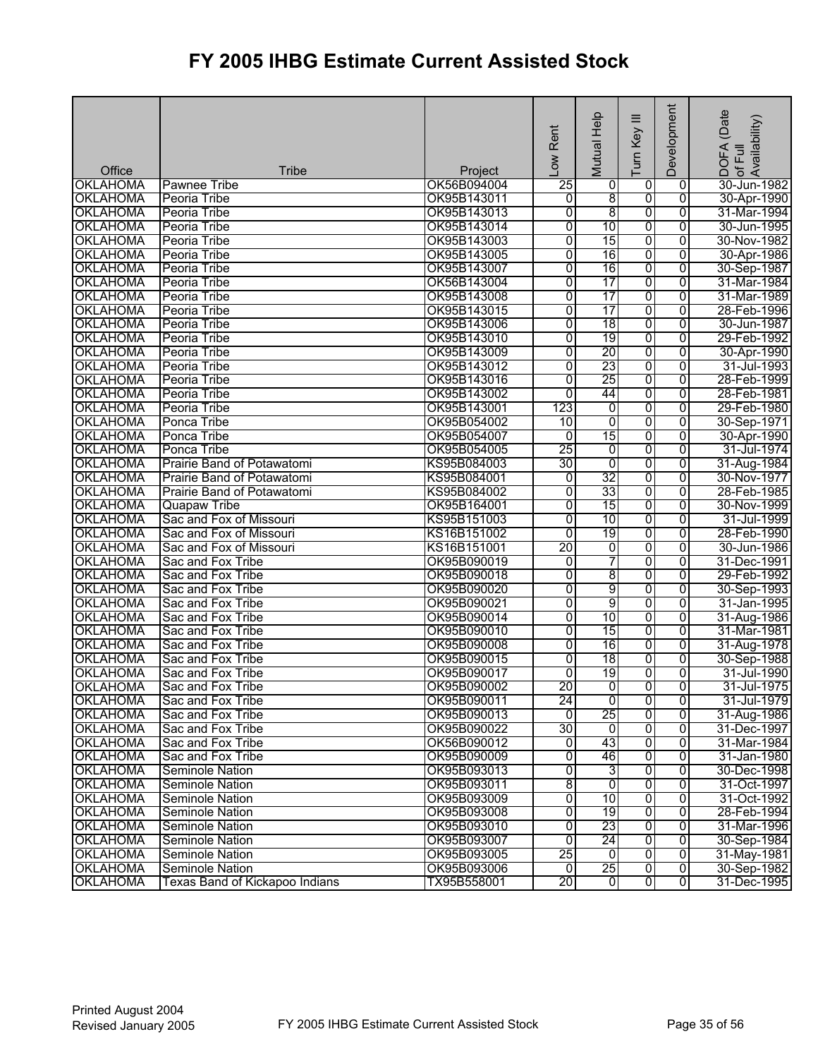# FY 2005 IHBG Estimate Current Assisted Stock

| Office | Tribe | Project | Low Rent | Mutual Help | Turn Key III | Development | DOFA (Date of Full Availability) |
|---|---|---|---|---|---|---|---|
| OKLAHOMA | Pawnee Tribe | OK56B094004 | 25 | 0 | 0 | 0 | 30-Jun-1982 |
| OKLAHOMA | Peoria Tribe | OK95B143011 | 0 | 8 | 0 | 0 | 30-Apr-1990 |
| OKLAHOMA | Peoria Tribe | OK95B143013 | 0 | 8 | 0 | 0 | 31-Mar-1994 |
| OKLAHOMA | Peoria Tribe | OK95B143014 | 0 | 10 | 0 | 0 | 30-Jun-1995 |
| OKLAHOMA | Peoria Tribe | OK95B143003 | 0 | 15 | 0 | 0 | 30-Nov-1982 |
| OKLAHOMA | Peoria Tribe | OK95B143005 | 0 | 16 | 0 | 0 | 30-Apr-1986 |
| OKLAHOMA | Peoria Tribe | OK95B143007 | 0 | 16 | 0 | 0 | 30-Sep-1987 |
| OKLAHOMA | Peoria Tribe | OK56B143004 | 0 | 17 | 0 | 0 | 31-Mar-1984 |
| OKLAHOMA | Peoria Tribe | OK95B143008 | 0 | 17 | 0 | 0 | 31-Mar-1989 |
| OKLAHOMA | Peoria Tribe | OK95B143015 | 0 | 17 | 0 | 0 | 28-Feb-1996 |
| OKLAHOMA | Peoria Tribe | OK95B143006 | 0 | 18 | 0 | 0 | 30-Jun-1987 |
| OKLAHOMA | Peoria Tribe | OK95B143010 | 0 | 19 | 0 | 0 | 29-Feb-1992 |
| OKLAHOMA | Peoria Tribe | OK95B143009 | 0 | 20 | 0 | 0 | 30-Apr-1990 |
| OKLAHOMA | Peoria Tribe | OK95B143012 | 0 | 23 | 0 | 0 | 31-Jul-1993 |
| OKLAHOMA | Peoria Tribe | OK95B143016 | 0 | 25 | 0 | 0 | 28-Feb-1999 |
| OKLAHOMA | Peoria Tribe | OK95B143002 | 0 | 44 | 0 | 0 | 28-Feb-1981 |
| OKLAHOMA | Peoria Tribe | OK95B143001 | 123 | 0 | 0 | 0 | 29-Feb-1980 |
| OKLAHOMA | Ponca Tribe | OK95B054002 | 10 | 0 | 0 | 0 | 30-Sep-1971 |
| OKLAHOMA | Ponca Tribe | OK95B054007 | 0 | 15 | 0 | 0 | 30-Apr-1990 |
| OKLAHOMA | Ponca Tribe | OK95B054005 | 25 | 0 | 0 | 0 | 31-Jul-1974 |
| OKLAHOMA | Prairie Band of Potawatomi | KS95B084003 | 30 | 0 | 0 | 0 | 31-Aug-1984 |
| OKLAHOMA | Prairie Band of Potawatomi | KS95B084001 | 0 | 32 | 0 | 0 | 30-Nov-1977 |
| OKLAHOMA | Prairie Band of Potawatomi | KS95B084002 | 0 | 33 | 0 | 0 | 28-Feb-1985 |
| OKLAHOMA | Quapaw Tribe | OK95B164001 | 0 | 15 | 0 | 0 | 30-Nov-1999 |
| OKLAHOMA | Sac and Fox of Missouri | KS95B151003 | 0 | 10 | 0 | 0 | 31-Jul-1999 |
| OKLAHOMA | Sac and Fox of Missouri | KS16B151002 | 0 | 19 | 0 | 0 | 28-Feb-1990 |
| OKLAHOMA | Sac and Fox of Missouri | KS16B151001 | 20 | 0 | 0 | 0 | 30-Jun-1986 |
| OKLAHOMA | Sac and Fox Tribe | OK95B090019 | 0 | 7 | 0 | 0 | 31-Dec-1991 |
| OKLAHOMA | Sac and Fox Tribe | OK95B090018 | 0 | 8 | 0 | 0 | 29-Feb-1992 |
| OKLAHOMA | Sac and Fox Tribe | OK95B090020 | 0 | 9 | 0 | 0 | 30-Sep-1993 |
| OKLAHOMA | Sac and Fox Tribe | OK95B090021 | 0 | 9 | 0 | 0 | 31-Jan-1995 |
| OKLAHOMA | Sac and Fox Tribe | OK95B090014 | 0 | 10 | 0 | 0 | 31-Aug-1986 |
| OKLAHOMA | Sac and Fox Tribe | OK95B090010 | 0 | 15 | 0 | 0 | 31-Mar-1981 |
| OKLAHOMA | Sac and Fox Tribe | OK95B090008 | 0 | 16 | 0 | 0 | 31-Aug-1978 |
| OKLAHOMA | Sac and Fox Tribe | OK95B090015 | 0 | 18 | 0 | 0 | 30-Sep-1988 |
| OKLAHOMA | Sac and Fox Tribe | OK95B090017 | 0 | 19 | 0 | 0 | 31-Jul-1990 |
| OKLAHOMA | Sac and Fox Tribe | OK95B090002 | 20 | 0 | 0 | 0 | 31-Jul-1975 |
| OKLAHOMA | Sac and Fox Tribe | OK95B090011 | 24 | 0 | 0 | 0 | 31-Jul-1979 |
| OKLAHOMA | Sac and Fox Tribe | OK95B090013 | 0 | 25 | 0 | 0 | 31-Aug-1986 |
| OKLAHOMA | Sac and Fox Tribe | OK95B090022 | 30 | 0 | 0 | 0 | 31-Dec-1997 |
| OKLAHOMA | Sac and Fox Tribe | OK56B090012 | 0 | 43 | 0 | 0 | 31-Mar-1984 |
| OKLAHOMA | Sac and Fox Tribe | OK95B090009 | 0 | 46 | 0 | 0 | 31-Jan-1980 |
| OKLAHOMA | Seminole Nation | OK95B093013 | 0 | 3 | 0 | 0 | 30-Dec-1998 |
| OKLAHOMA | Seminole Nation | OK95B093011 | 8 | 0 | 0 | 0 | 31-Oct-1997 |
| OKLAHOMA | Seminole Nation | OK95B093009 | 0 | 10 | 0 | 0 | 31-Oct-1992 |
| OKLAHOMA | Seminole Nation | OK95B093008 | 0 | 19 | 0 | 0 | 28-Feb-1994 |
| OKLAHOMA | Seminole Nation | OK95B093010 | 0 | 23 | 0 | 0 | 31-Mar-1996 |
| OKLAHOMA | Seminole Nation | OK95B093007 | 0 | 24 | 0 | 0 | 30-Sep-1984 |
| OKLAHOMA | Seminole Nation | OK95B093005 | 25 | 0 | 0 | 0 | 31-May-1981 |
| OKLAHOMA | Seminole Nation | OK95B093006 | 0 | 25 | 0 | 0 | 30-Sep-1982 |
| OKLAHOMA | Texas Band of Kickapoo Indians | TX95B558001 | 20 | 0 | 0 | 0 | 31-Dec-1995 |

Printed August 2004
Revised January 2005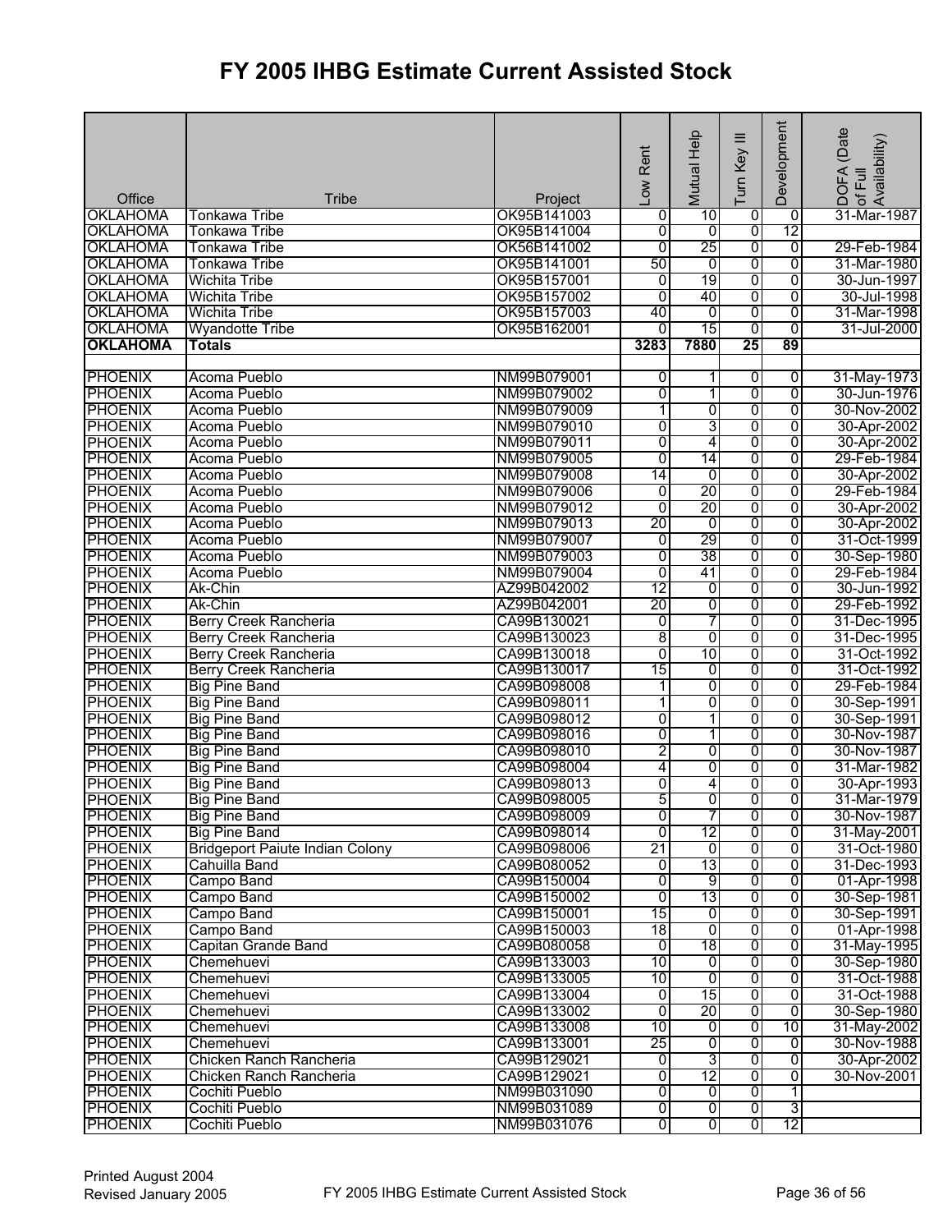# FY 2005 IHBG Estimate Current Assisted Stock

| Office | Tribe | Project | Low Rent | Mutual Help | Turn Key III | Development | DOFA (Date of Full Availability) |
|---|---|---|---|---|---|---|---|
| OKLAHOMA | Tonkawa Tribe | OK95B141003 | 0 | 10 | 0 | 0 | 31-Mar-1987 |
| OKLAHOMA | Tonkawa Tribe | OK95B141004 | 0 | 0 | 0 | 12 | |
| OKLAHOMA | Tonkawa Tribe | OK56B141002 | 0 | 25 | 0 | 0 | 29-Feb-1984 |
| OKLAHOMA | Tonkawa Tribe | OK95B141001 | 50 | 0 | 0 | 0 | 31-Mar-1980 |
| OKLAHOMA | Wichita Tribe | OK95B157001 | 0 | 19 | 0 | 0 | 30-Jun-1997 |
| OKLAHOMA | Wichita Tribe | OK95B157002 | 0 | 40 | 0 | 0 | 30-Jul-1998 |
| OKLAHOMA | Wichita Tribe | OK95B157003 | 40 | 0 | 0 | 0 | 31-Mar-1998 |
| OKLAHOMA | Wyandotte Tribe | OK95B162001 | 0 | 15 | 0 | 0 | 31-Jul-2000 |
| **OKLAHOMA** | **Totals** | | **3283** | **7880** | **25** | **89** | |
| | | | | | | | |
| PHOENIX | Acoma Pueblo | NM99B079001 | 0 | 1 | 0 | 0 | 31-May-1973 |
| PHOENIX | Acoma Pueblo | NM99B079002 | 0 | 1 | 0 | 0 | 30-Jun-1976 |
| PHOENIX | Acoma Pueblo | NM99B079009 | 1 | 0 | 0 | 0 | 30-Nov-2002 |
| PHOENIX | Acoma Pueblo | NM99B079010 | 0 | 3 | 0 | 0 | 30-Apr-2002 |
| PHOENIX | Acoma Pueblo | NM99B079011 | 0 | 4 | 0 | 0 | 30-Apr-2002 |
| PHOENIX | Acoma Pueblo | NM99B079005 | 0 | 14 | 0 | 0 | 29-Feb-1984 |
| PHOENIX | Acoma Pueblo | NM99B079008 | 14 | 0 | 0 | 0 | 30-Apr-2002 |
| PHOENIX | Acoma Pueblo | NM99B079006 | 0 | 20 | 0 | 0 | 29-Feb-1984 |
| PHOENIX | Acoma Pueblo | NM99B079012 | 0 | 20 | 0 | 0 | 30-Apr-2002 |
| PHOENIX | Acoma Pueblo | NM99B079013 | 20 | 0 | 0 | 0 | 30-Apr-2002 |
| PHOENIX | Acoma Pueblo | NM99B079007 | 0 | 29 | 0 | 0 | 31-Oct-1999 |
| PHOENIX | Acoma Pueblo | NM99B079003 | 0 | 38 | 0 | 0 | 30-Sep-1980 |
| PHOENIX | Acoma Pueblo | NM99B079004 | 0 | 41 | 0 | 0 | 29-Feb-1984 |
| PHOENIX | Ak-Chin | AZ99B042002 | 12 | 0 | 0 | 0 | 30-Jun-1992 |
| PHOENIX | Ak-Chin | AZ99B042001 | 20 | 0 | 0 | 0 | 29-Feb-1992 |
| PHOENIX | Berry Creek Rancheria | CA99B130021 | 0 | 7 | 0 | 0 | 31-Dec-1995 |
| PHOENIX | Berry Creek Rancheria | CA99B130023 | 8 | 0 | 0 | 0 | 31-Dec-1995 |
| PHOENIX | Berry Creek Rancheria | CA99B130018 | 0 | 10 | 0 | 0 | 31-Oct-1992 |
| PHOENIX | Berry Creek Rancheria | CA99B130017 | 15 | 0 | 0 | 0 | 31-Oct-1992 |
| PHOENIX | Big Pine Band | CA99B098008 | 1 | 0 | 0 | 0 | 29-Feb-1984 |
| PHOENIX | Big Pine Band | CA99B098011 | 1 | 0 | 0 | 0 | 30-Sep-1991 |
| PHOENIX | Big Pine Band | CA99B098012 | 0 | 1 | 0 | 0 | 30-Sep-1991 |
| PHOENIX | Big Pine Band | CA99B098016 | 0 | 1 | 0 | 0 | 30-Nov-1987 |
| PHOENIX | Big Pine Band | CA99B098010 | 2 | 0 | 0 | 0 | 30-Nov-1987 |
| PHOENIX | Big Pine Band | CA99B098004 | 4 | 0 | 0 | 0 | 31-Mar-1982 |
| PHOENIX | Big Pine Band | CA99B098013 | 0 | 4 | 0 | 0 | 30-Apr-1993 |
| PHOENIX | Big Pine Band | CA99B098005 | 5 | 0 | 0 | 0 | 31-Mar-1979 |
| PHOENIX | Big Pine Band | CA99B098009 | 0 | 7 | 0 | 0 | 30-Nov-1987 |
| PHOENIX | Big Pine Band | CA99B098014 | 0 | 12 | 0 | 0 | 31-May-2001 |
| PHOENIX | Bridgeport Paiute Indian Colony | CA99B098006 | 21 | 0 | 0 | 0 | 31-Oct-1980 |
| PHOENIX | Cahuilla Band | CA99B080052 | 0 | 13 | 0 | 0 | 31-Dec-1993 |
| PHOENIX | Campo Band | CA99B150004 | 0 | 9 | 0 | 0 | 01-Apr-1998 |
| PHOENIX | Campo Band | CA99B150002 | 0 | 13 | 0 | 0 | 30-Sep-1981 |
| PHOENIX | Campo Band | CA99B150001 | 15 | 0 | 0 | 0 | 30-Sep-1991 |
| PHOENIX | Campo Band | CA99B150003 | 18 | 0 | 0 | 0 | 01-Apr-1998 |
| PHOENIX | Capitan Grande Band | CA99B080058 | 0 | 18 | 0 | 0 | 31-May-1995 |
| PHOENIX | Chemehuevi | CA99B133003 | 10 | 0 | 0 | 0 | 30-Sep-1980 |
| PHOENIX | Chemehuevi | CA99B133005 | 10 | 0 | 0 | 0 | 31-Oct-1988 |
| PHOENIX | Chemehuevi | CA99B133004 | 0 | 15 | 0 | 0 | 31-Oct-1988 |
| PHOENIX | Chemehuevi | CA99B133002 | 0 | 20 | 0 | 0 | 30-Sep-1980 |
| PHOENIX | Chemehuevi | CA99B133008 | 10 | 0 | 0 | 10 | 31-May-2002 |
| PHOENIX | Chemehuevi | CA99B133001 | 25 | 0 | 0 | 0 | 30-Nov-1988 |
| PHOENIX | Chicken Ranch Rancheria | CA99B129021 | 0 | 3 | 0 | 0 | 30-Apr-2002 |
| PHOENIX | Chicken Ranch Rancheria | CA99B129021 | 0 | 12 | 0 | 0 | 30-Nov-2001 |
| PHOENIX | Cochiti Pueblo | NM99B031090 | 0 | 0 | 0 | 1 | |
| PHOENIX | Cochiti Pueblo | NM99B031089 | 0 | 0 | 0 | 3 | |
| PHOENIX | Cochiti Pueblo | NM99B031076 | 0 | 0 | 0 | 12 | |

Printed August 2004
Revised January 2005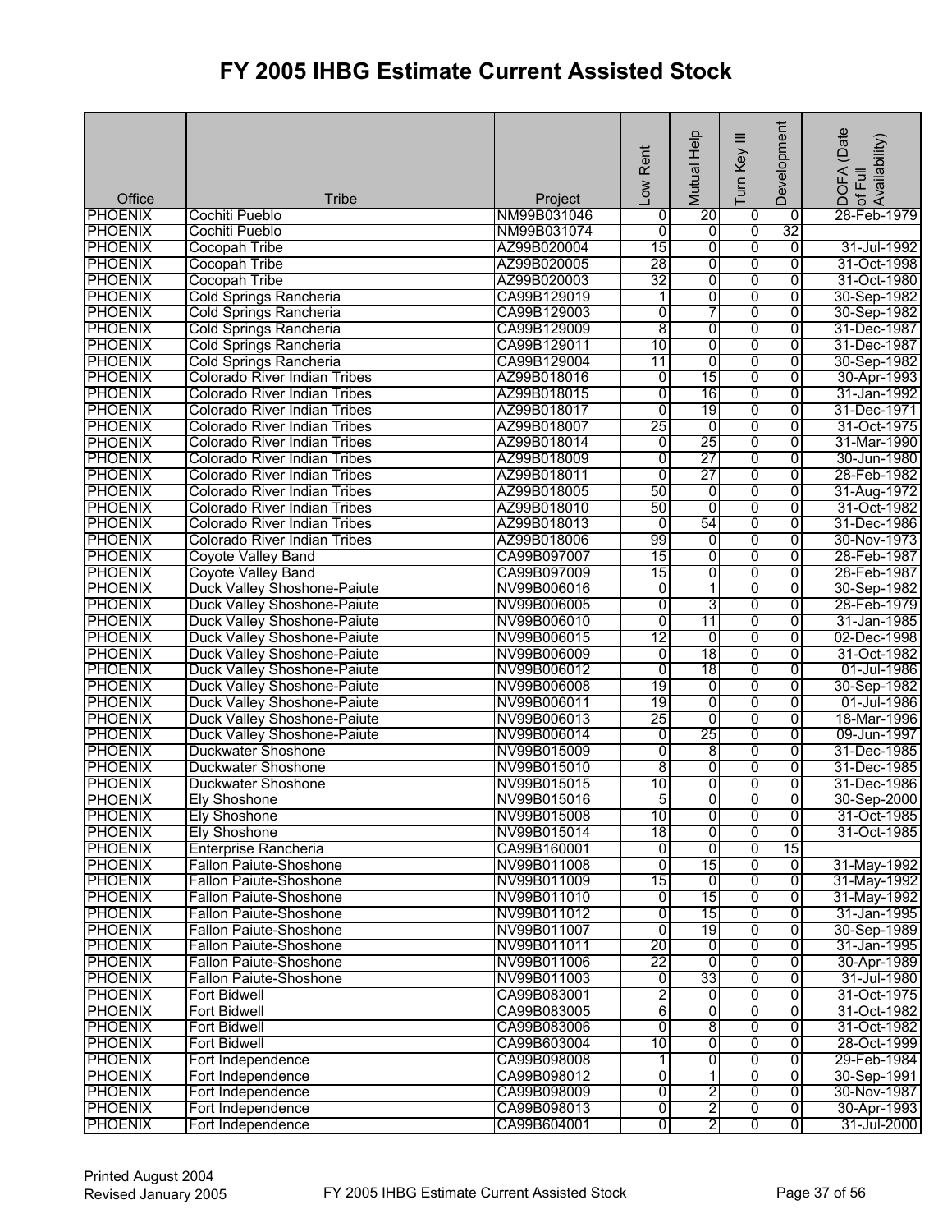# FY 2005 IHBG Estimate Current Assisted Stock

| Office | Tribe | Project | Low Rent | Mutual Help | Turn Key III | Development | DOFA (Date of Full Availability) |
|---|---|---|---|---|---|---|---|
| PHOENIX | Cochiti Pueblo | NM99B031046 | 0 | 20 | 0 | 0 | 28-Feb-1979 |
| PHOENIX | Cochiti Pueblo | NM99B031074 | 0 | 0 | 0 | 32 | |
| PHOENIX | Cocopah Tribe | AZ99B020004 | 15 | 0 | 0 | 0 | 31-Jul-1992 |
| PHOENIX | Cocopah Tribe | AZ99B020005 | 28 | 0 | 0 | 0 | 31-Oct-1998 |
| PHOENIX | Cocopah Tribe | AZ99B020003 | 32 | 0 | 0 | 0 | 31-Oct-1980 |
| PHOENIX | Cold Springs Rancheria | CA99B129019 | 1 | 0 | 0 | 0 | 30-Sep-1982 |
| PHOENIX | Cold Springs Rancheria | CA99B129003 | 0 | 7 | 0 | 0 | 30-Sep-1982 |
| PHOENIX | Cold Springs Rancheria | CA99B129009 | 8 | 0 | 0 | 0 | 31-Dec-1987 |
| PHOENIX | Cold Springs Rancheria | CA99B129011 | 10 | 0 | 0 | 0 | 31-Dec-1987 |
| PHOENIX | Cold Springs Rancheria | CA99B129004 | 11 | 0 | 0 | 0 | 30-Sep-1982 |
| PHOENIX | Colorado River Indian Tribes | AZ99B018016 | 0 | 15 | 0 | 0 | 30-Apr-1993 |
| PHOENIX | Colorado River Indian Tribes | AZ99B018015 | 0 | 16 | 0 | 0 | 31-Jan-1992 |
| PHOENIX | Colorado River Indian Tribes | AZ99B018017 | 0 | 19 | 0 | 0 | 31-Dec-1971 |
| PHOENIX | Colorado River Indian Tribes | AZ99B018007 | 25 | 0 | 0 | 0 | 31-Oct-1975 |
| PHOENIX | Colorado River Indian Tribes | AZ99B018014 | 0 | 25 | 0 | 0 | 31-Mar-1990 |
| PHOENIX | Colorado River Indian Tribes | AZ99B018009 | 0 | 27 | 0 | 0 | 30-Jun-1980 |
| PHOENIX | Colorado River Indian Tribes | AZ99B018011 | 0 | 27 | 0 | 0 | 28-Feb-1982 |
| PHOENIX | Colorado River Indian Tribes | AZ99B018005 | 50 | 0 | 0 | 0 | 31-Aug-1972 |
| PHOENIX | Colorado River Indian Tribes | AZ99B018010 | 50 | 0 | 0 | 0 | 31-Oct-1982 |
| PHOENIX | Colorado River Indian Tribes | AZ99B018013 | 0 | 54 | 0 | 0 | 31-Dec-1986 |
| PHOENIX | Colorado River Indian Tribes | AZ99B018006 | 99 | 0 | 0 | 0 | 30-Nov-1973 |
| PHOENIX | Coyote Valley Band | CA99B097007 | 15 | 0 | 0 | 0 | 28-Feb-1987 |
| PHOENIX | Coyote Valley Band | CA99B097009 | 15 | 0 | 0 | 0 | 28-Feb-1987 |
| PHOENIX | Duck Valley Shoshone-Paiute | NV99B006016 | 0 | 1 | 0 | 0 | 30-Sep-1982 |
| PHOENIX | Duck Valley Shoshone-Paiute | NV99B006005 | 0 | 3 | 0 | 0 | 28-Feb-1979 |
| PHOENIX | Duck Valley Shoshone-Paiute | NV99B006010 | 0 | 11 | 0 | 0 | 31-Jan-1985 |
| PHOENIX | Duck Valley Shoshone-Paiute | NV99B006015 | 12 | 0 | 0 | 0 | 02-Dec-1998 |
| PHOENIX | Duck Valley Shoshone-Paiute | NV99B006009 | 0 | 18 | 0 | 0 | 31-Oct-1982 |
| PHOENIX | Duck Valley Shoshone-Paiute | NV99B006012 | 0 | 18 | 0 | 0 | 01-Jul-1986 |
| PHOENIX | Duck Valley Shoshone-Paiute | NV99B006008 | 19 | 0 | 0 | 0 | 30-Sep-1982 |
| PHOENIX | Duck Valley Shoshone-Paiute | NV99B006011 | 19 | 0 | 0 | 0 | 01-Jul-1986 |
| PHOENIX | Duck Valley Shoshone-Paiute | NV99B006013 | 25 | 0 | 0 | 0 | 18-Mar-1996 |
| PHOENIX | Duck Valley Shoshone-Paiute | NV99B006014 | 0 | 25 | 0 | 0 | 09-Jun-1997 |
| PHOENIX | Duckwater Shoshone | NV99B015009 | 0 | 8 | 0 | 0 | 31-Dec-1985 |
| PHOENIX | Duckwater Shoshone | NV99B015010 | 8 | 0 | 0 | 0 | 31-Dec-1985 |
| PHOENIX | Duckwater Shoshone | NV99B015015 | 10 | 0 | 0 | 0 | 31-Dec-1986 |
| PHOENIX | Ely Shoshone | NV99B015016 | 5 | 0 | 0 | 0 | 30-Sep-2000 |
| PHOENIX | Ely Shoshone | NV99B015008 | 10 | 0 | 0 | 0 | 31-Oct-1985 |
| PHOENIX | Ely Shoshone | NV99B015014 | 18 | 0 | 0 | 0 | 31-Oct-1985 |
| PHOENIX | Enterprise Rancheria | CA99B160001 | 0 | 0 | 0 | 15 | |
| PHOENIX | Fallon Paiute-Shoshone | NV99B011008 | 0 | 15 | 0 | 0 | 31-May-1992 |
| PHOENIX | Fallon Paiute-Shoshone | NV99B011009 | 15 | 0 | 0 | 0 | 31-May-1992 |
| PHOENIX | Fallon Paiute-Shoshone | NV99B011010 | 0 | 15 | 0 | 0 | 31-May-1992 |
| PHOENIX | Fallon Paiute-Shoshone | NV99B011012 | 0 | 15 | 0 | 0 | 31-Jan-1995 |
| PHOENIX | Fallon Paiute-Shoshone | NV99B011007 | 0 | 19 | 0 | 0 | 30-Sep-1989 |
| PHOENIX | Fallon Paiute-Shoshone | NV99B011011 | 20 | 0 | 0 | 0 | 31-Jan-1995 |
| PHOENIX | Fallon Paiute-Shoshone | NV99B011006 | 22 | 0 | 0 | 0 | 30-Apr-1989 |
| PHOENIX | Fallon Paiute-Shoshone | NV99B011003 | 0 | 33 | 0 | 0 | 31-Jul-1980 |
| PHOENIX | Fort Bidwell | CA99B083001 | 2 | 0 | 0 | 0 | 31-Oct-1975 |
| PHOENIX | Fort Bidwell | CA99B083005 | 6 | 0 | 0 | 0 | 31-Oct-1982 |
| PHOENIX | Fort Bidwell | CA99B083006 | 0 | 8 | 0 | 0 | 31-Oct-1982 |
| PHOENIX | Fort Bidwell | CA99B603004 | 10 | 0 | 0 | 0 | 28-Oct-1999 |
| PHOENIX | Fort Independence | CA99B098008 | 1 | 0 | 0 | 0 | 29-Feb-1984 |
| PHOENIX | Fort Independence | CA99B098012 | 0 | 1 | 0 | 0 | 30-Sep-1991 |
| PHOENIX | Fort Independence | CA99B098009 | 0 | 2 | 0 | 0 | 30-Nov-1987 |
| PHOENIX | Fort Independence | CA99B098013 | 0 | 2 | 0 | 0 | 30-Apr-1993 |
| PHOENIX | Fort Independence | CA99B604001 | 0 | 2 | 0 | 0 | 31-Jul-2000 |

Printed August 2004
Revised January 2005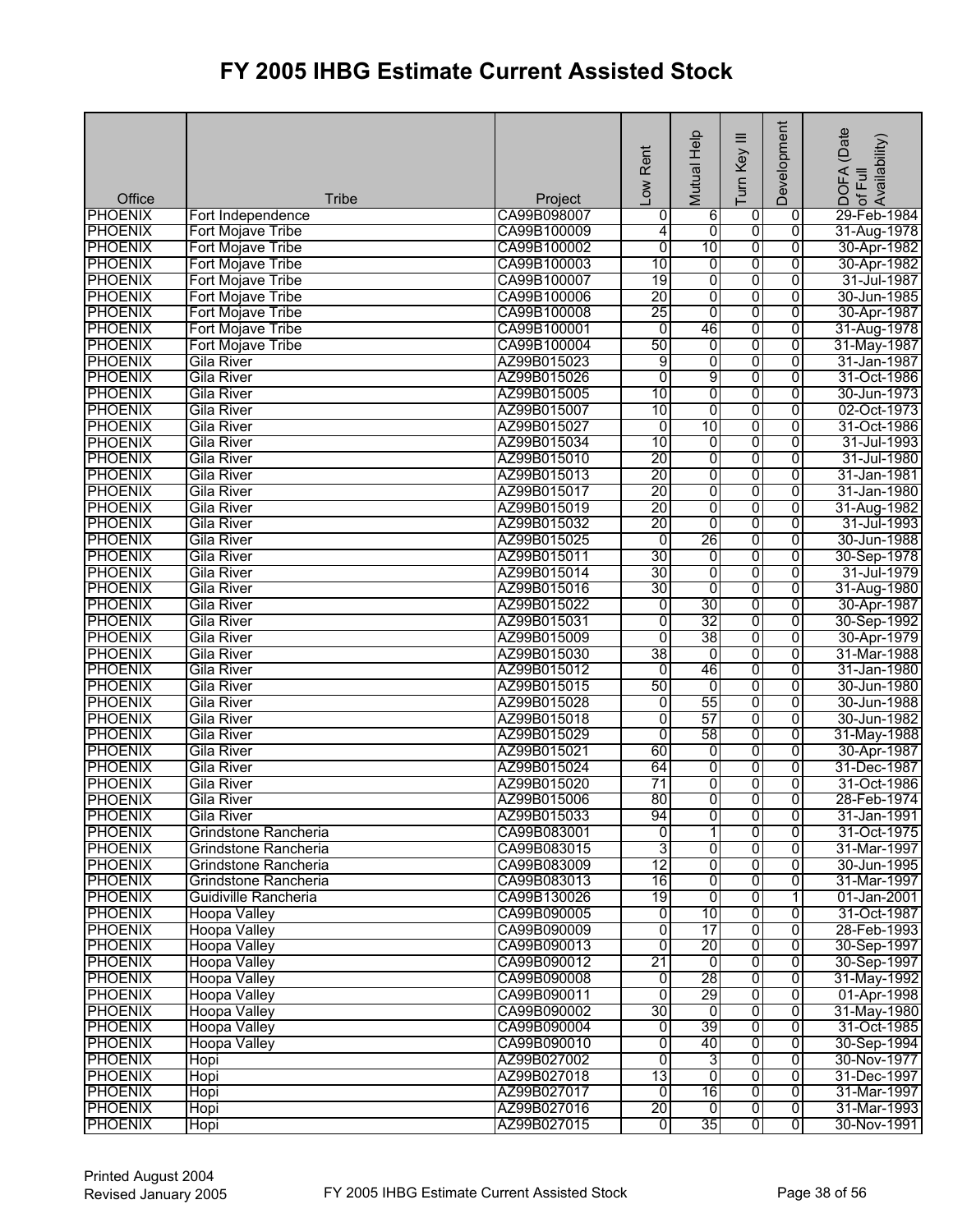# FY 2005 IHBG Estimate Current Assisted Stock

| Office | Tribe | Project | Low Rent | Mutual Help | Turn Key III | Development | DOFA (Date of Full Availability) |
|---|---|---|---|---|---|---|---|
| PHOENIX | Fort Independence | CA99B098007 | 0 | 6 | 0 | 0 | 29-Feb-1984 |
| PHOENIX | Fort Mojave Tribe | CA99B100009 | 4 | 0 | 0 | 0 | 31-Aug-1978 |
| PHOENIX | Fort Mojave Tribe | CA99B100002 | 0 | 10 | 0 | 0 | 30-Apr-1982 |
| PHOENIX | Fort Mojave Tribe | CA99B100003 | 10 | 0 | 0 | 0 | 30-Apr-1982 |
| PHOENIX | Fort Mojave Tribe | CA99B100007 | 19 | 0 | 0 | 0 | 31-Jul-1987 |
| PHOENIX | Fort Mojave Tribe | CA99B100006 | 20 | 0 | 0 | 0 | 30-Jun-1985 |
| PHOENIX | Fort Mojave Tribe | CA99B100008 | 25 | 0 | 0 | 0 | 30-Apr-1987 |
| PHOENIX | Fort Mojave Tribe | CA99B100001 | 0 | 46 | 0 | 0 | 31-Aug-1978 |
| PHOENIX | Fort Mojave Tribe | CA99B100004 | 50 | 0 | 0 | 0 | 31-May-1987 |
| PHOENIX | Gila River | AZ99B015023 | 9 | 0 | 0 | 0 | 31-Jan-1987 |
| PHOENIX | Gila River | AZ99B015026 | 0 | 9 | 0 | 0 | 31-Oct-1986 |
| PHOENIX | Gila River | AZ99B015005 | 10 | 0 | 0 | 0 | 30-Jun-1973 |
| PHOENIX | Gila River | AZ99B015007 | 10 | 0 | 0 | 0 | 02-Oct-1973 |
| PHOENIX | Gila River | AZ99B015027 | 0 | 10 | 0 | 0 | 31-Oct-1986 |
| PHOENIX | Gila River | AZ99B015034 | 10 | 0 | 0 | 0 | 31-Jul-1993 |
| PHOENIX | Gila River | AZ99B015010 | 20 | 0 | 0 | 0 | 31-Jul-1980 |
| PHOENIX | Gila River | AZ99B015013 | 20 | 0 | 0 | 0 | 31-Jan-1981 |
| PHOENIX | Gila River | AZ99B015017 | 20 | 0 | 0 | 0 | 31-Jan-1980 |
| PHOENIX | Gila River | AZ99B015019 | 20 | 0 | 0 | 0 | 31-Aug-1982 |
| PHOENIX | Gila River | AZ99B015032 | 20 | 0 | 0 | 0 | 31-Jul-1993 |
| PHOENIX | Gila River | AZ99B015025 | 0 | 26 | 0 | 0 | 30-Jun-1988 |
| PHOENIX | Gila River | AZ99B015011 | 30 | 0 | 0 | 0 | 30-Sep-1978 |
| PHOENIX | Gila River | AZ99B015014 | 30 | 0 | 0 | 0 | 31-Jul-1979 |
| PHOENIX | Gila River | AZ99B015016 | 30 | 0 | 0 | 0 | 31-Aug-1980 |
| PHOENIX | Gila River | AZ99B015022 | 0 | 30 | 0 | 0 | 30-Apr-1987 |
| PHOENIX | Gila River | AZ99B015031 | 0 | 32 | 0 | 0 | 30-Sep-1992 |
| PHOENIX | Gila River | AZ99B015009 | 0 | 38 | 0 | 0 | 30-Apr-1979 |
| PHOENIX | Gila River | AZ99B015030 | 38 | 0 | 0 | 0 | 31-Mar-1988 |
| PHOENIX | Gila River | AZ99B015012 | 0 | 46 | 0 | 0 | 31-Jan-1980 |
| PHOENIX | Gila River | AZ99B015015 | 50 | 0 | 0 | 0 | 30-Jun-1980 |
| PHOENIX | Gila River | AZ99B015028 | 0 | 55 | 0 | 0 | 30-Jun-1988 |
| PHOENIX | Gila River | AZ99B015018 | 0 | 57 | 0 | 0 | 30-Jun-1982 |
| PHOENIX | Gila River | AZ99B015029 | 0 | 58 | 0 | 0 | 31-May-1988 |
| PHOENIX | Gila River | AZ99B015021 | 60 | 0 | 0 | 0 | 30-Apr-1987 |
| PHOENIX | Gila River | AZ99B015024 | 64 | 0 | 0 | 0 | 31-Dec-1987 |
| PHOENIX | Gila River | AZ99B015020 | 71 | 0 | 0 | 0 | 31-Oct-1986 |
| PHOENIX | Gila River | AZ99B015006 | 80 | 0 | 0 | 0 | 28-Feb-1974 |
| PHOENIX | Gila River | AZ99B015033 | 94 | 0 | 0 | 0 | 31-Jan-1991 |
| PHOENIX | Grindstone Rancheria | CA99B083001 | 0 | 1 | 0 | 0 | 31-Oct-1975 |
| PHOENIX | Grindstone Rancheria | CA99B083015 | 3 | 0 | 0 | 0 | 31-Mar-1997 |
| PHOENIX | Grindstone Rancheria | CA99B083009 | 12 | 0 | 0 | 0 | 30-Jun-1995 |
| PHOENIX | Grindstone Rancheria | CA99B083013 | 16 | 0 | 0 | 0 | 31-Mar-1997 |
| PHOENIX | Guidiville Rancheria | CA99B130026 | 19 | 0 | 0 | 1 | 01-Jan-2001 |
| PHOENIX | Hoopa Valley | CA99B090005 | 0 | 10 | 0 | 0 | 31-Oct-1987 |
| PHOENIX | Hoopa Valley | CA99B090009 | 0 | 17 | 0 | 0 | 28-Feb-1993 |
| PHOENIX | Hoopa Valley | CA99B090013 | 0 | 20 | 0 | 0 | 30-Sep-1997 |
| PHOENIX | Hoopa Valley | CA99B090012 | 21 | 0 | 0 | 0 | 30-Sep-1997 |
| PHOENIX | Hoopa Valley | CA99B090008 | 0 | 28 | 0 | 0 | 31-May-1992 |
| PHOENIX | Hoopa Valley | CA99B090011 | 0 | 29 | 0 | 0 | 01-Apr-1998 |
| PHOENIX | Hoopa Valley | CA99B090002 | 30 | 0 | 0 | 0 | 31-May-1980 |
| PHOENIX | Hoopa Valley | CA99B090004 | 0 | 39 | 0 | 0 | 31-Oct-1985 |
| PHOENIX | Hoopa Valley | CA99B090010 | 0 | 40 | 0 | 0 | 30-Sep-1994 |
| PHOENIX | Hopi | AZ99B027002 | 0 | 3 | 0 | 0 | 30-Nov-1977 |
| PHOENIX | Hopi | AZ99B027018 | 13 | 0 | 0 | 0 | 31-Dec-1997 |
| PHOENIX | Hopi | AZ99B027017 | 0 | 16 | 0 | 0 | 31-Mar-1997 |
| PHOENIX | Hopi | AZ99B027016 | 20 | 0 | 0 | 0 | 31-Mar-1993 |
| PHOENIX | Hopi | AZ99B027015 | 0 | 35 | 0 | 0 | 30-Nov-1991 |

Printed August 2004
Revised January 2005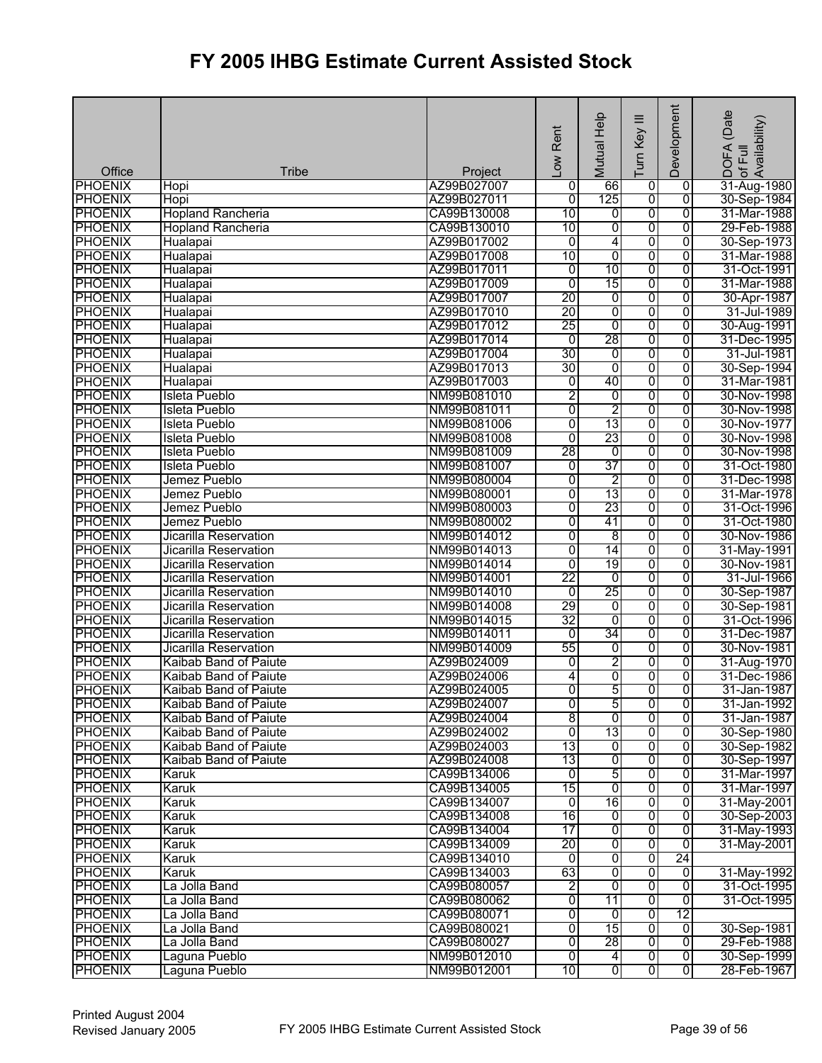# FY 2005 IHBG Estimate Current Assisted Stock

| Office | Tribe | Project | Low Rent | Mutual Help | Turn Key III | Development | DOFA (Date of Full Availability) |
|---|---|---|---|---|---|---|---|
| PHOENIX | Hopi | AZ99B027007 | 0 | 66 | 0 | 0 | 31-Aug-1980 |
| PHOENIX | Hopi | AZ99B027011 | 0 | 125 | 0 | 0 | 30-Sep-1984 |
| PHOENIX | Hopland Rancheria | CA99B130008 | 10 | 0 | 0 | 0 | 31-Mar-1988 |
| PHOENIX | Hopland Rancheria | CA99B130010 | 10 | 0 | 0 | 0 | 29-Feb-1988 |
| PHOENIX | Hualapai | AZ99B017002 | 0 | 4 | 0 | 0 | 30-Sep-1973 |
| PHOENIX | Hualapai | AZ99B017008 | 10 | 0 | 0 | 0 | 31-Mar-1988 |
| PHOENIX | Hualapai | AZ99B017011 | 0 | 10 | 0 | 0 | 31-Oct-1991 |
| PHOENIX | Hualapai | AZ99B017009 | 0 | 15 | 0 | 0 | 31-Mar-1988 |
| PHOENIX | Hualapai | AZ99B017007 | 20 | 0 | 0 | 0 | 30-Apr-1987 |
| PHOENIX | Hualapai | AZ99B017010 | 20 | 0 | 0 | 0 | 31-Jul-1989 |
| PHOENIX | Hualapai | AZ99B017012 | 25 | 0 | 0 | 0 | 30-Aug-1991 |
| PHOENIX | Hualapai | AZ99B017014 | 0 | 28 | 0 | 0 | 31-Dec-1995 |
| PHOENIX | Hualapai | AZ99B017004 | 30 | 0 | 0 | 0 | 31-Jul-1981 |
| PHOENIX | Hualapai | AZ99B017013 | 30 | 0 | 0 | 0 | 30-Sep-1994 |
| PHOENIX | Hualapai | AZ99B017003 | 0 | 40 | 0 | 0 | 31-Mar-1981 |
| PHOENIX | Isleta Pueblo | NM99B081010 | 2 | 0 | 0 | 0 | 30-Nov-1998 |
| PHOENIX | Isleta Pueblo | NM99B081011 | 0 | 2 | 0 | 0 | 30-Nov-1998 |
| PHOENIX | Isleta Pueblo | NM99B081006 | 0 | 13 | 0 | 0 | 30-Nov-1977 |
| PHOENIX | Isleta Pueblo | NM99B081008 | 0 | 23 | 0 | 0 | 30-Nov-1998 |
| PHOENIX | Isleta Pueblo | NM99B081009 | 28 | 0 | 0 | 0 | 30-Nov-1998 |
| PHOENIX | Isleta Pueblo | NM99B081007 | 0 | 37 | 0 | 0 | 31-Oct-1980 |
| PHOENIX | Jemez Pueblo | NM99B080004 | 0 | 2 | 0 | 0 | 31-Dec-1998 |
| PHOENIX | Jemez Pueblo | NM99B080001 | 0 | 13 | 0 | 0 | 31-Mar-1978 |
| PHOENIX | Jemez Pueblo | NM99B080003 | 0 | 23 | 0 | 0 | 31-Oct-1996 |
| PHOENIX | Jemez Pueblo | NM99B080002 | 0 | 41 | 0 | 0 | 31-Oct-1980 |
| PHOENIX | Jicarilla Reservation | NM99B014012 | 0 | 8 | 0 | 0 | 30-Nov-1986 |
| PHOENIX | Jicarilla Reservation | NM99B014013 | 0 | 14 | 0 | 0 | 31-May-1991 |
| PHOENIX | Jicarilla Reservation | NM99B014014 | 0 | 19 | 0 | 0 | 30-Nov-1981 |
| PHOENIX | Jicarilla Reservation | NM99B014001 | 22 | 0 | 0 | 0 | 31-Jul-1966 |
| PHOENIX | Jicarilla Reservation | NM99B014010 | 0 | 25 | 0 | 0 | 30-Sep-1987 |
| PHOENIX | Jicarilla Reservation | NM99B014008 | 29 | 0 | 0 | 0 | 30-Sep-1981 |
| PHOENIX | Jicarilla Reservation | NM99B014015 | 32 | 0 | 0 | 0 | 31-Oct-1996 |
| PHOENIX | Jicarilla Reservation | NM99B014011 | 0 | 34 | 0 | 0 | 31-Dec-1987 |
| PHOENIX | Jicarilla Reservation | NM99B014009 | 55 | 0 | 0 | 0 | 30-Nov-1981 |
| PHOENIX | Kaibab Band of Paiute | AZ99B024009 | 0 | 2 | 0 | 0 | 31-Aug-1970 |
| PHOENIX | Kaibab Band of Paiute | AZ99B024006 | 4 | 0 | 0 | 0 | 31-Dec-1986 |
| PHOENIX | Kaibab Band of Paiute | AZ99B024005 | 0 | 5 | 0 | 0 | 31-Jan-1987 |
| PHOENIX | Kaibab Band of Paiute | AZ99B024007 | 0 | 5 | 0 | 0 | 31-Jan-1992 |
| PHOENIX | Kaibab Band of Paiute | AZ99B024004 | 8 | 0 | 0 | 0 | 31-Jan-1987 |
| PHOENIX | Kaibab Band of Paiute | AZ99B024002 | 0 | 13 | 0 | 0 | 30-Sep-1980 |
| PHOENIX | Kaibab Band of Paiute | AZ99B024003 | 13 | 0 | 0 | 0 | 30-Sep-1982 |
| PHOENIX | Kaibab Band of Paiute | AZ99B024008 | 13 | 0 | 0 | 0 | 30-Sep-1997 |
| PHOENIX | Karuk | CA99B134006 | 0 | 5 | 0 | 0 | 31-Mar-1997 |
| PHOENIX | Karuk | CA99B134005 | 15 | 0 | 0 | 0 | 31-Mar-1997 |
| PHOENIX | Karuk | CA99B134007 | 0 | 16 | 0 | 0 | 31-May-2001 |
| PHOENIX | Karuk | CA99B134008 | 16 | 0 | 0 | 0 | 30-Sep-2003 |
| PHOENIX | Karuk | CA99B134004 | 17 | 0 | 0 | 0 | 31-May-1993 |
| PHOENIX | Karuk | CA99B134009 | 20 | 0 | 0 | 0 | 31-May-2001 |
| PHOENIX | Karuk | CA99B134010 | 0 | 0 | 0 | 24 | |
| PHOENIX | Karuk | CA99B134003 | 63 | 0 | 0 | 0 | 31-May-1992 |
| PHOENIX | La Jolla Band | CA99B080057 | 2 | 0 | 0 | 0 | 31-Oct-1995 |
| PHOENIX | La Jolla Band | CA99B080062 | 0 | 11 | 0 | 0 | 31-Oct-1995 |
| PHOENIX | La Jolla Band | CA99B080071 | 0 | 0 | 0 | 12 | |
| PHOENIX | La Jolla Band | CA99B080021 | 0 | 15 | 0 | 0 | 30-Sep-1981 |
| PHOENIX | La Jolla Band | CA99B080027 | 0 | 28 | 0 | 0 | 29-Feb-1988 |
| PHOENIX | Laguna Pueblo | NM99B012010 | 0 | 4 | 0 | 0 | 30-Sep-1999 |
| PHOENIX | Laguna Pueblo | NM99B012001 | 10 | 0 | 0 | 0 | 28-Feb-1967 |

Printed August 2004
Revised January 2005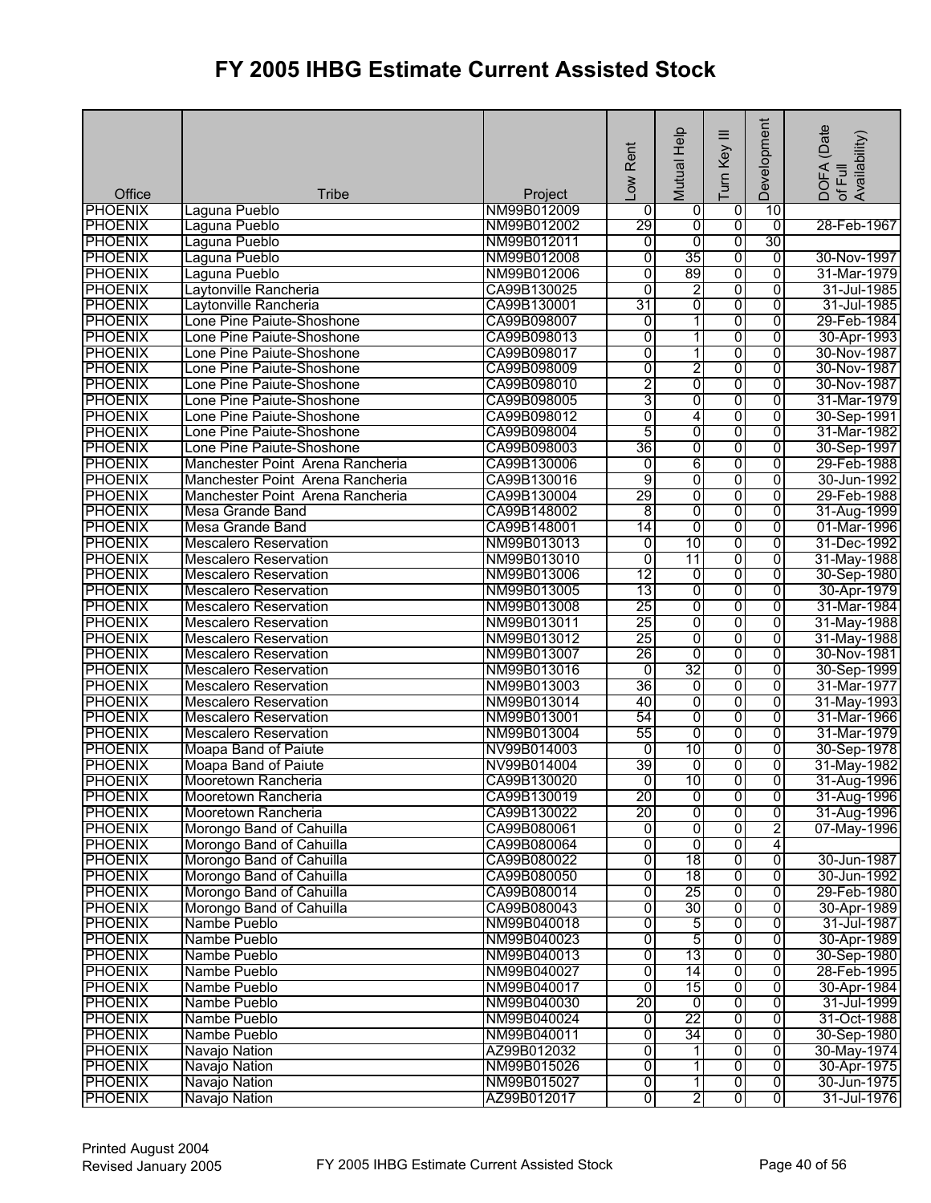# FY 2005 IHBG Estimate Current Assisted Stock

| Office | Tribe | Project | Low Rent | Mutual Help | Turn Key III | Development | DOFA (Date of Full Availability) |
|---|---|---|---|---|---|---|---|
| PHOENIX | Laguna Pueblo | NM99B012009 | 0 | 0 | 0 | 10 | |
| PHOENIX | Laguna Pueblo | NM99B012002 | 29 | 0 | 0 | 0 | 28-Feb-1967 |
| PHOENIX | Laguna Pueblo | NM99B012011 | 0 | 0 | 0 | 30 | |
| PHOENIX | Laguna Pueblo | NM99B012008 | 0 | 35 | 0 | 0 | 30-Nov-1997 |
| PHOENIX | Laguna Pueblo | NM99B012006 | 0 | 89 | 0 | 0 | 31-Mar-1979 |
| PHOENIX | Laytonville Rancheria | CA99B130025 | 0 | 2 | 0 | 0 | 31-Jul-1985 |
| PHOENIX | Laytonville Rancheria | CA99B130001 | 31 | 0 | 0 | 0 | 31-Jul-1985 |
| PHOENIX | Lone Pine Paiute-Shoshone | CA99B098007 | 0 | 1 | 0 | 0 | 29-Feb-1984 |
| PHOENIX | Lone Pine Paiute-Shoshone | CA99B098013 | 0 | 1 | 0 | 0 | 30-Apr-1993 |
| PHOENIX | Lone Pine Paiute-Shoshone | CA99B098017 | 0 | 1 | 0 | 0 | 30-Nov-1987 |
| PHOENIX | Lone Pine Paiute-Shoshone | CA99B098009 | 0 | 2 | 0 | 0 | 30-Nov-1987 |
| PHOENIX | Lone Pine Paiute-Shoshone | CA99B098010 | 2 | 0 | 0 | 0 | 30-Nov-1987 |
| PHOENIX | Lone Pine Paiute-Shoshone | CA99B098005 | 3 | 0 | 0 | 0 | 31-Mar-1979 |
| PHOENIX | Lone Pine Paiute-Shoshone | CA99B098012 | 0 | 4 | 0 | 0 | 30-Sep-1991 |
| PHOENIX | Lone Pine Paiute-Shoshone | CA99B098004 | 5 | 0 | 0 | 0 | 31-Mar-1982 |
| PHOENIX | Lone Pine Paiute-Shoshone | CA99B098003 | 36 | 0 | 0 | 0 | 30-Sep-1997 |
| PHOENIX | Manchester Point Arena Rancheria | CA99B130006 | 0 | 6 | 0 | 0 | 29-Feb-1988 |
| PHOENIX | Manchester Point Arena Rancheria | CA99B130016 | 9 | 0 | 0 | 0 | 30-Jun-1992 |
| PHOENIX | Manchester Point Arena Rancheria | CA99B130004 | 29 | 0 | 0 | 0 | 29-Feb-1988 |
| PHOENIX | Mesa Grande Band | CA99B148002 | 8 | 0 | 0 | 0 | 31-Aug-1999 |
| PHOENIX | Mesa Grande Band | CA99B148001 | 14 | 0 | 0 | 0 | 01-Mar-1996 |
| PHOENIX | Mescalero Reservation | NM99B013013 | 0 | 10 | 0 | 0 | 31-Dec-1992 |
| PHOENIX | Mescalero Reservation | NM99B013010 | 0 | 11 | 0 | 0 | 31-May-1988 |
| PHOENIX | Mescalero Reservation | NM99B013006 | 12 | 0 | 0 | 0 | 30-Sep-1980 |
| PHOENIX | Mescalero Reservation | NM99B013005 | 13 | 0 | 0 | 0 | 30-Apr-1979 |
| PHOENIX | Mescalero Reservation | NM99B013008 | 25 | 0 | 0 | 0 | 31-Mar-1984 |
| PHOENIX | Mescalero Reservation | NM99B013011 | 25 | 0 | 0 | 0 | 31-May-1988 |
| PHOENIX | Mescalero Reservation | NM99B013012 | 25 | 0 | 0 | 0 | 31-May-1988 |
| PHOENIX | Mescalero Reservation | NM99B013007 | 26 | 0 | 0 | 0 | 30-Nov-1981 |
| PHOENIX | Mescalero Reservation | NM99B013016 | 0 | 32 | 0 | 0 | 30-Sep-1999 |
| PHOENIX | Mescalero Reservation | NM99B013003 | 36 | 0 | 0 | 0 | 31-Mar-1977 |
| PHOENIX | Mescalero Reservation | NM99B013014 | 40 | 0 | 0 | 0 | 31-May-1993 |
| PHOENIX | Mescalero Reservation | NM99B013001 | 54 | 0 | 0 | 0 | 31-Mar-1966 |
| PHOENIX | Mescalero Reservation | NM99B013004 | 55 | 0 | 0 | 0 | 31-Mar-1979 |
| PHOENIX | Moapa Band of Paiute | NV99B014003 | 0 | 10 | 0 | 0 | 30-Sep-1978 |
| PHOENIX | Moapa Band of Paiute | NV99B014004 | 39 | 0 | 0 | 0 | 31-May-1982 |
| PHOENIX | Mooretown Rancheria | CA99B130020 | 0 | 10 | 0 | 0 | 31-Aug-1996 |
| PHOENIX | Mooretown Rancheria | CA99B130019 | 20 | 0 | 0 | 0 | 31-Aug-1996 |
| PHOENIX | Mooretown Rancheria | CA99B130022 | 20 | 0 | 0 | 0 | 31-Aug-1996 |
| PHOENIX | Morongo Band of Cahuilla | CA99B080061 | 0 | 0 | 0 | 2 | 07-May-1996 |
| PHOENIX | Morongo Band of Cahuilla | CA99B080064 | 0 | 0 | 0 | 4 | |
| PHOENIX | Morongo Band of Cahuilla | CA99B080022 | 0 | 18 | 0 | 0 | 30-Jun-1987 |
| PHOENIX | Morongo Band of Cahuilla | CA99B080050 | 0 | 18 | 0 | 0 | 30-Jun-1992 |
| PHOENIX | Morongo Band of Cahuilla | CA99B080014 | 0 | 25 | 0 | 0 | 29-Feb-1980 |
| PHOENIX | Morongo Band of Cahuilla | CA99B080043 | 0 | 30 | 0 | 0 | 30-Apr-1989 |
| PHOENIX | Nambe Pueblo | NM99B040018 | 0 | 5 | 0 | 0 | 31-Jul-1987 |
| PHOENIX | Nambe Pueblo | NM99B040023 | 0 | 5 | 0 | 0 | 30-Apr-1989 |
| PHOENIX | Nambe Pueblo | NM99B040013 | 0 | 13 | 0 | 0 | 30-Sep-1980 |
| PHOENIX | Nambe Pueblo | NM99B040027 | 0 | 14 | 0 | 0 | 28-Feb-1995 |
| PHOENIX | Nambe Pueblo | NM99B040017 | 0 | 15 | 0 | 0 | 30-Apr-1984 |
| PHOENIX | Nambe Pueblo | NM99B040030 | 20 | 0 | 0 | 0 | 31-Jul-1999 |
| PHOENIX | Nambe Pueblo | NM99B040024 | 0 | 22 | 0 | 0 | 31-Oct-1988 |
| PHOENIX | Nambe Pueblo | NM99B040011 | 0 | 34 | 0 | 0 | 30-Sep-1980 |
| PHOENIX | Navajo Nation | AZ99B012032 | 0 | 1 | 0 | 0 | 30-May-1974 |
| PHOENIX | Navajo Nation | NM99B015026 | 0 | 1 | 0 | 0 | 30-Apr-1975 |
| PHOENIX | Navajo Nation | NM99B015027 | 0 | 1 | 0 | 0 | 30-Jun-1975 |
| PHOENIX | Navajo Nation | AZ99B012017 | 0 | 2 | 0 | 0 | 31-Jul-1976 |

Printed August 2004
Revised January 2005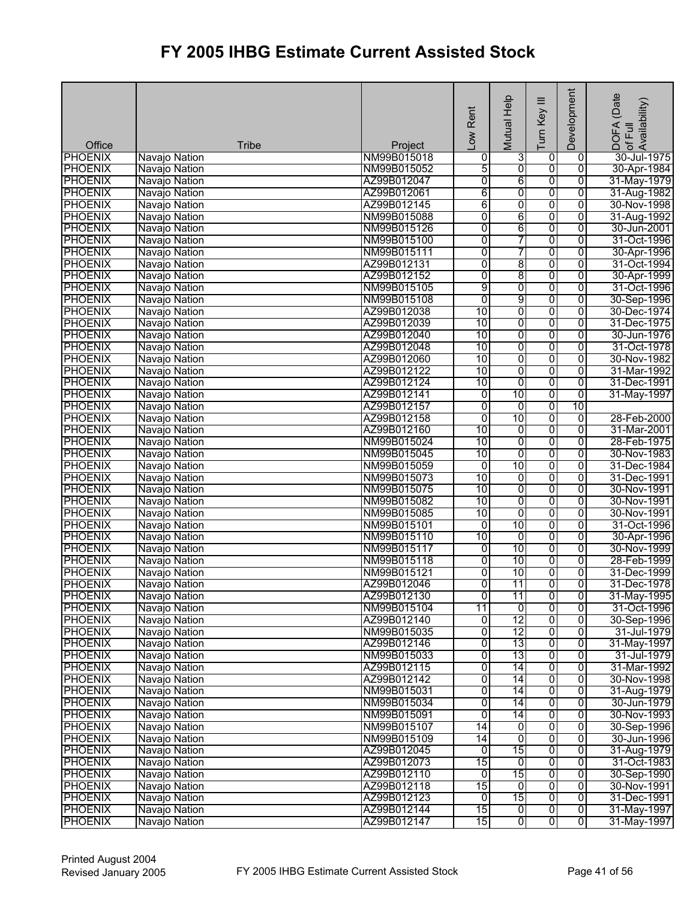# FY 2005 IHBG Estimate Current Assisted Stock

| Office | Tribe | Project | Low Rent | Mutual Help | Turn Key III | Development | DOFA (Date of Full Availability) |
|---|---|---|---|---|---|---|---|
| PHOENIX | Navajo Nation | NM99B015018 | 0 | 3 | 0 | 0 | 30-Jul-1975 |
| PHOENIX | Navajo Nation | NM99B015052 | 5 | 0 | 0 | 0 | 30-Apr-1984 |
| PHOENIX | Navajo Nation | AZ99B012047 | 0 | 6 | 0 | 0 | 31-May-1979 |
| PHOENIX | Navajo Nation | AZ99B012061 | 6 | 0 | 0 | 0 | 31-Aug-1982 |
| PHOENIX | Navajo Nation | AZ99B012145 | 6 | 0 | 0 | 0 | 30-Nov-1998 |
| PHOENIX | Navajo Nation | NM99B015088 | 0 | 6 | 0 | 0 | 31-Aug-1992 |
| PHOENIX | Navajo Nation | NM99B015126 | 0 | 6 | 0 | 0 | 30-Jun-2001 |
| PHOENIX | Navajo Nation | NM99B015100 | 0 | 7 | 0 | 0 | 31-Oct-1996 |
| PHOENIX | Navajo Nation | NM99B015111 | 0 | 7 | 0 | 0 | 30-Apr-1996 |
| PHOENIX | Navajo Nation | AZ99B012131 | 0 | 8 | 0 | 0 | 31-Oct-1994 |
| PHOENIX | Navajo Nation | AZ99B012152 | 0 | 8 | 0 | 0 | 30-Apr-1999 |
| PHOENIX | Navajo Nation | NM99B015105 | 9 | 0 | 0 | 0 | 31-Oct-1996 |
| PHOENIX | Navajo Nation | NM99B015108 | 0 | 9 | 0 | 0 | 30-Sep-1996 |
| PHOENIX | Navajo Nation | AZ99B012038 | 10 | 0 | 0 | 0 | 30-Dec-1974 |
| PHOENIX | Navajo Nation | AZ99B012039 | 10 | 0 | 0 | 0 | 31-Dec-1975 |
| PHOENIX | Navajo Nation | AZ99B012040 | 10 | 0 | 0 | 0 | 30-Jun-1976 |
| PHOENIX | Navajo Nation | AZ99B012048 | 10 | 0 | 0 | 0 | 31-Oct-1978 |
| PHOENIX | Navajo Nation | AZ99B012060 | 10 | 0 | 0 | 0 | 30-Nov-1982 |
| PHOENIX | Navajo Nation | AZ99B012122 | 10 | 0 | 0 | 0 | 31-Mar-1992 |
| PHOENIX | Navajo Nation | AZ99B012124 | 10 | 0 | 0 | 0 | 31-Dec-1991 |
| PHOENIX | Navajo Nation | AZ99B012141 | 0 | 10 | 0 | 0 | 31-May-1997 |
| PHOENIX | Navajo Nation | AZ99B012157 | 0 | 0 | 0 | 10 | |
| PHOENIX | Navajo Nation | AZ99B012158 | 0 | 10 | 0 | 0 | 28-Feb-2000 |
| PHOENIX | Navajo Nation | AZ99B012160 | 10 | 0 | 0 | 0 | 31-Mar-2001 |
| PHOENIX | Navajo Nation | NM99B015024 | 10 | 0 | 0 | 0 | 28-Feb-1975 |
| PHOENIX | Navajo Nation | NM99B015045 | 10 | 0 | 0 | 0 | 30-Nov-1983 |
| PHOENIX | Navajo Nation | NM99B015059 | 0 | 10 | 0 | 0 | 31-Dec-1984 |
| PHOENIX | Navajo Nation | NM99B015073 | 10 | 0 | 0 | 0 | 31-Dec-1991 |
| PHOENIX | Navajo Nation | NM99B015075 | 10 | 0 | 0 | 0 | 30-Nov-1991 |
| PHOENIX | Navajo Nation | NM99B015082 | 10 | 0 | 0 | 0 | 30-Nov-1991 |
| PHOENIX | Navajo Nation | NM99B015085 | 10 | 0 | 0 | 0 | 30-Nov-1991 |
| PHOENIX | Navajo Nation | NM99B015101 | 0 | 10 | 0 | 0 | 31-Oct-1996 |
| PHOENIX | Navajo Nation | NM99B015110 | 10 | 0 | 0 | 0 | 30-Apr-1996 |
| PHOENIX | Navajo Nation | NM99B015117 | 0 | 10 | 0 | 0 | 30-Nov-1999 |
| PHOENIX | Navajo Nation | NM99B015118 | 0 | 10 | 0 | 0 | 28-Feb-1999 |
| PHOENIX | Navajo Nation | NM99B015121 | 0 | 10 | 0 | 0 | 31-Dec-1999 |
| PHOENIX | Navajo Nation | AZ99B012046 | 0 | 11 | 0 | 0 | 31-Dec-1978 |
| PHOENIX | Navajo Nation | AZ99B012130 | 0 | 11 | 0 | 0 | 31-May-1995 |
| PHOENIX | Navajo Nation | NM99B015104 | 11 | 0 | 0 | 0 | 31-Oct-1996 |
| PHOENIX | Navajo Nation | AZ99B012140 | 0 | 12 | 0 | 0 | 30-Sep-1996 |
| PHOENIX | Navajo Nation | NM99B015035 | 0 | 12 | 0 | 0 | 31-Jul-1979 |
| PHOENIX | Navajo Nation | AZ99B012146 | 0 | 13 | 0 | 0 | 31-May-1997 |
| PHOENIX | Navajo Nation | NM99B015033 | 0 | 13 | 0 | 0 | 31-Jul-1979 |
| PHOENIX | Navajo Nation | AZ99B012115 | 0 | 14 | 0 | 0 | 31-Mar-1992 |
| PHOENIX | Navajo Nation | AZ99B012142 | 0 | 14 | 0 | 0 | 30-Nov-1998 |
| PHOENIX | Navajo Nation | NM99B015031 | 0 | 14 | 0 | 0 | 31-Aug-1979 |
| PHOENIX | Navajo Nation | NM99B015034 | 0 | 14 | 0 | 0 | 30-Jun-1979 |
| PHOENIX | Navajo Nation | NM99B015091 | 0 | 14 | 0 | 0 | 30-Nov-1993 |
| PHOENIX | Navajo Nation | NM99B015107 | 14 | 0 | 0 | 0 | 30-Sep-1996 |
| PHOENIX | Navajo Nation | NM99B015109 | 14 | 0 | 0 | 0 | 30-Jun-1996 |
| PHOENIX | Navajo Nation | AZ99B012045 | 0 | 15 | 0 | 0 | 31-Aug-1979 |
| PHOENIX | Navajo Nation | AZ99B012073 | 15 | 0 | 0 | 0 | 31-Oct-1983 |
| PHOENIX | Navajo Nation | AZ99B012110 | 0 | 15 | 0 | 0 | 30-Sep-1990 |
| PHOENIX | Navajo Nation | AZ99B012118 | 15 | 0 | 0 | 0 | 30-Nov-1991 |
| PHOENIX | Navajo Nation | AZ99B012123 | 0 | 15 | 0 | 0 | 31-Dec-1991 |
| PHOENIX | Navajo Nation | AZ99B012144 | 15 | 0 | 0 | 0 | 31-May-1997 |
| PHOENIX | Navajo Nation | AZ99B012147 | 15 | 0 | 0 | 0 | 31-May-1997 |

Printed August 2004
Revised January 2005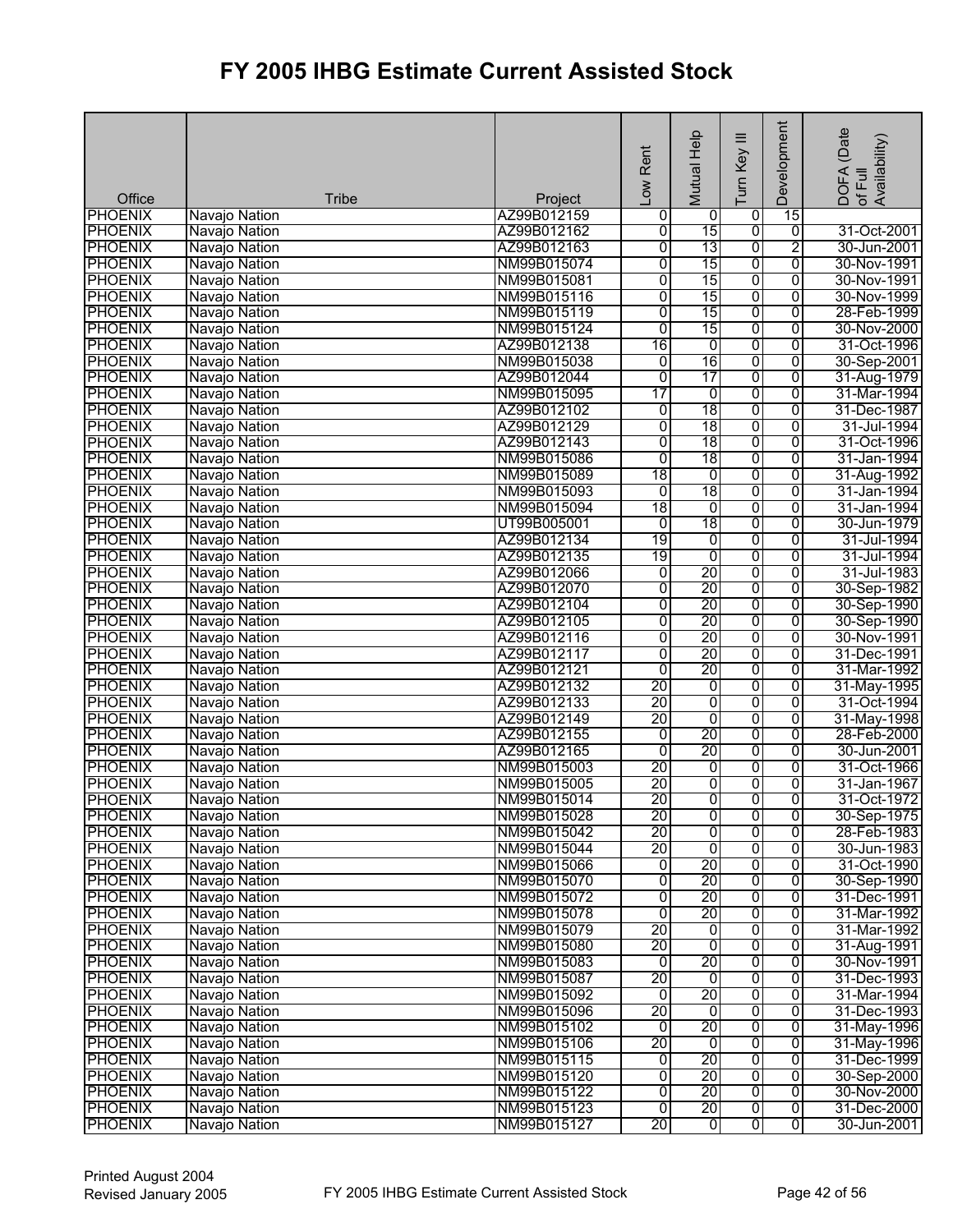# FY 2005 IHBG Estimate Current Assisted Stock

| Office | Tribe | Project | Low Rent | Mutual Help | Turn Key III | Development | DOFA (Date of Full Availability) |
|---|---|---|---|---|---|---|---|
| PHOENIX | Navajo Nation | AZ99B012159 | 0 | 0 | 0 | 15 | |
| PHOENIX | Navajo Nation | AZ99B012162 | 0 | 15 | 0 | 0 | 31-Oct-2001 |
| PHOENIX | Navajo Nation | AZ99B012163 | 0 | 13 | 0 | 2 | 30-Jun-2001 |
| PHOENIX | Navajo Nation | NM99B015074 | 0 | 15 | 0 | 0 | 30-Nov-1991 |
| PHOENIX | Navajo Nation | NM99B015081 | 0 | 15 | 0 | 0 | 30-Nov-1991 |
| PHOENIX | Navajo Nation | NM99B015116 | 0 | 15 | 0 | 0 | 30-Nov-1999 |
| PHOENIX | Navajo Nation | NM99B015119 | 0 | 15 | 0 | 0 | 28-Feb-1999 |
| PHOENIX | Navajo Nation | NM99B015124 | 0 | 15 | 0 | 0 | 30-Nov-2000 |
| PHOENIX | Navajo Nation | AZ99B012138 | 16 | 0 | 0 | 0 | 31-Oct-1996 |
| PHOENIX | Navajo Nation | NM99B015038 | 0 | 16 | 0 | 0 | 30-Sep-2001 |
| PHOENIX | Navajo Nation | AZ99B012044 | 0 | 17 | 0 | 0 | 31-Aug-1979 |
| PHOENIX | Navajo Nation | NM99B015095 | 17 | 0 | 0 | 0 | 31-Mar-1994 |
| PHOENIX | Navajo Nation | AZ99B012102 | 0 | 18 | 0 | 0 | 31-Dec-1987 |
| PHOENIX | Navajo Nation | AZ99B012129 | 0 | 18 | 0 | 0 | 31-Jul-1994 |
| PHOENIX | Navajo Nation | AZ99B012143 | 0 | 18 | 0 | 0 | 31-Oct-1996 |
| PHOENIX | Navajo Nation | NM99B015086 | 0 | 18 | 0 | 0 | 31-Jan-1994 |
| PHOENIX | Navajo Nation | NM99B015089 | 18 | 0 | 0 | 0 | 31-Aug-1992 |
| PHOENIX | Navajo Nation | NM99B015093 | 0 | 18 | 0 | 0 | 31-Jan-1994 |
| PHOENIX | Navajo Nation | NM99B015094 | 18 | 0 | 0 | 0 | 31-Jan-1994 |
| PHOENIX | Navajo Nation | UT99B005001 | 0 | 18 | 0 | 0 | 30-Jun-1979 |
| PHOENIX | Navajo Nation | AZ99B012134 | 19 | 0 | 0 | 0 | 31-Jul-1994 |
| PHOENIX | Navajo Nation | AZ99B012135 | 19 | 0 | 0 | 0 | 31-Jul-1994 |
| PHOENIX | Navajo Nation | AZ99B012066 | 0 | 20 | 0 | 0 | 31-Jul-1983 |
| PHOENIX | Navajo Nation | AZ99B012070 | 0 | 20 | 0 | 0 | 30-Sep-1982 |
| PHOENIX | Navajo Nation | AZ99B012104 | 0 | 20 | 0 | 0 | 30-Sep-1990 |
| PHOENIX | Navajo Nation | AZ99B012105 | 0 | 20 | 0 | 0 | 30-Sep-1990 |
| PHOENIX | Navajo Nation | AZ99B012116 | 0 | 20 | 0 | 0 | 30-Nov-1991 |
| PHOENIX | Navajo Nation | AZ99B012117 | 0 | 20 | 0 | 0 | 31-Dec-1991 |
| PHOENIX | Navajo Nation | AZ99B012121 | 0 | 20 | 0 | 0 | 31-Mar-1992 |
| PHOENIX | Navajo Nation | AZ99B012132 | 20 | 0 | 0 | 0 | 31-May-1995 |
| PHOENIX | Navajo Nation | AZ99B012133 | 20 | 0 | 0 | 0 | 31-Oct-1994 |
| PHOENIX | Navajo Nation | AZ99B012149 | 20 | 0 | 0 | 0 | 31-May-1998 |
| PHOENIX | Navajo Nation | AZ99B012155 | 0 | 20 | 0 | 0 | 28-Feb-2000 |
| PHOENIX | Navajo Nation | AZ99B012165 | 0 | 20 | 0 | 0 | 30-Jun-2001 |
| PHOENIX | Navajo Nation | NM99B015003 | 20 | 0 | 0 | 0 | 31-Oct-1966 |
| PHOENIX | Navajo Nation | NM99B015005 | 20 | 0 | 0 | 0 | 31-Jan-1967 |
| PHOENIX | Navajo Nation | NM99B015014 | 20 | 0 | 0 | 0 | 31-Oct-1972 |
| PHOENIX | Navajo Nation | NM99B015028 | 20 | 0 | 0 | 0 | 30-Sep-1975 |
| PHOENIX | Navajo Nation | NM99B015042 | 20 | 0 | 0 | 0 | 28-Feb-1983 |
| PHOENIX | Navajo Nation | NM99B015044 | 20 | 0 | 0 | 0 | 30-Jun-1983 |
| PHOENIX | Navajo Nation | NM99B015066 | 0 | 20 | 0 | 0 | 31-Oct-1990 |
| PHOENIX | Navajo Nation | NM99B015070 | 0 | 20 | 0 | 0 | 30-Sep-1990 |
| PHOENIX | Navajo Nation | NM99B015072 | 0 | 20 | 0 | 0 | 31-Dec-1991 |
| PHOENIX | Navajo Nation | NM99B015078 | 0 | 20 | 0 | 0 | 31-Mar-1992 |
| PHOENIX | Navajo Nation | NM99B015079 | 20 | 0 | 0 | 0 | 31-Mar-1992 |
| PHOENIX | Navajo Nation | NM99B015080 | 20 | 0 | 0 | 0 | 31-Aug-1991 |
| PHOENIX | Navajo Nation | NM99B015083 | 0 | 20 | 0 | 0 | 30-Nov-1991 |
| PHOENIX | Navajo Nation | NM99B015087 | 20 | 0 | 0 | 0 | 31-Dec-1993 |
| PHOENIX | Navajo Nation | NM99B015092 | 0 | 20 | 0 | 0 | 31-Mar-1994 |
| PHOENIX | Navajo Nation | NM99B015096 | 20 | 0 | 0 | 0 | 31-Dec-1993 |
| PHOENIX | Navajo Nation | NM99B015102 | 0 | 20 | 0 | 0 | 31-May-1996 |
| PHOENIX | Navajo Nation | NM99B015106 | 20 | 0 | 0 | 0 | 31-May-1996 |
| PHOENIX | Navajo Nation | NM99B015115 | 0 | 20 | 0 | 0 | 31-Dec-1999 |
| PHOENIX | Navajo Nation | NM99B015120 | 0 | 20 | 0 | 0 | 30-Sep-2000 |
| PHOENIX | Navajo Nation | NM99B015122 | 0 | 20 | 0 | 0 | 30-Nov-2000 |
| PHOENIX | Navajo Nation | NM99B015123 | 0 | 20 | 0 | 0 | 31-Dec-2000 |
| PHOENIX | Navajo Nation | NM99B015127 | 20 | 0 | 0 | 0 | 30-Jun-2001 |

Printed August 2004
Revised January 2005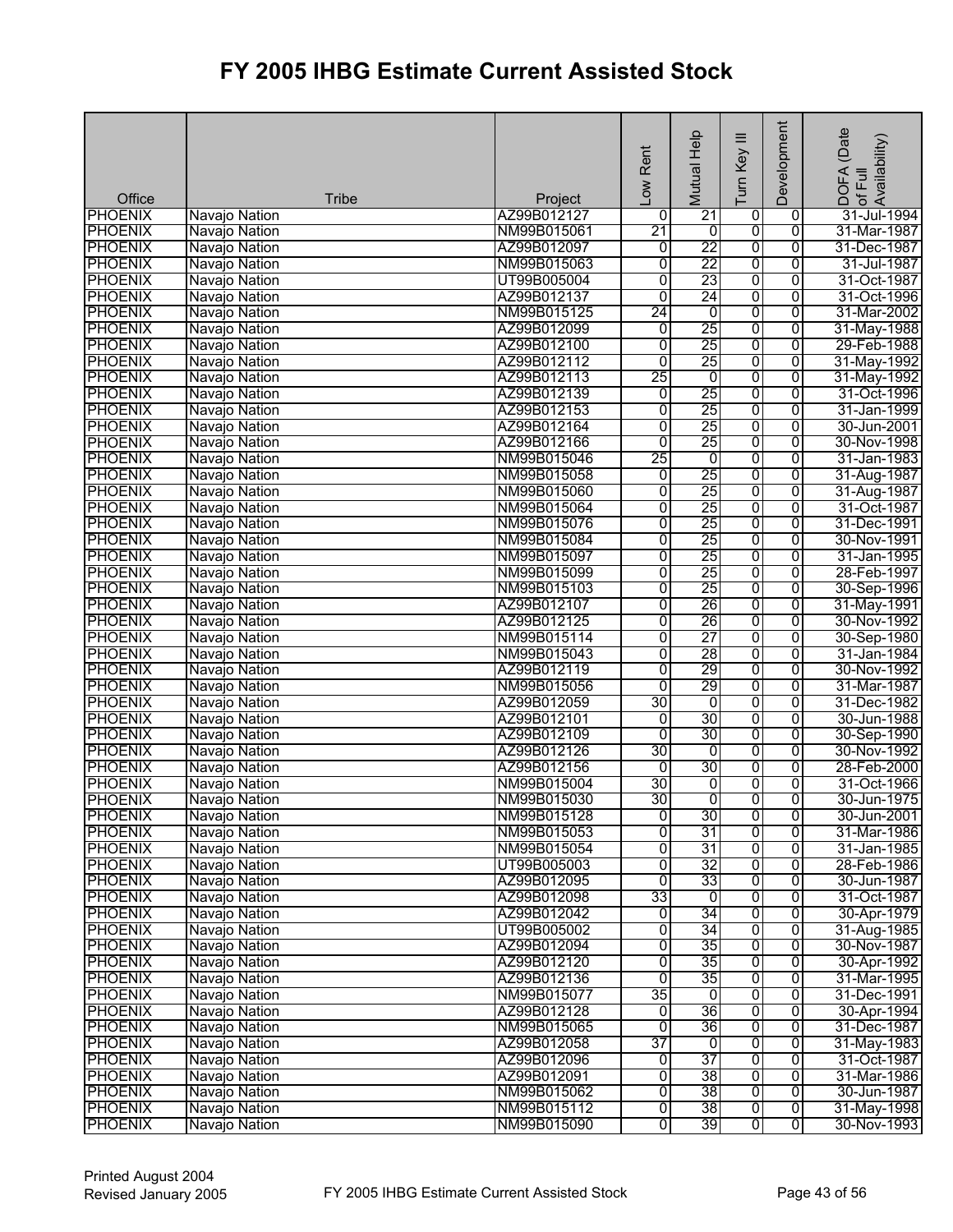# FY 2005 IHBG Estimate Current Assisted Stock

| Office | Tribe | Project | Low Rent | Mutual Help | Turn Key III | Development | DOFA (Date of Full Availability) |
|---|---|---|---|---|---|---|---|
| PHOENIX | Navajo Nation | AZ99B012127 | 0 | 21 | 0 | 0 | 31-Jul-1994 |
| PHOENIX | Navajo Nation | NM99B015061 | 21 | 0 | 0 | 0 | 31-Mar-1987 |
| PHOENIX | Navajo Nation | AZ99B012097 | 0 | 22 | 0 | 0 | 31-Dec-1987 |
| PHOENIX | Navajo Nation | NM99B015063 | 0 | 22 | 0 | 0 | 31-Jul-1987 |
| PHOENIX | Navajo Nation | UT99B005004 | 0 | 23 | 0 | 0 | 31-Oct-1987 |
| PHOENIX | Navajo Nation | AZ99B012137 | 0 | 24 | 0 | 0 | 31-Oct-1996 |
| PHOENIX | Navajo Nation | NM99B015125 | 24 | 0 | 0 | 0 | 31-Mar-2002 |
| PHOENIX | Navajo Nation | AZ99B012099 | 0 | 25 | 0 | 0 | 31-May-1988 |
| PHOENIX | Navajo Nation | AZ99B012100 | 0 | 25 | 0 | 0 | 29-Feb-1988 |
| PHOENIX | Navajo Nation | AZ99B012112 | 0 | 25 | 0 | 0 | 31-May-1992 |
| PHOENIX | Navajo Nation | AZ99B012113 | 25 | 0 | 0 | 0 | 31-May-1992 |
| PHOENIX | Navajo Nation | AZ99B012139 | 0 | 25 | 0 | 0 | 31-Oct-1996 |
| PHOENIX | Navajo Nation | AZ99B012153 | 0 | 25 | 0 | 0 | 31-Jan-1999 |
| PHOENIX | Navajo Nation | AZ99B012164 | 0 | 25 | 0 | 0 | 30-Jun-2001 |
| PHOENIX | Navajo Nation | AZ99B012166 | 0 | 25 | 0 | 0 | 30-Nov-1998 |
| PHOENIX | Navajo Nation | NM99B015046 | 25 | 0 | 0 | 0 | 31-Jan-1983 |
| PHOENIX | Navajo Nation | NM99B015058 | 0 | 25 | 0 | 0 | 31-Aug-1987 |
| PHOENIX | Navajo Nation | NM99B015060 | 0 | 25 | 0 | 0 | 31-Aug-1987 |
| PHOENIX | Navajo Nation | NM99B015064 | 0 | 25 | 0 | 0 | 31-Oct-1987 |
| PHOENIX | Navajo Nation | NM99B015076 | 0 | 25 | 0 | 0 | 31-Dec-1991 |
| PHOENIX | Navajo Nation | NM99B015084 | 0 | 25 | 0 | 0 | 30-Nov-1991 |
| PHOENIX | Navajo Nation | NM99B015097 | 0 | 25 | 0 | 0 | 31-Jan-1995 |
| PHOENIX | Navajo Nation | NM99B015099 | 0 | 25 | 0 | 0 | 28-Feb-1997 |
| PHOENIX | Navajo Nation | NM99B015103 | 0 | 25 | 0 | 0 | 30-Sep-1996 |
| PHOENIX | Navajo Nation | AZ99B012107 | 0 | 26 | 0 | 0 | 31-May-1991 |
| PHOENIX | Navajo Nation | AZ99B012125 | 0 | 26 | 0 | 0 | 30-Nov-1992 |
| PHOENIX | Navajo Nation | NM99B015114 | 0 | 27 | 0 | 0 | 30-Sep-1980 |
| PHOENIX | Navajo Nation | NM99B015043 | 0 | 28 | 0 | 0 | 31-Jan-1984 |
| PHOENIX | Navajo Nation | AZ99B012119 | 0 | 29 | 0 | 0 | 30-Nov-1992 |
| PHOENIX | Navajo Nation | NM99B015056 | 0 | 29 | 0 | 0 | 31-Mar-1987 |
| PHOENIX | Navajo Nation | AZ99B012059 | 30 | 0 | 0 | 0 | 31-Dec-1982 |
| PHOENIX | Navajo Nation | AZ99B012101 | 0 | 30 | 0 | 0 | 30-Jun-1988 |
| PHOENIX | Navajo Nation | AZ99B012109 | 0 | 30 | 0 | 0 | 30-Sep-1990 |
| PHOENIX | Navajo Nation | AZ99B012126 | 30 | 0 | 0 | 0 | 30-Nov-1992 |
| PHOENIX | Navajo Nation | AZ99B012156 | 0 | 30 | 0 | 0 | 28-Feb-2000 |
| PHOENIX | Navajo Nation | NM99B015004 | 30 | 0 | 0 | 0 | 31-Oct-1966 |
| PHOENIX | Navajo Nation | NM99B015030 | 30 | 0 | 0 | 0 | 30-Jun-1975 |
| PHOENIX | Navajo Nation | NM99B015128 | 0 | 30 | 0 | 0 | 30-Jun-2001 |
| PHOENIX | Navajo Nation | NM99B015053 | 0 | 31 | 0 | 0 | 31-Mar-1986 |
| PHOENIX | Navajo Nation | NM99B015054 | 0 | 31 | 0 | 0 | 31-Jan-1985 |
| PHOENIX | Navajo Nation | UT99B005003 | 0 | 32 | 0 | 0 | 28-Feb-1986 |
| PHOENIX | Navajo Nation | AZ99B012095 | 0 | 33 | 0 | 0 | 30-Jun-1987 |
| PHOENIX | Navajo Nation | AZ99B012098 | 33 | 0 | 0 | 0 | 31-Oct-1987 |
| PHOENIX | Navajo Nation | AZ99B012042 | 0 | 34 | 0 | 0 | 30-Apr-1979 |
| PHOENIX | Navajo Nation | UT99B005002 | 0 | 34 | 0 | 0 | 31-Aug-1985 |
| PHOENIX | Navajo Nation | AZ99B012094 | 0 | 35 | 0 | 0 | 30-Nov-1987 |
| PHOENIX | Navajo Nation | AZ99B012120 | 0 | 35 | 0 | 0 | 30-Apr-1992 |
| PHOENIX | Navajo Nation | AZ99B012136 | 0 | 35 | 0 | 0 | 31-Mar-1995 |
| PHOENIX | Navajo Nation | NM99B015077 | 35 | 0 | 0 | 0 | 31-Dec-1991 |
| PHOENIX | Navajo Nation | AZ99B012128 | 0 | 36 | 0 | 0 | 30-Apr-1994 |
| PHOENIX | Navajo Nation | NM99B015065 | 0 | 36 | 0 | 0 | 31-Dec-1987 |
| PHOENIX | Navajo Nation | AZ99B012058 | 37 | 0 | 0 | 0 | 31-May-1983 |
| PHOENIX | Navajo Nation | AZ99B012096 | 0 | 37 | 0 | 0 | 31-Oct-1987 |
| PHOENIX | Navajo Nation | AZ99B012091 | 0 | 38 | 0 | 0 | 31-Mar-1986 |
| PHOENIX | Navajo Nation | NM99B015062 | 0 | 38 | 0 | 0 | 30-Jun-1987 |
| PHOENIX | Navajo Nation | NM99B015112 | 0 | 38 | 0 | 0 | 31-May-1998 |
| PHOENIX | Navajo Nation | NM99B015090 | 0 | 39 | 0 | 0 | 30-Nov-1993 |

Printed August 2004
Revised January 2005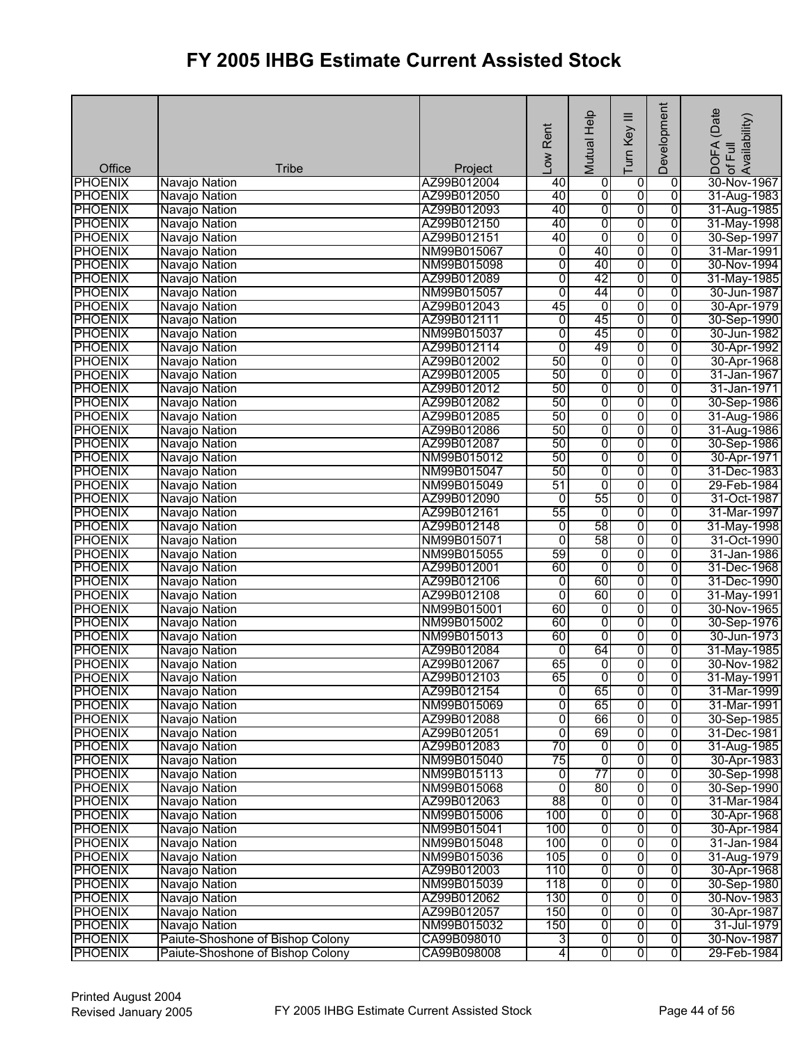# FY 2005 IHBG Estimate Current Assisted Stock

| Office | Tribe | Project | Low Rent | Mutual Help | Turn Key III | Development | DOFA (Date of Full Availability) |
|---|---|---|---|---|---|---|---|
| PHOENIX | Navajo Nation | AZ99B012004 | 40 | 0 | 0 | 0 | 30-Nov-1967 |
| PHOENIX | Navajo Nation | AZ99B012050 | 40 | 0 | 0 | 0 | 31-Aug-1983 |
| PHOENIX | Navajo Nation | AZ99B012093 | 40 | 0 | 0 | 0 | 31-Aug-1985 |
| PHOENIX | Navajo Nation | AZ99B012150 | 40 | 0 | 0 | 0 | 31-May-1998 |
| PHOENIX | Navajo Nation | AZ99B012151 | 40 | 0 | 0 | 0 | 30-Sep-1997 |
| PHOENIX | Navajo Nation | NM99B015067 | 0 | 40 | 0 | 0 | 31-Mar-1991 |
| PHOENIX | Navajo Nation | NM99B015098 | 0 | 40 | 0 | 0 | 30-Nov-1994 |
| PHOENIX | Navajo Nation | AZ99B012089 | 0 | 42 | 0 | 0 | 31-May-1985 |
| PHOENIX | Navajo Nation | NM99B015057 | 0 | 44 | 0 | 0 | 30-Jun-1987 |
| PHOENIX | Navajo Nation | AZ99B012043 | 45 | 0 | 0 | 0 | 30-Apr-1979 |
| PHOENIX | Navajo Nation | AZ99B012111 | 0 | 45 | 0 | 0 | 30-Sep-1990 |
| PHOENIX | Navajo Nation | NM99B015037 | 0 | 45 | 0 | 0 | 30-Jun-1982 |
| PHOENIX | Navajo Nation | AZ99B012114 | 0 | 49 | 0 | 0 | 30-Apr-1992 |
| PHOENIX | Navajo Nation | AZ99B012002 | 50 | 0 | 0 | 0 | 30-Apr-1968 |
| PHOENIX | Navajo Nation | AZ99B012005 | 50 | 0 | 0 | 0 | 31-Jan-1967 |
| PHOENIX | Navajo Nation | AZ99B012012 | 50 | 0 | 0 | 0 | 31-Jan-1971 |
| PHOENIX | Navajo Nation | AZ99B012082 | 50 | 0 | 0 | 0 | 30-Sep-1986 |
| PHOENIX | Navajo Nation | AZ99B012085 | 50 | 0 | 0 | 0 | 31-Aug-1986 |
| PHOENIX | Navajo Nation | AZ99B012086 | 50 | 0 | 0 | 0 | 31-Aug-1986 |
| PHOENIX | Navajo Nation | AZ99B012087 | 50 | 0 | 0 | 0 | 30-Sep-1986 |
| PHOENIX | Navajo Nation | NM99B015012 | 50 | 0 | 0 | 0 | 30-Apr-1971 |
| PHOENIX | Navajo Nation | NM99B015047 | 50 | 0 | 0 | 0 | 31-Dec-1983 |
| PHOENIX | Navajo Nation | NM99B015049 | 51 | 0 | 0 | 0 | 29-Feb-1984 |
| PHOENIX | Navajo Nation | AZ99B012090 | 0 | 55 | 0 | 0 | 31-Oct-1987 |
| PHOENIX | Navajo Nation | AZ99B012161 | 55 | 0 | 0 | 0 | 31-Mar-1997 |
| PHOENIX | Navajo Nation | AZ99B012148 | 0 | 58 | 0 | 0 | 31-May-1998 |
| PHOENIX | Navajo Nation | NM99B015071 | 0 | 58 | 0 | 0 | 31-Oct-1990 |
| PHOENIX | Navajo Nation | NM99B015055 | 59 | 0 | 0 | 0 | 31-Jan-1986 |
| PHOENIX | Navajo Nation | AZ99B012001 | 60 | 0 | 0 | 0 | 31-Dec-1968 |
| PHOENIX | Navajo Nation | AZ99B012106 | 0 | 60 | 0 | 0 | 31-Dec-1990 |
| PHOENIX | Navajo Nation | AZ99B012108 | 0 | 60 | 0 | 0 | 31-May-1991 |
| PHOENIX | Navajo Nation | NM99B015001 | 60 | 0 | 0 | 0 | 30-Nov-1965 |
| PHOENIX | Navajo Nation | NM99B015002 | 60 | 0 | 0 | 0 | 30-Sep-1976 |
| PHOENIX | Navajo Nation | NM99B015013 | 60 | 0 | 0 | 0 | 30-Jun-1973 |
| PHOENIX | Navajo Nation | AZ99B012084 | 0 | 64 | 0 | 0 | 31-May-1985 |
| PHOENIX | Navajo Nation | AZ99B012067 | 65 | 0 | 0 | 0 | 30-Nov-1982 |
| PHOENIX | Navajo Nation | AZ99B012103 | 65 | 0 | 0 | 0 | 31-May-1991 |
| PHOENIX | Navajo Nation | AZ99B012154 | 0 | 65 | 0 | 0 | 31-Mar-1999 |
| PHOENIX | Navajo Nation | NM99B015069 | 0 | 65 | 0 | 0 | 31-Mar-1991 |
| PHOENIX | Navajo Nation | AZ99B012088 | 0 | 66 | 0 | 0 | 30-Sep-1985 |
| PHOENIX | Navajo Nation | AZ99B012051 | 0 | 69 | 0 | 0 | 31-Dec-1981 |
| PHOENIX | Navajo Nation | AZ99B012083 | 70 | 0 | 0 | 0 | 31-Aug-1985 |
| PHOENIX | Navajo Nation | NM99B015040 | 75 | 0 | 0 | 0 | 30-Apr-1983 |
| PHOENIX | Navajo Nation | NM99B015113 | 0 | 77 | 0 | 0 | 30-Sep-1998 |
| PHOENIX | Navajo Nation | NM99B015068 | 0 | 80 | 0 | 0 | 30-Sep-1990 |
| PHOENIX | Navajo Nation | AZ99B012063 | 88 | 0 | 0 | 0 | 31-Mar-1984 |
| PHOENIX | Navajo Nation | NM99B015006 | 100 | 0 | 0 | 0 | 30-Apr-1968 |
| PHOENIX | Navajo Nation | NM99B015041 | 100 | 0 | 0 | 0 | 30-Apr-1984 |
| PHOENIX | Navajo Nation | NM99B015048 | 100 | 0 | 0 | 0 | 31-Jan-1984 |
| PHOENIX | Navajo Nation | NM99B015036 | 105 | 0 | 0 | 0 | 31-Aug-1979 |
| PHOENIX | Navajo Nation | AZ99B012003 | 110 | 0 | 0 | 0 | 30-Apr-1968 |
| PHOENIX | Navajo Nation | NM99B015039 | 118 | 0 | 0 | 0 | 30-Sep-1980 |
| PHOENIX | Navajo Nation | AZ99B012062 | 130 | 0 | 0 | 0 | 30-Nov-1983 |
| PHOENIX | Navajo Nation | AZ99B012057 | 150 | 0 | 0 | 0 | 30-Apr-1987 |
| PHOENIX | Navajo Nation | NM99B015032 | 150 | 0 | 0 | 0 | 31-Jul-1979 |
| PHOENIX | Paiute-Shoshone of Bishop Colony | CA99B098010 | 3 | 0 | 0 | 0 | 30-Nov-1987 |
| PHOENIX | Paiute-Shoshone of Bishop Colony | CA99B098008 | 4 | 0 | 0 | 0 | 29-Feb-1984 |

Printed August 2004
Revised January 2005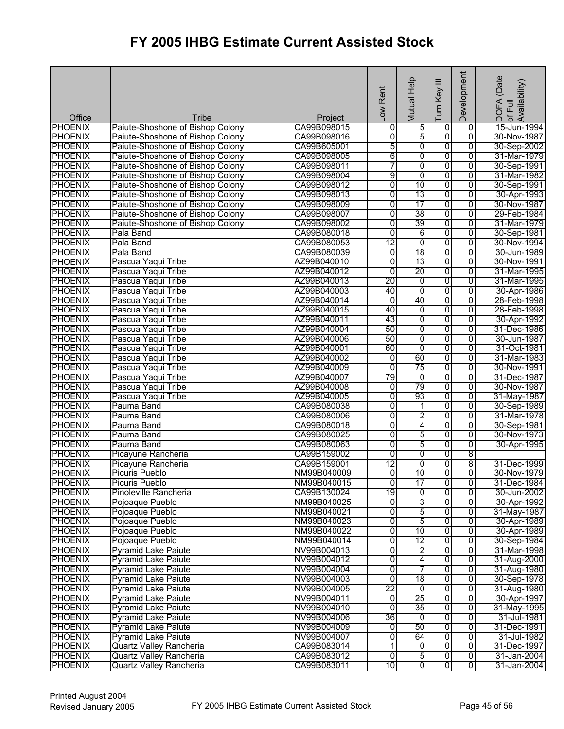# FY 2005 IHBG Estimate Current Assisted Stock

| Office | Tribe | Project | Low Rent | Mutual Help | Turn Key III | Development | DOFA (Date of Full Availability) |
|---|---|---|---|---|---|---|---|
| PHOENIX | Paiute-Shoshone of Bishop Colony | CA99B098015 | 0 | 5 | 0 | 0 | 15-Jun-1994 |
| PHOENIX | Paiute-Shoshone of Bishop Colony | CA99B098016 | 0 | 5 | 0 | 0 | 30-Nov-1987 |
| PHOENIX | Paiute-Shoshone of Bishop Colony | CA99B605001 | 5 | 0 | 0 | 0 | 30-Sep-2002 |
| PHOENIX | Paiute-Shoshone of Bishop Colony | CA99B098005 | 6 | 0 | 0 | 0 | 31-Mar-1979 |
| PHOENIX | Paiute-Shoshone of Bishop Colony | CA99B098011 | 7 | 0 | 0 | 0 | 30-Sep-1991 |
| PHOENIX | Paiute-Shoshone of Bishop Colony | CA99B098004 | 9 | 0 | 0 | 0 | 31-Mar-1982 |
| PHOENIX | Paiute-Shoshone of Bishop Colony | CA99B098012 | 0 | 10 | 0 | 0 | 30-Sep-1991 |
| PHOENIX | Paiute-Shoshone of Bishop Colony | CA99B098013 | 0 | 13 | 0 | 0 | 30-Apr-1993 |
| PHOENIX | Paiute-Shoshone of Bishop Colony | CA99B098009 | 0 | 17 | 0 | 0 | 30-Nov-1987 |
| PHOENIX | Paiute-Shoshone of Bishop Colony | CA99B098007 | 0 | 38 | 0 | 0 | 29-Feb-1984 |
| PHOENIX | Paiute-Shoshone of Bishop Colony | CA99B098002 | 0 | 39 | 0 | 0 | 31-Mar-1979 |
| PHOENIX | Pala Band | CA99B080018 | 0 | 6 | 0 | 0 | 30-Sep-1981 |
| PHOENIX | Pala Band | CA99B080053 | 12 | 0 | 0 | 0 | 30-Nov-1994 |
| PHOENIX | Pala Band | CA99B080039 | 0 | 18 | 0 | 0 | 30-Jun-1989 |
| PHOENIX | Pascua Yaqui Tribe | AZ99B040010 | 0 | 13 | 0 | 0 | 30-Nov-1991 |
| PHOENIX | Pascua Yaqui Tribe | AZ99B040012 | 0 | 20 | 0 | 0 | 31-Mar-1995 |
| PHOENIX | Pascua Yaqui Tribe | AZ99B040013 | 20 | 0 | 0 | 0 | 31-Mar-1995 |
| PHOENIX | Pascua Yaqui Tribe | AZ99B040003 | 40 | 0 | 0 | 0 | 30-Apr-1986 |
| PHOENIX | Pascua Yaqui Tribe | AZ99B040014 | 0 | 40 | 0 | 0 | 28-Feb-1998 |
| PHOENIX | Pascua Yaqui Tribe | AZ99B040015 | 40 | 0 | 0 | 0 | 28-Feb-1998 |
| PHOENIX | Pascua Yaqui Tribe | AZ99B040011 | 43 | 0 | 0 | 0 | 30-Apr-1992 |
| PHOENIX | Pascua Yaqui Tribe | AZ99B040004 | 50 | 0 | 0 | 0 | 31-Dec-1986 |
| PHOENIX | Pascua Yaqui Tribe | AZ99B040006 | 50 | 0 | 0 | 0 | 30-Jun-1987 |
| PHOENIX | Pascua Yaqui Tribe | AZ99B040001 | 60 | 0 | 0 | 0 | 31-Oct-1981 |
| PHOENIX | Pascua Yaqui Tribe | AZ99B040002 | 0 | 60 | 0 | 0 | 31-Mar-1983 |
| PHOENIX | Pascua Yaqui Tribe | AZ99B040009 | 0 | 75 | 0 | 0 | 30-Nov-1991 |
| PHOENIX | Pascua Yaqui Tribe | AZ99B040007 | 79 | 0 | 0 | 0 | 31-Dec-1987 |
| PHOENIX | Pascua Yaqui Tribe | AZ99B040008 | 0 | 79 | 0 | 0 | 30-Nov-1987 |
| PHOENIX | Pascua Yaqui Tribe | AZ99B040005 | 0 | 93 | 0 | 0 | 31-May-1987 |
| PHOENIX | Pauma Band | CA99B080038 | 0 | 1 | 0 | 0 | 30-Sep-1989 |
| PHOENIX | Pauma Band | CA99B080006 | 0 | 2 | 0 | 0 | 31-Mar-1978 |
| PHOENIX | Pauma Band | CA99B080018 | 0 | 4 | 0 | 0 | 30-Sep-1981 |
| PHOENIX | Pauma Band | CA99B080025 | 0 | 5 | 0 | 0 | 30-Nov-1973 |
| PHOENIX | Pauma Band | CA99B080063 | 0 | 5 | 0 | 0 | 30-Apr-1995 |
| PHOENIX | Picayune Rancheria | CA99B159002 | 0 | 0 | 0 | 8 | |
| PHOENIX | Picayune Rancheria | CA99B159001 | 12 | 0 | 0 | 8 | 31-Dec-1999 |
| PHOENIX | Picuris Pueblo | NM99B040009 | 0 | 10 | 0 | 0 | 30-Nov-1979 |
| PHOENIX | Picuris Pueblo | NM99B040015 | 0 | 17 | 0 | 0 | 31-Dec-1984 |
| PHOENIX | Pinoleville Rancheria | CA99B130024 | 19 | 0 | 0 | 0 | 30-Jun-2002 |
| PHOENIX | Pojoaque Pueblo | NM99B040025 | 0 | 3 | 0 | 0 | 30-Apr-1992 |
| PHOENIX | Pojoaque Pueblo | NM99B040021 | 0 | 5 | 0 | 0 | 31-May-1987 |
| PHOENIX | Pojoaque Pueblo | NM99B040023 | 0 | 5 | 0 | 0 | 30-Apr-1989 |
| PHOENIX | Pojoaque Pueblo | NM99B040022 | 0 | 10 | 0 | 0 | 30-Apr-1989 |
| PHOENIX | Pojoaque Pueblo | NM99B040014 | 0 | 12 | 0 | 0 | 30-Sep-1984 |
| PHOENIX | Pyramid Lake Paiute | NV99B004013 | 0 | 2 | 0 | 0 | 31-Mar-1998 |
| PHOENIX | Pyramid Lake Paiute | NV99B004012 | 0 | 4 | 0 | 0 | 31-Aug-2000 |
| PHOENIX | Pyramid Lake Paiute | NV99B004004 | 0 | 7 | 0 | 0 | 31-Aug-1980 |
| PHOENIX | Pyramid Lake Paiute | NV99B004003 | 0 | 18 | 0 | 0 | 30-Sep-1978 |
| PHOENIX | Pyramid Lake Paiute | NV99B004005 | 22 | 0 | 0 | 0 | 31-Aug-1980 |
| PHOENIX | Pyramid Lake Paiute | NV99B004011 | 0 | 25 | 0 | 0 | 30-Apr-1997 |
| PHOENIX | Pyramid Lake Paiute | NV99B004010 | 0 | 35 | 0 | 0 | 31-May-1995 |
| PHOENIX | Pyramid Lake Paiute | NV99B004006 | 36 | 0 | 0 | 0 | 31-Jul-1981 |
| PHOENIX | Pyramid Lake Paiute | NV99B004009 | 0 | 50 | 0 | 0 | 31-Dec-1991 |
| PHOENIX | Pyramid Lake Paiute | NV99B004007 | 0 | 64 | 0 | 0 | 31-Jul-1982 |
| PHOENIX | Quartz Valley Rancheria | CA99B083014 | 1 | 0 | 0 | 0 | 31-Dec-1997 |
| PHOENIX | Quartz Valley Rancheria | CA99B083012 | 0 | 5 | 0 | 0 | 31-Jan-2004 |
| PHOENIX | Quartz Valley Rancheria | CA99B083011 | 10 | 0 | 0 | 0 | 31-Jan-2004 |

Printed August 2004
Revised January 2005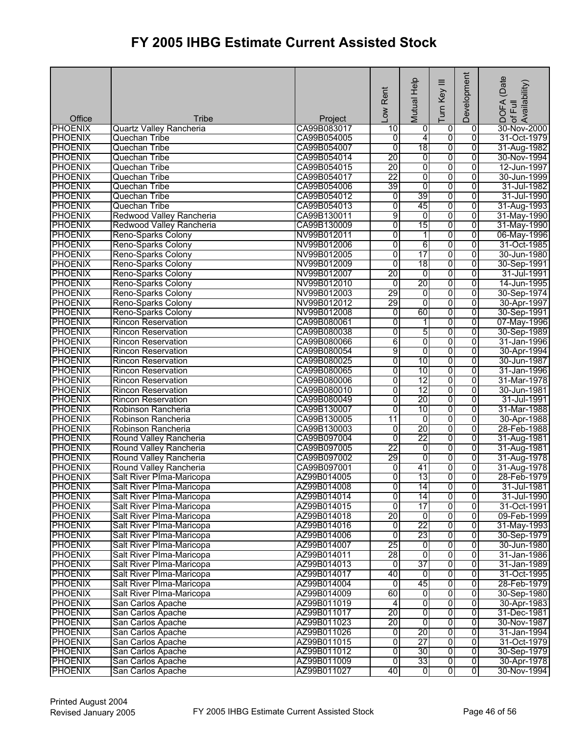# FY 2005 IHBG Estimate Current Assisted Stock

| Office | Tribe | Project | Low Rent | Mutual Help | Turn Key III | Development | DOFA (Date of Full Availability) |
|---|---|---|---|---|---|---|---|
| PHOENIX | Quartz Valley Rancheria | CA99B083017 | 10 | 0 | 0 | 0 | 30-Nov-2000 |
| PHOENIX | Quechan Tribe | CA99B054005 | 0 | 4 | 0 | 0 | 31-Oct-1979 |
| PHOENIX | Quechan Tribe | CA99B054007 | 0 | 18 | 0 | 0 | 31-Aug-1982 |
| PHOENIX | Quechan Tribe | CA99B054014 | 20 | 0 | 0 | 0 | 30-Nov-1994 |
| PHOENIX | Quechan Tribe | CA99B054015 | 20 | 0 | 0 | 0 | 12-Jun-1997 |
| PHOENIX | Quechan Tribe | CA99B054017 | 22 | 0 | 0 | 0 | 30-Jun-1999 |
| PHOENIX | Quechan Tribe | CA99B054006 | 39 | 0 | 0 | 0 | 31-Jul-1982 |
| PHOENIX | Quechan Tribe | CA99B054012 | 0 | 39 | 0 | 0 | 31-Jul-1990 |
| PHOENIX | Quechan Tribe | CA99B054013 | 0 | 45 | 0 | 0 | 31-Aug-1993 |
| PHOENIX | Redwood Valley Rancheria | CA99B130011 | 9 | 0 | 0 | 0 | 31-May-1990 |
| PHOENIX | Redwood Valley Rancheria | CA99B130009 | 0 | 15 | 0 | 0 | 31-May-1990 |
| PHOENIX | Reno-Sparks Colony | NV99B012011 | 0 | 1 | 0 | 0 | 06-May-1996 |
| PHOENIX | Reno-Sparks Colony | NV99B012006 | 0 | 6 | 0 | 0 | 31-Oct-1985 |
| PHOENIX | Reno-Sparks Colony | NV99B012005 | 0 | 17 | 0 | 0 | 30-Jun-1980 |
| PHOENIX | Reno-Sparks Colony | NV99B012009 | 0 | 18 | 0 | 0 | 30-Sep-1991 |
| PHOENIX | Reno-Sparks Colony | NV99B012007 | 20 | 0 | 0 | 0 | 31-Jul-1991 |
| PHOENIX | Reno-Sparks Colony | NV99B012010 | 0 | 20 | 0 | 0 | 14-Jun-1995 |
| PHOENIX | Reno-Sparks Colony | NV99B012003 | 29 | 0 | 0 | 0 | 30-Sep-1974 |
| PHOENIX | Reno-Sparks Colony | NV99B012012 | 29 | 0 | 0 | 0 | 30-Apr-1997 |
| PHOENIX | Reno-Sparks Colony | NV99B012008 | 0 | 60 | 0 | 0 | 30-Sep-1991 |
| PHOENIX | Rincon Reservation | CA99B080061 | 0 | 1 | 0 | 0 | 07-May-1996 |
| PHOENIX | Rincon Reservation | CA99B080038 | 0 | 5 | 0 | 0 | 30-Sep-1989 |
| PHOENIX | Rincon Reservation | CA99B080066 | 6 | 0 | 0 | 0 | 31-Jan-1996 |
| PHOENIX | Rincon Reservation | CA99B080054 | 9 | 0 | 0 | 0 | 30-Apr-1994 |
| PHOENIX | Rincon Reservation | CA99B080025 | 0 | 10 | 0 | 0 | 30-Jun-1987 |
| PHOENIX | Rincon Reservation | CA99B080065 | 0 | 10 | 0 | 0 | 31-Jan-1996 |
| PHOENIX | Rincon Reservation | CA99B080006 | 0 | 12 | 0 | 0 | 31-Mar-1978 |
| PHOENIX | Rincon Reservation | CA99B080010 | 0 | 12 | 0 | 0 | 30-Jun-1981 |
| PHOENIX | Rincon Reservation | CA99B080049 | 0 | 20 | 0 | 0 | 31-Jul-1991 |
| PHOENIX | Robinson Rancheria | CA99B130007 | 0 | 10 | 0 | 0 | 31-Mar-1988 |
| PHOENIX | Robinson Rancheria | CA99B130005 | 11 | 0 | 0 | 0 | 30-Apr-1988 |
| PHOENIX | Robinson Rancheria | CA99B130003 | 0 | 20 | 0 | 0 | 28-Feb-1988 |
| PHOENIX | Round Valley Rancheria | CA99B097004 | 0 | 22 | 0 | 0 | 31-Aug-1981 |
| PHOENIX | Round Valley Rancheria | CA99B097005 | 22 | 0 | 0 | 0 | 31-Aug-1981 |
| PHOENIX | Round Valley Rancheria | CA99B097002 | 29 | 0 | 0 | 0 | 31-Aug-1978 |
| PHOENIX | Round Valley Rancheria | CA99B097001 | 0 | 41 | 0 | 0 | 31-Aug-1978 |
| PHOENIX | Salt River PIma-Maricopa | AZ99B014005 | 0 | 13 | 0 | 0 | 28-Feb-1979 |
| PHOENIX | Salt River PIma-Maricopa | AZ99B014008 | 0 | 14 | 0 | 0 | 31-Jul-1981 |
| PHOENIX | Salt River PIma-Maricopa | AZ99B014014 | 0 | 14 | 0 | 0 | 31-Jul-1990 |
| PHOENIX | Salt River PIma-Maricopa | AZ99B014015 | 0 | 17 | 0 | 0 | 31-Oct-1991 |
| PHOENIX | Salt River PIma-Maricopa | AZ99B014018 | 20 | 0 | 0 | 0 | 09-Feb-1999 |
| PHOENIX | Salt River PIma-Maricopa | AZ99B014016 | 0 | 22 | 0 | 0 | 31-May-1993 |
| PHOENIX | Salt River PIma-Maricopa | AZ99B014006 | 0 | 23 | 0 | 0 | 30-Sep-1979 |
| PHOENIX | Salt River PIma-Maricopa | AZ99B014007 | 25 | 0 | 0 | 0 | 30-Jun-1980 |
| PHOENIX | Salt River PIma-Maricopa | AZ99B014011 | 28 | 0 | 0 | 0 | 31-Jan-1986 |
| PHOENIX | Salt River PIma-Maricopa | AZ99B014013 | 0 | 37 | 0 | 0 | 31-Jan-1989 |
| PHOENIX | Salt River PIma-Maricopa | AZ99B014017 | 40 | 0 | 0 | 0 | 31-Oct-1995 |
| PHOENIX | Salt River PIma-Maricopa | AZ99B014004 | 0 | 45 | 0 | 0 | 28-Feb-1979 |
| PHOENIX | Salt River PIma-Maricopa | AZ99B014009 | 60 | 0 | 0 | 0 | 30-Sep-1980 |
| PHOENIX | San Carlos Apache | AZ99B011019 | 4 | 0 | 0 | 0 | 30-Apr-1983 |
| PHOENIX | San Carlos Apache | AZ99B011017 | 20 | 0 | 0 | 0 | 31-Dec-1981 |
| PHOENIX | San Carlos Apache | AZ99B011023 | 20 | 0 | 0 | 0 | 30-Nov-1987 |
| PHOENIX | San Carlos Apache | AZ99B011026 | 0 | 20 | 0 | 0 | 31-Jan-1994 |
| PHOENIX | San Carlos Apache | AZ99B011015 | 0 | 27 | 0 | 0 | 31-Oct-1979 |
| PHOENIX | San Carlos Apache | AZ99B011012 | 0 | 30 | 0 | 0 | 30-Sep-1979 |
| PHOENIX | San Carlos Apache | AZ99B011009 | 0 | 33 | 0 | 0 | 30-Apr-1978 |
| PHOENIX | San Carlos Apache | AZ99B011027 | 40 | 0 | 0 | 0 | 30-Nov-1994 |

Printed August 2004
Revised January 2005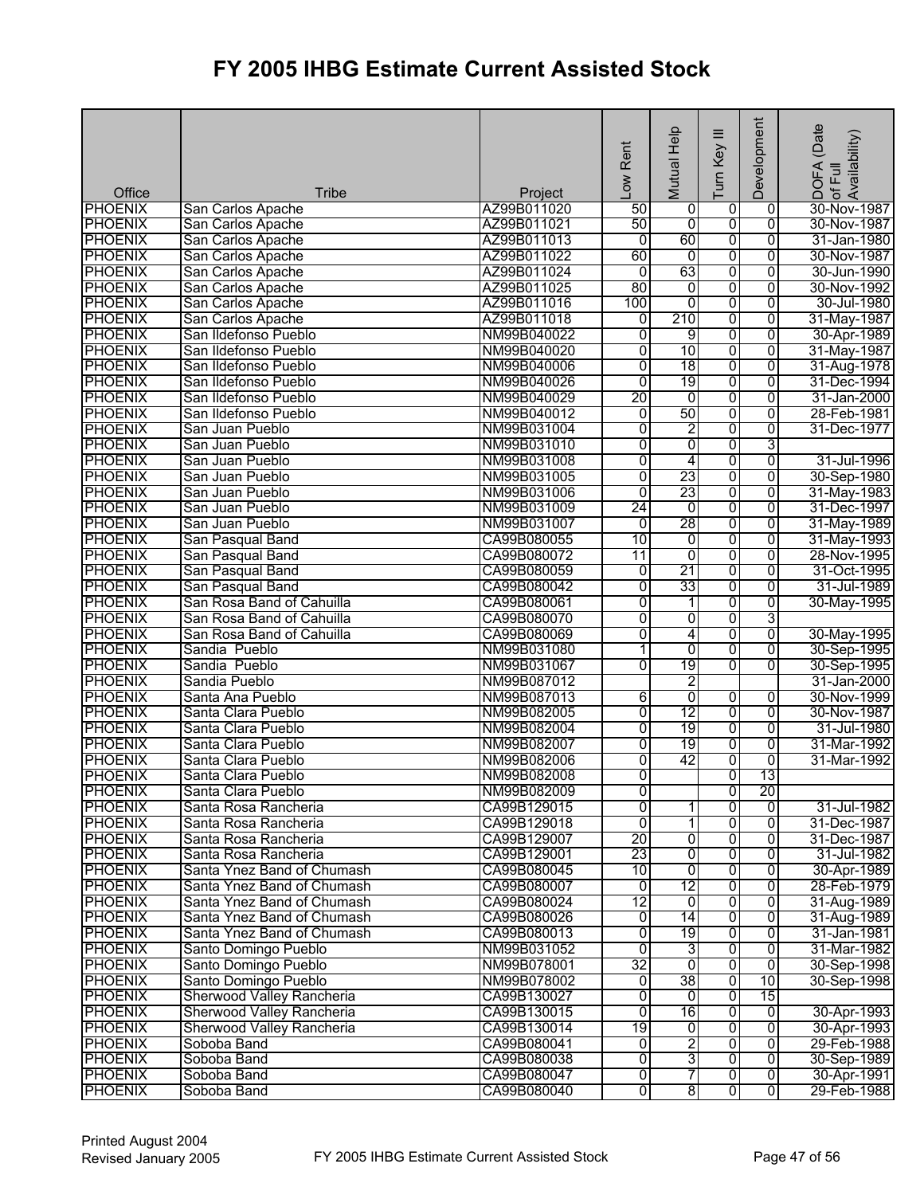# FY 2005 IHBG Estimate Current Assisted Stock

| Office | Tribe | Project | Low Rent | Mutual Help | Turn Key III | Development | DOFA (Date of Full Availability) |
|---|---|---|---|---|---|---|---|
| PHOENIX | San Carlos Apache | AZ99B011020 | 50 | 0 | 0 | 0 | 30-Nov-1987 |
| PHOENIX | San Carlos Apache | AZ99B011021 | 50 | 0 | 0 | 0 | 30-Nov-1987 |
| PHOENIX | San Carlos Apache | AZ99B011013 | 0 | 60 | 0 | 0 | 31-Jan-1980 |
| PHOENIX | San Carlos Apache | AZ99B011022 | 60 | 0 | 0 | 0 | 30-Nov-1987 |
| PHOENIX | San Carlos Apache | AZ99B011024 | 0 | 63 | 0 | 0 | 30-Jun-1990 |
| PHOENIX | San Carlos Apache | AZ99B011025 | 80 | 0 | 0 | 0 | 30-Nov-1992 |
| PHOENIX | San Carlos Apache | AZ99B011016 | 100 | 0 | 0 | 0 | 30-Jul-1980 |
| PHOENIX | San Carlos Apache | AZ99B011018 | 0 | 210 | 0 | 0 | 31-May-1987 |
| PHOENIX | San Ildefonso Pueblo | NM99B040022 | 0 | 9 | 0 | 0 | 30-Apr-1989 |
| PHOENIX | San Ildefonso Pueblo | NM99B040020 | 0 | 10 | 0 | 0 | 31-May-1987 |
| PHOENIX | San Ildefonso Pueblo | NM99B040006 | 0 | 18 | 0 | 0 | 31-Aug-1978 |
| PHOENIX | San Ildefonso Pueblo | NM99B040026 | 0 | 19 | 0 | 0 | 31-Dec-1994 |
| PHOENIX | San Ildefonso Pueblo | NM99B040029 | 20 | 0 | 0 | 0 | 31-Jan-2000 |
| PHOENIX | San Ildefonso Pueblo | NM99B040012 | 0 | 50 | 0 | 0 | 28-Feb-1981 |
| PHOENIX | San Juan Pueblo | NM99B031004 | 0 | 2 | 0 | 0 | 31-Dec-1977 |
| PHOENIX | San Juan Pueblo | NM99B031010 | 0 | 0 | 0 | 3 | |
| PHOENIX | San Juan Pueblo | NM99B031008 | 0 | 4 | 0 | 0 | 31-Jul-1996 |
| PHOENIX | San Juan Pueblo | NM99B031005 | 0 | 23 | 0 | 0 | 30-Sep-1980 |
| PHOENIX | San Juan Pueblo | NM99B031006 | 0 | 23 | 0 | 0 | 31-May-1983 |
| PHOENIX | San Juan Pueblo | NM99B031009 | 24 | 0 | 0 | 0 | 31-Dec-1997 |
| PHOENIX | San Juan Pueblo | NM99B031007 | 0 | 28 | 0 | 0 | 31-May-1989 |
| PHOENIX | San Pasqual Band | CA99B080055 | 10 | 0 | 0 | 0 | 31-May-1993 |
| PHOENIX | San Pasqual Band | CA99B080072 | 11 | 0 | 0 | 0 | 28-Nov-1995 |
| PHOENIX | San Pasqual Band | CA99B080059 | 0 | 21 | 0 | 0 | 31-Oct-1995 |
| PHOENIX | San Pasqual Band | CA99B080042 | 0 | 33 | 0 | 0 | 31-Jul-1989 |
| PHOENIX | San Rosa Band of Cahuilla | CA99B080061 | 0 | 1 | 0 | 0 | 30-May-1995 |
| PHOENIX | San Rosa Band of Cahuilla | CA99B080070 | 0 | 0 | 0 | 3 | |
| PHOENIX | San Rosa Band of Cahuilla | CA99B080069 | 0 | 4 | 0 | 0 | 30-May-1995 |
| PHOENIX | Sandia  Pueblo | NM99B031080 | 1 | 0 | 0 | 0 | 30-Sep-1995 |
| PHOENIX | Sandia  Pueblo | NM99B031067 | 0 | 19 | 0 | 0 | 30-Sep-1995 |
| PHOENIX | Sandia Pueblo | NM99B087012 | | 2 | | | 31-Jan-2000 |
| PHOENIX | Santa Ana Pueblo | NM99B087013 | 6 | 0 | 0 | 0 | 30-Nov-1999 |
| PHOENIX | Santa Clara Pueblo | NM99B082005 | 0 | 12 | 0 | 0 | 30-Nov-1987 |
| PHOENIX | Santa Clara Pueblo | NM99B082004 | 0 | 19 | 0 | 0 | 31-Jul-1980 |
| PHOENIX | Santa Clara Pueblo | NM99B082007 | 0 | 19 | 0 | 0 | 31-Mar-1992 |
| PHOENIX | Santa Clara Pueblo | NM99B082006 | 0 | 42 | 0 | 0 | 31-Mar-1992 |
| PHOENIX | Santa Clara Pueblo | NM99B082008 | 0 | | 0 | 13 | |
| PHOENIX | Santa Clara Pueblo | NM99B082009 | 0 | | 0 | 20 | |
| PHOENIX | Santa Rosa Rancheria | CA99B129015 | 0 | 1 | 0 | 0 | 31-Jul-1982 |
| PHOENIX | Santa Rosa Rancheria | CA99B129018 | 0 | 1 | 0 | 0 | 31-Dec-1987 |
| PHOENIX | Santa Rosa Rancheria | CA99B129007 | 20 | 0 | 0 | 0 | 31-Dec-1987 |
| PHOENIX | Santa Rosa Rancheria | CA99B129001 | 23 | 0 | 0 | 0 | 31-Jul-1982 |
| PHOENIX | Santa Ynez Band of Chumash | CA99B080045 | 10 | 0 | 0 | 0 | 30-Apr-1989 |
| PHOENIX | Santa Ynez Band of Chumash | CA99B080007 | 0 | 12 | 0 | 0 | 28-Feb-1979 |
| PHOENIX | Santa Ynez Band of Chumash | CA99B080024 | 12 | 0 | 0 | 0 | 31-Aug-1989 |
| PHOENIX | Santa Ynez Band of Chumash | CA99B080026 | 0 | 14 | 0 | 0 | 31-Aug-1989 |
| PHOENIX | Santa Ynez Band of Chumash | CA99B080013 | 0 | 19 | 0 | 0 | 31-Jan-1981 |
| PHOENIX | Santo Domingo Pueblo | NM99B031052 | 0 | 3 | 0 | 0 | 31-Mar-1982 |
| PHOENIX | Santo Domingo Pueblo | NM99B078001 | 32 | 0 | 0 | 0 | 30-Sep-1998 |
| PHOENIX | Santo Domingo Pueblo | NM99B078002 | 0 | 38 | 0 | 10 | 30-Sep-1998 |
| PHOENIX | Sherwood Valley Rancheria | CA99B130027 | 0 | 0 | 0 | 15 | |
| PHOENIX | Sherwood Valley Rancheria | CA99B130015 | 0 | 16 | 0 | 0 | 30-Apr-1993 |
| PHOENIX | Sherwood Valley Rancheria | CA99B130014 | 19 | 0 | 0 | 0 | 30-Apr-1993 |
| PHOENIX | Soboba Band | CA99B080041 | 0 | 2 | 0 | 0 | 29-Feb-1988 |
| PHOENIX | Soboba Band | CA99B080038 | 0 | 3 | 0 | 0 | 30-Sep-1989 |
| PHOENIX | Soboba Band | CA99B080047 | 0 | 7 | 0 | 0 | 30-Apr-1991 |
| PHOENIX | Soboba Band | CA99B080040 | 0 | 8 | 0 | 0 | 29-Feb-1988 |

Printed August 2004
Revised January 2005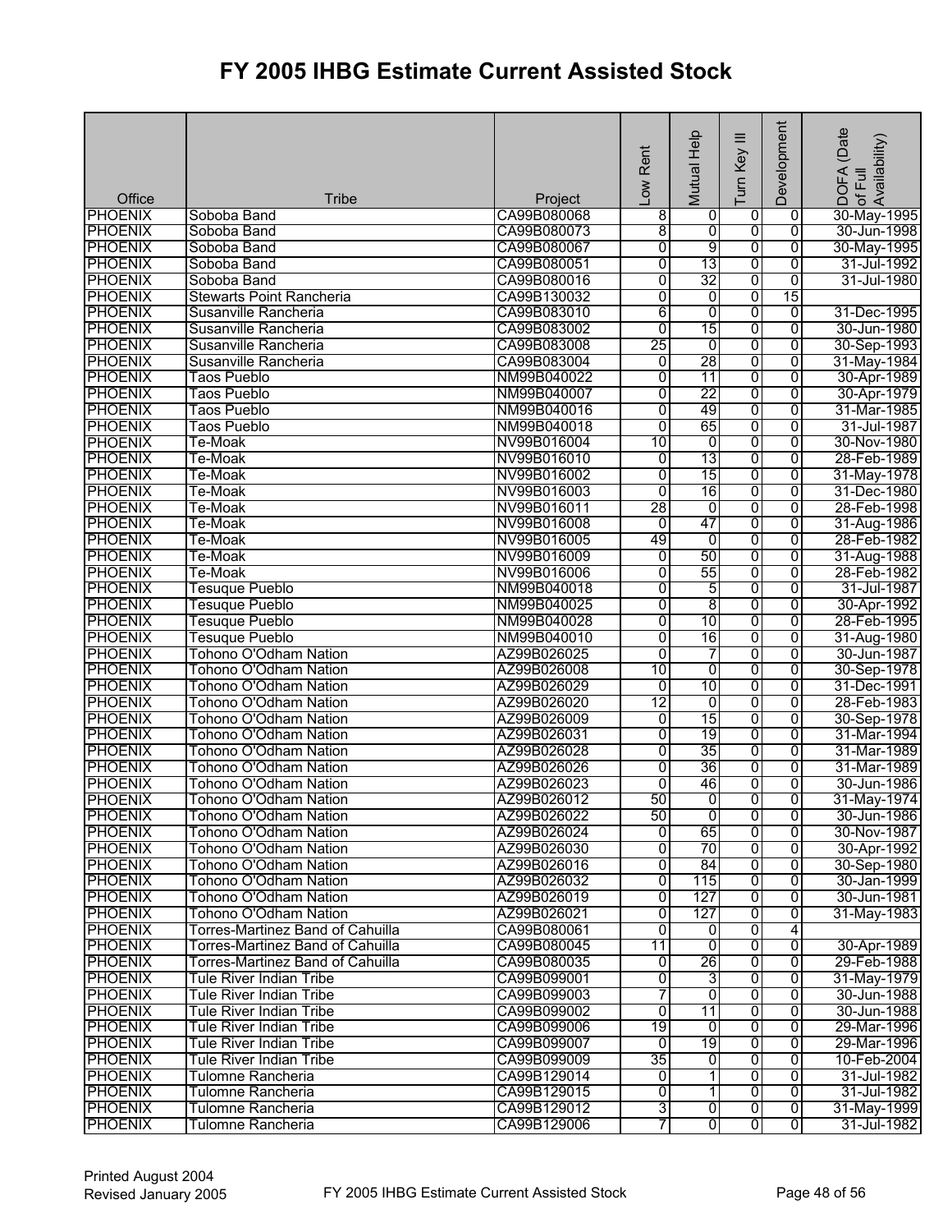# FY 2005 IHBG Estimate Current Assisted Stock

| Office | Tribe | Project | Low Rent | Mutual Help | Turn Key III | Development | DOFA (Date of Full Availability) |
|---|---|---|---|---|---|---|---|
| PHOENIX | Soboba Band | CA99B080068 | 8 | 0 | 0 | 0 | 30-May-1995 |
| PHOENIX | Soboba Band | CA99B080073 | 8 | 0 | 0 | 0 | 30-Jun-1998 |
| PHOENIX | Soboba Band | CA99B080067 | 0 | 9 | 0 | 0 | 30-May-1995 |
| PHOENIX | Soboba Band | CA99B080051 | 0 | 13 | 0 | 0 | 31-Jul-1992 |
| PHOENIX | Soboba Band | CA99B080016 | 0 | 32 | 0 | 0 | 31-Jul-1980 |
| PHOENIX | Stewarts Point Rancheria | CA99B130032 | 0 | 0 | 0 | 15 | |
| PHOENIX | Susanville Rancheria | CA99B083010 | 6 | 0 | 0 | 0 | 31-Dec-1995 |
| PHOENIX | Susanville Rancheria | CA99B083002 | 0 | 15 | 0 | 0 | 30-Jun-1980 |
| PHOENIX | Susanville Rancheria | CA99B083008 | 25 | 0 | 0 | 0 | 30-Sep-1993 |
| PHOENIX | Susanville Rancheria | CA99B083004 | 0 | 28 | 0 | 0 | 31-May-1984 |
| PHOENIX | Taos Pueblo | NM99B040022 | 0 | 11 | 0 | 0 | 30-Apr-1989 |
| PHOENIX | Taos Pueblo | NM99B040007 | 0 | 22 | 0 | 0 | 30-Apr-1979 |
| PHOENIX | Taos Pueblo | NM99B040016 | 0 | 49 | 0 | 0 | 31-Mar-1985 |
| PHOENIX | Taos Pueblo | NM99B040018 | 0 | 65 | 0 | 0 | 31-Jul-1987 |
| PHOENIX | Te-Moak | NV99B016004 | 10 | 0 | 0 | 0 | 30-Nov-1980 |
| PHOENIX | Te-Moak | NV99B016010 | 0 | 13 | 0 | 0 | 28-Feb-1989 |
| PHOENIX | Te-Moak | NV99B016002 | 0 | 15 | 0 | 0 | 31-May-1978 |
| PHOENIX | Te-Moak | NV99B016003 | 0 | 16 | 0 | 0 | 31-Dec-1980 |
| PHOENIX | Te-Moak | NV99B016011 | 28 | 0 | 0 | 0 | 28-Feb-1998 |
| PHOENIX | Te-Moak | NV99B016008 | 0 | 47 | 0 | 0 | 31-Aug-1986 |
| PHOENIX | Te-Moak | NV99B016005 | 49 | 0 | 0 | 0 | 28-Feb-1982 |
| PHOENIX | Te-Moak | NV99B016009 | 0 | 50 | 0 | 0 | 31-Aug-1988 |
| PHOENIX | Te-Moak | NV99B016006 | 0 | 55 | 0 | 0 | 28-Feb-1982 |
| PHOENIX | Tesuque Pueblo | NM99B040018 | 0 | 5 | 0 | 0 | 31-Jul-1987 |
| PHOENIX | Tesuque Pueblo | NM99B040025 | 0 | 8 | 0 | 0 | 30-Apr-1992 |
| PHOENIX | Tesuque Pueblo | NM99B040028 | 0 | 10 | 0 | 0 | 28-Feb-1995 |
| PHOENIX | Tesuque Pueblo | NM99B040010 | 0 | 16 | 0 | 0 | 31-Aug-1980 |
| PHOENIX | Tohono O'Odham Nation | AZ99B026025 | 0 | 7 | 0 | 0 | 30-Jun-1987 |
| PHOENIX | Tohono O'Odham Nation | AZ99B026008 | 10 | 0 | 0 | 0 | 30-Sep-1978 |
| PHOENIX | Tohono O'Odham Nation | AZ99B026029 | 0 | 10 | 0 | 0 | 31-Dec-1991 |
| PHOENIX | Tohono O'Odham Nation | AZ99B026020 | 12 | 0 | 0 | 0 | 28-Feb-1983 |
| PHOENIX | Tohono O'Odham Nation | AZ99B026009 | 0 | 15 | 0 | 0 | 30-Sep-1978 |
| PHOENIX | Tohono O'Odham Nation | AZ99B026031 | 0 | 19 | 0 | 0 | 31-Mar-1994 |
| PHOENIX | Tohono O'Odham Nation | AZ99B026028 | 0 | 35 | 0 | 0 | 31-Mar-1989 |
| PHOENIX | Tohono O'Odham Nation | AZ99B026026 | 0 | 36 | 0 | 0 | 31-Mar-1989 |
| PHOENIX | Tohono O'Odham Nation | AZ99B026023 | 0 | 46 | 0 | 0 | 30-Jun-1986 |
| PHOENIX | Tohono O'Odham Nation | AZ99B026012 | 50 | 0 | 0 | 0 | 31-May-1974 |
| PHOENIX | Tohono O'Odham Nation | AZ99B026022 | 50 | 0 | 0 | 0 | 30-Jun-1986 |
| PHOENIX | Tohono O'Odham Nation | AZ99B026024 | 0 | 65 | 0 | 0 | 30-Nov-1987 |
| PHOENIX | Tohono O'Odham Nation | AZ99B026030 | 0 | 70 | 0 | 0 | 30-Apr-1992 |
| PHOENIX | Tohono O'Odham Nation | AZ99B026016 | 0 | 84 | 0 | 0 | 30-Sep-1980 |
| PHOENIX | Tohono O'Odham Nation | AZ99B026032 | 0 | 115 | 0 | 0 | 30-Jan-1999 |
| PHOENIX | Tohono O'Odham Nation | AZ99B026019 | 0 | 127 | 0 | 0 | 30-Jun-1981 |
| PHOENIX | Tohono O'Odham Nation | AZ99B026021 | 0 | 127 | 0 | 0 | 31-May-1983 |
| PHOENIX | Torres-Martinez Band of Cahuilla | CA99B080061 | 0 | 0 | 0 | 4 | |
| PHOENIX | Torres-Martinez Band of Cahuilla | CA99B080045 | 11 | 0 | 0 | 0 | 30-Apr-1989 |
| PHOENIX | Torres-Martinez Band of Cahuilla | CA99B080035 | 0 | 26 | 0 | 0 | 29-Feb-1988 |
| PHOENIX | Tule River Indian Tribe | CA99B099001 | 0 | 3 | 0 | 0 | 31-May-1979 |
| PHOENIX | Tule River Indian Tribe | CA99B099003 | 7 | 0 | 0 | 0 | 30-Jun-1988 |
| PHOENIX | Tule River Indian Tribe | CA99B099002 | 0 | 11 | 0 | 0 | 30-Jun-1988 |
| PHOENIX | Tule River Indian Tribe | CA99B099006 | 19 | 0 | 0 | 0 | 29-Mar-1996 |
| PHOENIX | Tule River Indian Tribe | CA99B099007 | 0 | 19 | 0 | 0 | 29-Mar-1996 |
| PHOENIX | Tule River Indian Tribe | CA99B099009 | 35 | 0 | 0 | 0 | 10-Feb-2004 |
| PHOENIX | Tulomne Rancheria | CA99B129014 | 0 | 1 | 0 | 0 | 31-Jul-1982 |
| PHOENIX | Tulomne Rancheria | CA99B129015 | 0 | 1 | 0 | 0 | 31-Jul-1982 |
| PHOENIX | Tulomne Rancheria | CA99B129012 | 3 | 0 | 0 | 0 | 31-May-1999 |
| PHOENIX | Tulomne Rancheria | CA99B129006 | 7 | 0 | 0 | 0 | 31-Jul-1982 |

Printed August 2004
Revised January 2005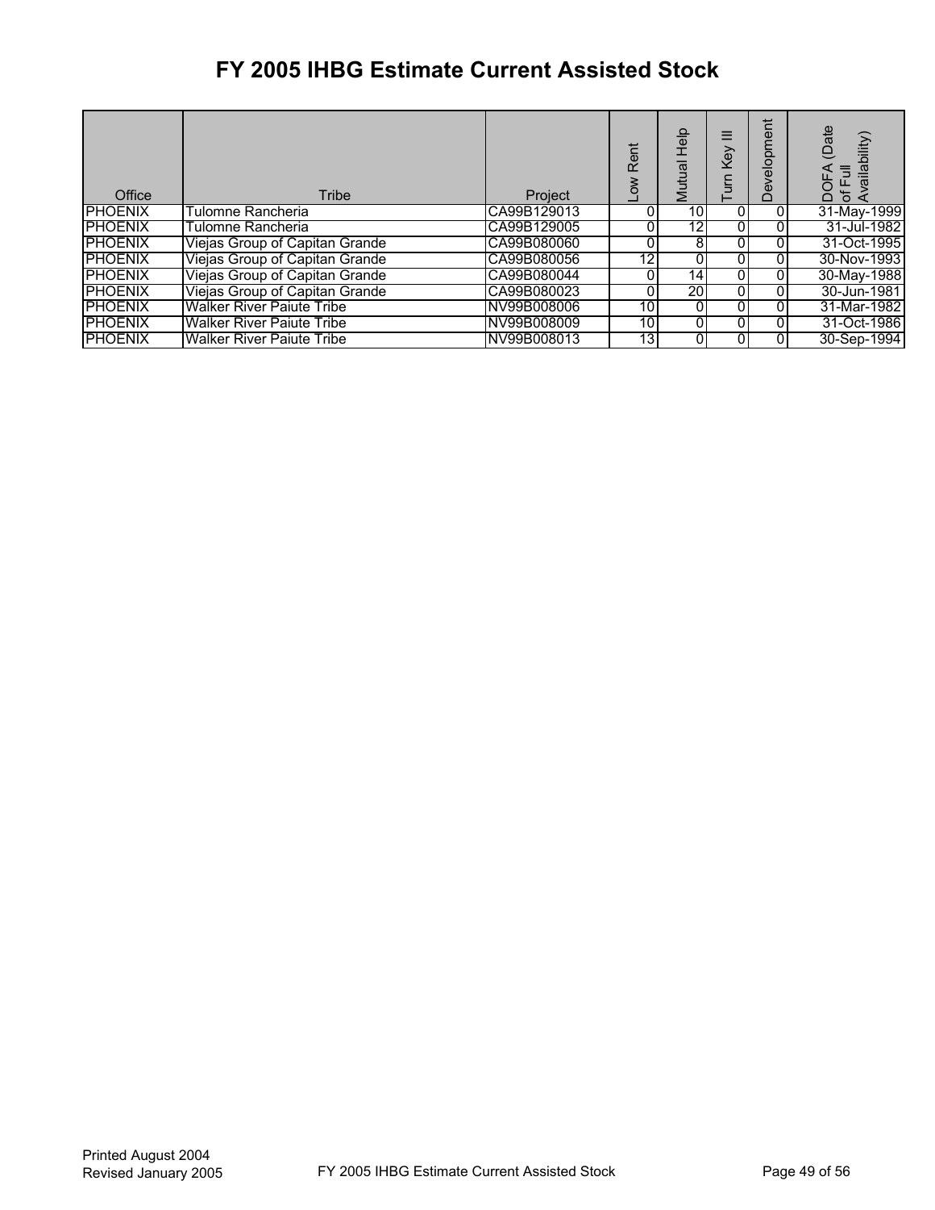# FY 2005 IHBG Estimate Current Assisted Stock

| Office | Tribe | Project | Low Rent | Mutual Help | Turn Key III | Development | DOFA (Date of Full Availability) |
|---|---|---|---|---|---|---|---|
| PHOENIX | Tulomne Rancheria | CA99B129013 | 0 | 10 | 0 | 0 | 31-May-1999 |
| PHOENIX | Tulomne Rancheria | CA99B129005 | 0 | 12 | 0 | 0 | 31-Jul-1982 |
| PHOENIX | Viejas Group of Capitan Grande | CA99B080060 | 0 | 8 | 0 | 0 | 31-Oct-1995 |
| PHOENIX | Viejas Group of Capitan Grande | CA99B080056 | 12 | 0 | 0 | 0 | 30-Nov-1993 |
| PHOENIX | Viejas Group of Capitan Grande | CA99B080044 | 0 | 14 | 0 | 0 | 30-May-1988 |
| PHOENIX | Viejas Group of Capitan Grande | CA99B080023 | 0 | 20 | 0 | 0 | 30-Jun-1981 |
| PHOENIX | Walker River Paiute Tribe | NV99B008006 | 10 | 0 | 0 | 0 | 31-Mar-1982 |
| PHOENIX | Walker River Paiute Tribe | NV99B008009 | 10 | 0 | 0 | 0 | 31-Oct-1986 |
| PHOENIX | Walker River Paiute Tribe | NV99B008013 | 13 | 0 | 0 | 0 | 30-Sep-1994 |

Printed August 2004
Revised January 2005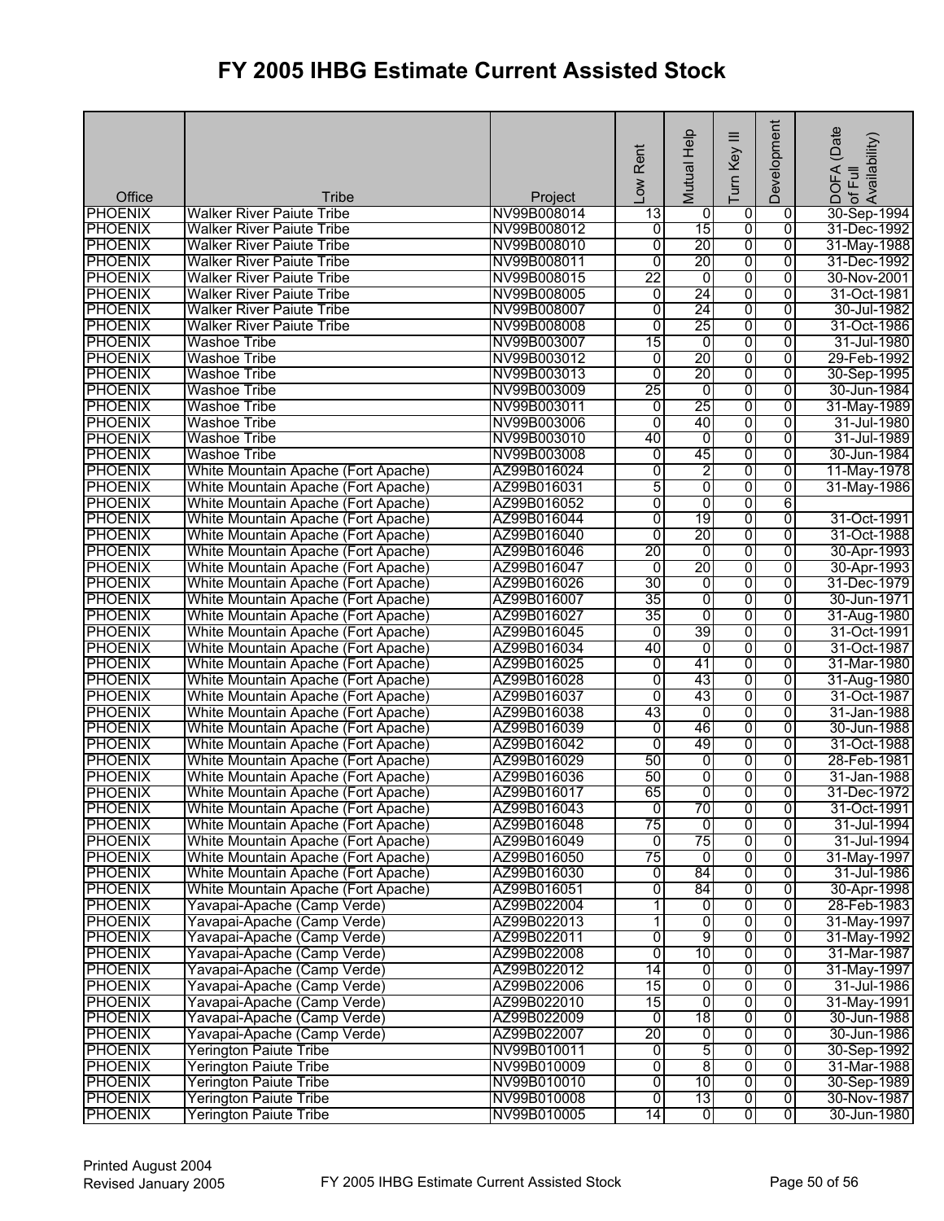# FY 2005 IHBG Estimate Current Assisted Stock

| Office | Tribe | Project | Low Rent | Mutual Help | Turn Key III | Development | DOFA (Date of Full Availability) |
|---|---|---|---|---|---|---|---|
| PHOENIX | Walker River Paiute Tribe | NV99B008014 | 13 | 0 | 0 | 0 | 30-Sep-1994 |
| PHOENIX | Walker River Paiute Tribe | NV99B008012 | 0 | 15 | 0 | 0 | 31-Dec-1992 |
| PHOENIX | Walker River Paiute Tribe | NV99B008010 | 0 | 20 | 0 | 0 | 31-May-1988 |
| PHOENIX | Walker River Paiute Tribe | NV99B008011 | 0 | 20 | 0 | 0 | 31-Dec-1992 |
| PHOENIX | Walker River Paiute Tribe | NV99B008015 | 22 | 0 | 0 | 0 | 30-Nov-2001 |
| PHOENIX | Walker River Paiute Tribe | NV99B008005 | 0 | 24 | 0 | 0 | 31-Oct-1981 |
| PHOENIX | Walker River Paiute Tribe | NV99B008007 | 0 | 24 | 0 | 0 | 30-Jul-1982 |
| PHOENIX | Walker River Paiute Tribe | NV99B008008 | 0 | 25 | 0 | 0 | 31-Oct-1986 |
| PHOENIX | Washoe Tribe | NV99B003007 | 15 | 0 | 0 | 0 | 31-Jul-1980 |
| PHOENIX | Washoe Tribe | NV99B003012 | 0 | 20 | 0 | 0 | 29-Feb-1992 |
| PHOENIX | Washoe Tribe | NV99B003013 | 0 | 20 | 0 | 0 | 30-Sep-1995 |
| PHOENIX | Washoe Tribe | NV99B003009 | 25 | 0 | 0 | 0 | 30-Jun-1984 |
| PHOENIX | Washoe Tribe | NV99B003011 | 0 | 25 | 0 | 0 | 31-May-1989 |
| PHOENIX | Washoe Tribe | NV99B003006 | 0 | 40 | 0 | 0 | 31-Jul-1980 |
| PHOENIX | Washoe Tribe | NV99B003010 | 40 | 0 | 0 | 0 | 31-Jul-1989 |
| PHOENIX | Washoe Tribe | NV99B003008 | 0 | 45 | 0 | 0 | 30-Jun-1984 |
| PHOENIX | White Mountain Apache (Fort Apache) | AZ99B016024 | 0 | 2 | 0 | 0 | 11-May-1978 |
| PHOENIX | White Mountain Apache (Fort Apache) | AZ99B016031 | 5 | 0 | 0 | 0 | 31-May-1986 |
| PHOENIX | White Mountain Apache (Fort Apache) | AZ99B016052 | 0 | 0 | 0 | 6 | |
| PHOENIX | White Mountain Apache (Fort Apache) | AZ99B016044 | 0 | 19 | 0 | 0 | 31-Oct-1991 |
| PHOENIX | White Mountain Apache (Fort Apache) | AZ99B016040 | 0 | 20 | 0 | 0 | 31-Oct-1988 |
| PHOENIX | White Mountain Apache (Fort Apache) | AZ99B016046 | 20 | 0 | 0 | 0 | 30-Apr-1993 |
| PHOENIX | White Mountain Apache (Fort Apache) | AZ99B016047 | 0 | 20 | 0 | 0 | 30-Apr-1993 |
| PHOENIX | White Mountain Apache (Fort Apache) | AZ99B016026 | 30 | 0 | 0 | 0 | 31-Dec-1979 |
| PHOENIX | White Mountain Apache (Fort Apache) | AZ99B016007 | 35 | 0 | 0 | 0 | 30-Jun-1971 |
| PHOENIX | White Mountain Apache (Fort Apache) | AZ99B016027 | 35 | 0 | 0 | 0 | 31-Aug-1980 |
| PHOENIX | White Mountain Apache (Fort Apache) | AZ99B016045 | 0 | 39 | 0 | 0 | 31-Oct-1991 |
| PHOENIX | White Mountain Apache (Fort Apache) | AZ99B016034 | 40 | 0 | 0 | 0 | 31-Oct-1987 |
| PHOENIX | White Mountain Apache (Fort Apache) | AZ99B016025 | 0 | 41 | 0 | 0 | 31-Mar-1980 |
| PHOENIX | White Mountain Apache (Fort Apache) | AZ99B016028 | 0 | 43 | 0 | 0 | 31-Aug-1980 |
| PHOENIX | White Mountain Apache (Fort Apache) | AZ99B016037 | 0 | 43 | 0 | 0 | 31-Oct-1987 |
| PHOENIX | White Mountain Apache (Fort Apache) | AZ99B016038 | 43 | 0 | 0 | 0 | 31-Jan-1988 |
| PHOENIX | White Mountain Apache (Fort Apache) | AZ99B016039 | 0 | 46 | 0 | 0 | 30-Jun-1988 |
| PHOENIX | White Mountain Apache (Fort Apache) | AZ99B016042 | 0 | 49 | 0 | 0 | 31-Oct-1988 |
| PHOENIX | White Mountain Apache (Fort Apache) | AZ99B016029 | 50 | 0 | 0 | 0 | 28-Feb-1981 |
| PHOENIX | White Mountain Apache (Fort Apache) | AZ99B016036 | 50 | 0 | 0 | 0 | 31-Jan-1988 |
| PHOENIX | White Mountain Apache (Fort Apache) | AZ99B016017 | 65 | 0 | 0 | 0 | 31-Dec-1972 |
| PHOENIX | White Mountain Apache (Fort Apache) | AZ99B016043 | 0 | 70 | 0 | 0 | 31-Oct-1991 |
| PHOENIX | White Mountain Apache (Fort Apache) | AZ99B016048 | 75 | 0 | 0 | 0 | 31-Jul-1994 |
| PHOENIX | White Mountain Apache (Fort Apache) | AZ99B016049 | 0 | 75 | 0 | 0 | 31-Jul-1994 |
| PHOENIX | White Mountain Apache (Fort Apache) | AZ99B016050 | 75 | 0 | 0 | 0 | 31-May-1997 |
| PHOENIX | White Mountain Apache (Fort Apache) | AZ99B016030 | 0 | 84 | 0 | 0 | 31-Jul-1986 |
| PHOENIX | White Mountain Apache (Fort Apache) | AZ99B016051 | 0 | 84 | 0 | 0 | 30-Apr-1998 |
| PHOENIX | Yavapai-Apache (Camp Verde) | AZ99B022004 | 1 | 0 | 0 | 0 | 28-Feb-1983 |
| PHOENIX | Yavapai-Apache (Camp Verde) | AZ99B022013 | 1 | 0 | 0 | 0 | 31-May-1997 |
| PHOENIX | Yavapai-Apache (Camp Verde) | AZ99B022011 | 0 | 9 | 0 | 0 | 31-May-1992 |
| PHOENIX | Yavapai-Apache (Camp Verde) | AZ99B022008 | 0 | 10 | 0 | 0 | 31-Mar-1987 |
| PHOENIX | Yavapai-Apache (Camp Verde) | AZ99B022012 | 14 | 0 | 0 | 0 | 31-May-1997 |
| PHOENIX | Yavapai-Apache (Camp Verde) | AZ99B022006 | 15 | 0 | 0 | 0 | 31-Jul-1986 |
| PHOENIX | Yavapai-Apache (Camp Verde) | AZ99B022010 | 15 | 0 | 0 | 0 | 31-May-1991 |
| PHOENIX | Yavapai-Apache (Camp Verde) | AZ99B022009 | 0 | 18 | 0 | 0 | 30-Jun-1988 |
| PHOENIX | Yavapai-Apache (Camp Verde) | AZ99B022007 | 20 | 0 | 0 | 0 | 30-Jun-1986 |
| PHOENIX | Yerington Paiute Tribe | NV99B010011 | 0 | 5 | 0 | 0 | 30-Sep-1992 |
| PHOENIX | Yerington Paiute Tribe | NV99B010009 | 0 | 8 | 0 | 0 | 31-Mar-1988 |
| PHOENIX | Yerington Paiute Tribe | NV99B010010 | 0 | 10 | 0 | 0 | 30-Sep-1989 |
| PHOENIX | Yerington Paiute Tribe | NV99B010008 | 0 | 13 | 0 | 0 | 30-Nov-1987 |
| PHOENIX | Yerington Paiute Tribe | NV99B010005 | 14 | 0 | 0 | 0 | 30-Jun-1980 |

Printed August 2004
Revised January 2005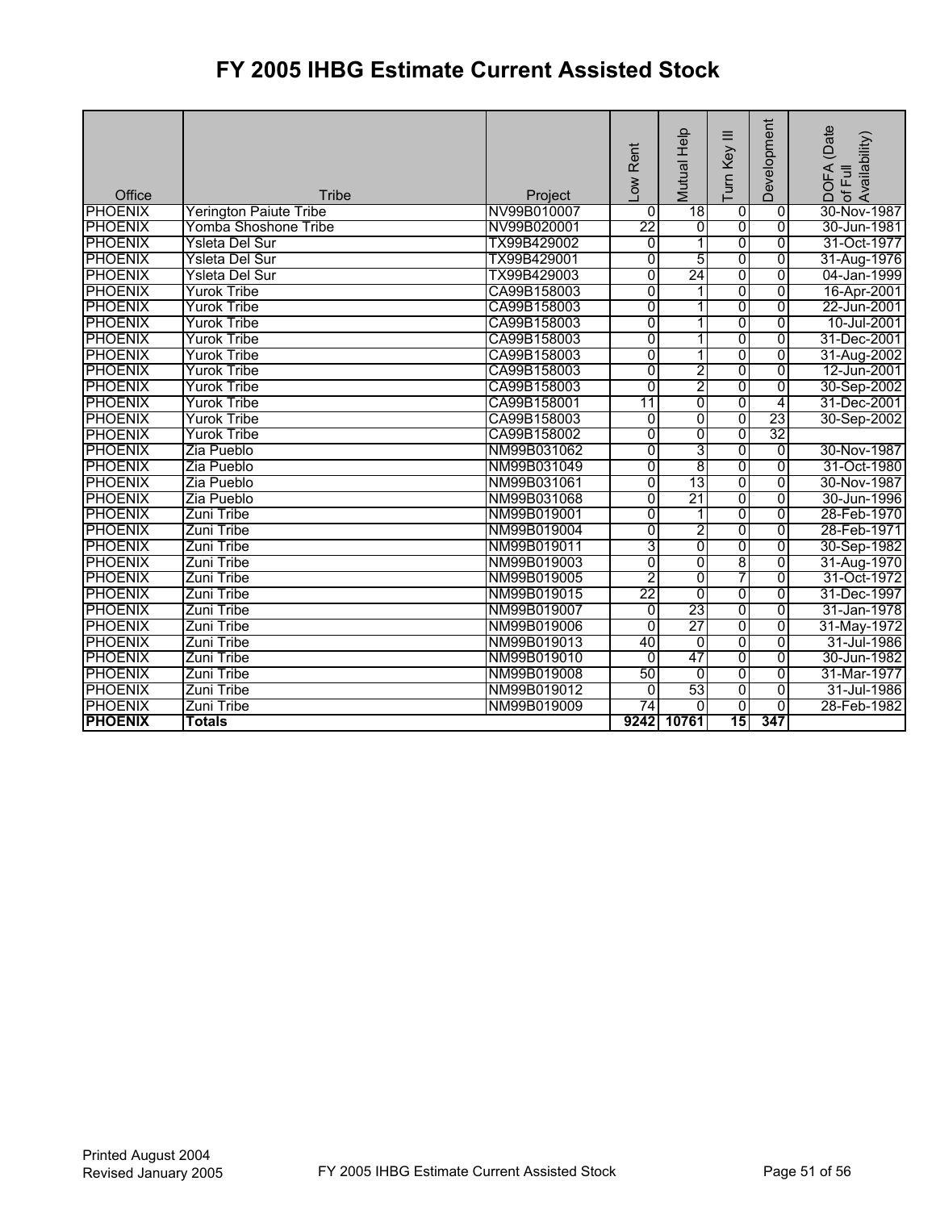# FY 2005 IHBG Estimate Current Assisted Stock

| Office | Tribe | Project | Low Rent | Mutual Help | Turn Key III | Development | DOFA (Date of Full Availability) |
|---|---|---|---|---|---|---|---|
| PHOENIX | Yerington Paiute Tribe | NV99B010007 | 0 | 18 | 0 | 0 | 30-Nov-1987 |
| PHOENIX | Yomba Shoshone Tribe | NV99B020001 | 22 | 0 | 0 | 0 | 30-Jun-1981 |
| PHOENIX | Ysleta Del Sur | TX99B429002 | 0 | 1 | 0 | 0 | 31-Oct-1977 |
| PHOENIX | Ysleta Del Sur | TX99B429001 | 0 | 5 | 0 | 0 | 31-Aug-1976 |
| PHOENIX | Ysleta Del Sur | TX99B429003 | 0 | 24 | 0 | 0 | 04-Jan-1999 |
| PHOENIX | Yurok Tribe | CA99B158003 | 0 | 1 | 0 | 0 | 16-Apr-2001 |
| PHOENIX | Yurok Tribe | CA99B158003 | 0 | 1 | 0 | 0 | 22-Jun-2001 |
| PHOENIX | Yurok Tribe | CA99B158003 | 0 | 1 | 0 | 0 | 10-Jul-2001 |
| PHOENIX | Yurok Tribe | CA99B158003 | 0 | 1 | 0 | 0 | 31-Dec-2001 |
| PHOENIX | Yurok Tribe | CA99B158003 | 0 | 1 | 0 | 0 | 31-Aug-2002 |
| PHOENIX | Yurok Tribe | CA99B158003 | 0 | 2 | 0 | 0 | 12-Jun-2001 |
| PHOENIX | Yurok Tribe | CA99B158003 | 0 | 2 | 0 | 0 | 30-Sep-2002 |
| PHOENIX | Yurok Tribe | CA99B158001 | 11 | 0 | 0 | 4 | 31-Dec-2001 |
| PHOENIX | Yurok Tribe | CA99B158003 | 0 | 0 | 0 | 23 | 30-Sep-2002 |
| PHOENIX | Yurok Tribe | CA99B158002 | 0 | 0 | 0 | 32 | |
| PHOENIX | Zia Pueblo | NM99B031062 | 0 | 3 | 0 | 0 | 30-Nov-1987 |
| PHOENIX | Zia Pueblo | NM99B031049 | 0 | 8 | 0 | 0 | 31-Oct-1980 |
| PHOENIX | Zia Pueblo | NM99B031061 | 0 | 13 | 0 | 0 | 30-Nov-1987 |
| PHOENIX | Zia Pueblo | NM99B031068 | 0 | 21 | 0 | 0 | 30-Jun-1996 |
| PHOENIX | Zuni Tribe | NM99B019001 | 0 | 1 | 0 | 0 | 28-Feb-1970 |
| PHOENIX | Zuni Tribe | NM99B019004 | 0 | 2 | 0 | 0 | 28-Feb-1971 |
| PHOENIX | Zuni Tribe | NM99B019011 | 3 | 0 | 0 | 0 | 30-Sep-1982 |
| PHOENIX | Zuni Tribe | NM99B019003 | 0 | 0 | 8 | 0 | 31-Aug-1970 |
| PHOENIX | Zuni Tribe | NM99B019005 | 2 | 0 | 7 | 0 | 31-Oct-1972 |
| PHOENIX | Zuni Tribe | NM99B019015 | 22 | 0 | 0 | 0 | 31-Dec-1997 |
| PHOENIX | Zuni Tribe | NM99B019007 | 0 | 23 | 0 | 0 | 31-Jan-1978 |
| PHOENIX | Zuni Tribe | NM99B019006 | 0 | 27 | 0 | 0 | 31-May-1972 |
| PHOENIX | Zuni Tribe | NM99B019013 | 40 | 0 | 0 | 0 | 31-Jul-1986 |
| PHOENIX | Zuni Tribe | NM99B019010 | 0 | 47 | 0 | 0 | 30-Jun-1982 |
| PHOENIX | Zuni Tribe | NM99B019008 | 50 | 0 | 0 | 0 | 31-Mar-1977 |
| PHOENIX | Zuni Tribe | NM99B019012 | 0 | 53 | 0 | 0 | 31-Jul-1986 |
| PHOENIX | Zuni Tribe | NM99B019009 | 74 | 0 | 0 | 0 | 28-Feb-1982 |
| **PHOENIX** | **Totals** | | **9242** | **10761** | **15** | **347** | |

Printed August 2004
Revised January 2005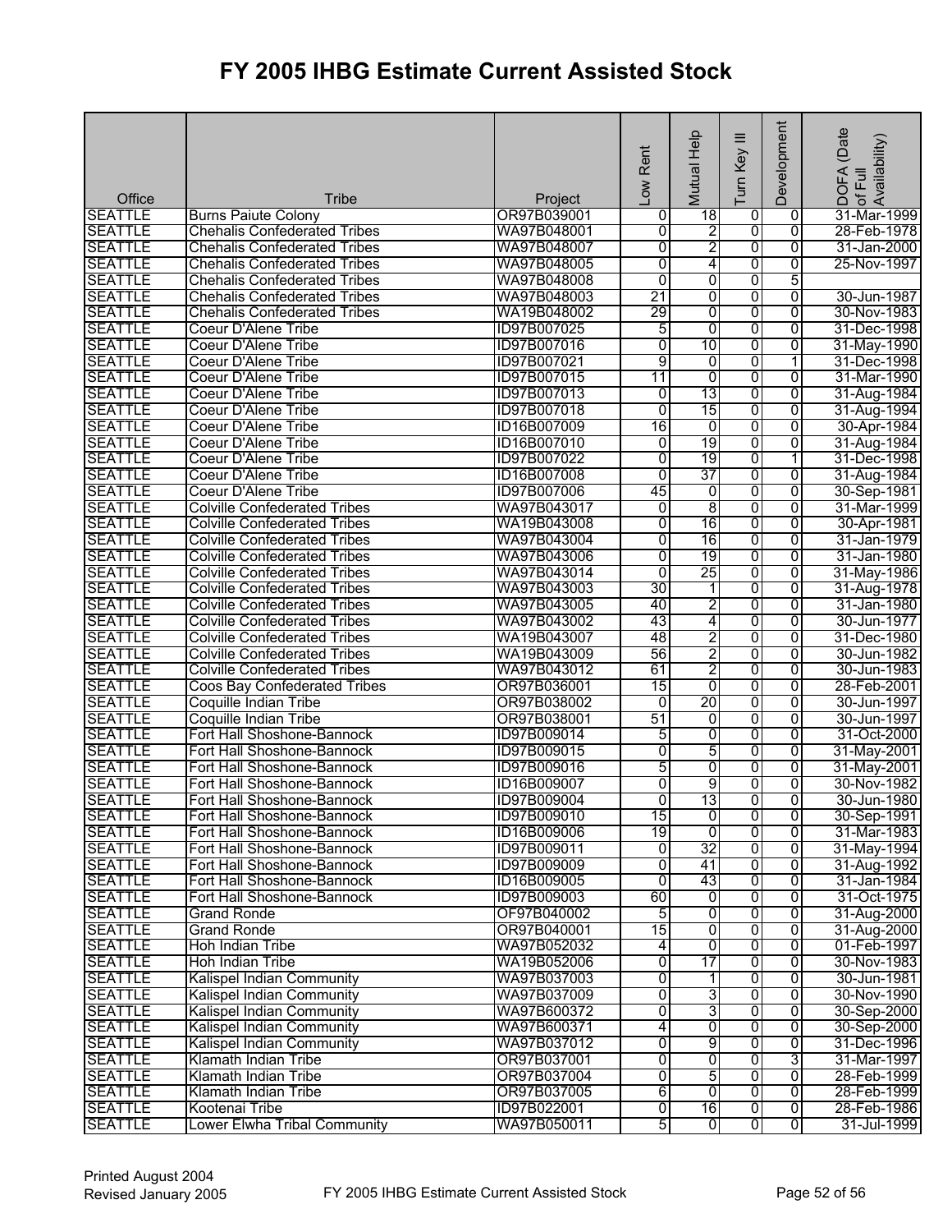# FY 2005 IHBG Estimate Current Assisted Stock

| Office | Tribe | Project | Low Rent | Mutual Help | Turn Key III | Development | DOFA (Date of Full Availability) |
|---|---|---|---|---|---|---|---|
| SEATTLE | Burns Paiute Colony | OR97B039001 | 0 | 18 | 0 | 0 | 31-Mar-1999 |
| SEATTLE | Chehalis Confederated Tribes | WA97B048001 | 0 | 2 | 0 | 0 | 28-Feb-1978 |
| SEATTLE | Chehalis Confederated Tribes | WA97B048007 | 0 | 2 | 0 | 0 | 31-Jan-2000 |
| SEATTLE | Chehalis Confederated Tribes | WA97B048005 | 0 | 4 | 0 | 0 | 25-Nov-1997 |
| SEATTLE | Chehalis Confederated Tribes | WA97B048008 | 0 | 0 | 0 | 5 | |
| SEATTLE | Chehalis Confederated Tribes | WA97B048003 | 21 | 0 | 0 | 0 | 30-Jun-1987 |
| SEATTLE | Chehalis Confederated Tribes | WA19B048002 | 29 | 0 | 0 | 0 | 30-Nov-1983 |
| SEATTLE | Coeur D'Alene Tribe | ID97B007025 | 5 | 0 | 0 | 0 | 31-Dec-1998 |
| SEATTLE | Coeur D'Alene Tribe | ID97B007016 | 0 | 10 | 0 | 0 | 31-May-1990 |
| SEATTLE | Coeur D'Alene Tribe | ID97B007021 | 9 | 0 | 0 | 1 | 31-Dec-1998 |
| SEATTLE | Coeur D'Alene Tribe | ID97B007015 | 11 | 0 | 0 | 0 | 31-Mar-1990 |
| SEATTLE | Coeur D'Alene Tribe | ID97B007013 | 0 | 13 | 0 | 0 | 31-Aug-1984 |
| SEATTLE | Coeur D'Alene Tribe | ID97B007018 | 0 | 15 | 0 | 0 | 31-Aug-1994 |
| SEATTLE | Coeur D'Alene Tribe | ID16B007009 | 16 | 0 | 0 | 0 | 30-Apr-1984 |
| SEATTLE | Coeur D'Alene Tribe | ID16B007010 | 0 | 19 | 0 | 0 | 31-Aug-1984 |
| SEATTLE | Coeur D'Alene Tribe | ID97B007022 | 0 | 19 | 0 | 1 | 31-Dec-1998 |
| SEATTLE | Coeur D'Alene Tribe | ID16B007008 | 0 | 37 | 0 | 0 | 31-Aug-1984 |
| SEATTLE | Coeur D'Alene Tribe | ID97B007006 | 45 | 0 | 0 | 0 | 30-Sep-1981 |
| SEATTLE | Colville Confederated Tribes | WA97B043017 | 0 | 8 | 0 | 0 | 31-Mar-1999 |
| SEATTLE | Colville Confederated Tribes | WA19B043008 | 0 | 16 | 0 | 0 | 30-Apr-1981 |
| SEATTLE | Colville Confederated Tribes | WA97B043004 | 0 | 16 | 0 | 0 | 31-Jan-1979 |
| SEATTLE | Colville Confederated Tribes | WA97B043006 | 0 | 19 | 0 | 0 | 31-Jan-1980 |
| SEATTLE | Colville Confederated Tribes | WA97B043014 | 0 | 25 | 0 | 0 | 31-May-1986 |
| SEATTLE | Colville Confederated Tribes | WA97B043003 | 30 | 1 | 0 | 0 | 31-Aug-1978 |
| SEATTLE | Colville Confederated Tribes | WA97B043005 | 40 | 2 | 0 | 0 | 31-Jan-1980 |
| SEATTLE | Colville Confederated Tribes | WA97B043002 | 43 | 4 | 0 | 0 | 30-Jun-1977 |
| SEATTLE | Colville Confederated Tribes | WA19B043007 | 48 | 2 | 0 | 0 | 31-Dec-1980 |
| SEATTLE | Colville Confederated Tribes | WA19B043009 | 56 | 2 | 0 | 0 | 30-Jun-1982 |
| SEATTLE | Colville Confederated Tribes | WA97B043012 | 61 | 2 | 0 | 0 | 30-Jun-1983 |
| SEATTLE | Coos Bay Confederated Tribes | OR97B036001 | 15 | 0 | 0 | 0 | 28-Feb-2001 |
| SEATTLE | Coquille Indian Tribe | OR97B038002 | 0 | 20 | 0 | 0 | 30-Jun-1997 |
| SEATTLE | Coquille Indian Tribe | OR97B038001 | 51 | 0 | 0 | 0 | 30-Jun-1997 |
| SEATTLE | Fort Hall Shoshone-Bannock | ID97B009014 | 5 | 0 | 0 | 0 | 31-Oct-2000 |
| SEATTLE | Fort Hall Shoshone-Bannock | ID97B009015 | 0 | 5 | 0 | 0 | 31-May-2001 |
| SEATTLE | Fort Hall Shoshone-Bannock | ID97B009016 | 5 | 0 | 0 | 0 | 31-May-2001 |
| SEATTLE | Fort Hall Shoshone-Bannock | ID16B009007 | 0 | 9 | 0 | 0 | 30-Nov-1982 |
| SEATTLE | Fort Hall Shoshone-Bannock | ID97B009004 | 0 | 13 | 0 | 0 | 30-Jun-1980 |
| SEATTLE | Fort Hall Shoshone-Bannock | ID97B009010 | 15 | 0 | 0 | 0 | 30-Sep-1991 |
| SEATTLE | Fort Hall Shoshone-Bannock | ID16B009006 | 19 | 0 | 0 | 0 | 31-Mar-1983 |
| SEATTLE | Fort Hall Shoshone-Bannock | ID97B009011 | 0 | 32 | 0 | 0 | 31-May-1994 |
| SEATTLE | Fort Hall Shoshone-Bannock | ID97B009009 | 0 | 41 | 0 | 0 | 31-Aug-1992 |
| SEATTLE | Fort Hall Shoshone-Bannock | ID16B009005 | 0 | 43 | 0 | 0 | 31-Jan-1984 |
| SEATTLE | Fort Hall Shoshone-Bannock | ID97B009003 | 60 | 0 | 0 | 0 | 31-Oct-1975 |
| SEATTLE | Grand Ronde | OF97B040002 | 5 | 0 | 0 | 0 | 31-Aug-2000 |
| SEATTLE | Grand Ronde | OR97B040001 | 15 | 0 | 0 | 0 | 31-Aug-2000 |
| SEATTLE | Hoh Indian Tribe | WA97B052032 | 4 | 0 | 0 | 0 | 01-Feb-1997 |
| SEATTLE | Hoh Indian Tribe | WA19B052006 | 0 | 17 | 0 | 0 | 30-Nov-1983 |
| SEATTLE | Kalispel Indian Community | WA97B037003 | 0 | 1 | 0 | 0 | 30-Jun-1981 |
| SEATTLE | Kalispel Indian Community | WA97B037009 | 0 | 3 | 0 | 0 | 30-Nov-1990 |
| SEATTLE | Kalispel Indian Community | WA97B600372 | 0 | 3 | 0 | 0 | 30-Sep-2000 |
| SEATTLE | Kalispel Indian Community | WA97B600371 | 4 | 0 | 0 | 0 | 30-Sep-2000 |
| SEATTLE | Kalispel Indian Community | WA97B037012 | 0 | 9 | 0 | 0 | 31-Dec-1996 |
| SEATTLE | Klamath Indian Tribe | OR97B037001 | 0 | 0 | 0 | 3 | 31-Mar-1997 |
| SEATTLE | Klamath Indian Tribe | OR97B037004 | 0 | 5 | 0 | 0 | 28-Feb-1999 |
| SEATTLE | Klamath Indian Tribe | OR97B037005 | 6 | 0 | 0 | 0 | 28-Feb-1999 |
| SEATTLE | Kootenai Tribe | ID97B022001 | 0 | 16 | 0 | 0 | 28-Feb-1986 |
| SEATTLE | Lower Elwha Tribal Community | WA97B050011 | 5 | 0 | 0 | 0 | 31-Jul-1999 |

Printed August 2004
Revised January 2005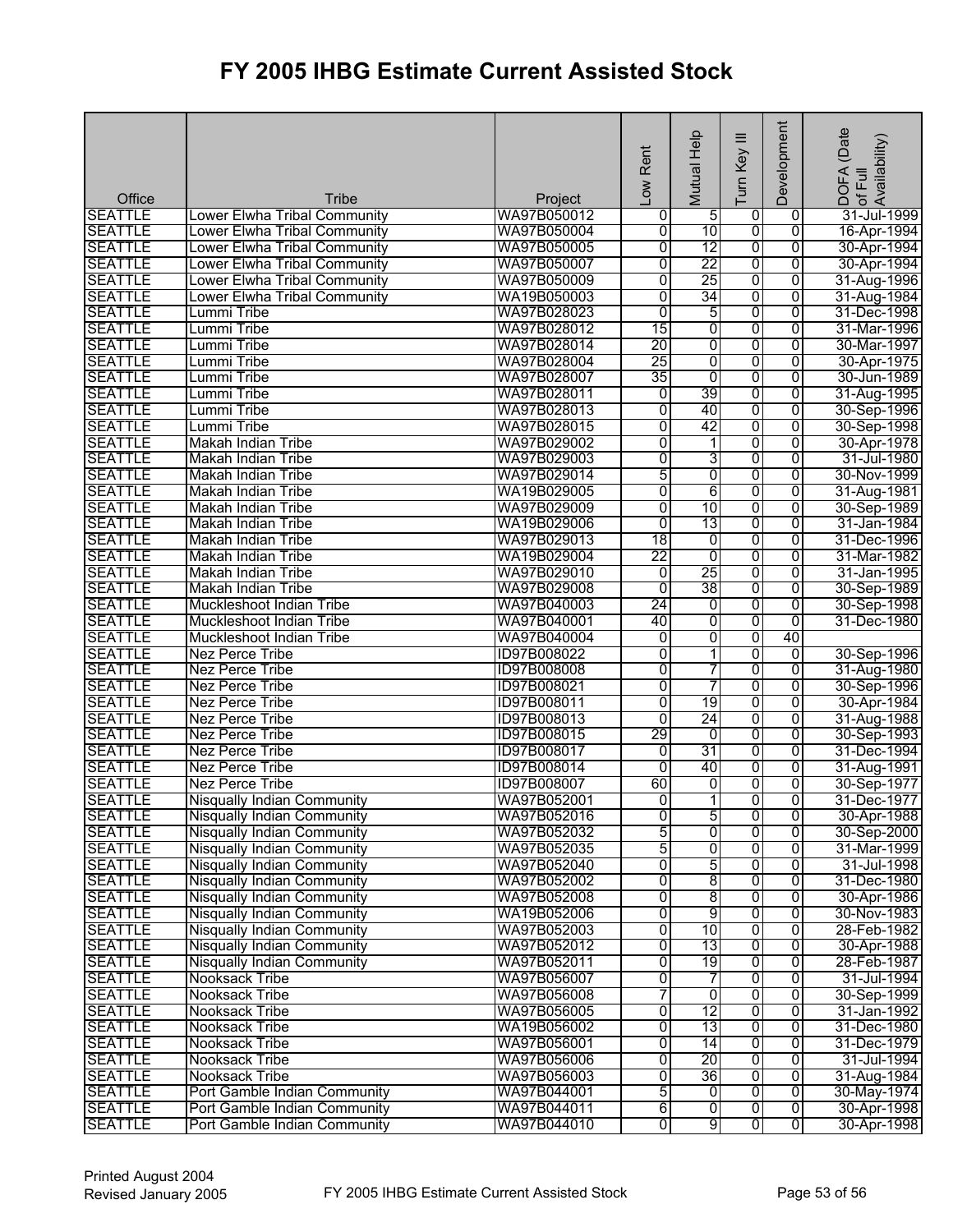# FY 2005 IHBG Estimate Current Assisted Stock

| Office | Tribe | Project | Low Rent | Mutual Help | Turn Key III | Development | DOFA (Date of Full Availability) |
|---|---|---|---|---|---|---|---|
| SEATTLE | Lower Elwha Tribal Community | WA97B050012 | 0 | 5 | 0 | 0 | 31-Jul-1999 |
| SEATTLE | Lower Elwha Tribal Community | WA97B050004 | 0 | 10 | 0 | 0 | 16-Apr-1994 |
| SEATTLE | Lower Elwha Tribal Community | WA97B050005 | 0 | 12 | 0 | 0 | 30-Apr-1994 |
| SEATTLE | Lower Elwha Tribal Community | WA97B050007 | 0 | 22 | 0 | 0 | 30-Apr-1994 |
| SEATTLE | Lower Elwha Tribal Community | WA97B050009 | 0 | 25 | 0 | 0 | 31-Aug-1996 |
| SEATTLE | Lower Elwha Tribal Community | WA19B050003 | 0 | 34 | 0 | 0 | 31-Aug-1984 |
| SEATTLE | Lummi Tribe | WA97B028023 | 0 | 5 | 0 | 0 | 31-Dec-1998 |
| SEATTLE | Lummi Tribe | WA97B028012 | 15 | 0 | 0 | 0 | 31-Mar-1996 |
| SEATTLE | Lummi Tribe | WA97B028014 | 20 | 0 | 0 | 0 | 30-Mar-1997 |
| SEATTLE | Lummi Tribe | WA97B028004 | 25 | 0 | 0 | 0 | 30-Apr-1975 |
| SEATTLE | Lummi Tribe | WA97B028007 | 35 | 0 | 0 | 0 | 30-Jun-1989 |
| SEATTLE | Lummi Tribe | WA97B028011 | 0 | 39 | 0 | 0 | 31-Aug-1995 |
| SEATTLE | Lummi Tribe | WA97B028013 | 0 | 40 | 0 | 0 | 30-Sep-1996 |
| SEATTLE | Lummi Tribe | WA97B028015 | 0 | 42 | 0 | 0 | 30-Sep-1998 |
| SEATTLE | Makah Indian Tribe | WA97B029002 | 0 | 1 | 0 | 0 | 30-Apr-1978 |
| SEATTLE | Makah Indian Tribe | WA97B029003 | 0 | 3 | 0 | 0 | 31-Jul-1980 |
| SEATTLE | Makah Indian Tribe | WA97B029014 | 5 | 0 | 0 | 0 | 30-Nov-1999 |
| SEATTLE | Makah Indian Tribe | WA19B029005 | 0 | 6 | 0 | 0 | 31-Aug-1981 |
| SEATTLE | Makah Indian Tribe | WA97B029009 | 0 | 10 | 0 | 0 | 30-Sep-1989 |
| SEATTLE | Makah Indian Tribe | WA19B029006 | 0 | 13 | 0 | 0 | 31-Jan-1984 |
| SEATTLE | Makah Indian Tribe | WA97B029013 | 18 | 0 | 0 | 0 | 31-Dec-1996 |
| SEATTLE | Makah Indian Tribe | WA19B029004 | 22 | 0 | 0 | 0 | 31-Mar-1982 |
| SEATTLE | Makah Indian Tribe | WA97B029010 | 0 | 25 | 0 | 0 | 31-Jan-1995 |
| SEATTLE | Makah Indian Tribe | WA97B029008 | 0 | 38 | 0 | 0 | 30-Sep-1989 |
| SEATTLE | Muckleshoot Indian Tribe | WA97B040003 | 24 | 0 | 0 | 0 | 30-Sep-1998 |
| SEATTLE | Muckleshoot Indian Tribe | WA97B040001 | 40 | 0 | 0 | 0 | 31-Dec-1980 |
| SEATTLE | Muckleshoot Indian Tribe | WA97B040004 | 0 | 0 | 0 | 40 | |
| SEATTLE | Nez Perce Tribe | ID97B008022 | 0 | 1 | 0 | 0 | 30-Sep-1996 |
| SEATTLE | Nez Perce Tribe | ID97B008008 | 0 | 7 | 0 | 0 | 31-Aug-1980 |
| SEATTLE | Nez Perce Tribe | ID97B008021 | 0 | 7 | 0 | 0 | 30-Sep-1996 |
| SEATTLE | Nez Perce Tribe | ID97B008011 | 0 | 19 | 0 | 0 | 30-Apr-1984 |
| SEATTLE | Nez Perce Tribe | ID97B008013 | 0 | 24 | 0 | 0 | 31-Aug-1988 |
| SEATTLE | Nez Perce Tribe | ID97B008015 | 29 | 0 | 0 | 0 | 30-Sep-1993 |
| SEATTLE | Nez Perce Tribe | ID97B008017 | 0 | 31 | 0 | 0 | 31-Dec-1994 |
| SEATTLE | Nez Perce Tribe | ID97B008014 | 0 | 40 | 0 | 0 | 31-Aug-1991 |
| SEATTLE | Nez Perce Tribe | ID97B008007 | 60 | 0 | 0 | 0 | 30-Sep-1977 |
| SEATTLE | Nisqually Indian Community | WA97B052001 | 0 | 1 | 0 | 0 | 31-Dec-1977 |
| SEATTLE | Nisqually Indian Community | WA97B052016 | 0 | 5 | 0 | 0 | 30-Apr-1988 |
| SEATTLE | Nisqually Indian Community | WA97B052032 | 5 | 0 | 0 | 0 | 30-Sep-2000 |
| SEATTLE | Nisqually Indian Community | WA97B052035 | 5 | 0 | 0 | 0 | 31-Mar-1999 |
| SEATTLE | Nisqually Indian Community | WA97B052040 | 0 | 5 | 0 | 0 | 31-Jul-1998 |
| SEATTLE | Nisqually Indian Community | WA97B052002 | 0 | 8 | 0 | 0 | 31-Dec-1980 |
| SEATTLE | Nisqually Indian Community | WA97B052008 | 0 | 8 | 0 | 0 | 30-Apr-1986 |
| SEATTLE | Nisqually Indian Community | WA19B052006 | 0 | 9 | 0 | 0 | 30-Nov-1983 |
| SEATTLE | Nisqually Indian Community | WA97B052003 | 0 | 10 | 0 | 0 | 28-Feb-1982 |
| SEATTLE | Nisqually Indian Community | WA97B052012 | 0 | 13 | 0 | 0 | 30-Apr-1988 |
| SEATTLE | Nisqually Indian Community | WA97B052011 | 0 | 19 | 0 | 0 | 28-Feb-1987 |
| SEATTLE | Nooksack Tribe | WA97B056007 | 0 | 7 | 0 | 0 | 31-Jul-1994 |
| SEATTLE | Nooksack Tribe | WA97B056008 | 7 | 0 | 0 | 0 | 30-Sep-1999 |
| SEATTLE | Nooksack Tribe | WA97B056005 | 0 | 12 | 0 | 0 | 31-Jan-1992 |
| SEATTLE | Nooksack Tribe | WA19B056002 | 0 | 13 | 0 | 0 | 31-Dec-1980 |
| SEATTLE | Nooksack Tribe | WA97B056001 | 0 | 14 | 0 | 0 | 31-Dec-1979 |
| SEATTLE | Nooksack Tribe | WA97B056006 | 0 | 20 | 0 | 0 | 31-Jul-1994 |
| SEATTLE | Nooksack Tribe | WA97B056003 | 0 | 36 | 0 | 0 | 31-Aug-1984 |
| SEATTLE | Port Gamble Indian Community | WA97B044001 | 5 | 0 | 0 | 0 | 30-May-1974 |
| SEATTLE | Port Gamble Indian Community | WA97B044011 | 6 | 0 | 0 | 0 | 30-Apr-1998 |
| SEATTLE | Port Gamble Indian Community | WA97B044010 | 0 | 9 | 0 | 0 | 30-Apr-1998 |

Printed August 2004
Revised January 2005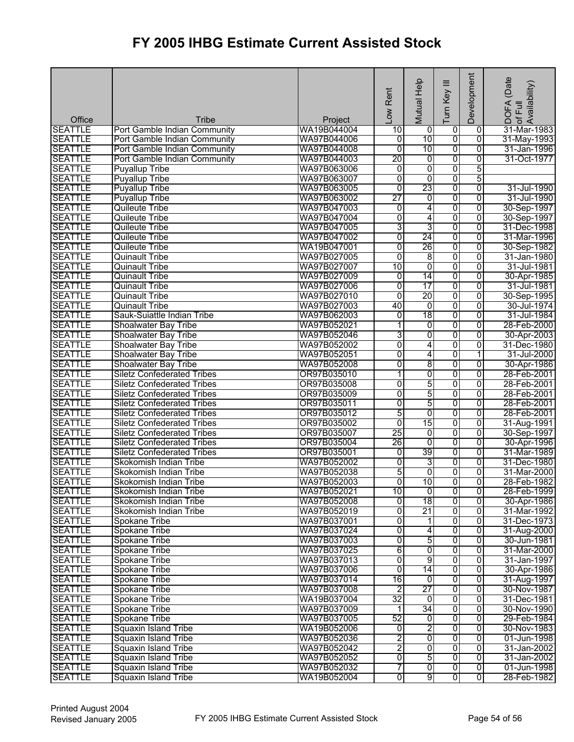# FY 2005 IHBG Estimate Current Assisted Stock

| Office | Tribe | Project | Low Rent | Mutual Help | Turn Key III | Development | DOFA (Date of Full Availability) |
|---|---|---|---|---|---|---|---|
| SEATTLE | Port Gamble Indian Community | WA19B044004 | 10 | 0 | 0 | 0 | 31-Mar-1983 |
| SEATTLE | Port Gamble Indian Community | WA97B044006 | 0 | 10 | 0 | 0 | 31-May-1993 |
| SEATTLE | Port Gamble Indian Community | WA97B044008 | 0 | 10 | 0 | 0 | 31-Jan-1996 |
| SEATTLE | Port Gamble Indian Community | WA97B044003 | 20 | 0 | 0 | 0 | 31-Oct-1977 |
| SEATTLE | Puyallup Tribe | WA97B063006 | 0 | 0 | 0 | 5 | |
| SEATTLE | Puyallup Tribe | WA97B063007 | 0 | 0 | 0 | 5 | |
| SEATTLE | Puyallup Tribe | WA97B063005 | 0 | 23 | 0 | 0 | 31-Jul-1990 |
| SEATTLE | Puyallup Tribe | WA97B063002 | 27 | 0 | 0 | 0 | 31-Jul-1990 |
| SEATTLE | Quileute Tribe | WA97B047003 | 0 | 4 | 0 | 0 | 30-Sep-1997 |
| SEATTLE | Quileute Tribe | WA97B047004 | 0 | 4 | 0 | 0 | 30-Sep-1997 |
| SEATTLE | Quileute Tribe | WA97B047005 | 3 | 3 | 0 | 0 | 31-Dec-1998 |
| SEATTLE | Quileute Tribe | WA97B047002 | 0 | 24 | 0 | 0 | 31-Mar-1996 |
| SEATTLE | Quileute Tribe | WA19B047001 | 0 | 26 | 0 | 0 | 30-Sep-1982 |
| SEATTLE | Quinault Tribe | WA97B027005 | 0 | 8 | 0 | 0 | 31-Jan-1980 |
| SEATTLE | Quinault Tribe | WA97B027007 | 10 | 0 | 0 | 0 | 31-Jul-1981 |
| SEATTLE | Quinault Tribe | WA97B027009 | 0 | 14 | 0 | 0 | 30-Apr-1985 |
| SEATTLE | Quinault Tribe | WA97B027006 | 0 | 17 | 0 | 0 | 31-Jul-1981 |
| SEATTLE | Quinault Tribe | WA97B027010 | 0 | 20 | 0 | 0 | 30-Sep-1995 |
| SEATTLE | Quinault Tribe | WA97B027003 | 40 | 0 | 0 | 0 | 30-Jul-1974 |
| SEATTLE | Sauk-Suiattle Indian Tribe | WA97B062003 | 0 | 18 | 0 | 0 | 31-Jul-1984 |
| SEATTLE | Shoalwater Bay Tribe | WA97B052021 | 1 | 0 | 0 | 0 | 28-Feb-2000 |
| SEATTLE | Shoalwater Bay Tribe | WA97B052046 | 3 | 0 | 0 | 0 | 30-Apr-2003 |
| SEATTLE | Shoalwater Bay Tribe | WA97B052002 | 0 | 4 | 0 | 0 | 31-Dec-1980 |
| SEATTLE | Shoalwater Bay Tribe | WA97B052051 | 0 | 4 | 0 | 1 | 31-Jul-2000 |
| SEATTLE | Shoalwater Bay Tribe | WA97B052008 | 0 | 8 | 0 | 0 | 30-Apr-1986 |
| SEATTLE | Siletz Confederated Tribes | OR97B035010 | 1 | 0 | 0 | 0 | 28-Feb-2001 |
| SEATTLE | Siletz Confederated Tribes | OR97B035008 | 0 | 5 | 0 | 0 | 28-Feb-2001 |
| SEATTLE | Siletz Confederated Tribes | OR97B035009 | 0 | 5 | 0 | 0 | 28-Feb-2001 |
| SEATTLE | Siletz Confederated Tribes | OR97B035011 | 0 | 5 | 0 | 0 | 28-Feb-2001 |
| SEATTLE | Siletz Confederated Tribes | OR97B035012 | 5 | 0 | 0 | 0 | 28-Feb-2001 |
| SEATTLE | Siletz Confederated Tribes | OR97B035002 | 0 | 15 | 0 | 0 | 31-Aug-1991 |
| SEATTLE | Siletz Confederated Tribes | OR97B035007 | 25 | 0 | 0 | 0 | 30-Sep-1997 |
| SEATTLE | Siletz Confederated Tribes | OR97B035004 | 26 | 0 | 0 | 0 | 30-Apr-1996 |
| SEATTLE | Siletz Confederated Tribes | OR97B035001 | 0 | 39 | 0 | 0 | 31-Mar-1989 |
| SEATTLE | Skokomish Indian Tribe | WA97B052002 | 0 | 3 | 0 | 0 | 31-Dec-1980 |
| SEATTLE | Skokomish Indian Tribe | WA97B052038 | 5 | 0 | 0 | 0 | 31-Mar-2000 |
| SEATTLE | Skokomish Indian Tribe | WA97B052003 | 0 | 10 | 0 | 0 | 28-Feb-1982 |
| SEATTLE | Skokomish Indian Tribe | WA97B052021 | 10 | 0 | 0 | 0 | 28-Feb-1999 |
| SEATTLE | Skokomish Indian Tribe | WA97B052008 | 0 | 18 | 0 | 0 | 30-Apr-1986 |
| SEATTLE | Skokomish Indian Tribe | WA97B052019 | 0 | 21 | 0 | 0 | 31-Mar-1992 |
| SEATTLE | Spokane Tribe | WA97B037001 | 0 | 1 | 0 | 0 | 31-Dec-1973 |
| SEATTLE | Spokane Tribe | WA97B037024 | 0 | 4 | 0 | 0 | 31-Aug-2000 |
| SEATTLE | Spokane Tribe | WA97B037003 | 0 | 5 | 0 | 0 | 30-Jun-1981 |
| SEATTLE | Spokane Tribe | WA97B037025 | 6 | 0 | 0 | 0 | 31-Mar-2000 |
| SEATTLE | Spokane Tribe | WA97B037013 | 0 | 9 | 0 | 0 | 31-Jan-1997 |
| SEATTLE | Spokane Tribe | WA97B037006 | 0 | 14 | 0 | 0 | 30-Apr-1986 |
| SEATTLE | Spokane Tribe | WA97B037014 | 16 | 0 | 0 | 0 | 31-Aug-1997 |
| SEATTLE | Spokane Tribe | WA97B037008 | 2 | 27 | 0 | 0 | 30-Nov-1987 |
| SEATTLE | Spokane Tribe | WA19B037004 | 32 | 0 | 0 | 0 | 31-Dec-1981 |
| SEATTLE | Spokane Tribe | WA97B037009 | 1 | 34 | 0 | 0 | 30-Nov-1990 |
| SEATTLE | Spokane Tribe | WA97B037005 | 52 | 0 | 0 | 0 | 29-Feb-1984 |
| SEATTLE | Squaxin Island Tribe | WA19B052006 | 0 | 2 | 0 | 0 | 30-Nov-1983 |
| SEATTLE | Squaxin Island Tribe | WA97B052036 | 2 | 0 | 0 | 0 | 01-Jun-1998 |
| SEATTLE | Squaxin Island Tribe | WA97B052042 | 2 | 0 | 0 | 0 | 31-Jan-2002 |
| SEATTLE | Squaxin Island Tribe | WA97B052052 | 0 | 5 | 0 | 0 | 31-Jan-2002 |
| SEATTLE | Squaxin Island Tribe | WA97B052032 | 7 | 0 | 0 | 0 | 01-Jun-1998 |
| SEATTLE | Squaxin Island Tribe | WA19B052004 | 0 | 9 | 0 | 0 | 28-Feb-1982 |

Printed August 2004
Revised January 2005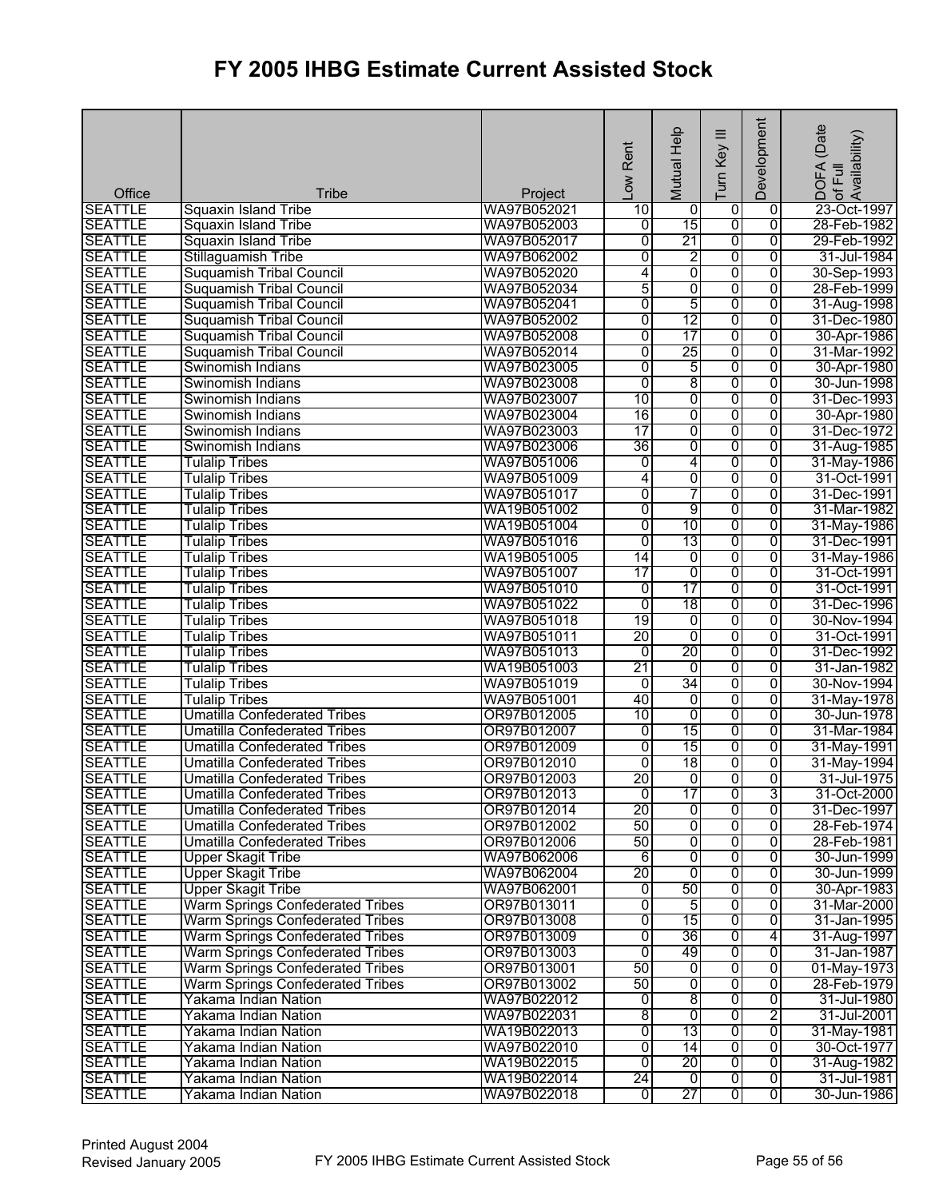# FY 2005 IHBG Estimate Current Assisted Stock

| Office | Tribe | Project | Low Rent | Mutual Help | Turn Key III | Development | DOFA (Date of Full Availability) |
|---|---|---|---|---|---|---|---|
| SEATTLE | Squaxin Island Tribe | WA97B052021 | 10 | 0 | 0 | 0 | 23-Oct-1997 |
| SEATTLE | Squaxin Island Tribe | WA97B052003 | 0 | 15 | 0 | 0 | 28-Feb-1982 |
| SEATTLE | Squaxin Island Tribe | WA97B052017 | 0 | 21 | 0 | 0 | 29-Feb-1992 |
| SEATTLE | Stillaguamish Tribe | WA97B062002 | 0 | 2 | 0 | 0 | 31-Jul-1984 |
| SEATTLE | Suquamish Tribal Council | WA97B052020 | 4 | 0 | 0 | 0 | 30-Sep-1993 |
| SEATTLE | Suquamish Tribal Council | WA97B052034 | 5 | 0 | 0 | 0 | 28-Feb-1999 |
| SEATTLE | Suquamish Tribal Council | WA97B052041 | 0 | 5 | 0 | 0 | 31-Aug-1998 |
| SEATTLE | Suquamish Tribal Council | WA97B052002 | 0 | 12 | 0 | 0 | 31-Dec-1980 |
| SEATTLE | Suquamish Tribal Council | WA97B052008 | 0 | 17 | 0 | 0 | 30-Apr-1986 |
| SEATTLE | Suquamish Tribal Council | WA97B052014 | 0 | 25 | 0 | 0 | 31-Mar-1992 |
| SEATTLE | Swinomish Indians | WA97B023005 | 0 | 5 | 0 | 0 | 30-Apr-1980 |
| SEATTLE | Swinomish Indians | WA97B023008 | 0 | 8 | 0 | 0 | 30-Jun-1998 |
| SEATTLE | Swinomish Indians | WA97B023007 | 10 | 0 | 0 | 0 | 31-Dec-1993 |
| SEATTLE | Swinomish Indians | WA97B023004 | 16 | 0 | 0 | 0 | 30-Apr-1980 |
| SEATTLE | Swinomish Indians | WA97B023003 | 17 | 0 | 0 | 0 | 31-Dec-1972 |
| SEATTLE | Swinomish Indians | WA97B023006 | 36 | 0 | 0 | 0 | 31-Aug-1985 |
| SEATTLE | Tulalip Tribes | WA97B051006 | 0 | 4 | 0 | 0 | 31-May-1986 |
| SEATTLE | Tulalip Tribes | WA97B051009 | 4 | 0 | 0 | 0 | 31-Oct-1991 |
| SEATTLE | Tulalip Tribes | WA97B051017 | 0 | 7 | 0 | 0 | 31-Dec-1991 |
| SEATTLE | Tulalip Tribes | WA19B051002 | 0 | 9 | 0 | 0 | 31-Mar-1982 |
| SEATTLE | Tulalip Tribes | WA19B051004 | 0 | 10 | 0 | 0 | 31-May-1986 |
| SEATTLE | Tulalip Tribes | WA97B051016 | 0 | 13 | 0 | 0 | 31-Dec-1991 |
| SEATTLE | Tulalip Tribes | WA19B051005 | 14 | 0 | 0 | 0 | 31-May-1986 |
| SEATTLE | Tulalip Tribes | WA97B051007 | 17 | 0 | 0 | 0 | 31-Oct-1991 |
| SEATTLE | Tulalip Tribes | WA97B051010 | 0 | 17 | 0 | 0 | 31-Oct-1991 |
| SEATTLE | Tulalip Tribes | WA97B051022 | 0 | 18 | 0 | 0 | 31-Dec-1996 |
| SEATTLE | Tulalip Tribes | WA97B051018 | 19 | 0 | 0 | 0 | 30-Nov-1994 |
| SEATTLE | Tulalip Tribes | WA97B051011 | 20 | 0 | 0 | 0 | 31-Oct-1991 |
| SEATTLE | Tulalip Tribes | WA97B051013 | 0 | 20 | 0 | 0 | 31-Dec-1992 |
| SEATTLE | Tulalip Tribes | WA19B051003 | 21 | 0 | 0 | 0 | 31-Jan-1982 |
| SEATTLE | Tulalip Tribes | WA97B051019 | 0 | 34 | 0 | 0 | 30-Nov-1994 |
| SEATTLE | Tulalip Tribes | WA97B051001 | 40 | 0 | 0 | 0 | 31-May-1978 |
| SEATTLE | Umatilla Confederated Tribes | OR97B012005 | 10 | 0 | 0 | 0 | 30-Jun-1978 |
| SEATTLE | Umatilla Confederated Tribes | OR97B012007 | 0 | 15 | 0 | 0 | 31-Mar-1984 |
| SEATTLE | Umatilla Confederated Tribes | OR97B012009 | 0 | 15 | 0 | 0 | 31-May-1991 |
| SEATTLE | Umatilla Confederated Tribes | OR97B012010 | 0 | 18 | 0 | 0 | 31-May-1994 |
| SEATTLE | Umatilla Confederated Tribes | OR97B012003 | 20 | 0 | 0 | 0 | 31-Jul-1975 |
| SEATTLE | Umatilla Confederated Tribes | OR97B012013 | 0 | 17 | 0 | 3 | 31-Oct-2000 |
| SEATTLE | Umatilla Confederated Tribes | OR97B012014 | 20 | 0 | 0 | 0 | 31-Dec-1997 |
| SEATTLE | Umatilla Confederated Tribes | OR97B012002 | 50 | 0 | 0 | 0 | 28-Feb-1974 |
| SEATTLE | Umatilla Confederated Tribes | OR97B012006 | 50 | 0 | 0 | 0 | 28-Feb-1981 |
| SEATTLE | Upper Skagit Tribe | WA97B062006 | 6 | 0 | 0 | 0 | 30-Jun-1999 |
| SEATTLE | Upper Skagit Tribe | WA97B062004 | 20 | 0 | 0 | 0 | 30-Jun-1999 |
| SEATTLE | Upper Skagit Tribe | WA97B062001 | 0 | 50 | 0 | 0 | 30-Apr-1983 |
| SEATTLE | Warm Springs Confederated Tribes | OR97B013011 | 0 | 5 | 0 | 0 | 31-Mar-2000 |
| SEATTLE | Warm Springs Confederated Tribes | OR97B013008 | 0 | 15 | 0 | 0 | 31-Jan-1995 |
| SEATTLE | Warm Springs Confederated Tribes | OR97B013009 | 0 | 36 | 0 | 4 | 31-Aug-1997 |
| SEATTLE | Warm Springs Confederated Tribes | OR97B013003 | 0 | 49 | 0 | 0 | 31-Jan-1987 |
| SEATTLE | Warm Springs Confederated Tribes | OR97B013001 | 50 | 0 | 0 | 0 | 01-May-1973 |
| SEATTLE | Warm Springs Confederated Tribes | OR97B013002 | 50 | 0 | 0 | 0 | 28-Feb-1979 |
| SEATTLE | Yakama Indian Nation | WA97B022012 | 0 | 8 | 0 | 0 | 31-Jul-1980 |
| SEATTLE | Yakama Indian Nation | WA97B022031 | 8 | 0 | 0 | 2 | 31-Jul-2001 |
| SEATTLE | Yakama Indian Nation | WA19B022013 | 0 | 13 | 0 | 0 | 31-May-1981 |
| SEATTLE | Yakama Indian Nation | WA97B022010 | 0 | 14 | 0 | 0 | 30-Oct-1977 |
| SEATTLE | Yakama Indian Nation | WA19B022015 | 0 | 20 | 0 | 0 | 31-Aug-1982 |
| SEATTLE | Yakama Indian Nation | WA19B022014 | 24 | 0 | 0 | 0 | 31-Jul-1981 |
| SEATTLE | Yakama Indian Nation | WA97B022018 | 0 | 27 | 0 | 0 | 30-Jun-1986 |

Printed August 2004
Revised January 2005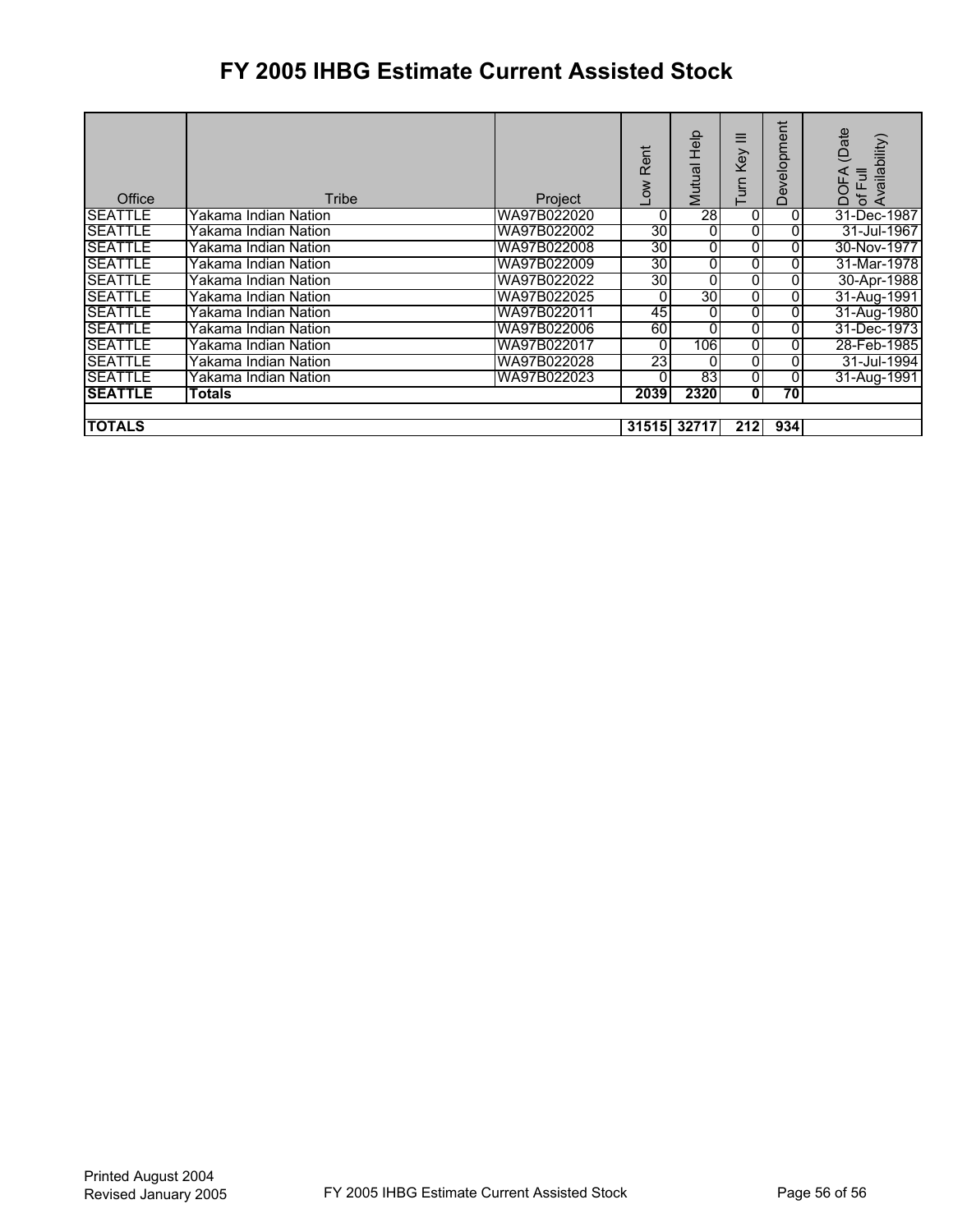# FY 2005 IHBG Estimate Current Assisted Stock

| Office | Tribe | Project | Low Rent | Mutual Help | Turn Key III | Development | DOFA (Date of Full Availability) |
|---|---|---|---|---|---|---|---|
| SEATTLE | Yakama Indian Nation | WA97B022020 | 0 | 28 | 0 | 0 | 31-Dec-1987 |
| SEATTLE | Yakama Indian Nation | WA97B022002 | 30 | 0 | 0 | 0 | 31-Jul-1967 |
| SEATTLE | Yakama Indian Nation | WA97B022008 | 30 | 0 | 0 | 0 | 30-Nov-1977 |
| SEATTLE | Yakama Indian Nation | WA97B022009 | 30 | 0 | 0 | 0 | 31-Mar-1978 |
| SEATTLE | Yakama Indian Nation | WA97B022022 | 30 | 0 | 0 | 0 | 30-Apr-1988 |
| SEATTLE | Yakama Indian Nation | WA97B022025 | 0 | 30 | 0 | 0 | 31-Aug-1991 |
| SEATTLE | Yakama Indian Nation | WA97B022011 | 45 | 0 | 0 | 0 | 31-Aug-1980 |
| SEATTLE | Yakama Indian Nation | WA97B022006 | 60 | 0 | 0 | 0 | 31-Dec-1973 |
| SEATTLE | Yakama Indian Nation | WA97B022017 | 0 | 106 | 0 | 0 | 28-Feb-1985 |
| SEATTLE | Yakama Indian Nation | WA97B022028 | 23 | 0 | 0 | 0 | 31-Jul-1994 |
| SEATTLE | Yakama Indian Nation | WA97B022023 | 0 | 83 | 0 | 0 | 31-Aug-1991 |
| **SEATTLE** | **Totals** | | **2039** | **2320** | **0** | **70** | |
| | | | | | | | |
| **TOTALS** | | | **31515** | **32717** | **212** | **934** | |

Printed August 2004
Revised January 2005